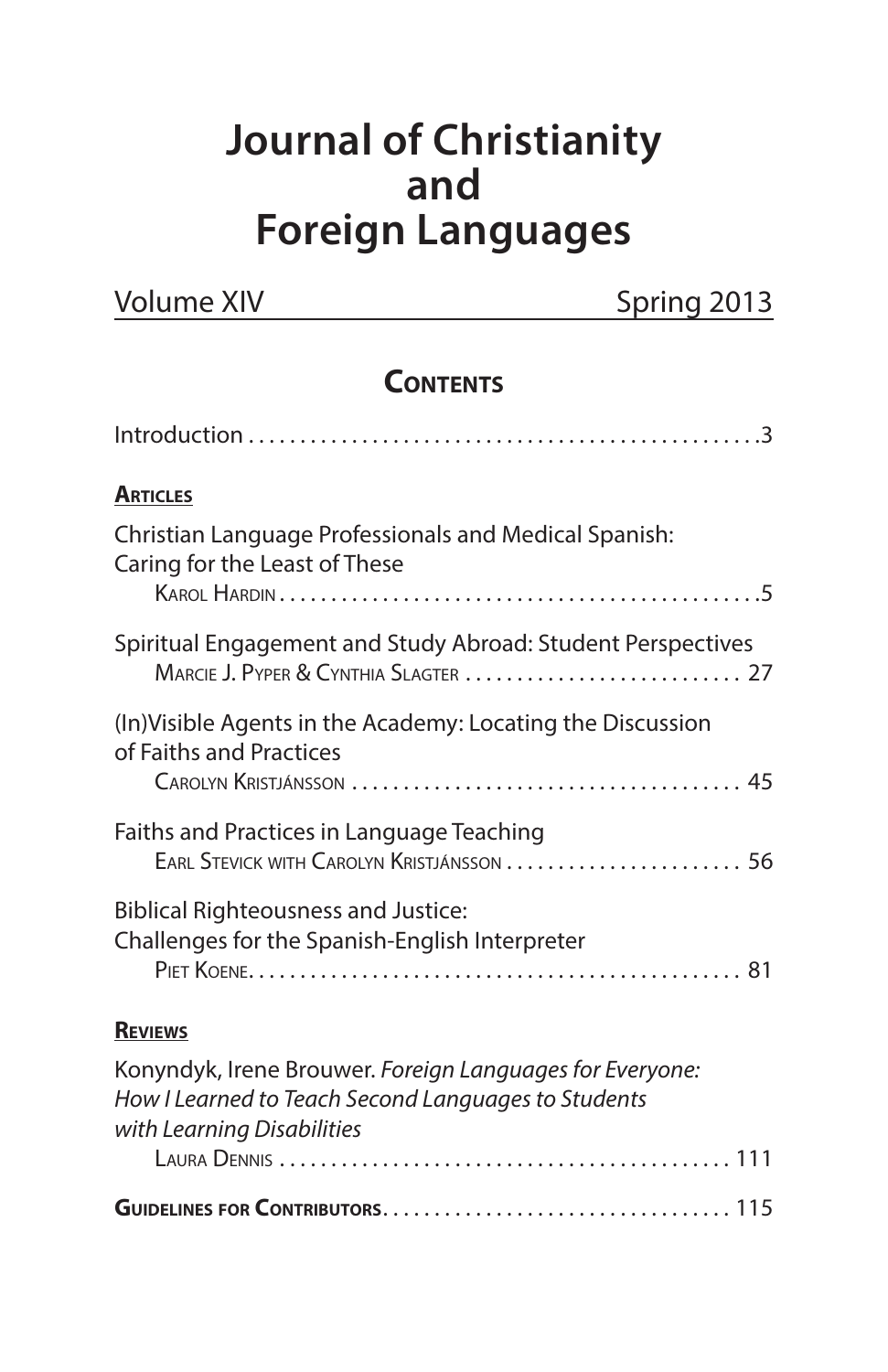# Journal of Christianity and Foreign Languages

Volume XIV | Spring 2013

## Contents

Introduction . . . . . . . . . . . . . . . . . . . . . . . . . . . . . . . . . . . . . . . . . . . . . . . . 3

**Articles**

Christian Language Professionals and Medical Spanish: Caring for the Least of These
Karol Hardin . . . . . . . . . . . . . . . . . . . . . . . . . . . . . . . . . . . . . . . . . . . . . . 5

Spiritual Engagement and Study Abroad: Student Perspectives
Marcie J. Pyper & Cynthia Slagter . . . . . . . . . . . . . . . . . . . . . . . . . . . 27

(In)Visible Agents in the Academy: Locating the Discussion of Faiths and Practices
Carolyn Kristjánsson . . . . . . . . . . . . . . . . . . . . . . . . . . . . . . . . . . . . . 45

Faiths and Practices in Language Teaching
Earl Stevick with Carolyn Kristjánsson . . . . . . . . . . . . . . . . . . . . . . . 56

Biblical Righteousness and Justice: Challenges for the Spanish-English Interpreter
Piet Koene. . . . . . . . . . . . . . . . . . . . . . . . . . . . . . . . . . . . . . . . . . . . . . . 81

**Reviews**

Konyndyk, Irene Brouwer. *Foreign Languages for Everyone: How I Learned to Teach Second Languages to Students with Learning Disabilities*
Laura Dennis . . . . . . . . . . . . . . . . . . . . . . . . . . . . . . . . . . . . . . . . . . . 111

**Guidelines for Contributors**. . . . . . . . . . . . . . . . . . . . . . . . . . . . . . . . . 115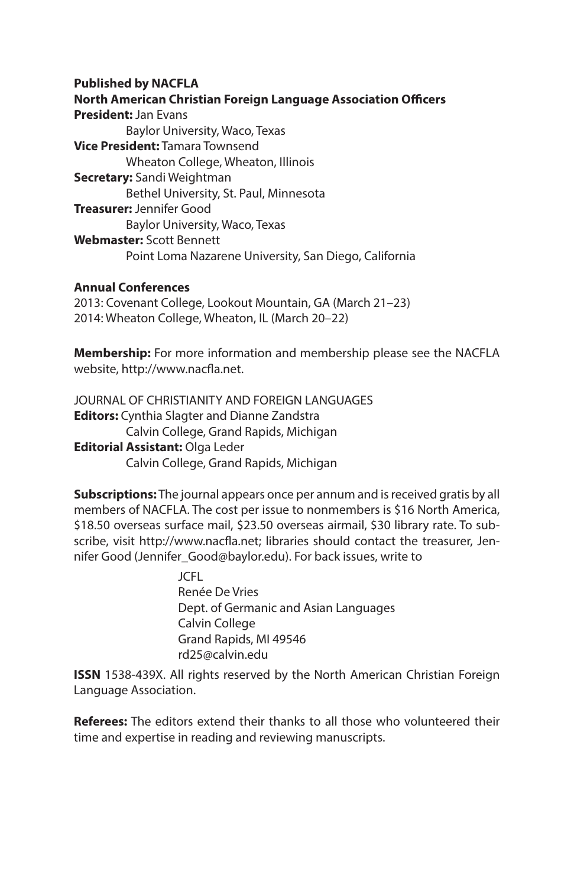**Published by NACFLA**

**North American Christian Foreign Language Association Officers**

**President:** Jan Evans
Baylor University, Waco, Texas

**Vice President:** Tamara Townsend
Wheaton College, Wheaton, Illinois

**Secretary:** Sandi Weightman
Bethel University, St. Paul, Minnesota

**Treasurer:** Jennifer Good
Baylor University, Waco, Texas

**Webmaster:** Scott Bennett
Point Loma Nazarene University, San Diego, California

**Annual Conferences**

2013: Covenant College, Lookout Mountain, GA (March 21–23)
2014: Wheaton College, Wheaton, IL (March 20–22)

**Membership:** For more information and membership please see the NACFLA website, http://www.nacfla.net.

JOURNAL OF CHRISTIANITY AND FOREIGN LANGUAGES

**Editors:** Cynthia Slagter and Dianne Zandstra
Calvin College, Grand Rapids, Michigan

**Editorial Assistant:** Olga Leder
Calvin College, Grand Rapids, Michigan

**Subscriptions:** The journal appears once per annum and is received gratis by all members of NACFLA. The cost per issue to nonmembers is $16 North America, $18.50 overseas surface mail, $23.50 overseas airmail, $30 library rate. To subscribe, visit http://www.nacfla.net; libraries should contact the treasurer, Jennifer Good (Jennifer_Good@baylor.edu). For back issues, write to

JCFL
Renée De Vries
Dept. of Germanic and Asian Languages
Calvin College
Grand Rapids, MI 49546
rd25@calvin.edu

**ISSN** 1538-439X. All rights reserved by the North American Christian Foreign Language Association.

**Referees:** The editors extend their thanks to all those who volunteered their time and expertise in reading and reviewing manuscripts.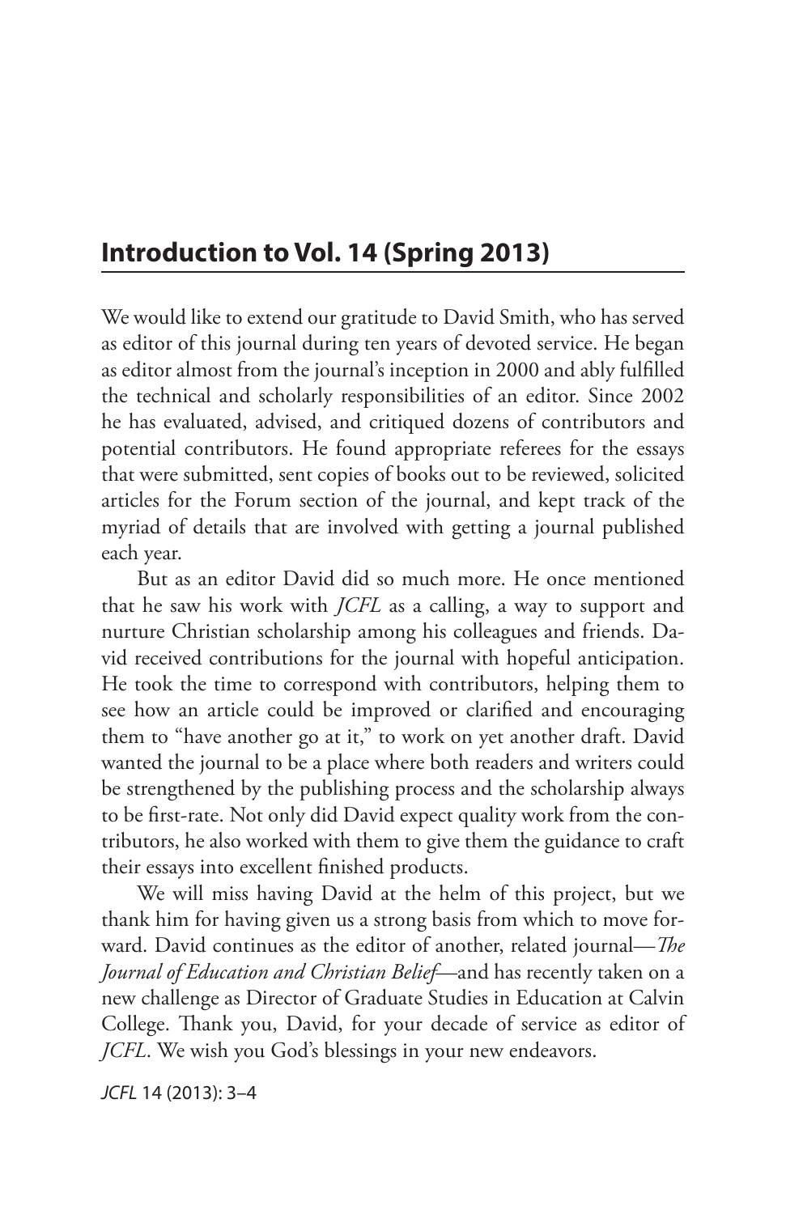## Introduction to Vol. 14 (Spring 2013)

We would like to extend our gratitude to David Smith, who has served as editor of this journal during ten years of devoted service. He began as editor almost from the journal's inception in 2000 and ably fulfilled the technical and scholarly responsibilities of an editor. Since 2002 he has evaluated, advised, and critiqued dozens of contributors and potential contributors. He found appropriate referees for the essays that were submitted, sent copies of books out to be reviewed, solicited articles for the Forum section of the journal, and kept track of the myriad of details that are involved with getting a journal published each year.

But as an editor David did so much more. He once mentioned that he saw his work with *JCFL* as a calling, a way to support and nurture Christian scholarship among his colleagues and friends. David received contributions for the journal with hopeful anticipation. He took the time to correspond with contributors, helping them to see how an article could be improved or clarified and encouraging them to "have another go at it," to work on yet another draft. David wanted the journal to be a place where both readers and writers could be strengthened by the publishing process and the scholarship always to be first-rate. Not only did David expect quality work from the contributors, he also worked with them to give them the guidance to craft their essays into excellent finished products.

We will miss having David at the helm of this project, but we thank him for having given us a strong basis from which to move forward. David continues as the editor of another, related journal—*The Journal of Education and Christian Belief*—and has recently taken on a new challenge as Director of Graduate Studies in Education at Calvin College. Thank you, David, for your decade of service as editor of *JCFL*. We wish you God's blessings in your new endeavors.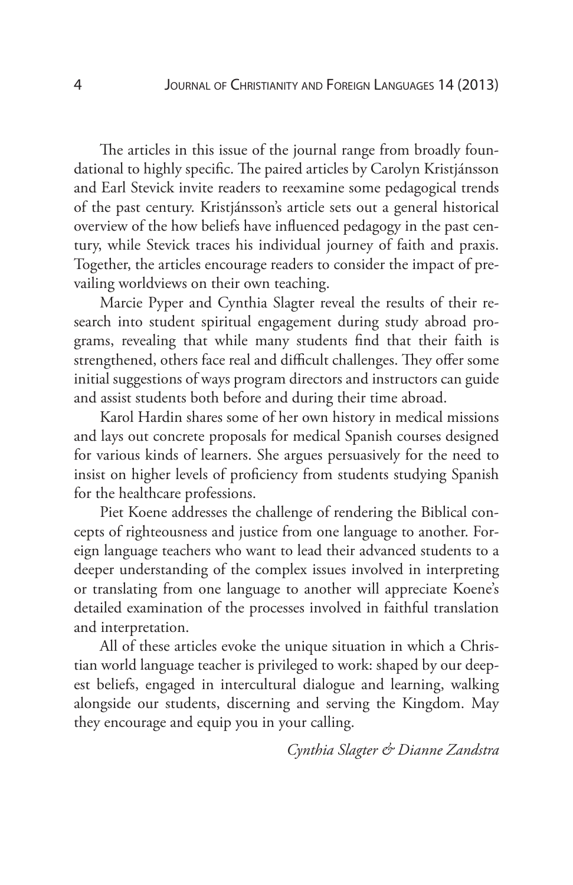The articles in this issue of the journal range from broadly foundational to highly specific. The paired articles by Carolyn Kristjánsson and Earl Stevick invite readers to reexamine some pedagogical trends of the past century. Kristjánsson's article sets out a general historical overview of the how beliefs have influenced pedagogy in the past century, while Stevick traces his individual journey of faith and praxis. Together, the articles encourage readers to consider the impact of prevailing worldviews on their own teaching.

Marcie Pyper and Cynthia Slagter reveal the results of their research into student spiritual engagement during study abroad programs, revealing that while many students find that their faith is strengthened, others face real and difficult challenges. They offer some initial suggestions of ways program directors and instructors can guide and assist students both before and during their time abroad.

Karol Hardin shares some of her own history in medical missions and lays out concrete proposals for medical Spanish courses designed for various kinds of learners. She argues persuasively for the need to insist on higher levels of proficiency from students studying Spanish for the healthcare professions.

Piet Koene addresses the challenge of rendering the Biblical concepts of righteousness and justice from one language to another. Foreign language teachers who want to lead their advanced students to a deeper understanding of the complex issues involved in interpreting or translating from one language to another will appreciate Koene's detailed examination of the processes involved in faithful translation and interpretation.

All of these articles evoke the unique situation in which a Christian world language teacher is privileged to work: shaped by our deepest beliefs, engaged in intercultural dialogue and learning, walking alongside our students, discerning and serving the Kingdom. May they encourage and equip you in your calling.

*Cynthia Slagter & Dianne Zandstra*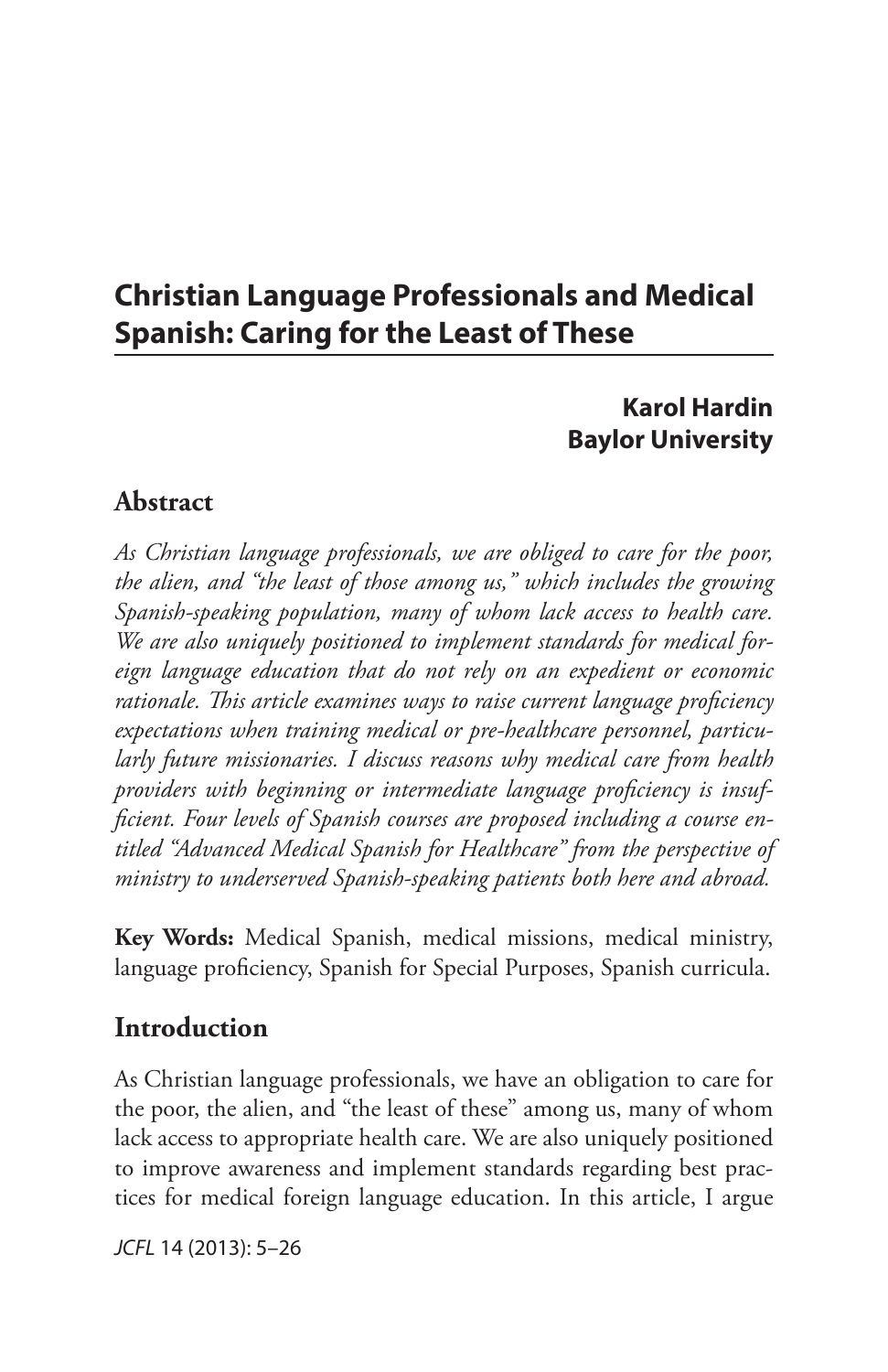# Christian Language Professionals and Medical Spanish: Caring for the Least of These

**Karol Hardin**
**Baylor University**

## Abstract

*As Christian language professionals, we are obliged to care for the poor, the alien, and "the least of those among us," which includes the growing Spanish-speaking population, many of whom lack access to health care. We are also uniquely positioned to implement standards for medical foreign language education that do not rely on an expedient or economic rationale. This article examines ways to raise current language proficiency expectations when training medical or pre-healthcare personnel, particularly future missionaries. I discuss reasons why medical care from health providers with beginning or intermediate language proficiency is insufficient. Four levels of Spanish courses are proposed including a course entitled "Advanced Medical Spanish for Healthcare" from the perspective of ministry to underserved Spanish-speaking patients both here and abroad.*

**Key Words:** Medical Spanish, medical missions, medical ministry, language proficiency, Spanish for Special Purposes, Spanish curricula.

## Introduction

As Christian language professionals, we have an obligation to care for the poor, the alien, and "the least of these" among us, many of whom lack access to appropriate health care. We are also uniquely positioned to improve awareness and implement standards regarding best practices for medical foreign language education. In this article, I argue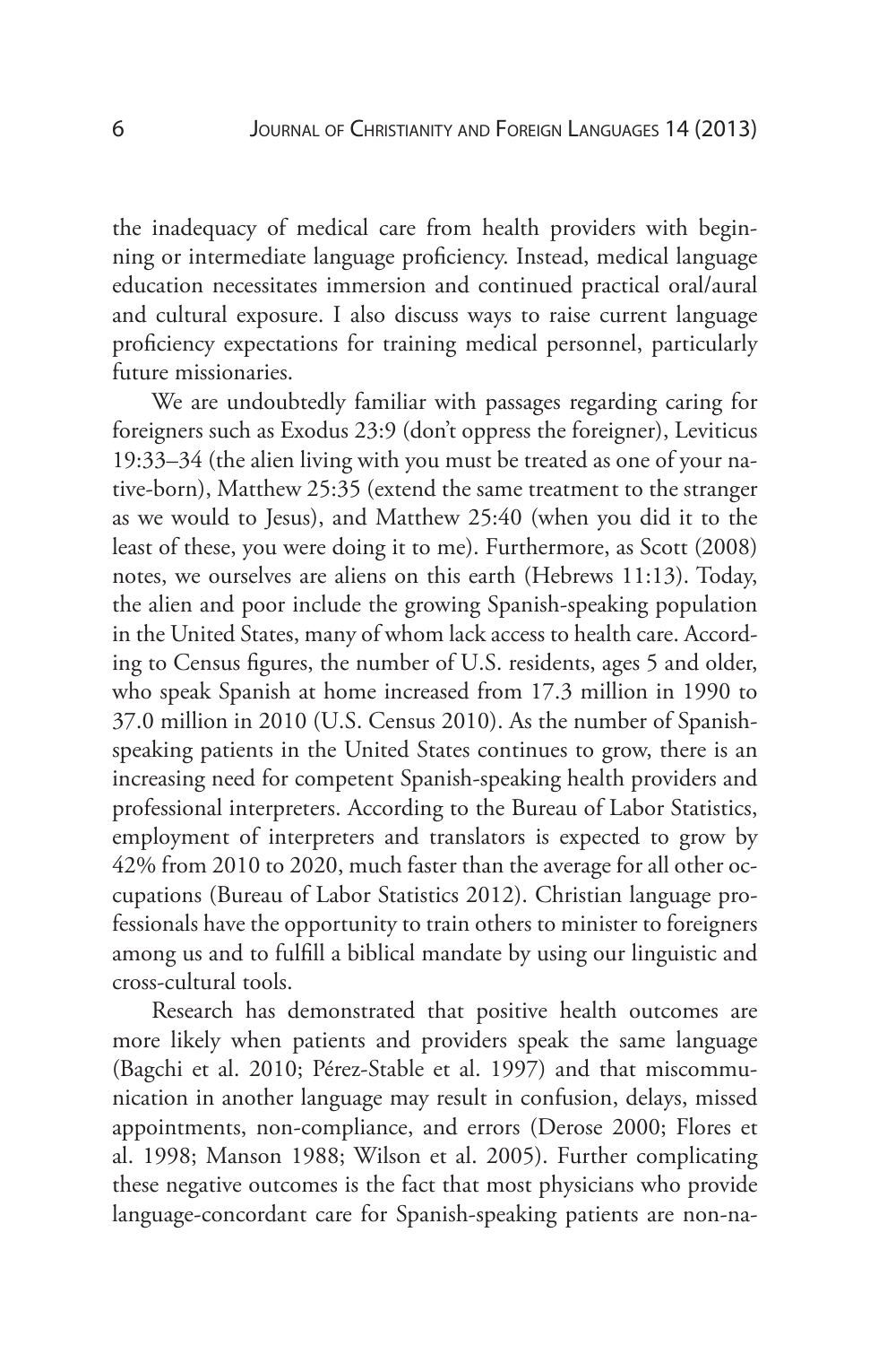the inadequacy of medical care from health providers with beginning or intermediate language proficiency. Instead, medical language education necessitates immersion and continued practical oral/aural and cultural exposure. I also discuss ways to raise current language proficiency expectations for training medical personnel, particularly future missionaries.

We are undoubtedly familiar with passages regarding caring for foreigners such as Exodus 23:9 (don't oppress the foreigner), Leviticus 19:33–34 (the alien living with you must be treated as one of your native-born), Matthew 25:35 (extend the same treatment to the stranger as we would to Jesus), and Matthew 25:40 (when you did it to the least of these, you were doing it to me). Furthermore, as Scott (2008) notes, we ourselves are aliens on this earth (Hebrews 11:13). Today, the alien and poor include the growing Spanish-speaking population in the United States, many of whom lack access to health care. According to Census figures, the number of U.S. residents, ages 5 and older, who speak Spanish at home increased from 17.3 million in 1990 to 37.0 million in 2010 (U.S. Census 2010). As the number of Spanish-speaking patients in the United States continues to grow, there is an increasing need for competent Spanish-speaking health providers and professional interpreters. According to the Bureau of Labor Statistics, employment of interpreters and translators is expected to grow by 42% from 2010 to 2020, much faster than the average for all other occupations (Bureau of Labor Statistics 2012). Christian language professionals have the opportunity to train others to minister to foreigners among us and to fulfill a biblical mandate by using our linguistic and cross-cultural tools.

Research has demonstrated that positive health outcomes are more likely when patients and providers speak the same language (Bagchi et al. 2010; Pérez-Stable et al. 1997) and that miscommunication in another language may result in confusion, delays, missed appointments, non-compliance, and errors (Derose 2000; Flores et al. 1998; Manson 1988; Wilson et al. 2005). Further complicating these negative outcomes is the fact that most physicians who provide language-concordant care for Spanish-speaking patients are non-na-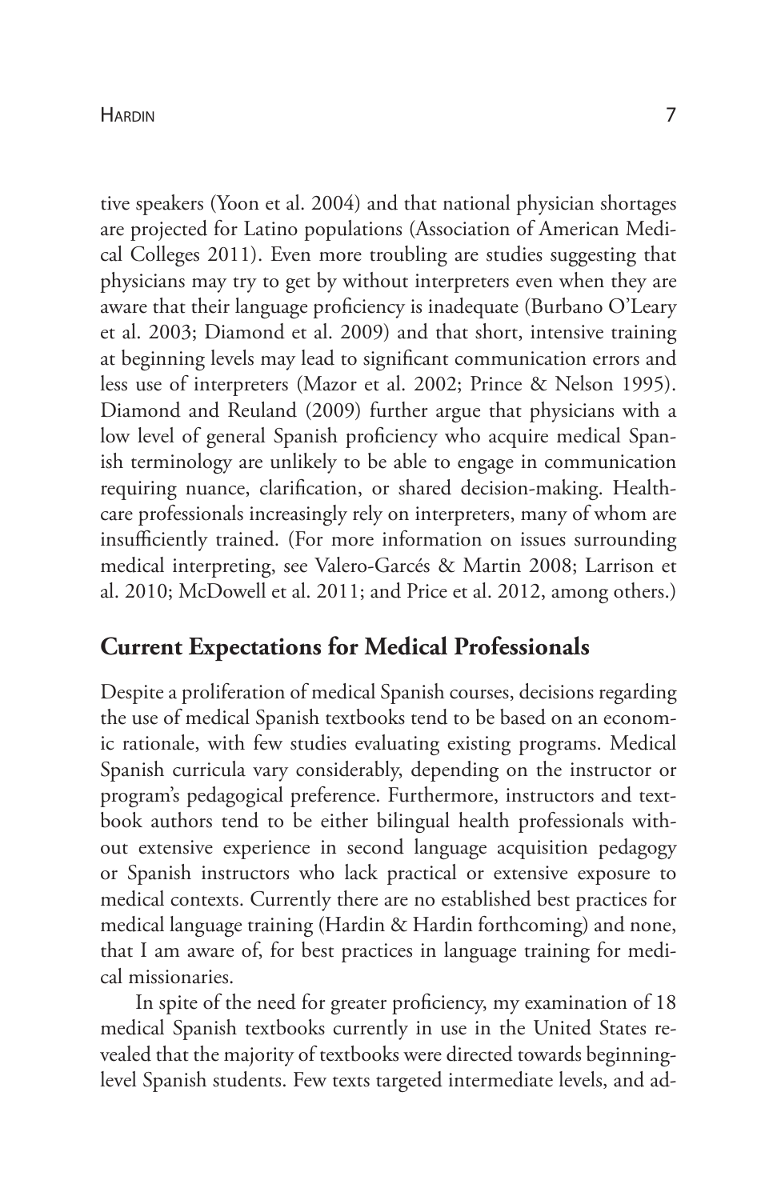tive speakers (Yoon et al. 2004) and that national physician shortages are projected for Latino populations (Association of American Medical Colleges 2011). Even more troubling are studies suggesting that physicians may try to get by without interpreters even when they are aware that their language proficiency is inadequate (Burbano O'Leary et al. 2003; Diamond et al. 2009) and that short, intensive training at beginning levels may lead to significant communication errors and less use of interpreters (Mazor et al. 2002; Prince & Nelson 1995). Diamond and Reuland (2009) further argue that physicians with a low level of general Spanish proficiency who acquire medical Spanish terminology are unlikely to be able to engage in communication requiring nuance, clarification, or shared decision-making. Healthcare professionals increasingly rely on interpreters, many of whom are insufficiently trained. (For more information on issues surrounding medical interpreting, see Valero-Garcés & Martin 2008; Larrison et al. 2010; McDowell et al. 2011; and Price et al. 2012, among others.)

## Current Expectations for Medical Professionals

Despite a proliferation of medical Spanish courses, decisions regarding the use of medical Spanish textbooks tend to be based on an economic rationale, with few studies evaluating existing programs. Medical Spanish curricula vary considerably, depending on the instructor or program's pedagogical preference. Furthermore, instructors and textbook authors tend to be either bilingual health professionals without extensive experience in second language acquisition pedagogy or Spanish instructors who lack practical or extensive exposure to medical contexts. Currently there are no established best practices for medical language training (Hardin & Hardin forthcoming) and none, that I am aware of, for best practices in language training for medical missionaries.

In spite of the need for greater proficiency, my examination of 18 medical Spanish textbooks currently in use in the United States revealed that the majority of textbooks were directed towards beginning-level Spanish students. Few texts targeted intermediate levels, and ad-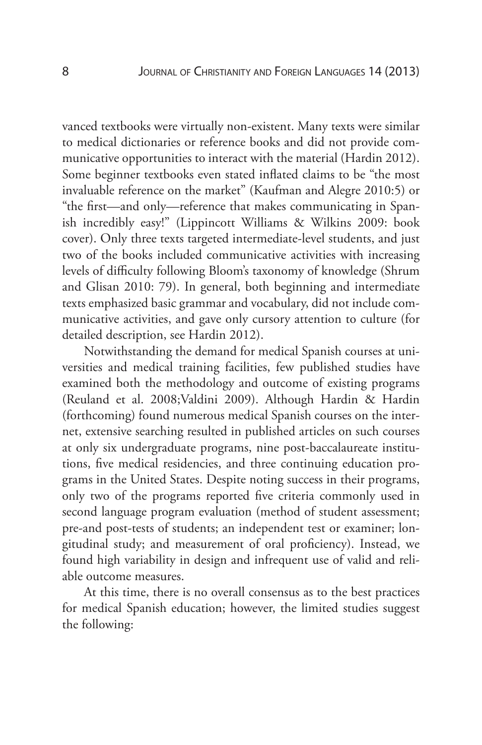vanced textbooks were virtually non-existent. Many texts were similar to medical dictionaries or reference books and did not provide communicative opportunities to interact with the material (Hardin 2012). Some beginner textbooks even stated inflated claims to be "the most invaluable reference on the market" (Kaufman and Alegre 2010:5) or "the first—and only—reference that makes communicating in Spanish incredibly easy!" (Lippincott Williams & Wilkins 2009: book cover). Only three texts targeted intermediate-level students, and just two of the books included communicative activities with increasing levels of difficulty following Bloom's taxonomy of knowledge (Shrum and Glisan 2010: 79). In general, both beginning and intermediate texts emphasized basic grammar and vocabulary, did not include communicative activities, and gave only cursory attention to culture (for detailed description, see Hardin 2012).

Notwithstanding the demand for medical Spanish courses at universities and medical training facilities, few published studies have examined both the methodology and outcome of existing programs (Reuland et al. 2008;Valdini 2009). Although Hardin & Hardin (forthcoming) found numerous medical Spanish courses on the internet, extensive searching resulted in published articles on such courses at only six undergraduate programs, nine post-baccalaureate institutions, five medical residencies, and three continuing education programs in the United States. Despite noting success in their programs, only two of the programs reported five criteria commonly used in second language program evaluation (method of student assessment; pre-and post-tests of students; an independent test or examiner; longitudinal study; and measurement of oral proficiency). Instead, we found high variability in design and infrequent use of valid and reliable outcome measures.

At this time, there is no overall consensus as to the best practices for medical Spanish education; however, the limited studies suggest the following: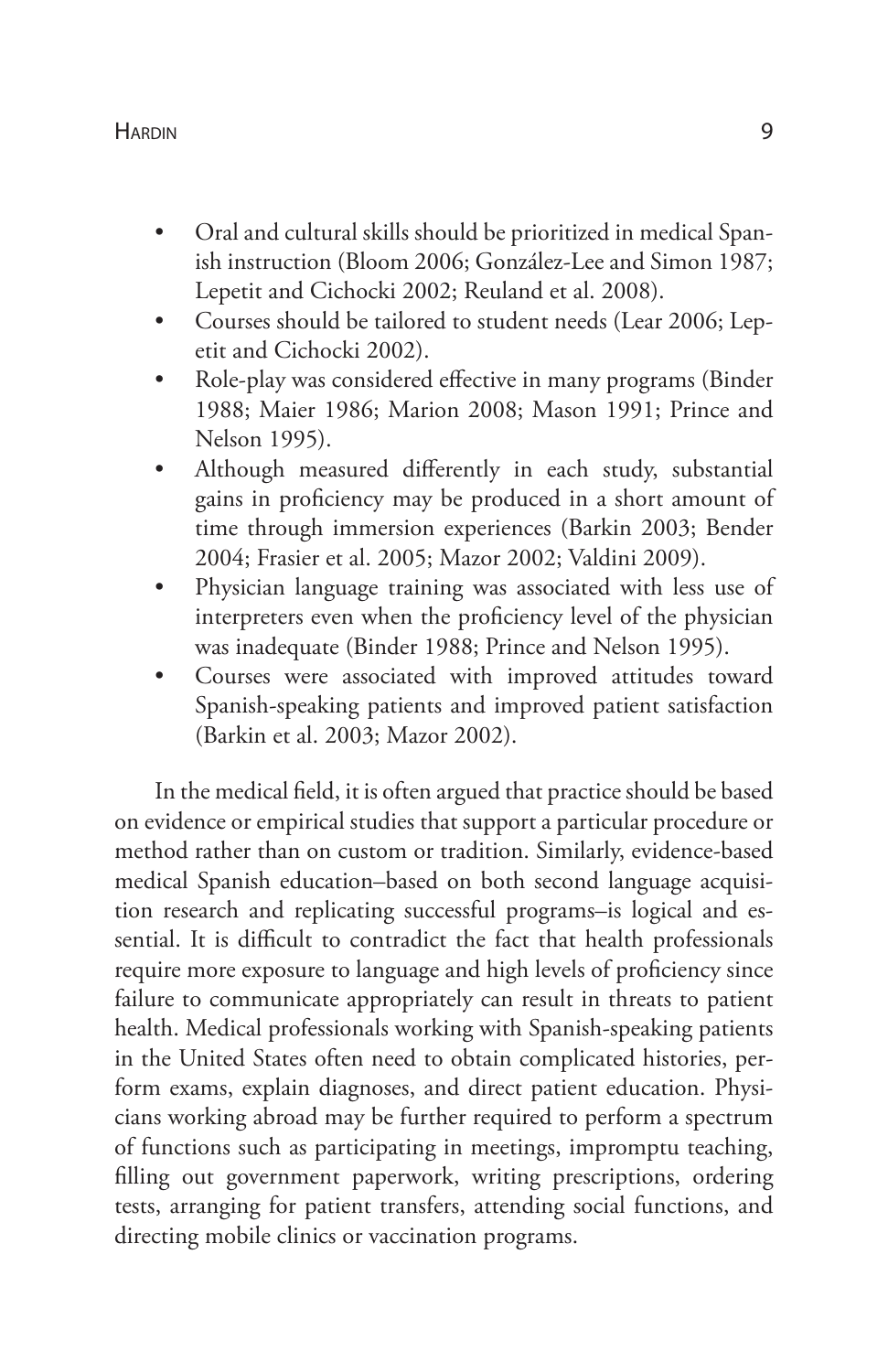- Oral and cultural skills should be prioritized in medical Spanish instruction (Bloom 2006; González-Lee and Simon 1987; Lepetit and Cichocki 2002; Reuland et al. 2008).
- Courses should be tailored to student needs (Lear 2006; Lepetit and Cichocki 2002).
- Role-play was considered effective in many programs (Binder 1988; Maier 1986; Marion 2008; Mason 1991; Prince and Nelson 1995).
- Although measured differently in each study, substantial gains in proficiency may be produced in a short amount of time through immersion experiences (Barkin 2003; Bender 2004; Frasier et al. 2005; Mazor 2002; Valdini 2009).
- Physician language training was associated with less use of interpreters even when the proficiency level of the physician was inadequate (Binder 1988; Prince and Nelson 1995).
- Courses were associated with improved attitudes toward Spanish-speaking patients and improved patient satisfaction (Barkin et al. 2003; Mazor 2002).

In the medical field, it is often argued that practice should be based on evidence or empirical studies that support a particular procedure or method rather than on custom or tradition. Similarly, evidence-based medical Spanish education–based on both second language acquisition research and replicating successful programs–is logical and essential. It is difficult to contradict the fact that health professionals require more exposure to language and high levels of proficiency since failure to communicate appropriately can result in threats to patient health. Medical professionals working with Spanish-speaking patients in the United States often need to obtain complicated histories, perform exams, explain diagnoses, and direct patient education. Physicians working abroad may be further required to perform a spectrum of functions such as participating in meetings, impromptu teaching, filling out government paperwork, writing prescriptions, ordering tests, arranging for patient transfers, attending social functions, and directing mobile clinics or vaccination programs.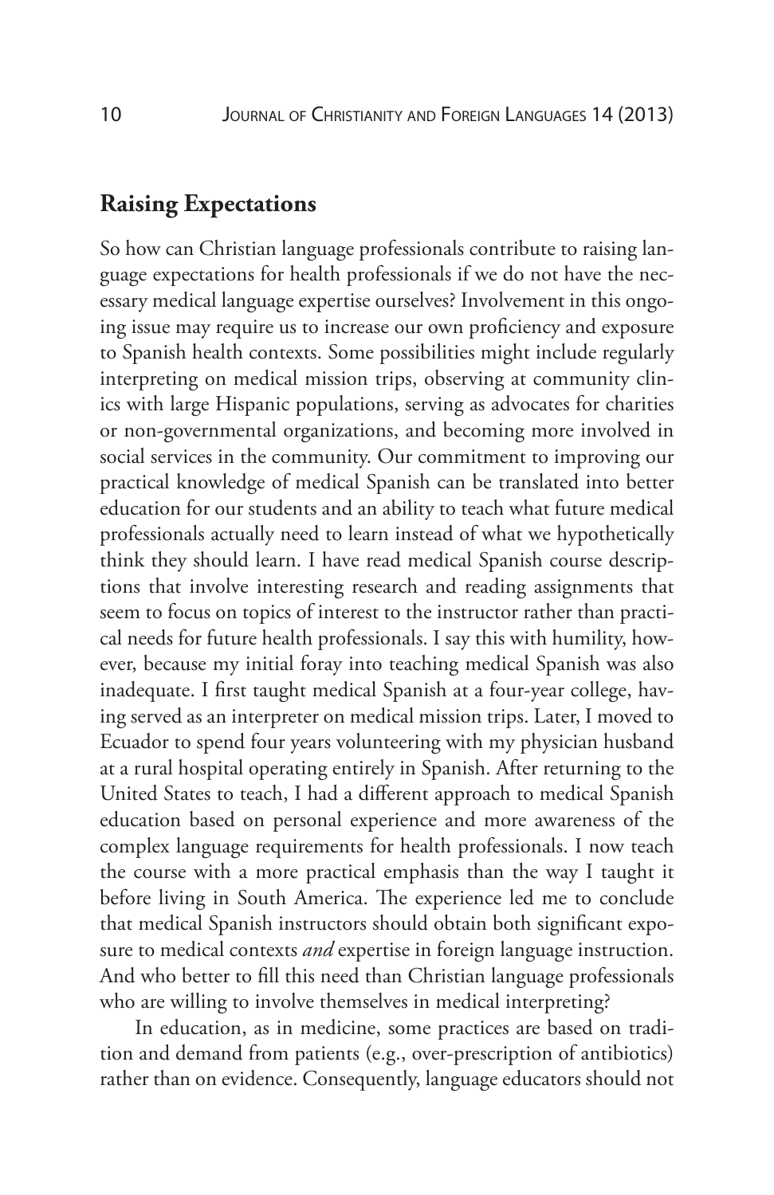## Raising Expectations

So how can Christian language professionals contribute to raising language expectations for health professionals if we do not have the necessary medical language expertise ourselves? Involvement in this ongoing issue may require us to increase our own proficiency and exposure to Spanish health contexts. Some possibilities might include regularly interpreting on medical mission trips, observing at community clinics with large Hispanic populations, serving as advocates for charities or non-governmental organizations, and becoming more involved in social services in the community. Our commitment to improving our practical knowledge of medical Spanish can be translated into better education for our students and an ability to teach what future medical professionals actually need to learn instead of what we hypothetically think they should learn. I have read medical Spanish course descriptions that involve interesting research and reading assignments that seem to focus on topics of interest to the instructor rather than practical needs for future health professionals. I say this with humility, however, because my initial foray into teaching medical Spanish was also inadequate. I first taught medical Spanish at a four-year college, having served as an interpreter on medical mission trips. Later, I moved to Ecuador to spend four years volunteering with my physician husband at a rural hospital operating entirely in Spanish. After returning to the United States to teach, I had a different approach to medical Spanish education based on personal experience and more awareness of the complex language requirements for health professionals. I now teach the course with a more practical emphasis than the way I taught it before living in South America. The experience led me to conclude that medical Spanish instructors should obtain both significant exposure to medical contexts *and* expertise in foreign language instruction. And who better to fill this need than Christian language professionals who are willing to involve themselves in medical interpreting?

In education, as in medicine, some practices are based on tradition and demand from patients (e.g., over-prescription of antibiotics) rather than on evidence. Consequently, language educators should not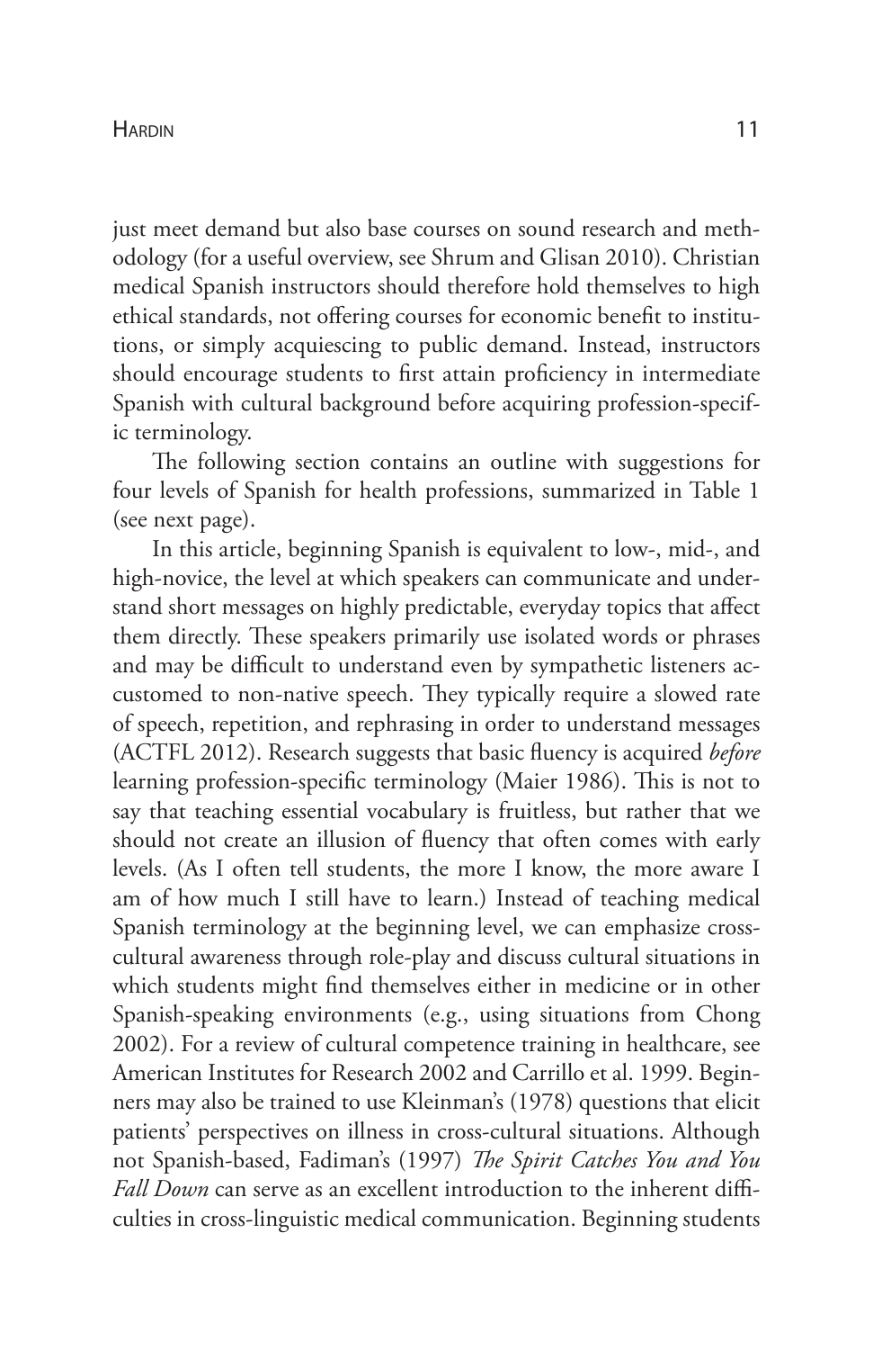just meet demand but also base courses on sound research and methodology (for a useful overview, see Shrum and Glisan 2010). Christian medical Spanish instructors should therefore hold themselves to high ethical standards, not offering courses for economic benefit to institutions, or simply acquiescing to public demand. Instead, instructors should encourage students to first attain proficiency in intermediate Spanish with cultural background before acquiring profession-specific terminology.

The following section contains an outline with suggestions for four levels of Spanish for health professions, summarized in Table 1 (see next page).

In this article, beginning Spanish is equivalent to low-, mid-, and high-novice, the level at which speakers can communicate and understand short messages on highly predictable, everyday topics that affect them directly. These speakers primarily use isolated words or phrases and may be difficult to understand even by sympathetic listeners accustomed to non-native speech. They typically require a slowed rate of speech, repetition, and rephrasing in order to understand messages (ACTFL 2012). Research suggests that basic fluency is acquired *before* learning profession-specific terminology (Maier 1986). This is not to say that teaching essential vocabulary is fruitless, but rather that we should not create an illusion of fluency that often comes with early levels. (As I often tell students, the more I know, the more aware I am of how much I still have to learn.) Instead of teaching medical Spanish terminology at the beginning level, we can emphasize cross-cultural awareness through role-play and discuss cultural situations in which students might find themselves either in medicine or in other Spanish-speaking environments (e.g., using situations from Chong 2002). For a review of cultural competence training in healthcare, see American Institutes for Research 2002 and Carrillo et al. 1999. Beginners may also be trained to use Kleinman's (1978) questions that elicit patients' perspectives on illness in cross-cultural situations. Although not Spanish-based, Fadiman's (1997) *The Spirit Catches You and You Fall Down* can serve as an excellent introduction to the inherent difficulties in cross-linguistic medical communication. Beginning students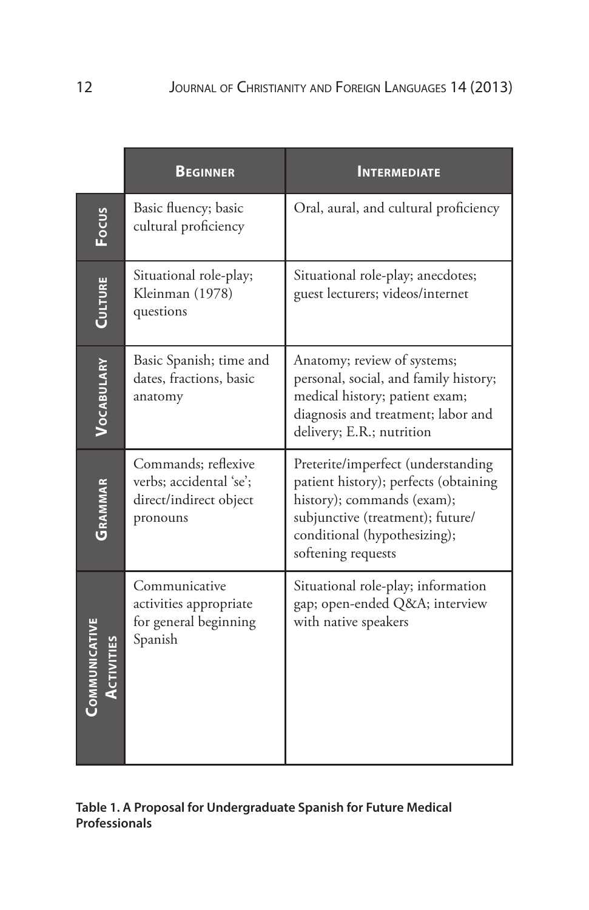| | Beginner | Intermediate |
|---|---|---|
| **Focus** | Basic fluency; basic cultural proficiency | Oral, aural, and cultural proficiency |
| **Culture** | Situational role-play; Kleinman (1978) questions | Situational role-play; anecdotes; guest lecturers; videos/internet |
| **Vocabulary** | Basic Spanish; time and dates, fractions, basic anatomy | Anatomy; review of systems; personal, social, and family history; medical history; patient exam; diagnosis and treatment; labor and delivery; E.R.; nutrition |
| **Grammar** | Commands; reflexive verbs; accidental 'se'; direct/indirect object pronouns | Preterite/imperfect (understanding patient history); perfects (obtaining history); commands (exam); subjunctive (treatment); future/conditional (hypothesizing); softening requests |
| **Communicative Activities** | Communicative activities appropriate for general beginning Spanish | Situational role-play; information gap; open-ended Q&A; interview with native speakers |

**Table 1. A Proposal for Undergraduate Spanish for Future Medical Professionals**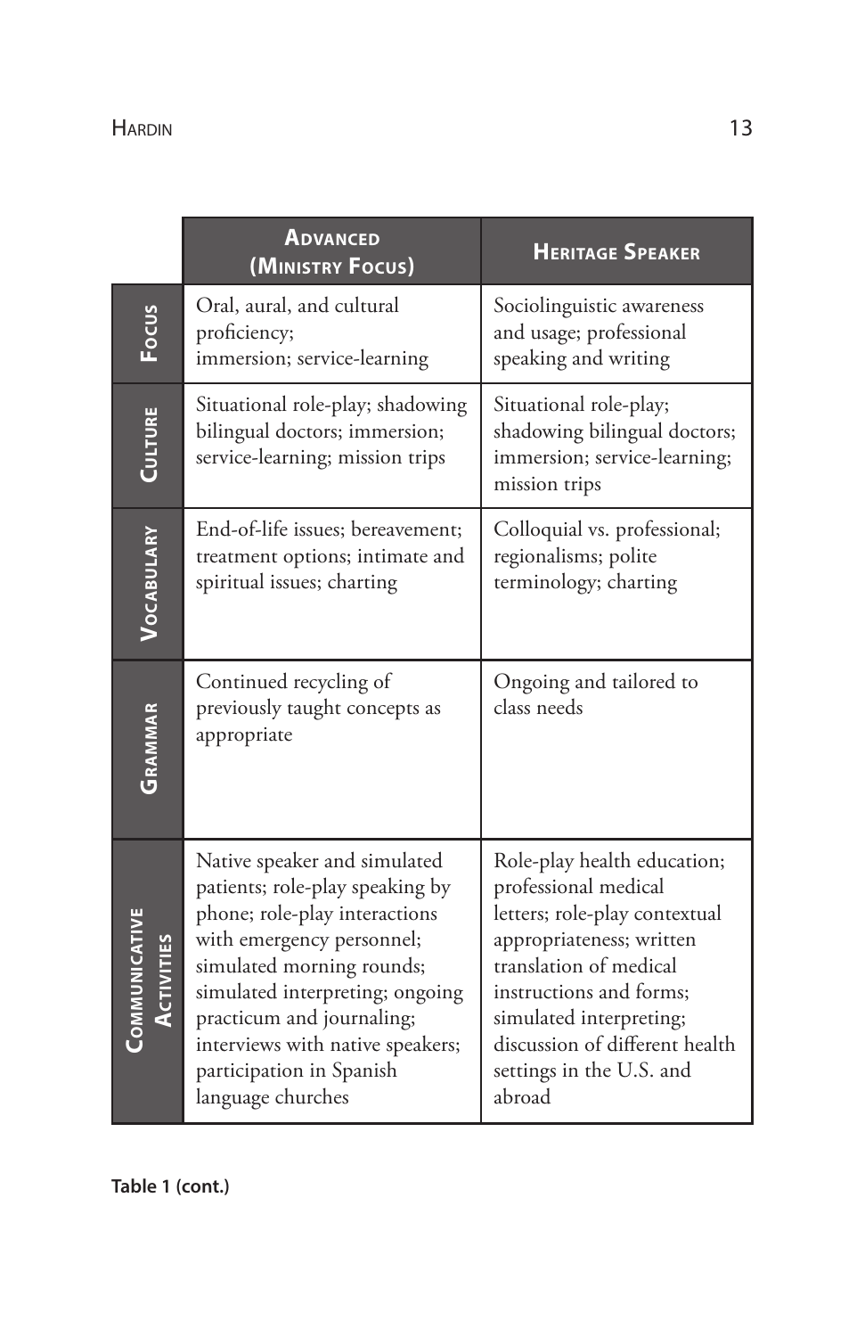| | Advanced (Ministry Focus) | Heritage Speaker |
|---|---|---|
| Focus | Oral, aural, and cultural proficiency; immersion; service-learning | Sociolinguistic awareness and usage; professional speaking and writing |
| Culture | Situational role-play; shadowing bilingual doctors; immersion; service-learning; mission trips | Situational role-play; shadowing bilingual doctors; immersion; service-learning; mission trips |
| Vocabulary | End-of-life issues; bereavement; treatment options; intimate and spiritual issues; charting | Colloquial vs. professional; regionalisms; polite terminology; charting |
| Grammar | Continued recycling of previously taught concepts as appropriate | Ongoing and tailored to class needs |
| Communicative Activities | Native speaker and simulated patients; role-play speaking by phone; role-play interactions with emergency personnel; simulated morning rounds; simulated interpreting; ongoing practicum and journaling; interviews with native speakers; participation in Spanish language churches | Role-play health education; professional medical letters; role-play contextual appropriateness; written translation of medical instructions and forms; simulated interpreting; discussion of different health settings in the U.S. and abroad |

**Table 1 (cont.)**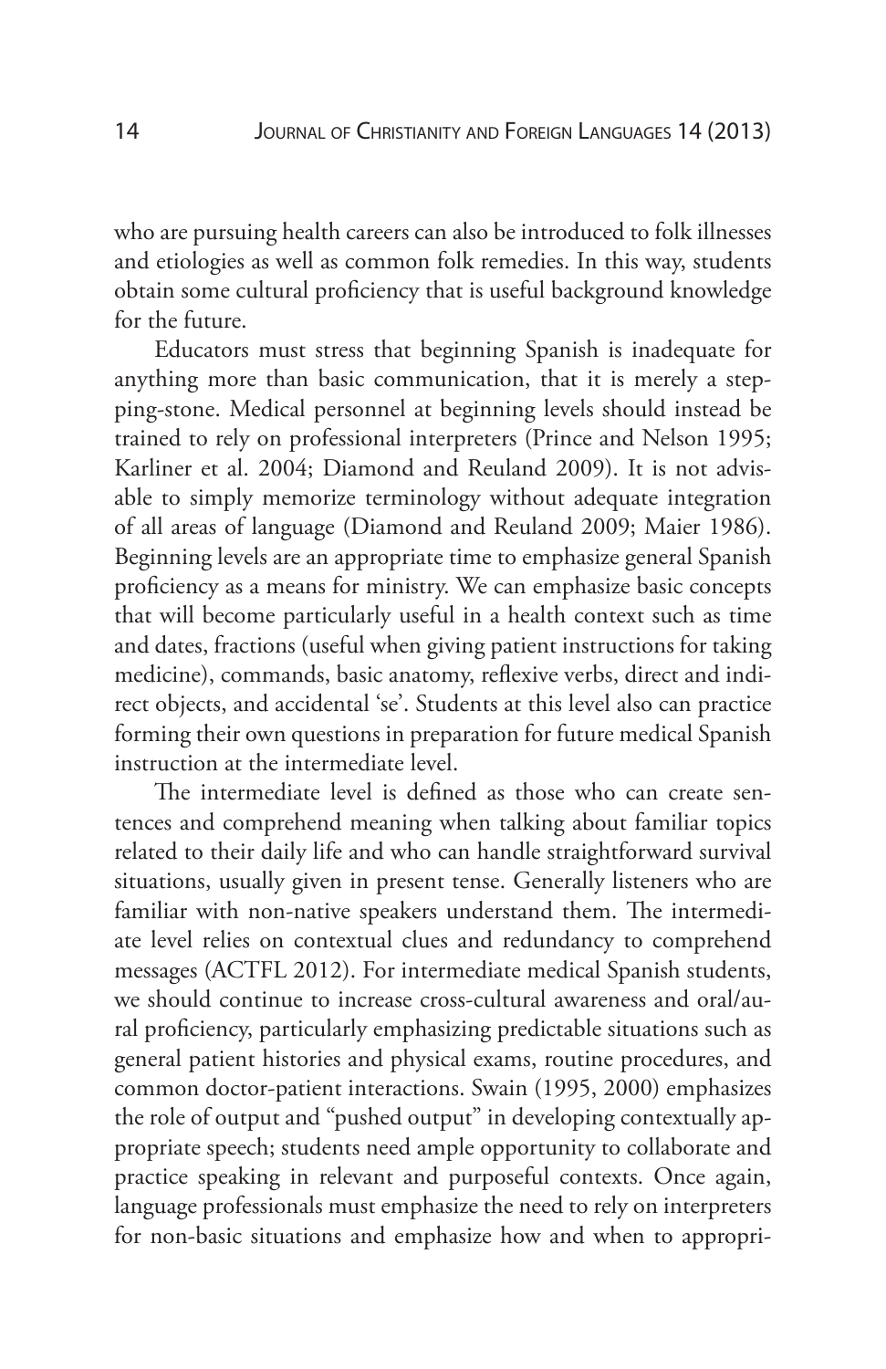who are pursuing health careers can also be introduced to folk illnesses and etiologies as well as common folk remedies. In this way, students obtain some cultural proficiency that is useful background knowledge for the future.

Educators must stress that beginning Spanish is inadequate for anything more than basic communication, that it is merely a stepping-stone. Medical personnel at beginning levels should instead be trained to rely on professional interpreters (Prince and Nelson 1995; Karliner et al. 2004; Diamond and Reuland 2009). It is not advisable to simply memorize terminology without adequate integration of all areas of language (Diamond and Reuland 2009; Maier 1986). Beginning levels are an appropriate time to emphasize general Spanish proficiency as a means for ministry. We can emphasize basic concepts that will become particularly useful in a health context such as time and dates, fractions (useful when giving patient instructions for taking medicine), commands, basic anatomy, reflexive verbs, direct and indirect objects, and accidental 'se'. Students at this level also can practice forming their own questions in preparation for future medical Spanish instruction at the intermediate level.

The intermediate level is defined as those who can create sentences and comprehend meaning when talking about familiar topics related to their daily life and who can handle straightforward survival situations, usually given in present tense. Generally listeners who are familiar with non-native speakers understand them. The intermediate level relies on contextual clues and redundancy to comprehend messages (ACTFL 2012). For intermediate medical Spanish students, we should continue to increase cross-cultural awareness and oral/aural proficiency, particularly emphasizing predictable situations such as general patient histories and physical exams, routine procedures, and common doctor-patient interactions. Swain (1995, 2000) emphasizes the role of output and "pushed output" in developing contextually appropriate speech; students need ample opportunity to collaborate and practice speaking in relevant and purposeful contexts. Once again, language professionals must emphasize the need to rely on interpreters for non-basic situations and emphasize how and when to appropri-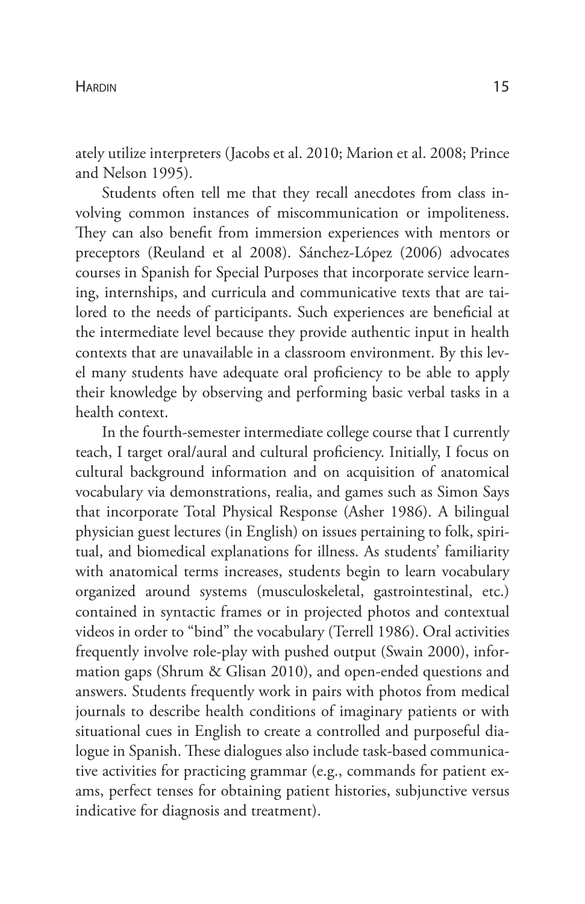ately utilize interpreters (Jacobs et al. 2010; Marion et al. 2008; Prince and Nelson 1995).

Students often tell me that they recall anecdotes from class involving common instances of miscommunication or impoliteness. They can also benefit from immersion experiences with mentors or preceptors (Reuland et al 2008). Sánchez-López (2006) advocates courses in Spanish for Special Purposes that incorporate service learning, internships, and curricula and communicative texts that are tailored to the needs of participants. Such experiences are beneficial at the intermediate level because they provide authentic input in health contexts that are unavailable in a classroom environment. By this level many students have adequate oral proficiency to be able to apply their knowledge by observing and performing basic verbal tasks in a health context.

In the fourth-semester intermediate college course that I currently teach, I target oral/aural and cultural proficiency. Initially, I focus on cultural background information and on acquisition of anatomical vocabulary via demonstrations, realia, and games such as Simon Says that incorporate Total Physical Response (Asher 1986). A bilingual physician guest lectures (in English) on issues pertaining to folk, spiritual, and biomedical explanations for illness. As students' familiarity with anatomical terms increases, students begin to learn vocabulary organized around systems (musculoskeletal, gastrointestinal, etc.) contained in syntactic frames or in projected photos and contextual videos in order to "bind" the vocabulary (Terrell 1986). Oral activities frequently involve role-play with pushed output (Swain 2000), information gaps (Shrum & Glisan 2010), and open-ended questions and answers. Students frequently work in pairs with photos from medical journals to describe health conditions of imaginary patients or with situational cues in English to create a controlled and purposeful dialogue in Spanish. These dialogues also include task-based communicative activities for practicing grammar (e.g., commands for patient exams, perfect tenses for obtaining patient histories, subjunctive versus indicative for diagnosis and treatment).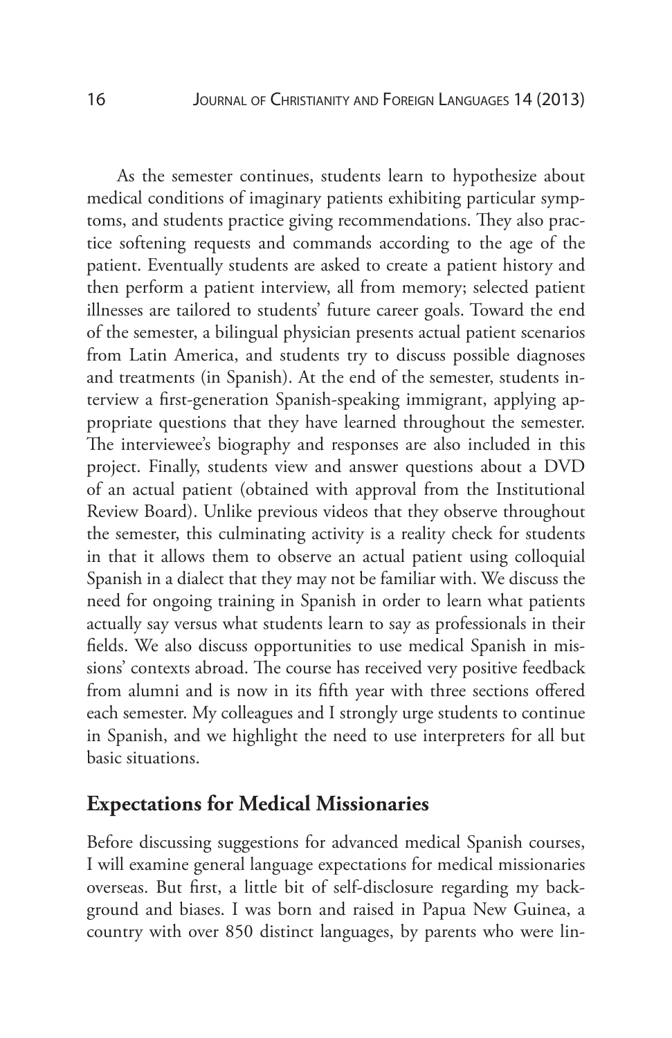As the semester continues, students learn to hypothesize about medical conditions of imaginary patients exhibiting particular symptoms, and students practice giving recommendations. They also practice softening requests and commands according to the age of the patient. Eventually students are asked to create a patient history and then perform a patient interview, all from memory; selected patient illnesses are tailored to students' future career goals. Toward the end of the semester, a bilingual physician presents actual patient scenarios from Latin America, and students try to discuss possible diagnoses and treatments (in Spanish). At the end of the semester, students interview a first-generation Spanish-speaking immigrant, applying appropriate questions that they have learned throughout the semester. The interviewee's biography and responses are also included in this project. Finally, students view and answer questions about a DVD of an actual patient (obtained with approval from the Institutional Review Board). Unlike previous videos that they observe throughout the semester, this culminating activity is a reality check for students in that it allows them to observe an actual patient using colloquial Spanish in a dialect that they may not be familiar with. We discuss the need for ongoing training in Spanish in order to learn what patients actually say versus what students learn to say as professionals in their fields. We also discuss opportunities to use medical Spanish in missions' contexts abroad. The course has received very positive feedback from alumni and is now in its fifth year with three sections offered each semester. My colleagues and I strongly urge students to continue in Spanish, and we highlight the need to use interpreters for all but basic situations.

## Expectations for Medical Missionaries

Before discussing suggestions for advanced medical Spanish courses, I will examine general language expectations for medical missionaries overseas. But first, a little bit of self-disclosure regarding my background and biases. I was born and raised in Papua New Guinea, a country with over 850 distinct languages, by parents who were lin-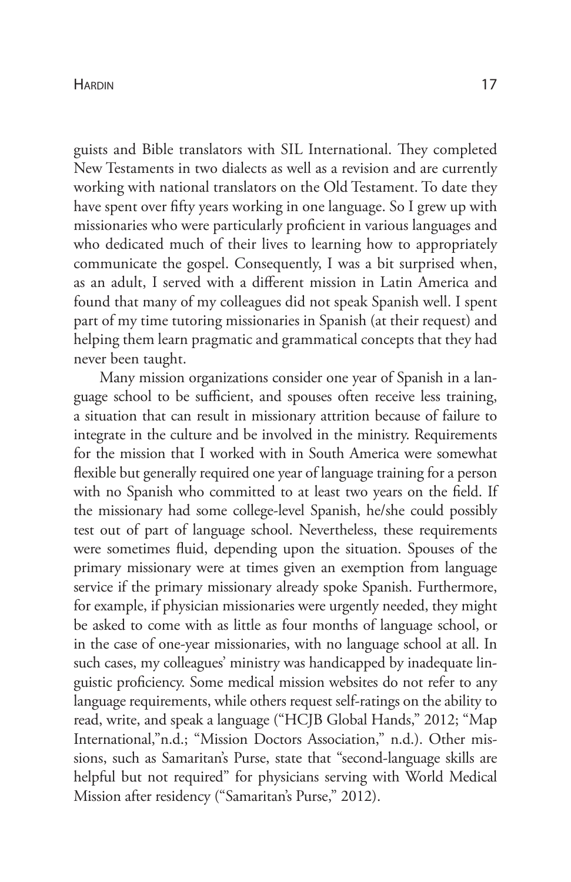guists and Bible translators with SIL International. They completed New Testaments in two dialects as well as a revision and are currently working with national translators on the Old Testament. To date they have spent over fifty years working in one language. So I grew up with missionaries who were particularly proficient in various languages and who dedicated much of their lives to learning how to appropriately communicate the gospel. Consequently, I was a bit surprised when, as an adult, I served with a different mission in Latin America and found that many of my colleagues did not speak Spanish well. I spent part of my time tutoring missionaries in Spanish (at their request) and helping them learn pragmatic and grammatical concepts that they had never been taught.

Many mission organizations consider one year of Spanish in a language school to be sufficient, and spouses often receive less training, a situation that can result in missionary attrition because of failure to integrate in the culture and be involved in the ministry. Requirements for the mission that I worked with in South America were somewhat flexible but generally required one year of language training for a person with no Spanish who committed to at least two years on the field. If the missionary had some college-level Spanish, he/she could possibly test out of part of language school. Nevertheless, these requirements were sometimes fluid, depending upon the situation. Spouses of the primary missionary were at times given an exemption from language service if the primary missionary already spoke Spanish. Furthermore, for example, if physician missionaries were urgently needed, they might be asked to come with as little as four months of language school, or in the case of one-year missionaries, with no language school at all. In such cases, my colleagues' ministry was handicapped by inadequate linguistic proficiency. Some medical mission websites do not refer to any language requirements, while others request self-ratings on the ability to read, write, and speak a language ("HCJB Global Hands," 2012; "Map International,"n.d.; "Mission Doctors Association," n.d.). Other missions, such as Samaritan's Purse, state that "second-language skills are helpful but not required" for physicians serving with World Medical Mission after residency ("Samaritan's Purse," 2012).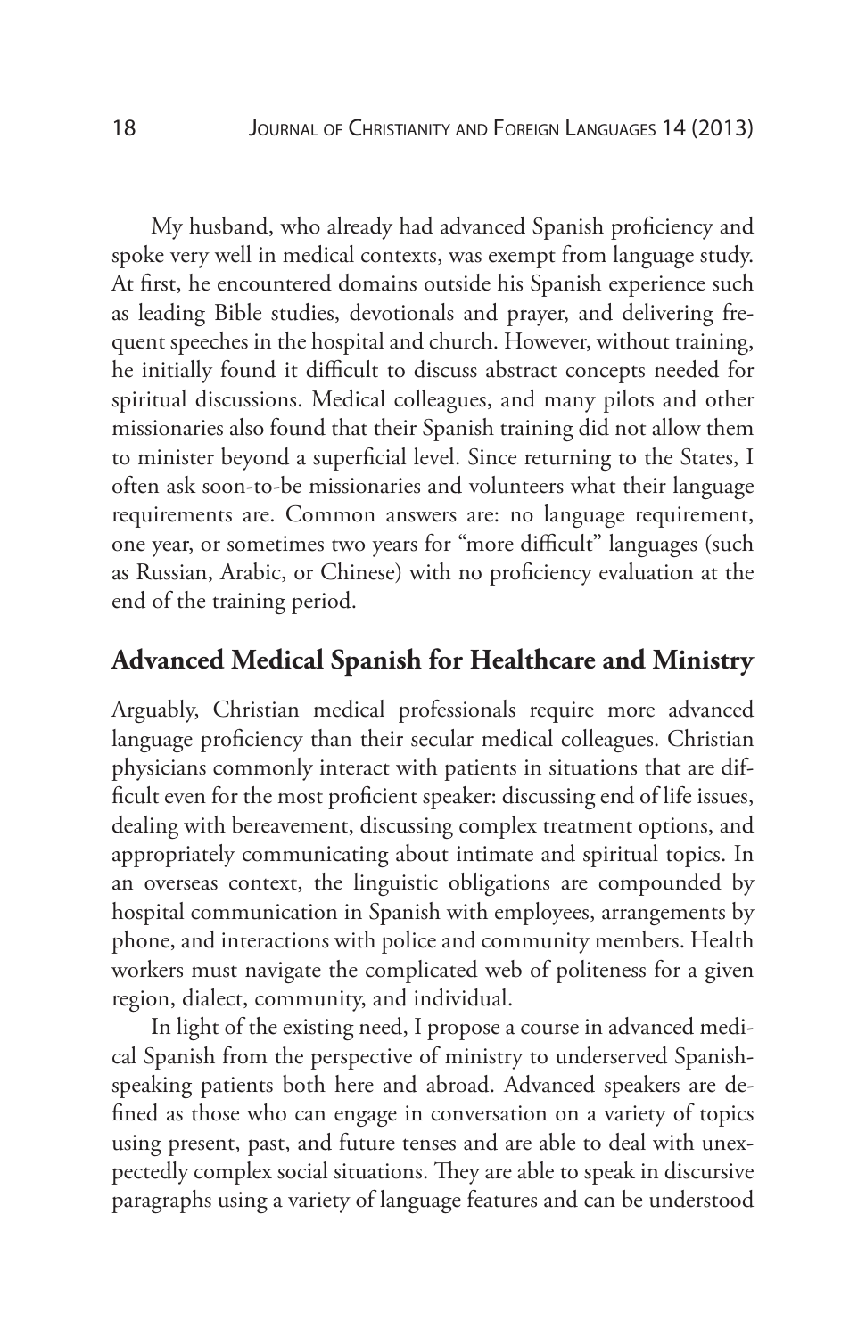My husband, who already had advanced Spanish proficiency and spoke very well in medical contexts, was exempt from language study. At first, he encountered domains outside his Spanish experience such as leading Bible studies, devotionals and prayer, and delivering frequent speeches in the hospital and church. However, without training, he initially found it difficult to discuss abstract concepts needed for spiritual discussions. Medical colleagues, and many pilots and other missionaries also found that their Spanish training did not allow them to minister beyond a superficial level. Since returning to the States, I often ask soon-to-be missionaries and volunteers what their language requirements are. Common answers are: no language requirement, one year, or sometimes two years for "more difficult" languages (such as Russian, Arabic, or Chinese) with no proficiency evaluation at the end of the training period.

## Advanced Medical Spanish for Healthcare and Ministry

Arguably, Christian medical professionals require more advanced language proficiency than their secular medical colleagues. Christian physicians commonly interact with patients in situations that are difficult even for the most proficient speaker: discussing end of life issues, dealing with bereavement, discussing complex treatment options, and appropriately communicating about intimate and spiritual topics. In an overseas context, the linguistic obligations are compounded by hospital communication in Spanish with employees, arrangements by phone, and interactions with police and community members. Health workers must navigate the complicated web of politeness for a given region, dialect, community, and individual.

In light of the existing need, I propose a course in advanced medical Spanish from the perspective of ministry to underserved Spanish-speaking patients both here and abroad. Advanced speakers are defined as those who can engage in conversation on a variety of topics using present, past, and future tenses and are able to deal with unexpectedly complex social situations. They are able to speak in discursive paragraphs using a variety of language features and can be understood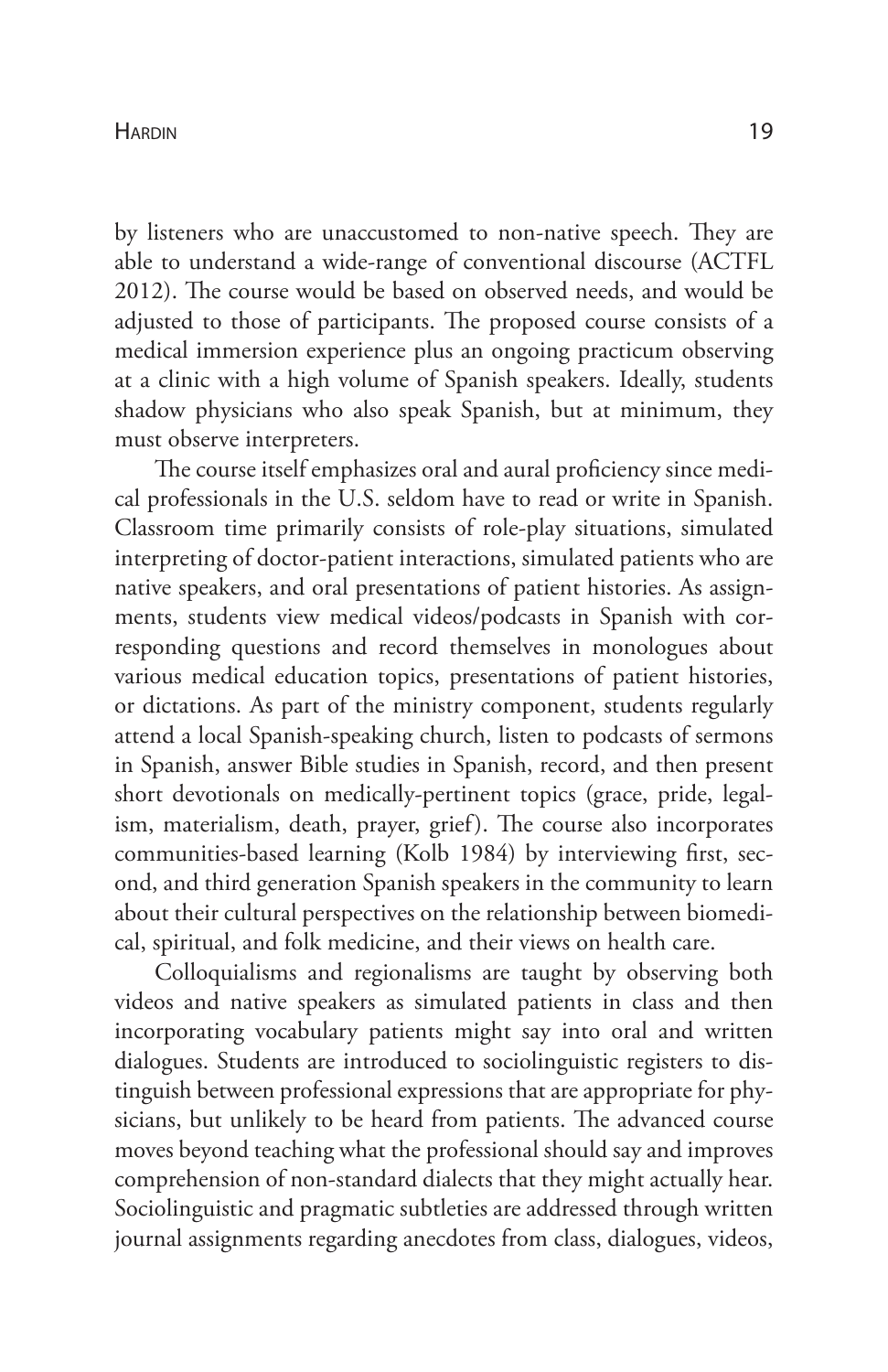by listeners who are unaccustomed to non-native speech. They are able to understand a wide-range of conventional discourse (ACTFL 2012). The course would be based on observed needs, and would be adjusted to those of participants. The proposed course consists of a medical immersion experience plus an ongoing practicum observing at a clinic with a high volume of Spanish speakers. Ideally, students shadow physicians who also speak Spanish, but at minimum, they must observe interpreters.

The course itself emphasizes oral and aural proficiency since medical professionals in the U.S. seldom have to read or write in Spanish. Classroom time primarily consists of role-play situations, simulated interpreting of doctor-patient interactions, simulated patients who are native speakers, and oral presentations of patient histories. As assignments, students view medical videos/podcasts in Spanish with corresponding questions and record themselves in monologues about various medical education topics, presentations of patient histories, or dictations. As part of the ministry component, students regularly attend a local Spanish-speaking church, listen to podcasts of sermons in Spanish, answer Bible studies in Spanish, record, and then present short devotionals on medically-pertinent topics (grace, pride, legalism, materialism, death, prayer, grief). The course also incorporates communities-based learning (Kolb 1984) by interviewing first, second, and third generation Spanish speakers in the community to learn about their cultural perspectives on the relationship between biomedical, spiritual, and folk medicine, and their views on health care.

Colloquialisms and regionalisms are taught by observing both videos and native speakers as simulated patients in class and then incorporating vocabulary patients might say into oral and written dialogues. Students are introduced to sociolinguistic registers to distinguish between professional expressions that are appropriate for physicians, but unlikely to be heard from patients. The advanced course moves beyond teaching what the professional should say and improves comprehension of non-standard dialects that they might actually hear. Sociolinguistic and pragmatic subtleties are addressed through written journal assignments regarding anecdotes from class, dialogues, videos,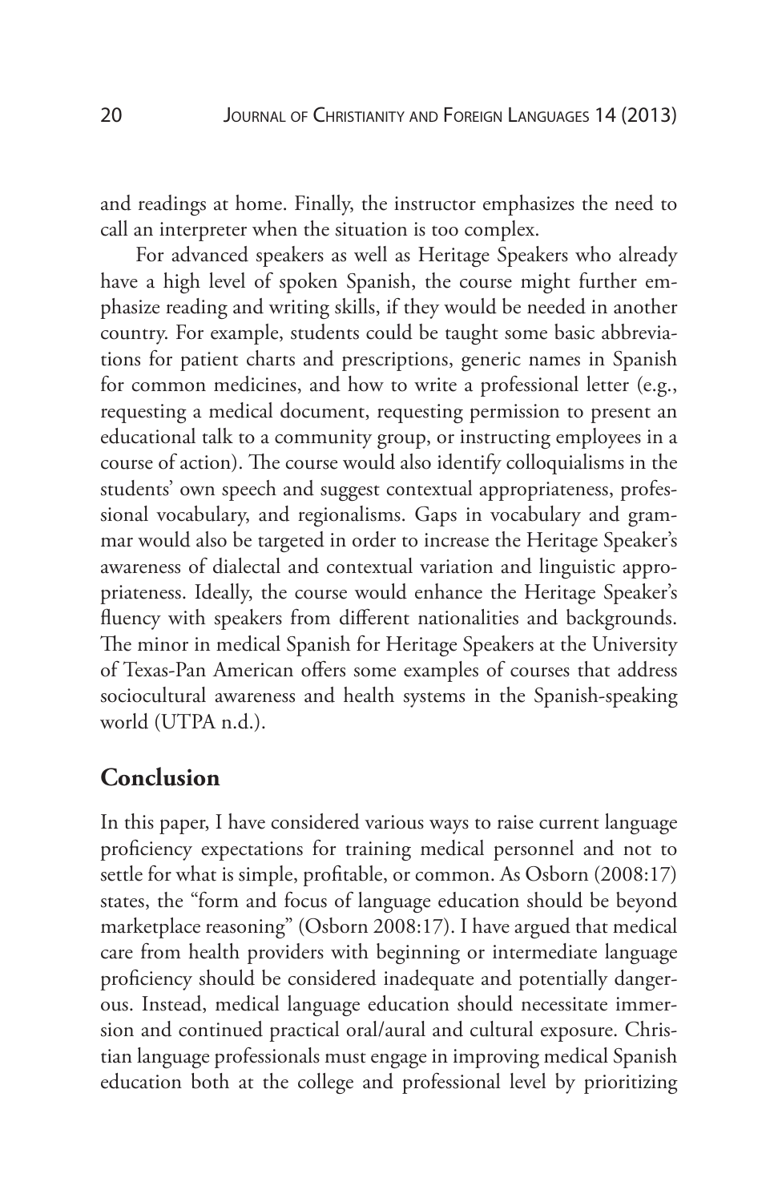and readings at home. Finally, the instructor emphasizes the need to call an interpreter when the situation is too complex.

For advanced speakers as well as Heritage Speakers who already have a high level of spoken Spanish, the course might further emphasize reading and writing skills, if they would be needed in another country. For example, students could be taught some basic abbreviations for patient charts and prescriptions, generic names in Spanish for common medicines, and how to write a professional letter (e.g., requesting a medical document, requesting permission to present an educational talk to a community group, or instructing employees in a course of action). The course would also identify colloquialisms in the students' own speech and suggest contextual appropriateness, professional vocabulary, and regionalisms. Gaps in vocabulary and grammar would also be targeted in order to increase the Heritage Speaker's awareness of dialectal and contextual variation and linguistic appropriateness. Ideally, the course would enhance the Heritage Speaker's fluency with speakers from different nationalities and backgrounds. The minor in medical Spanish for Heritage Speakers at the University of Texas-Pan American offers some examples of courses that address sociocultural awareness and health systems in the Spanish-speaking world (UTPA n.d.).

## Conclusion

In this paper, I have considered various ways to raise current language proficiency expectations for training medical personnel and not to settle for what is simple, profitable, or common. As Osborn (2008:17) states, the "form and focus of language education should be beyond marketplace reasoning" (Osborn 2008:17). I have argued that medical care from health providers with beginning or intermediate language proficiency should be considered inadequate and potentially dangerous. Instead, medical language education should necessitate immersion and continued practical oral/aural and cultural exposure. Christian language professionals must engage in improving medical Spanish education both at the college and professional level by prioritizing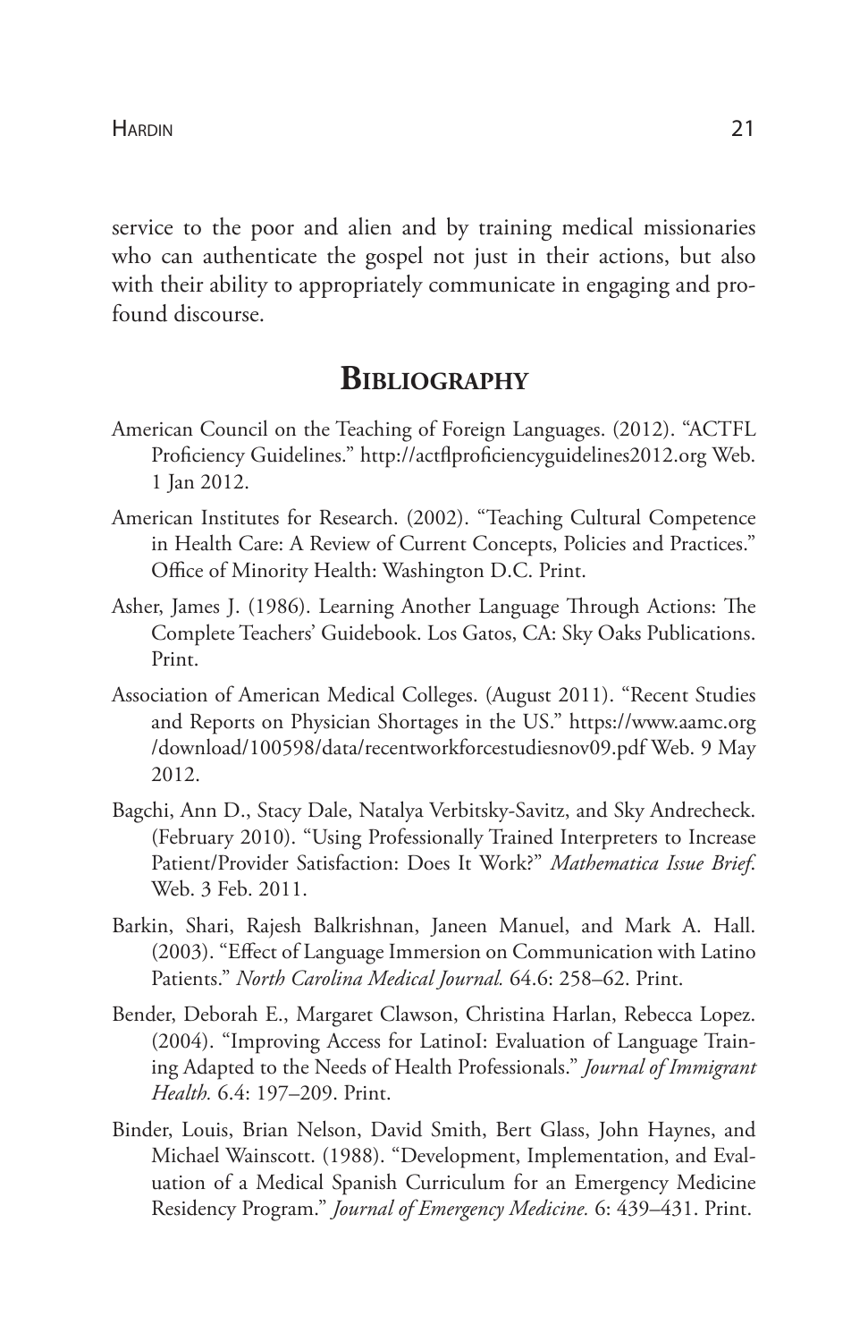service to the poor and alien and by training medical missionaries who can authenticate the gospel not just in their actions, but also with their ability to appropriately communicate in engaging and profound discourse.

## Bibliography

American Council on the Teaching of Foreign Languages. (2012). "ACTFL Proficiency Guidelines." http://actflproficiencyguidelines2012.org Web. 1 Jan 2012.

American Institutes for Research. (2002). "Teaching Cultural Competence in Health Care: A Review of Current Concepts, Policies and Practices." Office of Minority Health: Washington D.C. Print.

Asher, James J. (1986). Learning Another Language Through Actions: The Complete Teachers' Guidebook. Los Gatos, CA: Sky Oaks Publications. Print.

Association of American Medical Colleges. (August 2011). "Recent Studies and Reports on Physician Shortages in the US." https://www.aamc.org/download/100598/data/recentworkforcestudiesnov09.pdf Web. 9 May 2012.

Bagchi, Ann D., Stacy Dale, Natalya Verbitsky-Savitz, and Sky Andrecheck. (February 2010). "Using Professionally Trained Interpreters to Increase Patient/Provider Satisfaction: Does It Work?" *Mathematica Issue Brief*. Web. 3 Feb. 2011.

Barkin, Shari, Rajesh Balkrishnan, Janeen Manuel, and Mark A. Hall. (2003). "Effect of Language Immersion on Communication with Latino Patients." *North Carolina Medical Journal.* 64.6: 258–62. Print.

Bender, Deborah E., Margaret Clawson, Christina Harlan, Rebecca Lopez. (2004). "Improving Access for LatinoI: Evaluation of Language Training Adapted to the Needs of Health Professionals." *Journal of Immigrant Health.* 6.4: 197–209. Print.

Binder, Louis, Brian Nelson, David Smith, Bert Glass, John Haynes, and Michael Wainscott. (1988). "Development, Implementation, and Evaluation of a Medical Spanish Curriculum for an Emergency Medicine Residency Program." *Journal of Emergency Medicine.* 6: 439–431. Print.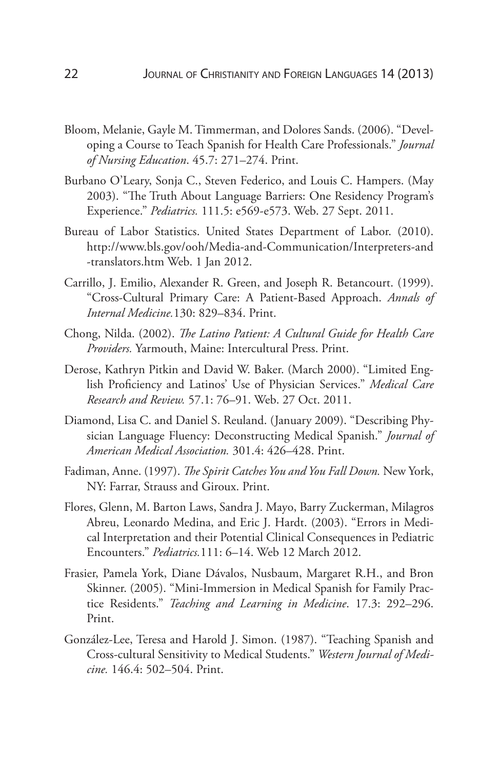Bloom, Melanie, Gayle M. Timmerman, and Dolores Sands. (2006). "Developing a Course to Teach Spanish for Health Care Professionals." *Journal of Nursing Education*. 45.7: 271–274. Print.

Burbano O'Leary, Sonja C., Steven Federico, and Louis C. Hampers. (May 2003). "The Truth About Language Barriers: One Residency Program's Experience." *Pediatrics.* 111.5: e569-e573. Web. 27 Sept. 2011.

Bureau of Labor Statistics. United States Department of Labor. (2010). http://www.bls.gov/ooh/Media-and-Communication/Interpreters-and-translators.htm Web. 1 Jan 2012.

Carrillo, J. Emilio, Alexander R. Green, and Joseph R. Betancourt. (1999). "Cross-Cultural Primary Care: A Patient-Based Approach. *Annals of Internal Medicine.*130: 829–834. Print.

Chong, Nilda. (2002). *The Latino Patient: A Cultural Guide for Health Care Providers.* Yarmouth, Maine: Intercultural Press. Print.

Derose, Kathryn Pitkin and David W. Baker. (March 2000). "Limited English Proficiency and Latinos' Use of Physician Services." *Medical Care Research and Review.* 57.1: 76–91. Web. 27 Oct. 2011.

Diamond, Lisa C. and Daniel S. Reuland. (January 2009). "Describing Physician Language Fluency: Deconstructing Medical Spanish." *Journal of American Medical Association.* 301.4: 426–428. Print.

Fadiman, Anne. (1997). *The Spirit Catches You and You Fall Down.* New York, NY: Farrar, Strauss and Giroux. Print.

Flores, Glenn, M. Barton Laws, Sandra J. Mayo, Barry Zuckerman, Milagros Abreu, Leonardo Medina, and Eric J. Hardt. (2003). "Errors in Medical Interpretation and their Potential Clinical Consequences in Pediatric Encounters." *Pediatrics.*111: 6–14. Web 12 March 2012.

Frasier, Pamela York, Diane Dávalos, Nusbaum, Margaret R.H., and Bron Skinner. (2005). "Mini-Immersion in Medical Spanish for Family Practice Residents." *Teaching and Learning in Medicine*. 17.3: 292–296. Print.

González-Lee, Teresa and Harold J. Simon. (1987). "Teaching Spanish and Cross-cultural Sensitivity to Medical Students." *Western Journal of Medicine.* 146.4: 502–504. Print.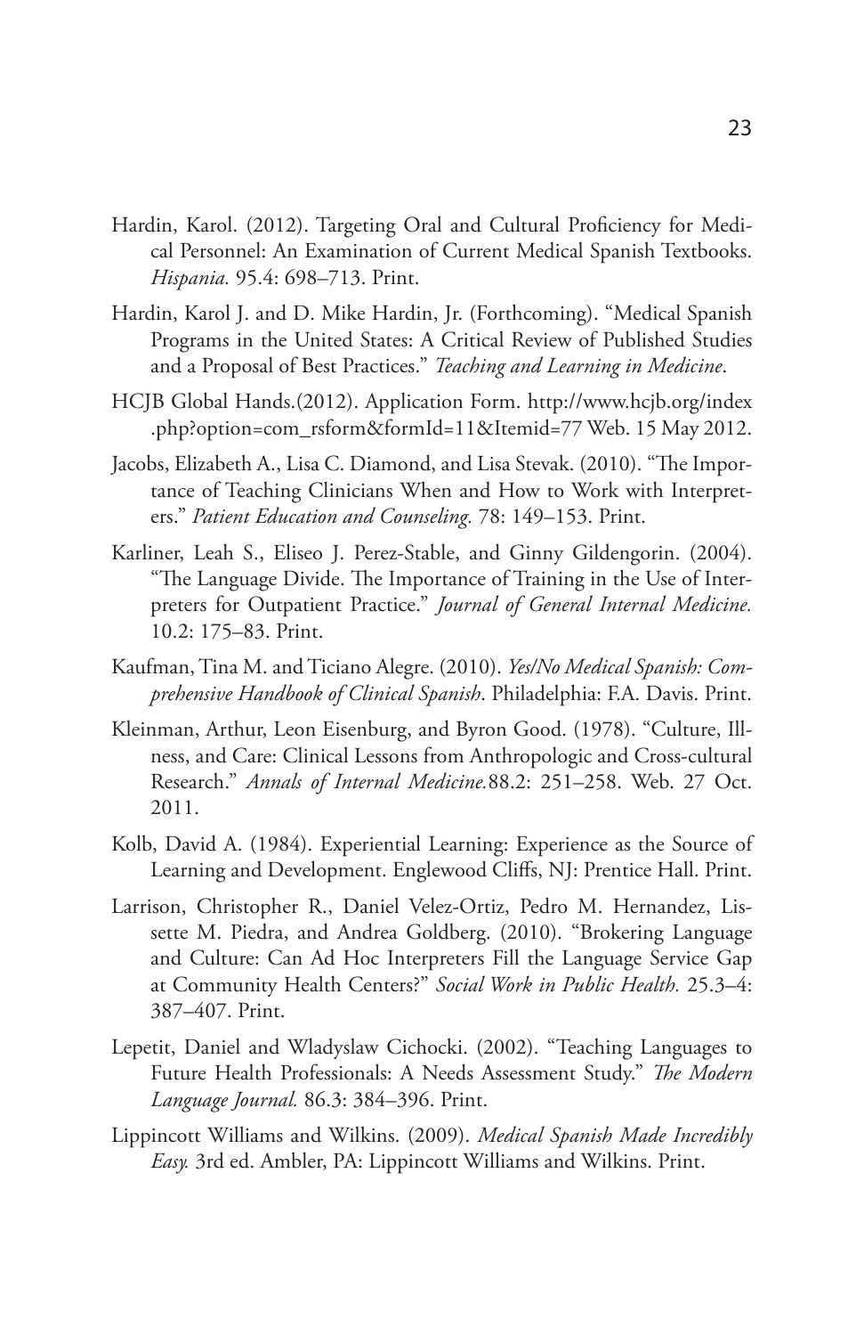Hardin, Karol. (2012). Targeting Oral and Cultural Proficiency for Medical Personnel: An Examination of Current Medical Spanish Textbooks. *Hispania.* 95.4: 698–713. Print.

Hardin, Karol J. and D. Mike Hardin, Jr. (Forthcoming). "Medical Spanish Programs in the United States: A Critical Review of Published Studies and a Proposal of Best Practices." *Teaching and Learning in Medicine*.

HCJB Global Hands.(2012). Application Form. http://www.hcjb.org/index.php?option=com_rsform&formId=11&Itemid=77 Web. 15 May 2012.

Jacobs, Elizabeth A., Lisa C. Diamond, and Lisa Stevak. (2010). "The Importance of Teaching Clinicians When and How to Work with Interpreters." *Patient Education and Counseling.* 78: 149–153. Print.

Karliner, Leah S., Eliseo J. Perez-Stable, and Ginny Gildengorin. (2004). "The Language Divide. The Importance of Training in the Use of Interpreters for Outpatient Practice." *Journal of General Internal Medicine.* 10.2: 175–83. Print.

Kaufman, Tina M. and Ticiano Alegre. (2010). *Yes/No Medical Spanish: Comprehensive Handbook of Clinical Spanish*. Philadelphia: F.A. Davis. Print.

Kleinman, Arthur, Leon Eisenburg, and Byron Good. (1978). "Culture, Illness, and Care: Clinical Lessons from Anthropologic and Cross-cultural Research." *Annals of Internal Medicine.*88.2: 251–258. Web. 27 Oct. 2011.

Kolb, David A. (1984). Experiential Learning: Experience as the Source of Learning and Development. Englewood Cliffs, NJ: Prentice Hall. Print.

Larrison, Christopher R., Daniel Velez-Ortiz, Pedro M. Hernandez, Lissette M. Piedra, and Andrea Goldberg. (2010). "Brokering Language and Culture: Can Ad Hoc Interpreters Fill the Language Service Gap at Community Health Centers?" *Social Work in Public Health.* 25.3–4: 387–407. Print.

Lepetit, Daniel and Wladyslaw Cichocki. (2002). "Teaching Languages to Future Health Professionals: A Needs Assessment Study." *The Modern Language Journal.* 86.3: 384–396. Print.

Lippincott Williams and Wilkins. (2009). *Medical Spanish Made Incredibly Easy.* 3rd ed. Ambler, PA: Lippincott Williams and Wilkins. Print.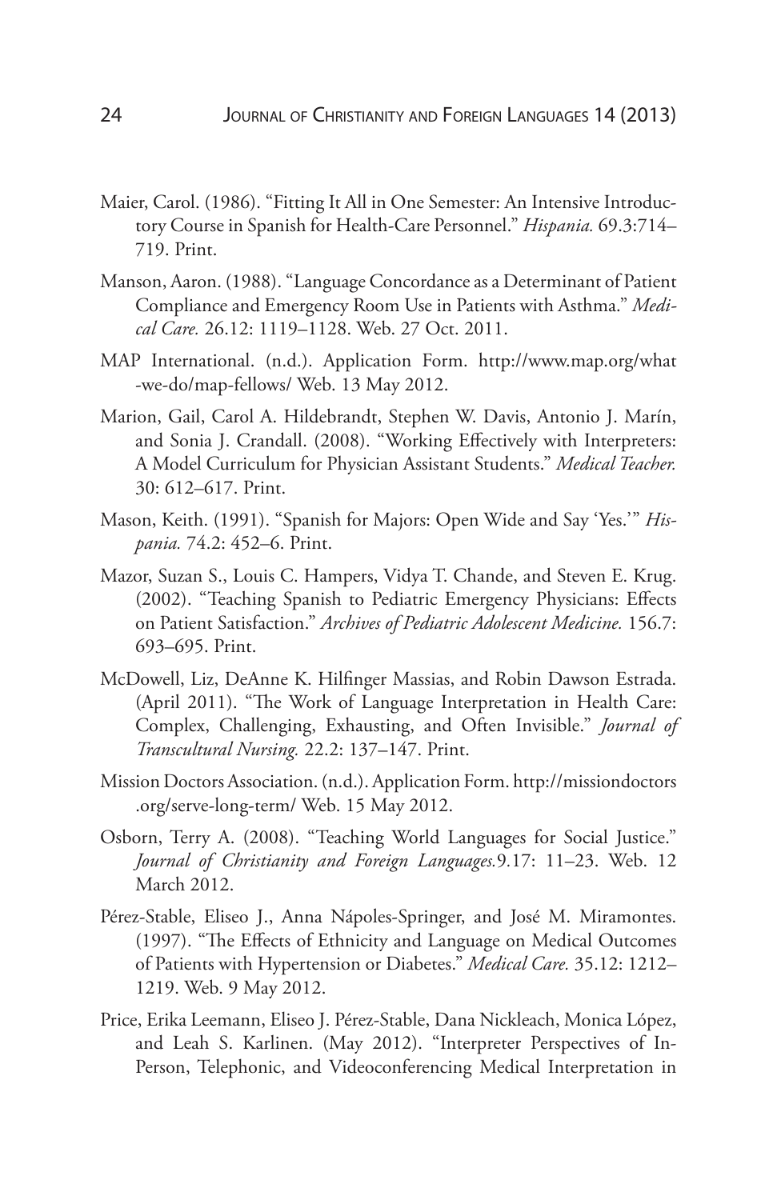Maier, Carol. (1986). "Fitting It All in One Semester: An Intensive Introductory Course in Spanish for Health-Care Personnel." *Hispania.* 69.3:714–719. Print.

Manson, Aaron. (1988). "Language Concordance as a Determinant of Patient Compliance and Emergency Room Use in Patients with Asthma." *Medical Care.* 26.12: 1119–1128. Web. 27 Oct. 2011.

MAP International. (n.d.). Application Form. http://www.map.org/what-we-do/map-fellows/ Web. 13 May 2012.

Marion, Gail, Carol A. Hildebrandt, Stephen W. Davis, Antonio J. Marín, and Sonia J. Crandall. (2008). "Working Effectively with Interpreters: A Model Curriculum for Physician Assistant Students." *Medical Teacher.* 30: 612–617. Print.

Mason, Keith. (1991). "Spanish for Majors: Open Wide and Say 'Yes.'" *Hispania.* 74.2: 452–6. Print.

Mazor, Suzan S., Louis C. Hampers, Vidya T. Chande, and Steven E. Krug. (2002). "Teaching Spanish to Pediatric Emergency Physicians: Effects on Patient Satisfaction." *Archives of Pediatric Adolescent Medicine.* 156.7: 693–695. Print.

McDowell, Liz, DeAnne K. Hilfinger Massias, and Robin Dawson Estrada. (April 2011). "The Work of Language Interpretation in Health Care: Complex, Challenging, Exhausting, and Often Invisible." *Journal of Transcultural Nursing.* 22.2: 137–147. Print.

Mission Doctors Association. (n.d.). Application Form. http://missiondoctors.org/serve-long-term/ Web. 15 May 2012.

Osborn, Terry A. (2008). "Teaching World Languages for Social Justice." *Journal of Christianity and Foreign Languages.*9.17: 11–23. Web. 12 March 2012.

Pérez-Stable, Eliseo J., Anna Nápoles-Springer, and José M. Miramontes. (1997). "The Effects of Ethnicity and Language on Medical Outcomes of Patients with Hypertension or Diabetes." *Medical Care.* 35.12: 1212–1219. Web. 9 May 2012.

Price, Erika Leemann, Eliseo J. Pérez-Stable, Dana Nickleach, Monica López, and Leah S. Karlinen. (May 2012). "Interpreter Perspectives of In-Person, Telephonic, and Videoconferencing Medical Interpretation in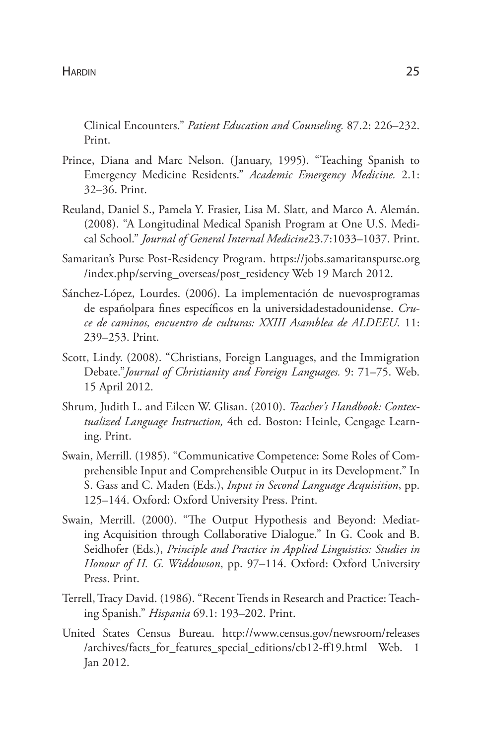Clinical Encounters." *Patient Education and Counseling.* 87.2: 226–232. Print.

Prince, Diana and Marc Nelson. (January, 1995). "Teaching Spanish to Emergency Medicine Residents." *Academic Emergency Medicine.* 2.1: 32–36. Print.

Reuland, Daniel S., Pamela Y. Frasier, Lisa M. Slatt, and Marco A. Alemán. (2008). "A Longitudinal Medical Spanish Program at One U.S. Medical School." *Journal of General Internal Medicine*23.7:1033–1037. Print.

Samaritan's Purse Post-Residency Program. https://jobs.samaritanspurse.org/index.php/serving_overseas/post_residency Web 19 March 2012.

Sánchez-López, Lourdes. (2006). La implementación de nuevosprogramas de españolpara fines específicos en la universidadestadounidense. *Cruce de caminos, encuentro de culturas: XXIII Asamblea de ALDEEU.* 11: 239–253. Print.

Scott, Lindy. (2008). "Christians, Foreign Languages, and the Immigration Debate."*Journal of Christianity and Foreign Languages.* 9: 71–75. Web. 15 April 2012.

Shrum, Judith L. and Eileen W. Glisan. (2010). *Teacher's Handbook: Contextualized Language Instruction,* 4th ed. Boston: Heinle, Cengage Learning. Print.

Swain, Merrill. (1985). "Communicative Competence: Some Roles of Comprehensible Input and Comprehensible Output in its Development." In S. Gass and C. Maden (Eds.), *Input in Second Language Acquisition*, pp. 125–144. Oxford: Oxford University Press. Print.

Swain, Merrill. (2000). "The Output Hypothesis and Beyond: Mediating Acquisition through Collaborative Dialogue." In G. Cook and B. Seidhofer (Eds.), *Principle and Practice in Applied Linguistics: Studies in Honour of H. G. Widdowson*, pp. 97–114. Oxford: Oxford University Press. Print.

Terrell, Tracy David. (1986). "Recent Trends in Research and Practice: Teaching Spanish." *Hispania* 69.1: 193–202. Print.

United States Census Bureau. http://www.census.gov/newsroom/releases/archives/facts_for_features_special_editions/cb12-ff19.html Web. 1 Jan 2012.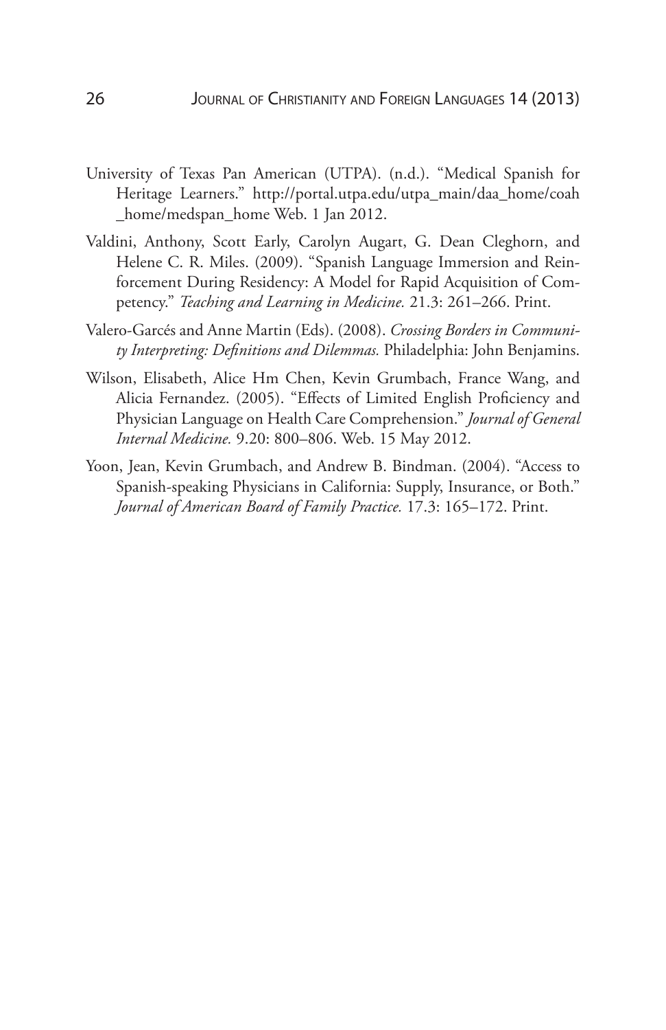University of Texas Pan American (UTPA). (n.d.). "Medical Spanish for Heritage Learners." http://portal.utpa.edu/utpa_main/daa_home/coah_home/medspan_home Web. 1 Jan 2012.

Valdini, Anthony, Scott Early, Carolyn Augart, G. Dean Cleghorn, and Helene C. R. Miles. (2009). "Spanish Language Immersion and Reinforcement During Residency: A Model for Rapid Acquisition of Competency." *Teaching and Learning in Medicine.* 21.3: 261–266. Print.

Valero-Garcés and Anne Martin (Eds). (2008). *Crossing Borders in Community Interpreting: Definitions and Dilemmas.* Philadelphia: John Benjamins.

Wilson, Elisabeth, Alice Hm Chen, Kevin Grumbach, France Wang, and Alicia Fernandez. (2005). "Effects of Limited English Proficiency and Physician Language on Health Care Comprehension." *Journal of General Internal Medicine.* 9.20: 800–806. Web. 15 May 2012.

Yoon, Jean, Kevin Grumbach, and Andrew B. Bindman. (2004). "Access to Spanish-speaking Physicians in California: Supply, Insurance, or Both." *Journal of American Board of Family Practice.* 17.3: 165–172. Print.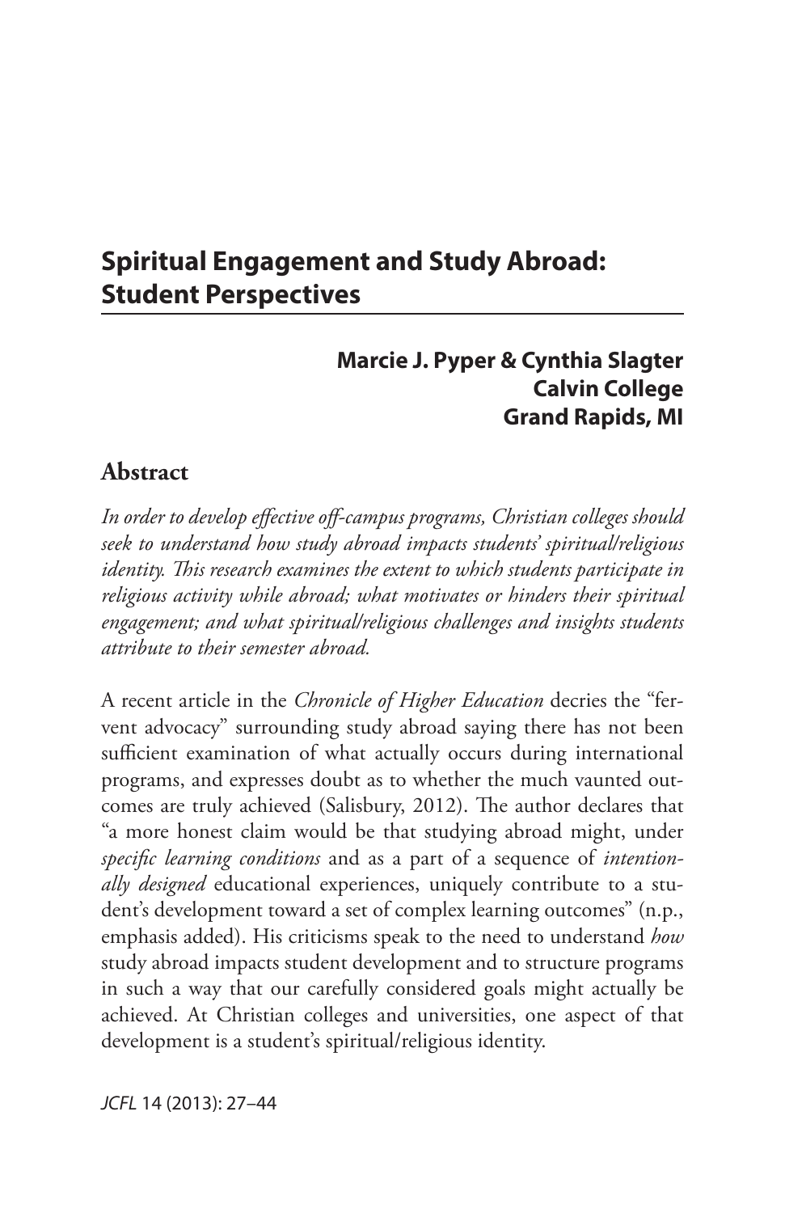# Spiritual Engagement and Study Abroad: Student Perspectives

**Marcie J. Pyper & Cynthia Slagter**
**Calvin College**
**Grand Rapids, MI**

## Abstract

*In order to develop effective off-campus programs, Christian colleges should seek to understand how study abroad impacts students' spiritual/religious identity. This research examines the extent to which students participate in religious activity while abroad; what motivates or hinders their spiritual engagement; and what spiritual/religious challenges and insights students attribute to their semester abroad.*

A recent article in the *Chronicle of Higher Education* decries the "fervent advocacy" surrounding study abroad saying there has not been sufficient examination of what actually occurs during international programs, and expresses doubt as to whether the much vaunted outcomes are truly achieved (Salisbury, 2012). The author declares that "a more honest claim would be that studying abroad might, under *specific learning conditions* and as a part of a sequence of *intentionally designed* educational experiences, uniquely contribute to a student's development toward a set of complex learning outcomes" (n.p., emphasis added). His criticisms speak to the need to understand *how* study abroad impacts student development and to structure programs in such a way that our carefully considered goals might actually be achieved. At Christian colleges and universities, one aspect of that development is a student's spiritual/religious identity.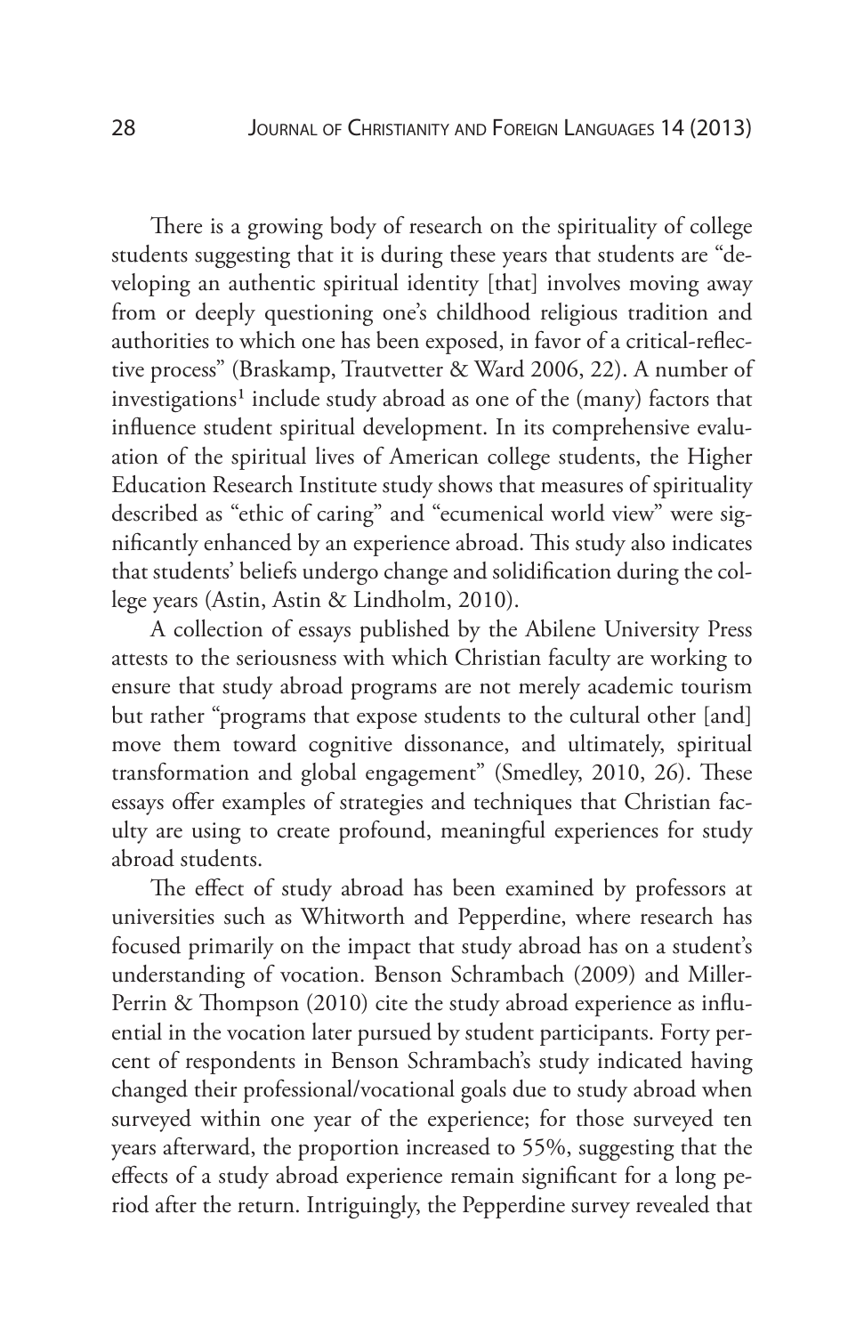There is a growing body of research on the spirituality of college students suggesting that it is during these years that students are "developing an authentic spiritual identity [that] involves moving away from or deeply questioning one's childhood religious tradition and authorities to which one has been exposed, in favor of a critical-reflective process" (Braskamp, Trautvetter & Ward 2006, 22). A number of investigations[1] include study abroad as one of the (many) factors that influence student spiritual development. In its comprehensive evaluation of the spiritual lives of American college students, the Higher Education Research Institute study shows that measures of spirituality described as "ethic of caring" and "ecumenical world view" were significantly enhanced by an experience abroad. This study also indicates that students' beliefs undergo change and solidification during the college years (Astin, Astin & Lindholm, 2010).

A collection of essays published by the Abilene University Press attests to the seriousness with which Christian faculty are working to ensure that study abroad programs are not merely academic tourism but rather "programs that expose students to the cultural other [and] move them toward cognitive dissonance, and ultimately, spiritual transformation and global engagement" (Smedley, 2010, 26). These essays offer examples of strategies and techniques that Christian faculty are using to create profound, meaningful experiences for study abroad students.

The effect of study abroad has been examined by professors at universities such as Whitworth and Pepperdine, where research has focused primarily on the impact that study abroad has on a student's understanding of vocation. Benson Schrambach (2009) and Miller-Perrin & Thompson (2010) cite the study abroad experience as influential in the vocation later pursued by student participants. Forty percent of respondents in Benson Schrambach's study indicated having changed their professional/vocational goals due to study abroad when surveyed within one year of the experience; for those surveyed ten years afterward, the proportion increased to 55%, suggesting that the effects of a study abroad experience remain significant for a long period after the return. Intriguingly, the Pepperdine survey revealed that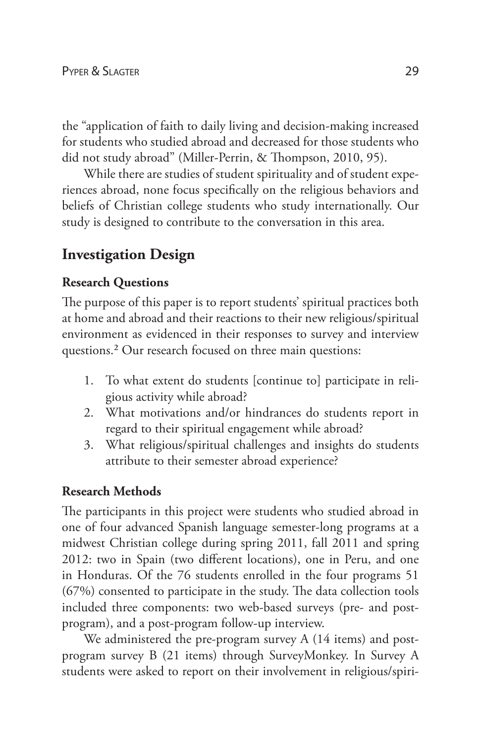the "application of faith to daily living and decision-making increased for students who studied abroad and decreased for those students who did not study abroad" (Miller-Perrin, & Thompson, 2010, 95).

While there are studies of student spirituality and of student experiences abroad, none focus specifically on the religious behaviors and beliefs of Christian college students who study internationally. Our study is designed to contribute to the conversation in this area.

## Investigation Design

### Research Questions

The purpose of this paper is to report students' spiritual practices both at home and abroad and their reactions to their new religious/spiritual environment as evidenced in their responses to survey and interview questions.[2] Our research focused on three main questions:

1. To what extent do students [continue to] participate in religious activity while abroad?
2. What motivations and/or hindrances do students report in regard to their spiritual engagement while abroad?
3. What religious/spiritual challenges and insights do students attribute to their semester abroad experience?

### Research Methods

The participants in this project were students who studied abroad in one of four advanced Spanish language semester-long programs at a midwest Christian college during spring 2011, fall 2011 and spring 2012: two in Spain (two different locations), one in Peru, and one in Honduras. Of the 76 students enrolled in the four programs 51 (67%) consented to participate in the study. The data collection tools included three components: two web-based surveys (pre- and post-program), and a post-program follow-up interview.

We administered the pre-program survey A (14 items) and post-program survey B (21 items) through SurveyMonkey. In Survey A students were asked to report on their involvement in religious/spiri-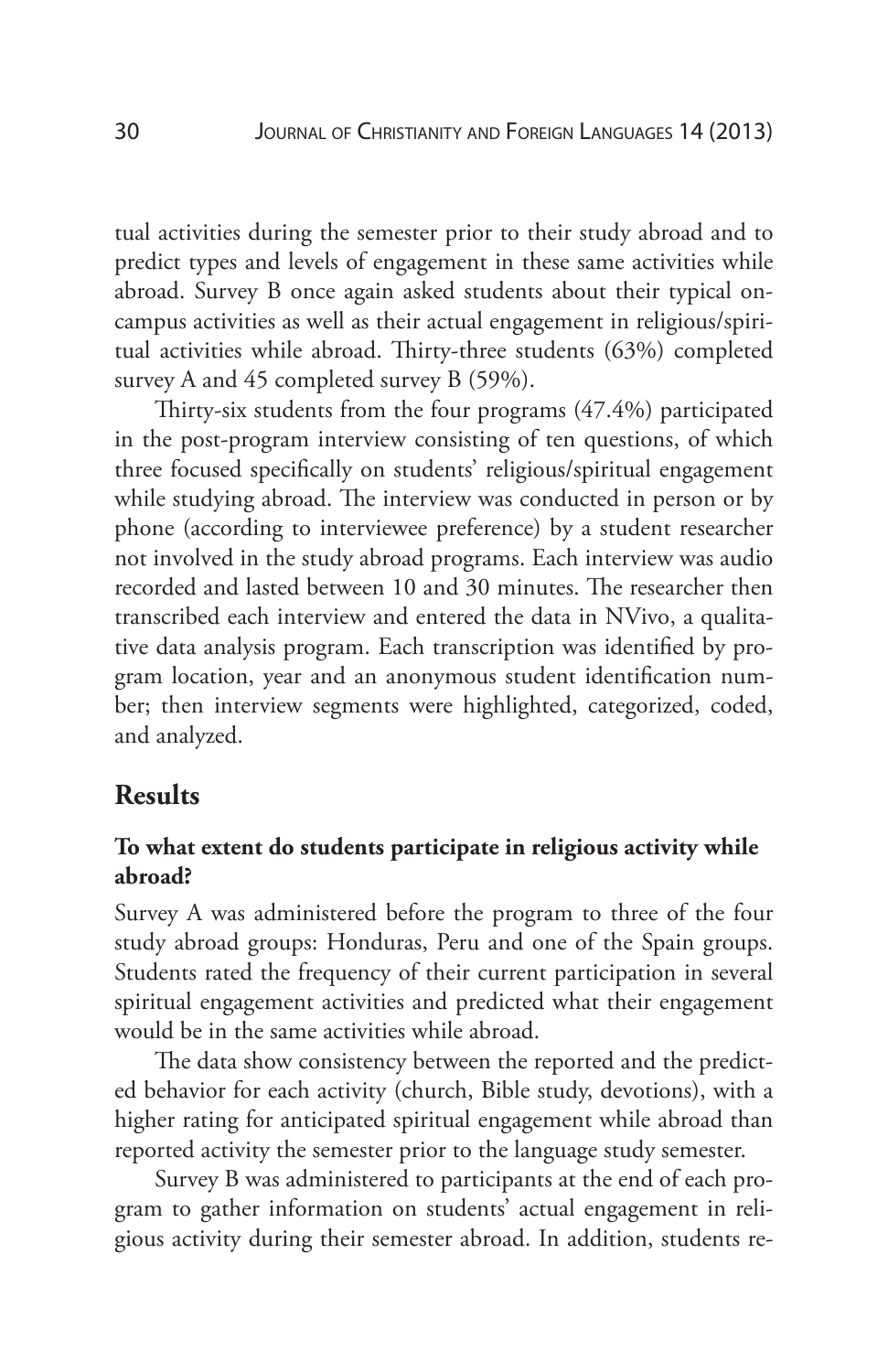tual activities during the semester prior to their study abroad and to predict types and levels of engagement in these same activities while abroad. Survey B once again asked students about their typical on-campus activities as well as their actual engagement in religious/spiritual activities while abroad. Thirty-three students (63%) completed survey A and 45 completed survey B (59%).

Thirty-six students from the four programs (47.4%) participated in the post-program interview consisting of ten questions, of which three focused specifically on students' religious/spiritual engagement while studying abroad. The interview was conducted in person or by phone (according to interviewee preference) by a student researcher not involved in the study abroad programs. Each interview was audio recorded and lasted between 10 and 30 minutes. The researcher then transcribed each interview and entered the data in NVivo, a qualitative data analysis program. Each transcription was identified by program location, year and an anonymous student identification number; then interview segments were highlighted, categorized, coded, and analyzed.

## Results

### To what extent do students participate in religious activity while abroad?

Survey A was administered before the program to three of the four study abroad groups: Honduras, Peru and one of the Spain groups. Students rated the frequency of their current participation in several spiritual engagement activities and predicted what their engagement would be in the same activities while abroad.

The data show consistency between the reported and the predicted behavior for each activity (church, Bible study, devotions), with a higher rating for anticipated spiritual engagement while abroad than reported activity the semester prior to the language study semester.

Survey B was administered to participants at the end of each program to gather information on students' actual engagement in religious activity during their semester abroad. In addition, students re-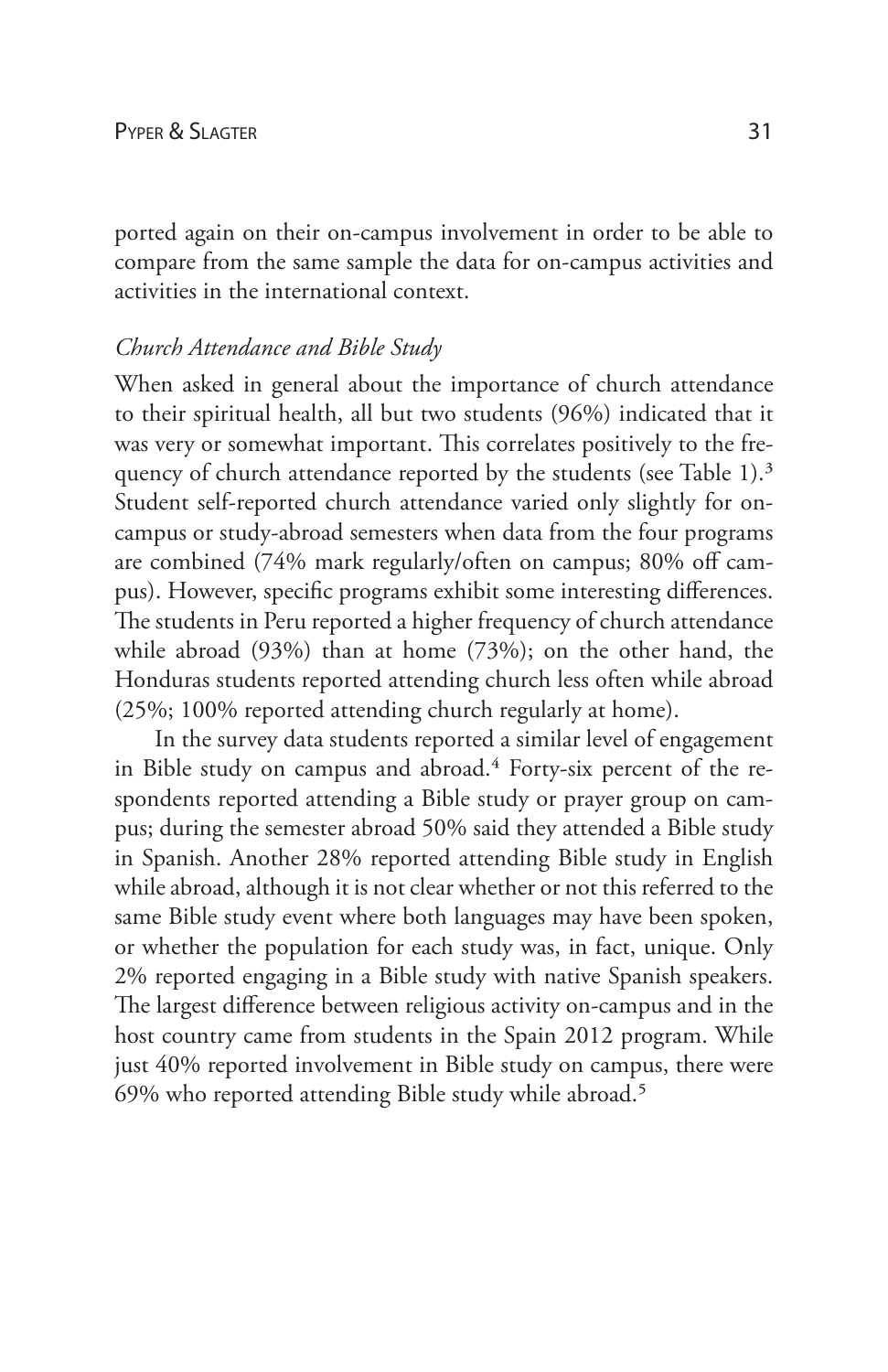ported again on their on-campus involvement in order to be able to compare from the same sample the data for on-campus activities and activities in the international context.

### *Church Attendance and Bible Study*

When asked in general about the importance of church attendance to their spiritual health, all but two students (96%) indicated that it was very or somewhat important. This correlates positively to the frequency of church attendance reported by the students (see Table 1).[3] Student self-reported church attendance varied only slightly for on-campus or study-abroad semesters when data from the four programs are combined (74% mark regularly/often on campus; 80% off campus). However, specific programs exhibit some interesting differences. The students in Peru reported a higher frequency of church attendance while abroad (93%) than at home (73%); on the other hand, the Honduras students reported attending church less often while abroad (25%; 100% reported attending church regularly at home).

In the survey data students reported a similar level of engagement in Bible study on campus and abroad.[4] Forty-six percent of the respondents reported attending a Bible study or prayer group on campus; during the semester abroad 50% said they attended a Bible study in Spanish. Another 28% reported attending Bible study in English while abroad, although it is not clear whether or not this referred to the same Bible study event where both languages may have been spoken, or whether the population for each study was, in fact, unique. Only 2% reported engaging in a Bible study with native Spanish speakers. The largest difference between religious activity on-campus and in the host country came from students in the Spain 2012 program. While just 40% reported involvement in Bible study on campus, there were 69% who reported attending Bible study while abroad.[5]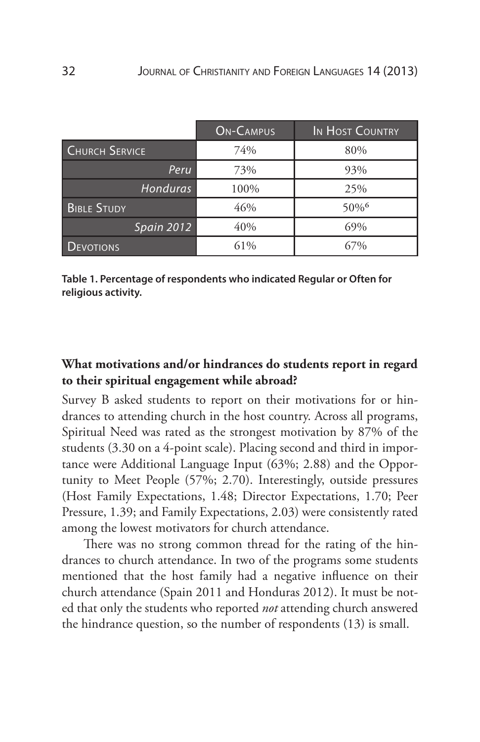| | On-Campus | In Host Country |
|---|---|---|
| Church Service | 74% | 80% |
| *Peru* | 73% | 93% |
| *Honduras* | 100% | 25% |
| Bible Study | 46% | 50%[6] |
| *Spain 2012* | 40% | 69% |
| Devotions | 61% | 67% |

**Table 1. Percentage of respondents who indicated Regular or Often for religious activity.**

### What motivations and/or hindrances do students report in regard to their spiritual engagement while abroad?

Survey B asked students to report on their motivations for or hindrances to attending church in the host country. Across all programs, Spiritual Need was rated as the strongest motivation by 87% of the students (3.30 on a 4-point scale). Placing second and third in importance were Additional Language Input (63%; 2.88) and the Opportunity to Meet People (57%; 2.70). Interestingly, outside pressures (Host Family Expectations, 1.48; Director Expectations, 1.70; Peer Pressure, 1.39; and Family Expectations, 2.03) were consistently rated among the lowest motivators for church attendance.

There was no strong common thread for the rating of the hindrances to church attendance. In two of the programs some students mentioned that the host family had a negative influence on their church attendance (Spain 2011 and Honduras 2012). It must be noted that only the students who reported *not* attending church answered the hindrance question, so the number of respondents (13) is small.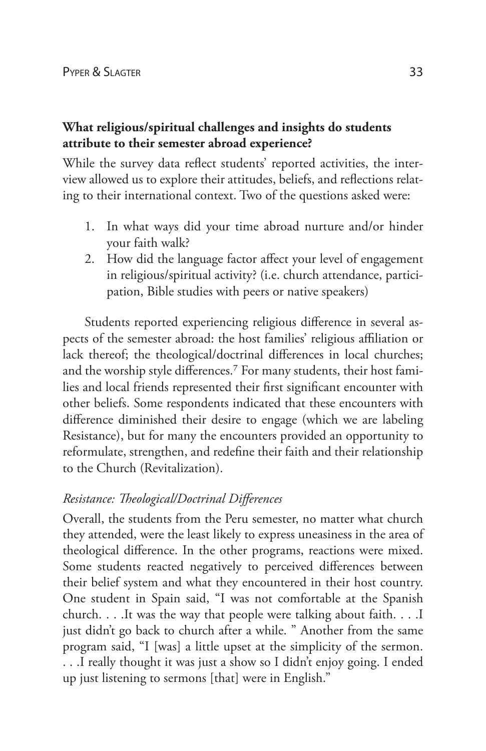**What religious/spiritual challenges and insights do students attribute to their semester abroad experience?**

While the survey data reflect students' reported activities, the interview allowed us to explore their attitudes, beliefs, and reflections relating to their international context. Two of the questions asked were:

1. In what ways did your time abroad nurture and/or hinder your faith walk?
2. How did the language factor affect your level of engagement in religious/spiritual activity? (i.e. church attendance, participation, Bible studies with peers or native speakers)

Students reported experiencing religious difference in several aspects of the semester abroad: the host families' religious affiliation or lack thereof; the theological/doctrinal differences in local churches; and the worship style differences.[7] For many students, their host families and local friends represented their first significant encounter with other beliefs. Some respondents indicated that these encounters with difference diminished their desire to engage (which we are labeling Resistance), but for many the encounters provided an opportunity to reformulate, strengthen, and redefine their faith and their relationship to the Church (Revitalization).

*Resistance: Theological/Doctrinal Differences*

Overall, the students from the Peru semester, no matter what church they attended, were the least likely to express uneasiness in the area of theological difference. In the other programs, reactions were mixed. Some students reacted negatively to perceived differences between their belief system and what they encountered in their host country. One student in Spain said, "I was not comfortable at the Spanish church. . . .It was the way that people were talking about faith. . . .I just didn't go back to church after a while. " Another from the same program said, "I [was] a little upset at the simplicity of the sermon. . . .I really thought it was just a show so I didn't enjoy going. I ended up just listening to sermons [that] were in English."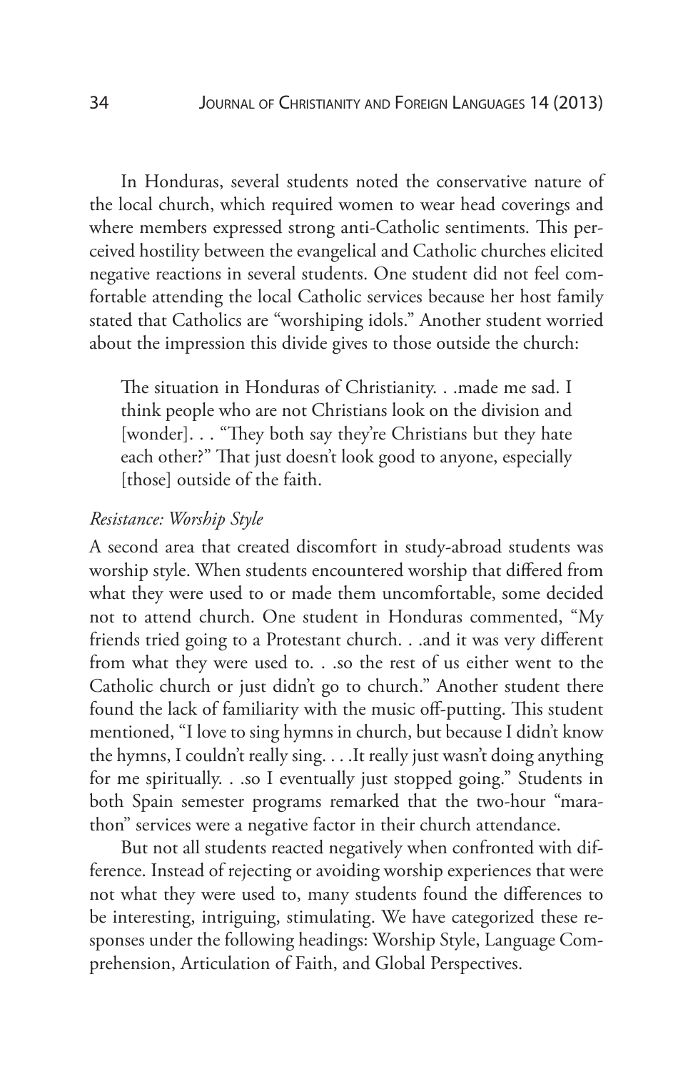In Honduras, several students noted the conservative nature of the local church, which required women to wear head coverings and where members expressed strong anti-Catholic sentiments. This perceived hostility between the evangelical and Catholic churches elicited negative reactions in several students. One student did not feel comfortable attending the local Catholic services because her host family stated that Catholics are "worshiping idols." Another student worried about the impression this divide gives to those outside the church:

> The situation in Honduras of Christianity. . .made me sad. I think people who are not Christians look on the division and [wonder]. . . "They both say they're Christians but they hate each other?" That just doesn't look good to anyone, especially [those] outside of the faith.

*Resistance: Worship Style*

A second area that created discomfort in study-abroad students was worship style. When students encountered worship that differed from what they were used to or made them uncomfortable, some decided not to attend church. One student in Honduras commented, "My friends tried going to a Protestant church. . .and it was very different from what they were used to. . .so the rest of us either went to the Catholic church or just didn't go to church." Another student there found the lack of familiarity with the music off-putting. This student mentioned, "I love to sing hymns in church, but because I didn't know the hymns, I couldn't really sing. . . .It really just wasn't doing anything for me spiritually. . .so I eventually just stopped going." Students in both Spain semester programs remarked that the two-hour "marathon" services were a negative factor in their church attendance.

But not all students reacted negatively when confronted with difference. Instead of rejecting or avoiding worship experiences that were not what they were used to, many students found the differences to be interesting, intriguing, stimulating. We have categorized these responses under the following headings: Worship Style, Language Comprehension, Articulation of Faith, and Global Perspectives.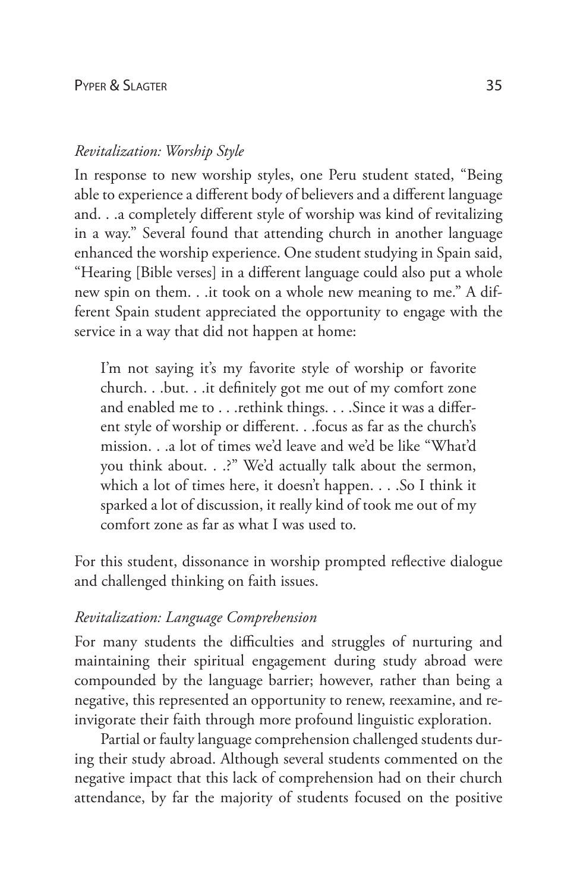*Revitalization: Worship Style*

In response to new worship styles, one Peru student stated, "Being able to experience a different body of believers and a different language and. . .a completely different style of worship was kind of revitalizing in a way." Several found that attending church in another language enhanced the worship experience. One student studying in Spain said, "Hearing [Bible verses] in a different language could also put a whole new spin on them. . .it took on a whole new meaning to me." A different Spain student appreciated the opportunity to engage with the service in a way that did not happen at home:

> I'm not saying it's my favorite style of worship or favorite church. . .but. . .it definitely got me out of my comfort zone and enabled me to . . .rethink things. . . .Since it was a different style of worship or different. . .focus as far as the church's mission. . .a lot of times we'd leave and we'd be like "What'd you think about. . .?" We'd actually talk about the sermon, which a lot of times here, it doesn't happen. . . .So I think it sparked a lot of discussion, it really kind of took me out of my comfort zone as far as what I was used to.

For this student, dissonance in worship prompted reflective dialogue and challenged thinking on faith issues.

*Revitalization: Language Comprehension*

For many students the difficulties and struggles of nurturing and maintaining their spiritual engagement during study abroad were compounded by the language barrier; however, rather than being a negative, this represented an opportunity to renew, reexamine, and reinvigorate their faith through more profound linguistic exploration.

Partial or faulty language comprehension challenged students during their study abroad. Although several students commented on the negative impact that this lack of comprehension had on their church attendance, by far the majority of students focused on the positive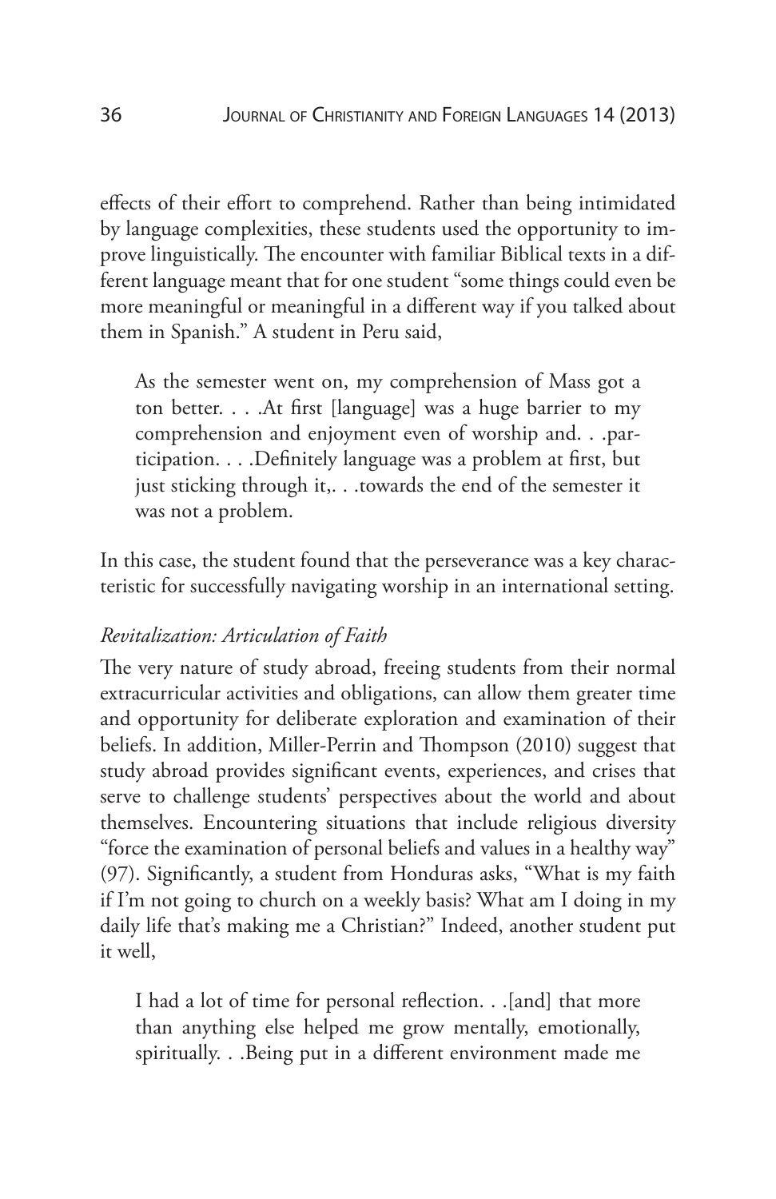effects of their effort to comprehend. Rather than being intimidated by language complexities, these students used the opportunity to improve linguistically. The encounter with familiar Biblical texts in a different language meant that for one student "some things could even be more meaningful or meaningful in a different way if you talked about them in Spanish." A student in Peru said,

> As the semester went on, my comprehension of Mass got a ton better. . . .At first [language] was a huge barrier to my comprehension and enjoyment even of worship and. . .participation. . . .Definitely language was a problem at first, but just sticking through it,. . .towards the end of the semester it was not a problem.

In this case, the student found that the perseverance was a key characteristic for successfully navigating worship in an international setting.

*Revitalization: Articulation of Faith*

The very nature of study abroad, freeing students from their normal extracurricular activities and obligations, can allow them greater time and opportunity for deliberate exploration and examination of their beliefs. In addition, Miller-Perrin and Thompson (2010) suggest that study abroad provides significant events, experiences, and crises that serve to challenge students' perspectives about the world and about themselves. Encountering situations that include religious diversity "force the examination of personal beliefs and values in a healthy way" (97). Significantly, a student from Honduras asks, "What is my faith if I'm not going to church on a weekly basis? What am I doing in my daily life that's making me a Christian?" Indeed, another student put it well,

> I had a lot of time for personal reflection. . .[and] that more than anything else helped me grow mentally, emotionally, spiritually. . .Being put in a different environment made me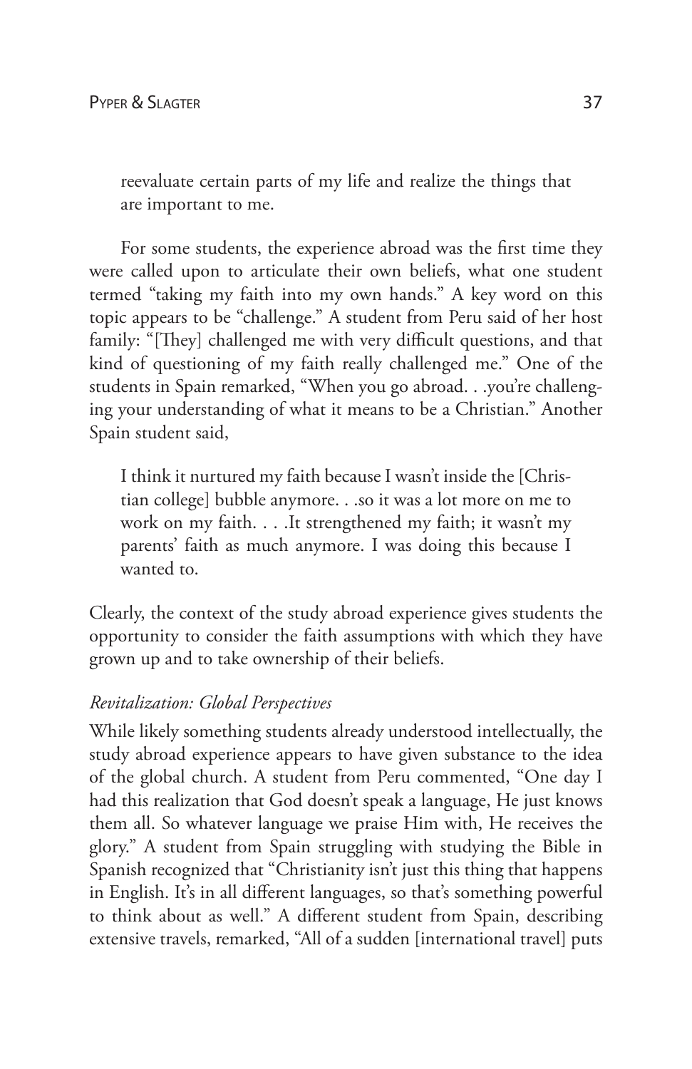> reevaluate certain parts of my life and realize the things that are important to me.

For some students, the experience abroad was the first time they were called upon to articulate their own beliefs, what one student termed "taking my faith into my own hands." A key word on this topic appears to be "challenge." A student from Peru said of her host family: "[They] challenged me with very difficult questions, and that kind of questioning of my faith really challenged me." One of the students in Spain remarked, "When you go abroad. . .you're challenging your understanding of what it means to be a Christian." Another Spain student said,

> I think it nurtured my faith because I wasn't inside the [Christian college] bubble anymore. . .so it was a lot more on me to work on my faith. . . .It strengthened my faith; it wasn't my parents' faith as much anymore. I was doing this because I wanted to.

Clearly, the context of the study abroad experience gives students the opportunity to consider the faith assumptions with which they have grown up and to take ownership of their beliefs.

*Revitalization: Global Perspectives*

While likely something students already understood intellectually, the study abroad experience appears to have given substance to the idea of the global church. A student from Peru commented, "One day I had this realization that God doesn't speak a language, He just knows them all. So whatever language we praise Him with, He receives the glory." A student from Spain struggling with studying the Bible in Spanish recognized that "Christianity isn't just this thing that happens in English. It's in all different languages, so that's something powerful to think about as well." A different student from Spain, describing extensive travels, remarked, "All of a sudden [international travel] puts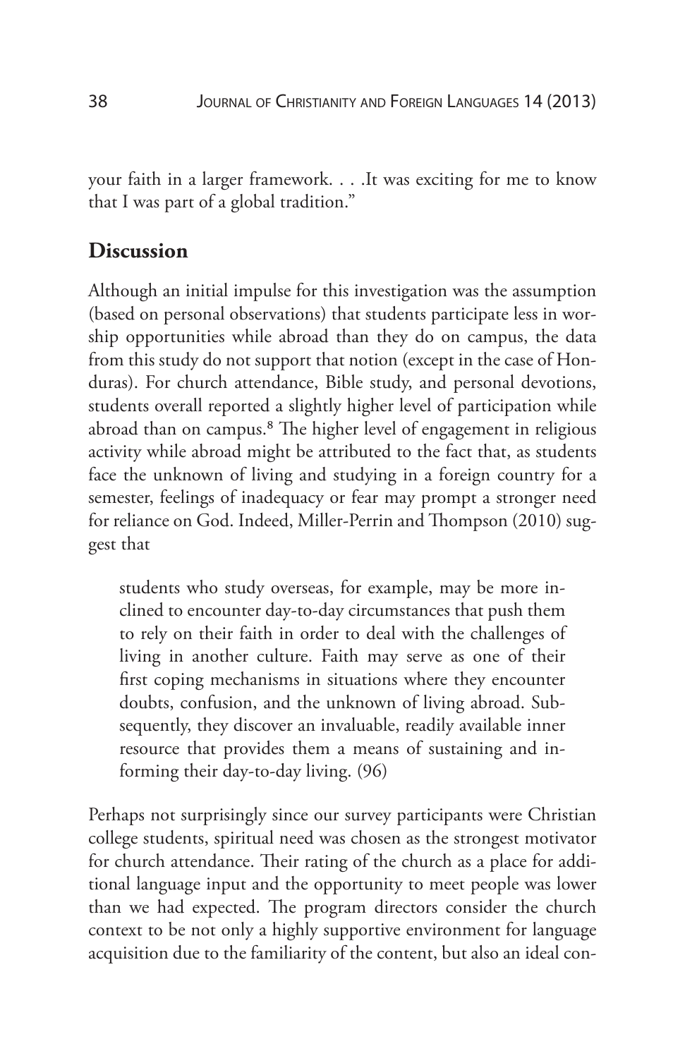your faith in a larger framework. . . .It was exciting for me to know that I was part of a global tradition."

## Discussion

Although an initial impulse for this investigation was the assumption (based on personal observations) that students participate less in worship opportunities while abroad than they do on campus, the data from this study do not support that notion (except in the case of Honduras). For church attendance, Bible study, and personal devotions, students overall reported a slightly higher level of participation while abroad than on campus.[8] The higher level of engagement in religious activity while abroad might be attributed to the fact that, as students face the unknown of living and studying in a foreign country for a semester, feelings of inadequacy or fear may prompt a stronger need for reliance on God. Indeed, Miller-Perrin and Thompson (2010) suggest that

> students who study overseas, for example, may be more inclined to encounter day-to-day circumstances that push them to rely on their faith in order to deal with the challenges of living in another culture. Faith may serve as one of their first coping mechanisms in situations where they encounter doubts, confusion, and the unknown of living abroad. Subsequently, they discover an invaluable, readily available inner resource that provides them a means of sustaining and informing their day-to-day living. (96)

Perhaps not surprisingly since our survey participants were Christian college students, spiritual need was chosen as the strongest motivator for church attendance. Their rating of the church as a place for additional language input and the opportunity to meet people was lower than we had expected. The program directors consider the church context to be not only a highly supportive environment for language acquisition due to the familiarity of the content, but also an ideal con-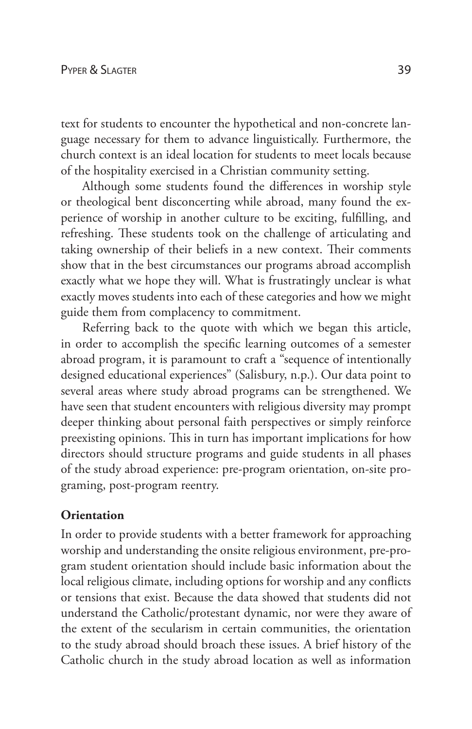text for students to encounter the hypothetical and non-concrete language necessary for them to advance linguistically. Furthermore, the church context is an ideal location for students to meet locals because of the hospitality exercised in a Christian community setting.

Although some students found the differences in worship style or theological bent disconcerting while abroad, many found the experience of worship in another culture to be exciting, fulfilling, and refreshing. These students took on the challenge of articulating and taking ownership of their beliefs in a new context. Their comments show that in the best circumstances our programs abroad accomplish exactly what we hope they will. What is frustratingly unclear is what exactly moves students into each of these categories and how we might guide them from complacency to commitment.

Referring back to the quote with which we began this article, in order to accomplish the specific learning outcomes of a semester abroad program, it is paramount to craft a "sequence of intentionally designed educational experiences" (Salisbury, n.p.). Our data point to several areas where study abroad programs can be strengthened. We have seen that student encounters with religious diversity may prompt deeper thinking about personal faith perspectives or simply reinforce preexisting opinions. This in turn has important implications for how directors should structure programs and guide students in all phases of the study abroad experience: pre-program orientation, on-site programing, post-program reentry.

**Orientation**

In order to provide students with a better framework for approaching worship and understanding the onsite religious environment, pre-program student orientation should include basic information about the local religious climate, including options for worship and any conflicts or tensions that exist. Because the data showed that students did not understand the Catholic/protestant dynamic, nor were they aware of the extent of the secularism in certain communities, the orientation to the study abroad should broach these issues. A brief history of the Catholic church in the study abroad location as well as information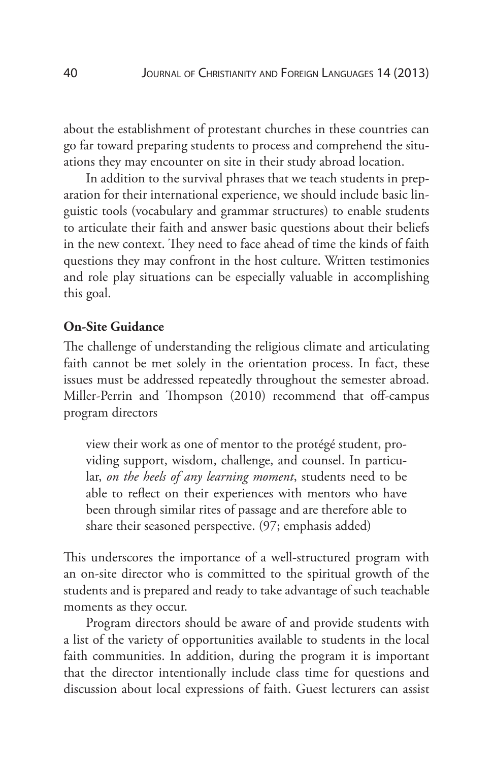about the establishment of protestant churches in these countries can go far toward preparing students to process and comprehend the situations they may encounter on site in their study abroad location.

In addition to the survival phrases that we teach students in preparation for their international experience, we should include basic linguistic tools (vocabulary and grammar structures) to enable students to articulate their faith and answer basic questions about their beliefs in the new context. They need to face ahead of time the kinds of faith questions they may confront in the host culture. Written testimonies and role play situations can be especially valuable in accomplishing this goal.

**On-Site Guidance**

The challenge of understanding the religious climate and articulating faith cannot be met solely in the orientation process. In fact, these issues must be addressed repeatedly throughout the semester abroad. Miller-Perrin and Thompson (2010) recommend that off-campus program directors

> view their work as one of mentor to the protégé student, providing support, wisdom, challenge, and counsel. In particular, *on the heels of any learning moment*, students need to be able to reflect on their experiences with mentors who have been through similar rites of passage and are therefore able to share their seasoned perspective. (97; emphasis added)

This underscores the importance of a well-structured program with an on-site director who is committed to the spiritual growth of the students and is prepared and ready to take advantage of such teachable moments as they occur.

Program directors should be aware of and provide students with a list of the variety of opportunities available to students in the local faith communities. In addition, during the program it is important that the director intentionally include class time for questions and discussion about local expressions of faith. Guest lecturers can assist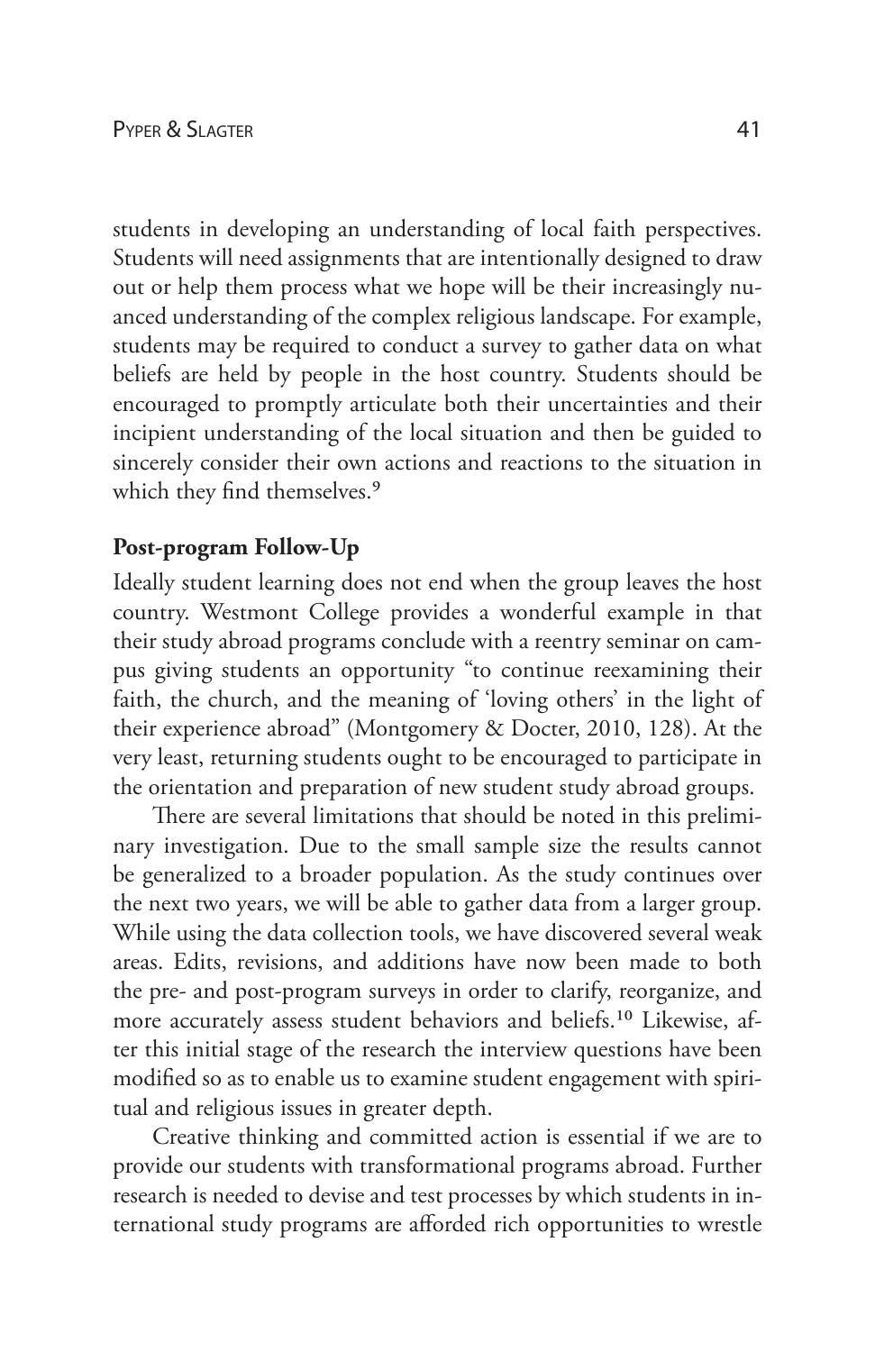students in developing an understanding of local faith perspectives. Students will need assignments that are intentionally designed to draw out or help them process what we hope will be their increasingly nuanced understanding of the complex religious landscape. For example, students may be required to conduct a survey to gather data on what beliefs are held by people in the host country. Students should be encouraged to promptly articulate both their uncertainties and their incipient understanding of the local situation and then be guided to sincerely consider their own actions and reactions to the situation in which they find themselves.[9]

**Post-program Follow-Up**

Ideally student learning does not end when the group leaves the host country. Westmont College provides a wonderful example in that their study abroad programs conclude with a reentry seminar on campus giving students an opportunity "to continue reexamining their faith, the church, and the meaning of 'loving others' in the light of their experience abroad" (Montgomery & Docter, 2010, 128). At the very least, returning students ought to be encouraged to participate in the orientation and preparation of new student study abroad groups.

There are several limitations that should be noted in this preliminary investigation. Due to the small sample size the results cannot be generalized to a broader population. As the study continues over the next two years, we will be able to gather data from a larger group. While using the data collection tools, we have discovered several weak areas. Edits, revisions, and additions have now been made to both the pre- and post-program surveys in order to clarify, reorganize, and more accurately assess student behaviors and beliefs.[10] Likewise, after this initial stage of the research the interview questions have been modified so as to enable us to examine student engagement with spiritual and religious issues in greater depth.

Creative thinking and committed action is essential if we are to provide our students with transformational programs abroad. Further research is needed to devise and test processes by which students in international study programs are afforded rich opportunities to wrestle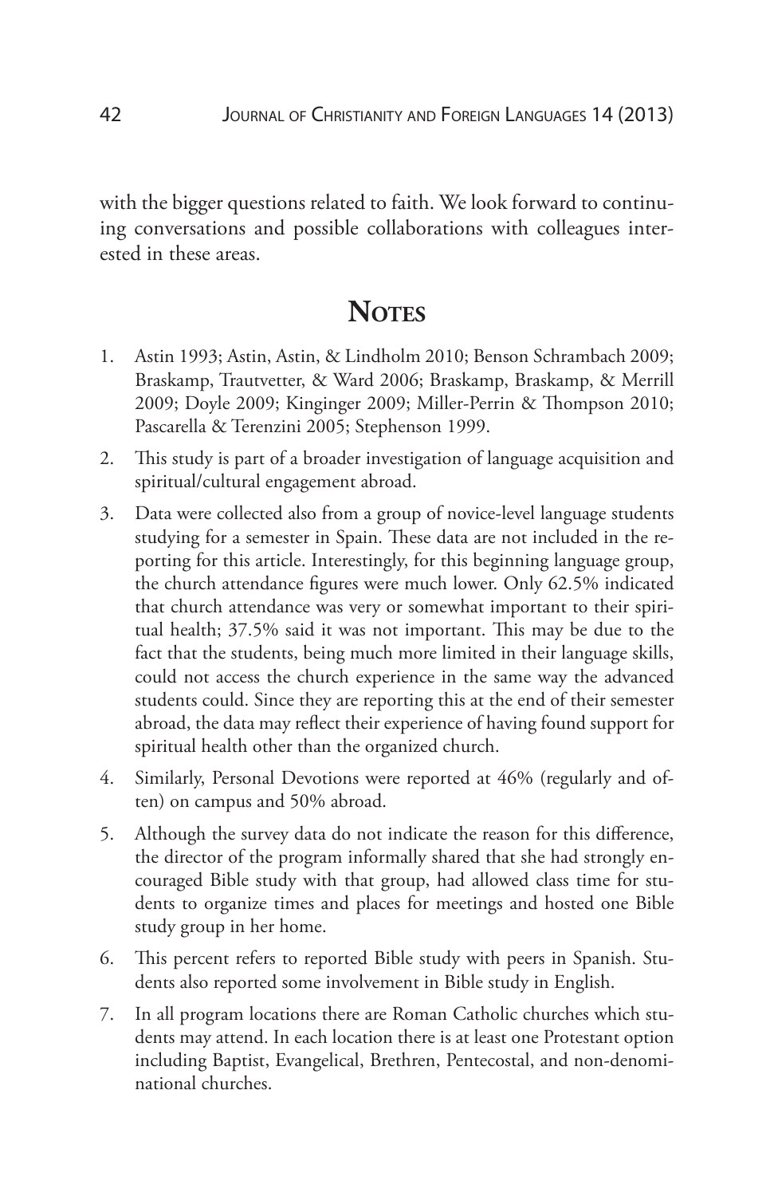with the bigger questions related to faith. We look forward to continuing conversations and possible collaborations with colleagues interested in these areas.

## Notes

1. Astin 1993; Astin, Astin, & Lindholm 2010; Benson Schrambach 2009; Braskamp, Trautvetter, & Ward 2006; Braskamp, Braskamp, & Merrill 2009; Doyle 2009; Kinginger 2009; Miller-Perrin & Thompson 2010; Pascarella & Terenzini 2005; Stephenson 1999.
2. This study is part of a broader investigation of language acquisition and spiritual/cultural engagement abroad.
3. Data were collected also from a group of novice-level language students studying for a semester in Spain. These data are not included in the reporting for this article. Interestingly, for this beginning language group, the church attendance figures were much lower. Only 62.5% indicated that church attendance was very or somewhat important to their spiritual health; 37.5% said it was not important. This may be due to the fact that the students, being much more limited in their language skills, could not access the church experience in the same way the advanced students could. Since they are reporting this at the end of their semester abroad, the data may reflect their experience of having found support for spiritual health other than the organized church.
4. Similarly, Personal Devotions were reported at 46% (regularly and often) on campus and 50% abroad.
5. Although the survey data do not indicate the reason for this difference, the director of the program informally shared that she had strongly encouraged Bible study with that group, had allowed class time for students to organize times and places for meetings and hosted one Bible study group in her home.
6. This percent refers to reported Bible study with peers in Spanish. Students also reported some involvement in Bible study in English.
7. In all program locations there are Roman Catholic churches which students may attend. In each location there is at least one Protestant option including Baptist, Evangelical, Brethren, Pentecostal, and non-denominational churches.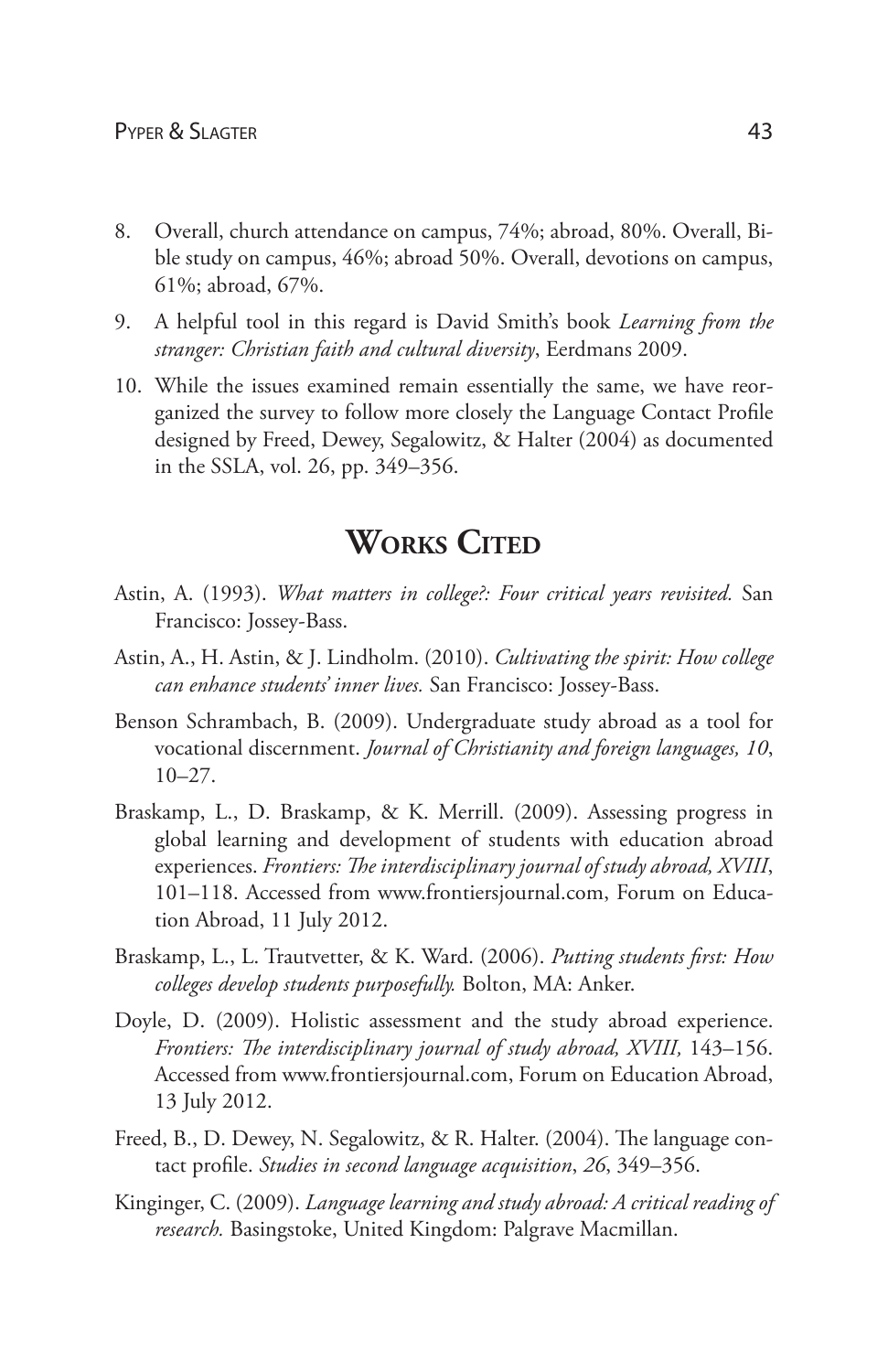8. Overall, church attendance on campus, 74%; abroad, 80%. Overall, Bible study on campus, 46%; abroad 50%. Overall, devotions on campus, 61%; abroad, 67%.

9. A helpful tool in this regard is David Smith's book *Learning from the stranger: Christian faith and cultural diversity*, Eerdmans 2009.

10. While the issues examined remain essentially the same, we have reorganized the survey to follow more closely the Language Contact Profile designed by Freed, Dewey, Segalowitz, & Halter (2004) as documented in the SSLA, vol. 26, pp. 349–356.

## Works Cited

Astin, A. (1993). *What matters in college?: Four critical years revisited.* San Francisco: Jossey-Bass.

Astin, A., H. Astin, & J. Lindholm. (2010). *Cultivating the spirit: How college can enhance students' inner lives.* San Francisco: Jossey-Bass.

Benson Schrambach, B. (2009). Undergraduate study abroad as a tool for vocational discernment. *Journal of Christianity and foreign languages, 10*, 10–27.

Braskamp, L., D. Braskamp, & K. Merrill. (2009). Assessing progress in global learning and development of students with education abroad experiences. *Frontiers: The interdisciplinary journal of study abroad, XVIII*, 101–118. Accessed from www.frontiersjournal.com, Forum on Education Abroad, 11 July 2012.

Braskamp, L., L. Trautvetter, & K. Ward. (2006). *Putting students first: How colleges develop students purposefully.* Bolton, MA: Anker.

Doyle, D. (2009). Holistic assessment and the study abroad experience. *Frontiers: The interdisciplinary journal of study abroad, XVIII,* 143–156. Accessed from www.frontiersjournal.com, Forum on Education Abroad, 13 July 2012.

Freed, B., D. Dewey, N. Segalowitz, & R. Halter. (2004). The language contact profile. *Studies in second language acquisition*, *26*, 349–356.

Kinginger, C. (2009). *Language learning and study abroad: A critical reading of research.* Basingstoke, United Kingdom: Palgrave Macmillan.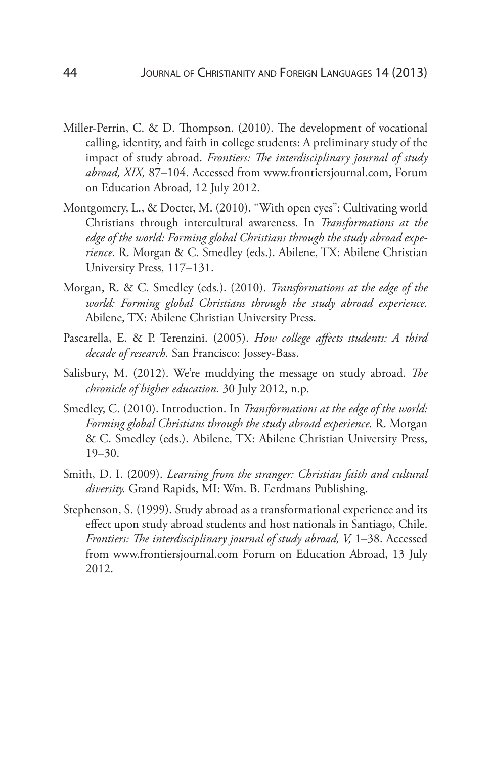Miller-Perrin, C. & D. Thompson. (2010). The development of vocational calling, identity, and faith in college students: A preliminary study of the impact of study abroad. *Frontiers: The interdisciplinary journal of study abroad, XIX,* 87–104. Accessed from www.frontiersjournal.com, Forum on Education Abroad, 12 July 2012.

Montgomery, L., & Docter, M. (2010). "With open eyes": Cultivating world Christians through intercultural awareness. In *Transformations at the edge of the world: Forming global Christians through the study abroad experience.* R. Morgan & C. Smedley (eds.). Abilene, TX: Abilene Christian University Press, 117–131.

Morgan, R. & C. Smedley (eds.). (2010). *Transformations at the edge of the world: Forming global Christians through the study abroad experience.* Abilene, TX: Abilene Christian University Press.

Pascarella, E. & P. Terenzini. (2005). *How college affects students: A third decade of research.* San Francisco: Jossey-Bass.

Salisbury, M. (2012). We're muddying the message on study abroad. *The chronicle of higher education.* 30 July 2012, n.p.

Smedley, C. (2010). Introduction. In *Transformations at the edge of the world: Forming global Christians through the study abroad experience.* R. Morgan & C. Smedley (eds.). Abilene, TX: Abilene Christian University Press, 19–30.

Smith, D. I. (2009). *Learning from the stranger: Christian faith and cultural diversity.* Grand Rapids, MI: Wm. B. Eerdmans Publishing.

Stephenson, S. (1999). Study abroad as a transformational experience and its effect upon study abroad students and host nationals in Santiago, Chile. *Frontiers: The interdisciplinary journal of study abroad, V,* 1–38. Accessed from www.frontiersjournal.com Forum on Education Abroad, 13 July 2012.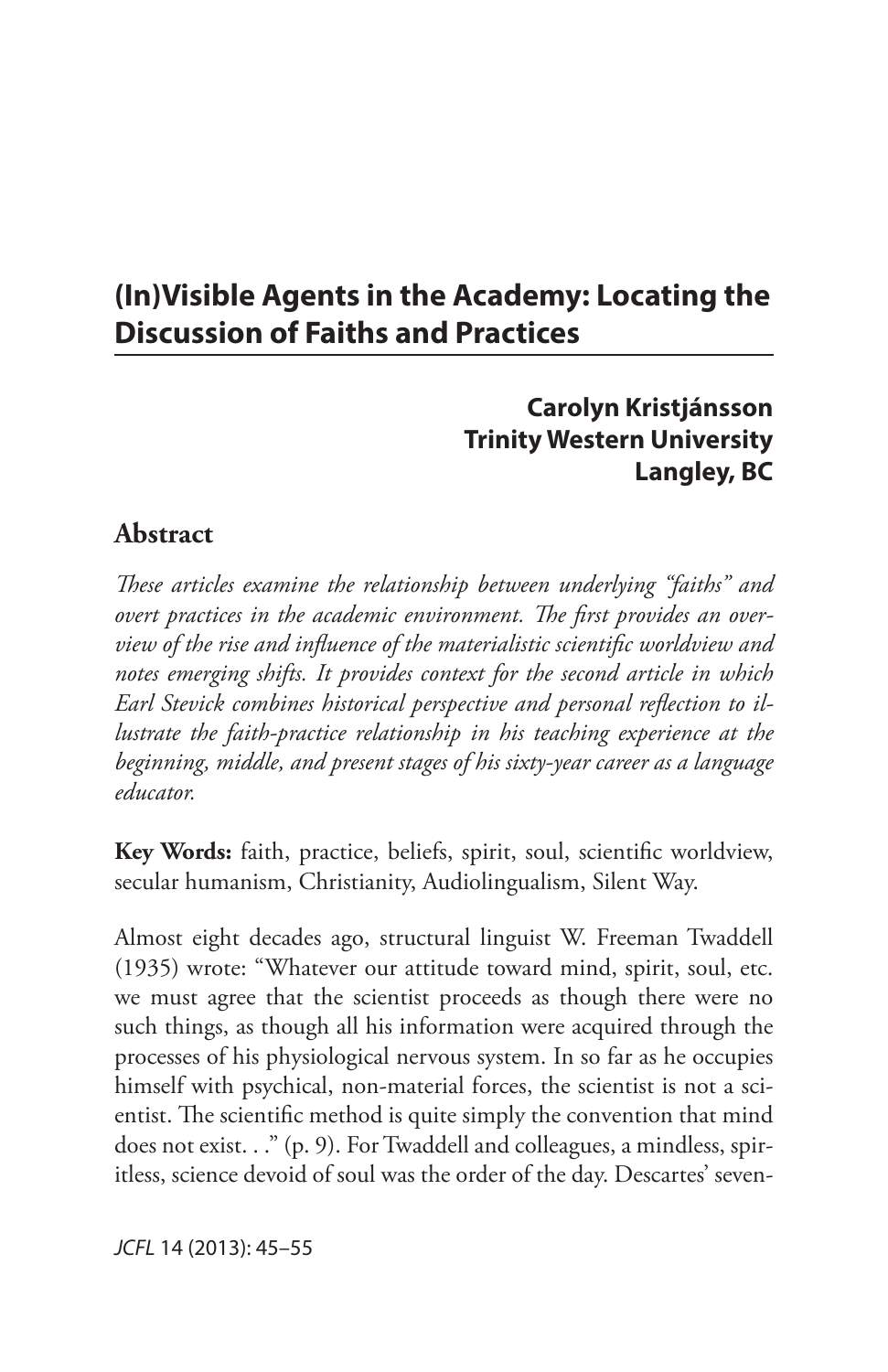# (In)Visible Agents in the Academy: Locating the Discussion of Faiths and Practices

**Carolyn Kristjánsson**
**Trinity Western University**
**Langley, BC**

## Abstract

*These articles examine the relationship between underlying "faiths" and overt practices in the academic environment. The first provides an overview of the rise and influence of the materialistic scientific worldview and notes emerging shifts. It provides context for the second article in which Earl Stevick combines historical perspective and personal reflection to illustrate the faith-practice relationship in his teaching experience at the beginning, middle, and present stages of his sixty-year career as a language educator.*

**Key Words:** faith, practice, beliefs, spirit, soul, scientific worldview, secular humanism, Christianity, Audiolingualism, Silent Way.

Almost eight decades ago, structural linguist W. Freeman Twaddell (1935) wrote: "Whatever our attitude toward mind, spirit, soul, etc. we must agree that the scientist proceeds as though there were no such things, as though all his information were acquired through the processes of his physiological nervous system. In so far as he occupies himself with psychical, non-material forces, the scientist is not a scientist. The scientific method is quite simply the convention that mind does not exist. . ." (p. 9). For Twaddell and colleagues, a mindless, spiritless, science devoid of soul was the order of the day. Descartes' seven-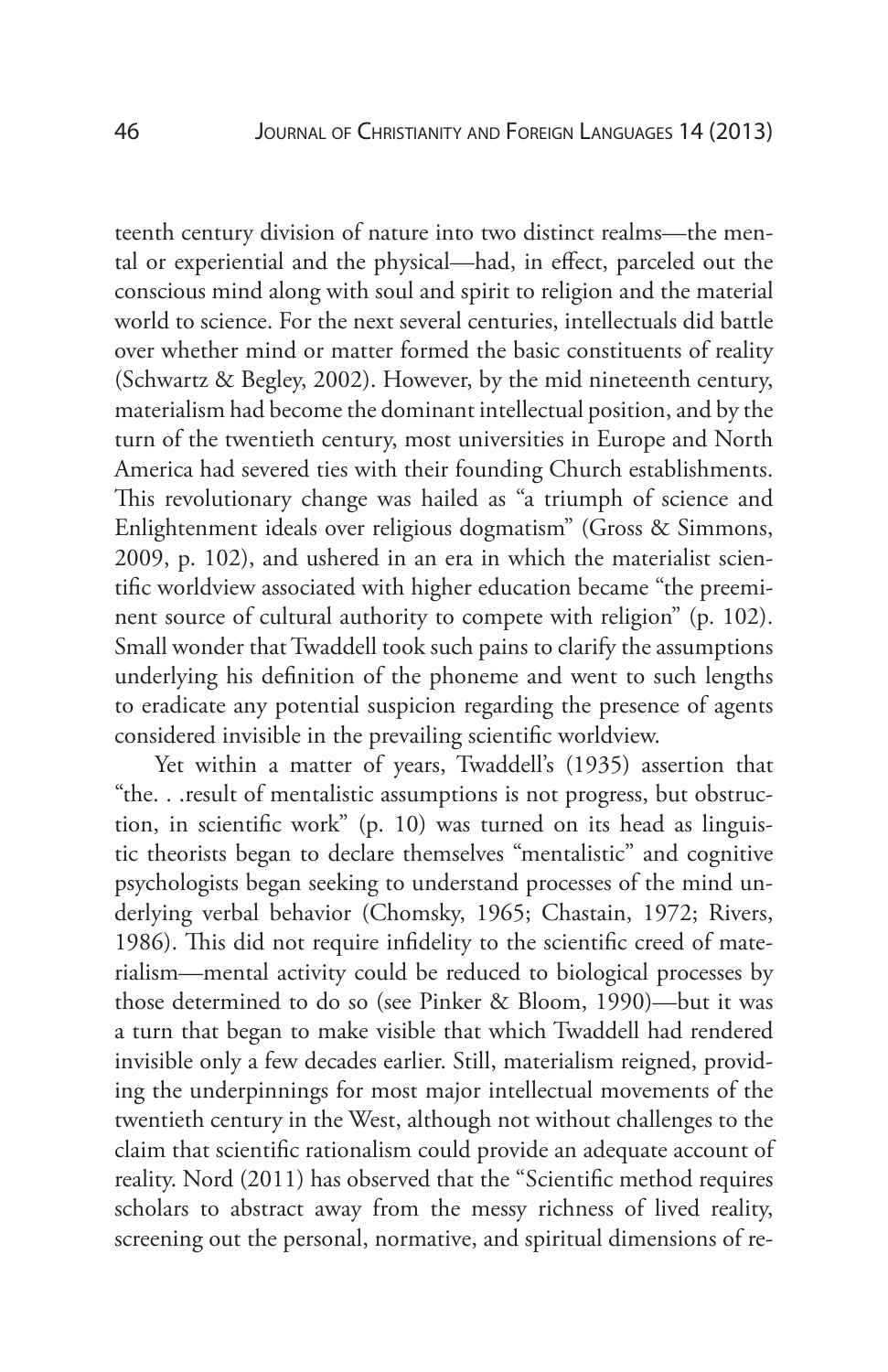teenth century division of nature into two distinct realms—the mental or experiential and the physical—had, in effect, parceled out the conscious mind along with soul and spirit to religion and the material world to science. For the next several centuries, intellectuals did battle over whether mind or matter formed the basic constituents of reality (Schwartz & Begley, 2002). However, by the mid nineteenth century, materialism had become the dominant intellectual position, and by the turn of the twentieth century, most universities in Europe and North America had severed ties with their founding Church establishments. This revolutionary change was hailed as "a triumph of science and Enlightenment ideals over religious dogmatism" (Gross & Simmons, 2009, p. 102), and ushered in an era in which the materialist scientific worldview associated with higher education became "the preeminent source of cultural authority to compete with religion" (p. 102). Small wonder that Twaddell took such pains to clarify the assumptions underlying his definition of the phoneme and went to such lengths to eradicate any potential suspicion regarding the presence of agents considered invisible in the prevailing scientific worldview.

Yet within a matter of years, Twaddell's (1935) assertion that "the. . .result of mentalistic assumptions is not progress, but obstruction, in scientific work" (p. 10) was turned on its head as linguistic theorists began to declare themselves "mentalistic" and cognitive psychologists began seeking to understand processes of the mind underlying verbal behavior (Chomsky, 1965; Chastain, 1972; Rivers, 1986). This did not require infidelity to the scientific creed of materialism—mental activity could be reduced to biological processes by those determined to do so (see Pinker & Bloom, 1990)—but it was a turn that began to make visible that which Twaddell had rendered invisible only a few decades earlier. Still, materialism reigned, providing the underpinnings for most major intellectual movements of the twentieth century in the West, although not without challenges to the claim that scientific rationalism could provide an adequate account of reality. Nord (2011) has observed that the "Scientific method requires scholars to abstract away from the messy richness of lived reality, screening out the personal, normative, and spiritual dimensions of re-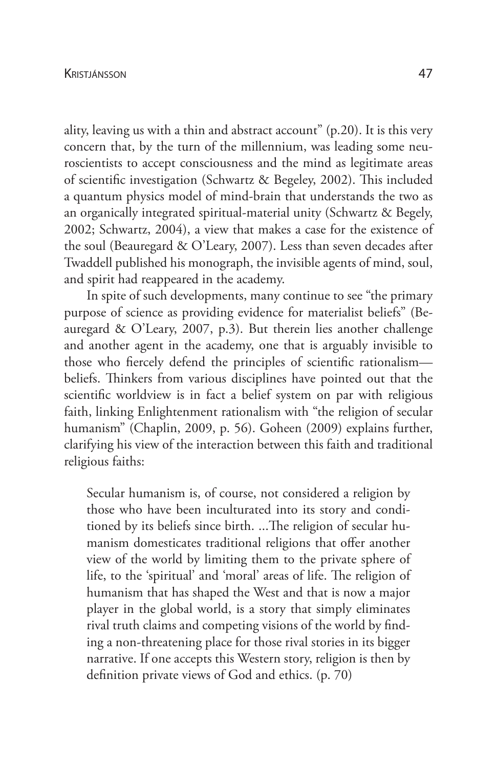ality, leaving us with a thin and abstract account" (p.20). It is this very concern that, by the turn of the millennium, was leading some neuroscientists to accept consciousness and the mind as legitimate areas of scientific investigation (Schwartz & Begeley, 2002). This included a quantum physics model of mind-brain that understands the two as an organically integrated spiritual-material unity (Schwartz & Begely, 2002; Schwartz, 2004), a view that makes a case for the existence of the soul (Beauregard & O'Leary, 2007). Less than seven decades after Twaddell published his monograph, the invisible agents of mind, soul, and spirit had reappeared in the academy.

In spite of such developments, many continue to see "the primary purpose of science as providing evidence for materialist beliefs" (Beauregard & O'Leary, 2007, p.3). But therein lies another challenge and another agent in the academy, one that is arguably invisible to those who fiercely defend the principles of scientific rationalism—beliefs. Thinkers from various disciplines have pointed out that the scientific worldview is in fact a belief system on par with religious faith, linking Enlightenment rationalism with "the religion of secular humanism" (Chaplin, 2009, p. 56). Goheen (2009) explains further, clarifying his view of the interaction between this faith and traditional religious faiths:

> Secular humanism is, of course, not considered a religion by those who have been inculturated into its story and conditioned by its beliefs since birth. ...The religion of secular humanism domesticates traditional religions that offer another view of the world by limiting them to the private sphere of life, to the 'spiritual' and 'moral' areas of life. The religion of humanism that has shaped the West and that is now a major player in the global world, is a story that simply eliminates rival truth claims and competing visions of the world by finding a non-threatening place for those rival stories in its bigger narrative. If one accepts this Western story, religion is then by definition private views of God and ethics. (p. 70)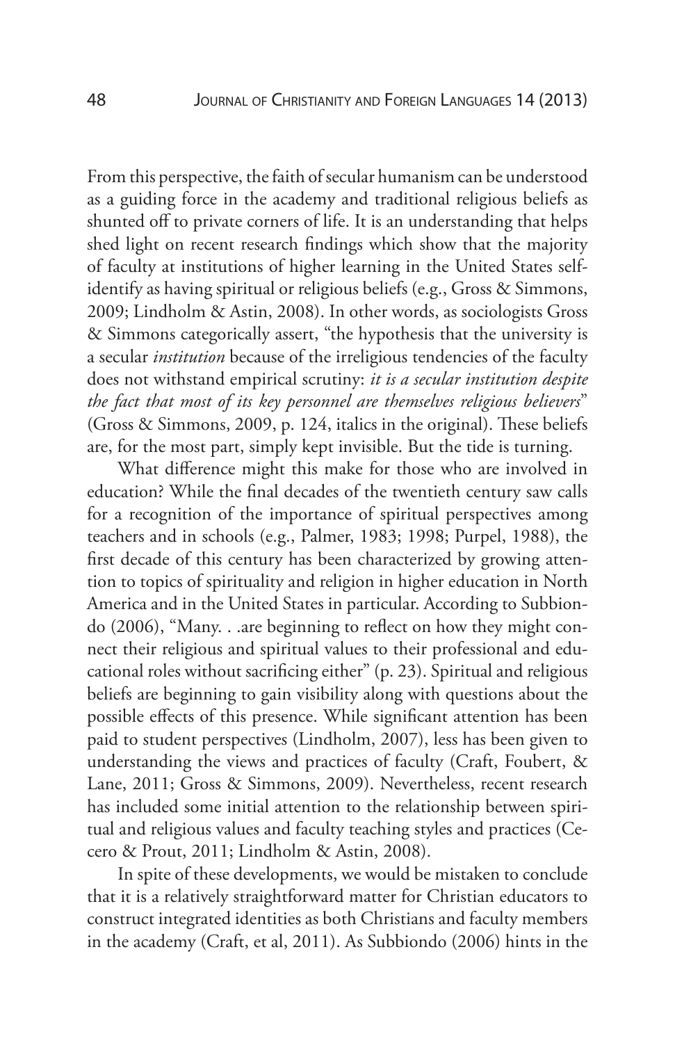From this perspective, the faith of secular humanism can be understood as a guiding force in the academy and traditional religious beliefs as shunted off to private corners of life. It is an understanding that helps shed light on recent research findings which show that the majority of faculty at institutions of higher learning in the United States self-identify as having spiritual or religious beliefs (e.g., Gross & Simmons, 2009; Lindholm & Astin, 2008). In other words, as sociologists Gross & Simmons categorically assert, "the hypothesis that the university is a secular *institution* because of the irreligious tendencies of the faculty does not withstand empirical scrutiny: *it is a secular institution despite the fact that most of its key personnel are themselves religious believers*" (Gross & Simmons, 2009, p. 124, italics in the original). These beliefs are, for the most part, simply kept invisible. But the tide is turning.

What difference might this make for those who are involved in education? While the final decades of the twentieth century saw calls for a recognition of the importance of spiritual perspectives among teachers and in schools (e.g., Palmer, 1983; 1998; Purpel, 1988), the first decade of this century has been characterized by growing attention to topics of spirituality and religion in higher education in North America and in the United States in particular. According to Subbiondo (2006), "Many. . .are beginning to reflect on how they might connect their religious and spiritual values to their professional and educational roles without sacrificing either" (p. 23). Spiritual and religious beliefs are beginning to gain visibility along with questions about the possible effects of this presence. While significant attention has been paid to student perspectives (Lindholm, 2007), less has been given to understanding the views and practices of faculty (Craft, Foubert, & Lane, 2011; Gross & Simmons, 2009). Nevertheless, recent research has included some initial attention to the relationship between spiritual and religious values and faculty teaching styles and practices (Cecero & Prout, 2011; Lindholm & Astin, 2008).

In spite of these developments, we would be mistaken to conclude that it is a relatively straightforward matter for Christian educators to construct integrated identities as both Christians and faculty members in the academy (Craft, et al, 2011). As Subbiondo (2006) hints in the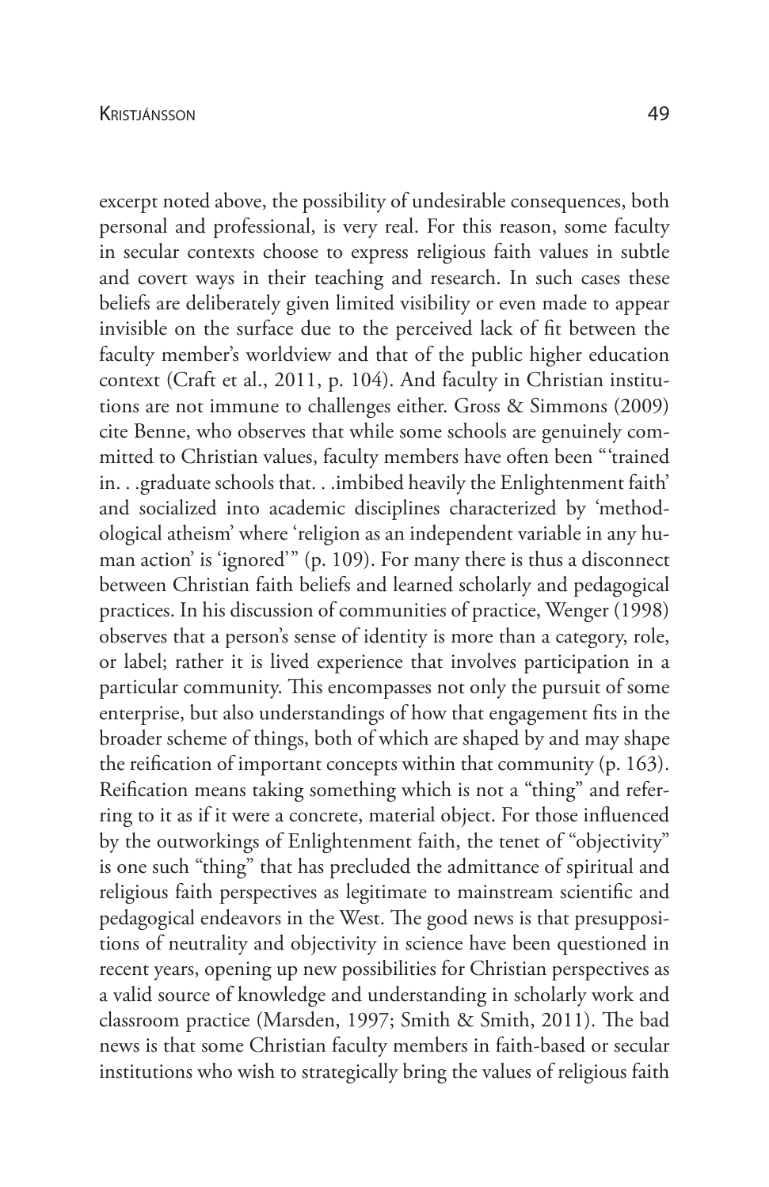excerpt noted above, the possibility of undesirable consequences, both personal and professional, is very real. For this reason, some faculty in secular contexts choose to express religious faith values in subtle and covert ways in their teaching and research. In such cases these beliefs are deliberately given limited visibility or even made to appear invisible on the surface due to the perceived lack of fit between the faculty member's worldview and that of the public higher education context (Craft et al., 2011, p. 104). And faculty in Christian institutions are not immune to challenges either. Gross & Simmons (2009) cite Benne, who observes that while some schools are genuinely committed to Christian values, faculty members have often been "'trained in. . .graduate schools that. . .imbibed heavily the Enlightenment faith' and socialized into academic disciplines characterized by 'methodological atheism' where 'religion as an independent variable in any human action' is 'ignored'" (p. 109). For many there is thus a disconnect between Christian faith beliefs and learned scholarly and pedagogical practices. In his discussion of communities of practice, Wenger (1998) observes that a person's sense of identity is more than a category, role, or label; rather it is lived experience that involves participation in a particular community. This encompasses not only the pursuit of some enterprise, but also understandings of how that engagement fits in the broader scheme of things, both of which are shaped by and may shape the reification of important concepts within that community (p. 163). Reification means taking something which is not a "thing" and referring to it as if it were a concrete, material object. For those influenced by the outworkings of Enlightenment faith, the tenet of "objectivity" is one such "thing" that has precluded the admittance of spiritual and religious faith perspectives as legitimate to mainstream scientific and pedagogical endeavors in the West. The good news is that presuppositions of neutrality and objectivity in science have been questioned in recent years, opening up new possibilities for Christian perspectives as a valid source of knowledge and understanding in scholarly work and classroom practice (Marsden, 1997; Smith & Smith, 2011). The bad news is that some Christian faculty members in faith-based or secular institutions who wish to strategically bring the values of religious faith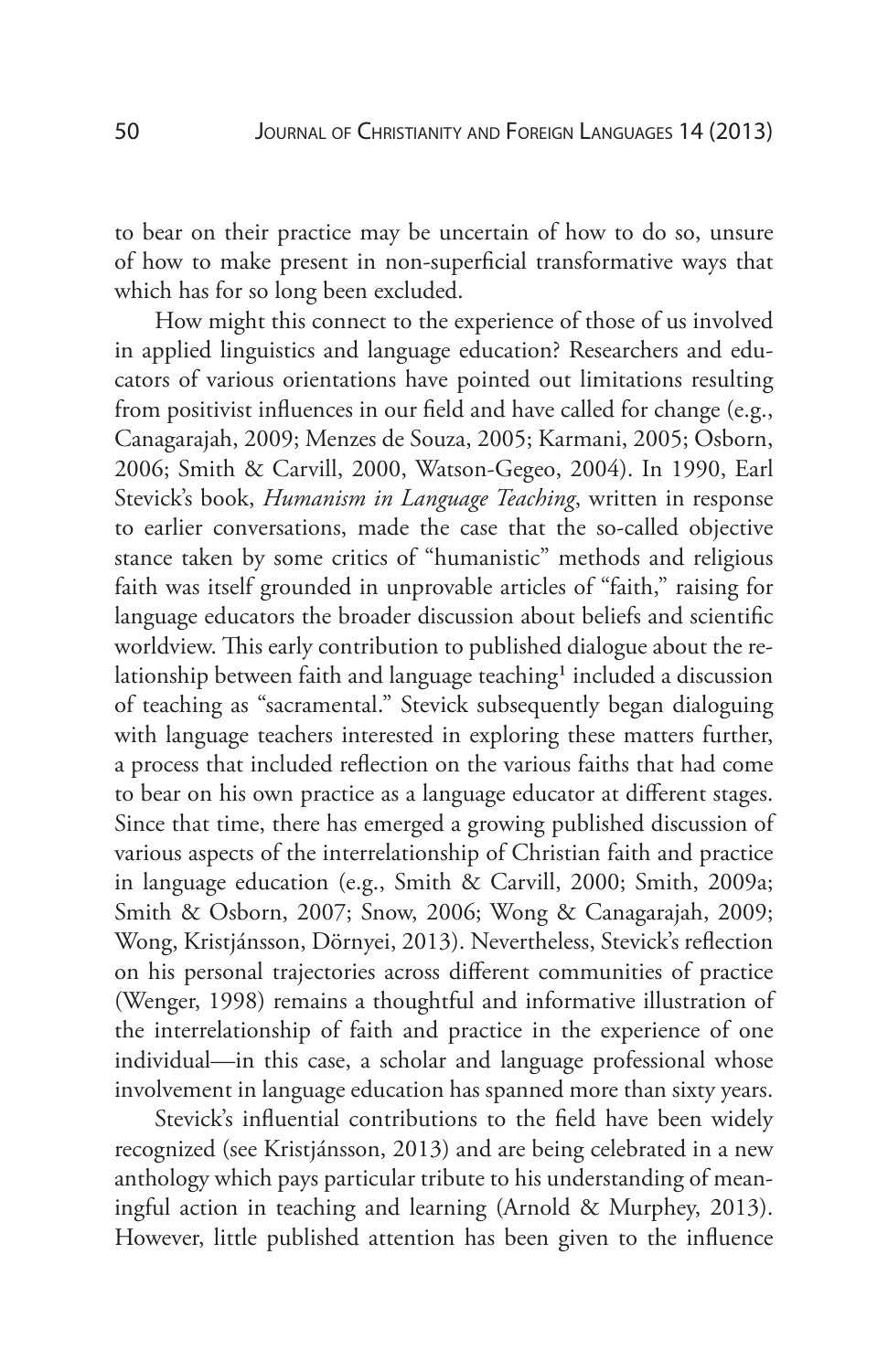to bear on their practice may be uncertain of how to do so, unsure of how to make present in non-superficial transformative ways that which has for so long been excluded.

How might this connect to the experience of those of us involved in applied linguistics and language education? Researchers and educators of various orientations have pointed out limitations resulting from positivist influences in our field and have called for change (e.g., Canagarajah, 2009; Menzes de Souza, 2005; Karmani, 2005; Osborn, 2006; Smith & Carvill, 2000, Watson-Gegeo, 2004). In 1990, Earl Stevick's book, *Humanism in Language Teaching*, written in response to earlier conversations, made the case that the so-called objective stance taken by some critics of "humanistic" methods and religious faith was itself grounded in unprovable articles of "faith," raising for language educators the broader discussion about beliefs and scientific worldview. This early contribution to published dialogue about the relationship between faith and language teaching[1] included a discussion of teaching as "sacramental." Stevick subsequently began dialoguing with language teachers interested in exploring these matters further, a process that included reflection on the various faiths that had come to bear on his own practice as a language educator at different stages. Since that time, there has emerged a growing published discussion of various aspects of the interrelationship of Christian faith and practice in language education (e.g., Smith & Carvill, 2000; Smith, 2009a; Smith & Osborn, 2007; Snow, 2006; Wong & Canagarajah, 2009; Wong, Kristjánsson, Dörnyei, 2013). Nevertheless, Stevick's reflection on his personal trajectories across different communities of practice (Wenger, 1998) remains a thoughtful and informative illustration of the interrelationship of faith and practice in the experience of one individual—in this case, a scholar and language professional whose involvement in language education has spanned more than sixty years.

Stevick's influential contributions to the field have been widely recognized (see Kristjánsson, 2013) and are being celebrated in a new anthology which pays particular tribute to his understanding of meaningful action in teaching and learning (Arnold & Murphey, 2013). However, little published attention has been given to the influence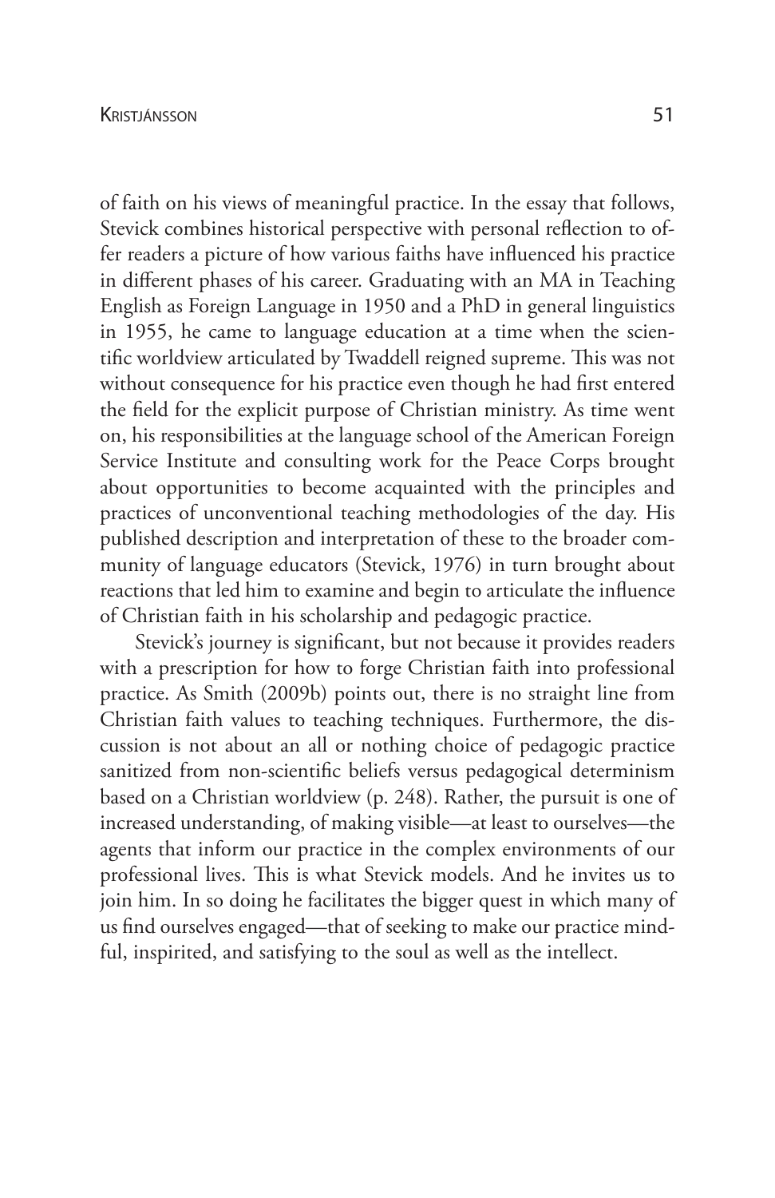of faith on his views of meaningful practice. In the essay that follows, Stevick combines historical perspective with personal reflection to offer readers a picture of how various faiths have influenced his practice in different phases of his career. Graduating with an MA in Teaching English as Foreign Language in 1950 and a PhD in general linguistics in 1955, he came to language education at a time when the scientific worldview articulated by Twaddell reigned supreme. This was not without consequence for his practice even though he had first entered the field for the explicit purpose of Christian ministry. As time went on, his responsibilities at the language school of the American Foreign Service Institute and consulting work for the Peace Corps brought about opportunities to become acquainted with the principles and practices of unconventional teaching methodologies of the day. His published description and interpretation of these to the broader community of language educators (Stevick, 1976) in turn brought about reactions that led him to examine and begin to articulate the influence of Christian faith in his scholarship and pedagogic practice.

Stevick's journey is significant, but not because it provides readers with a prescription for how to forge Christian faith into professional practice. As Smith (2009b) points out, there is no straight line from Christian faith values to teaching techniques. Furthermore, the discussion is not about an all or nothing choice of pedagogic practice sanitized from non-scientific beliefs versus pedagogical determinism based on a Christian worldview (p. 248). Rather, the pursuit is one of increased understanding, of making visible—at least to ourselves—the agents that inform our practice in the complex environments of our professional lives. This is what Stevick models. And he invites us to join him. In so doing he facilitates the bigger quest in which many of us find ourselves engaged—that of seeking to make our practice mindful, inspirited, and satisfying to the soul as well as the intellect.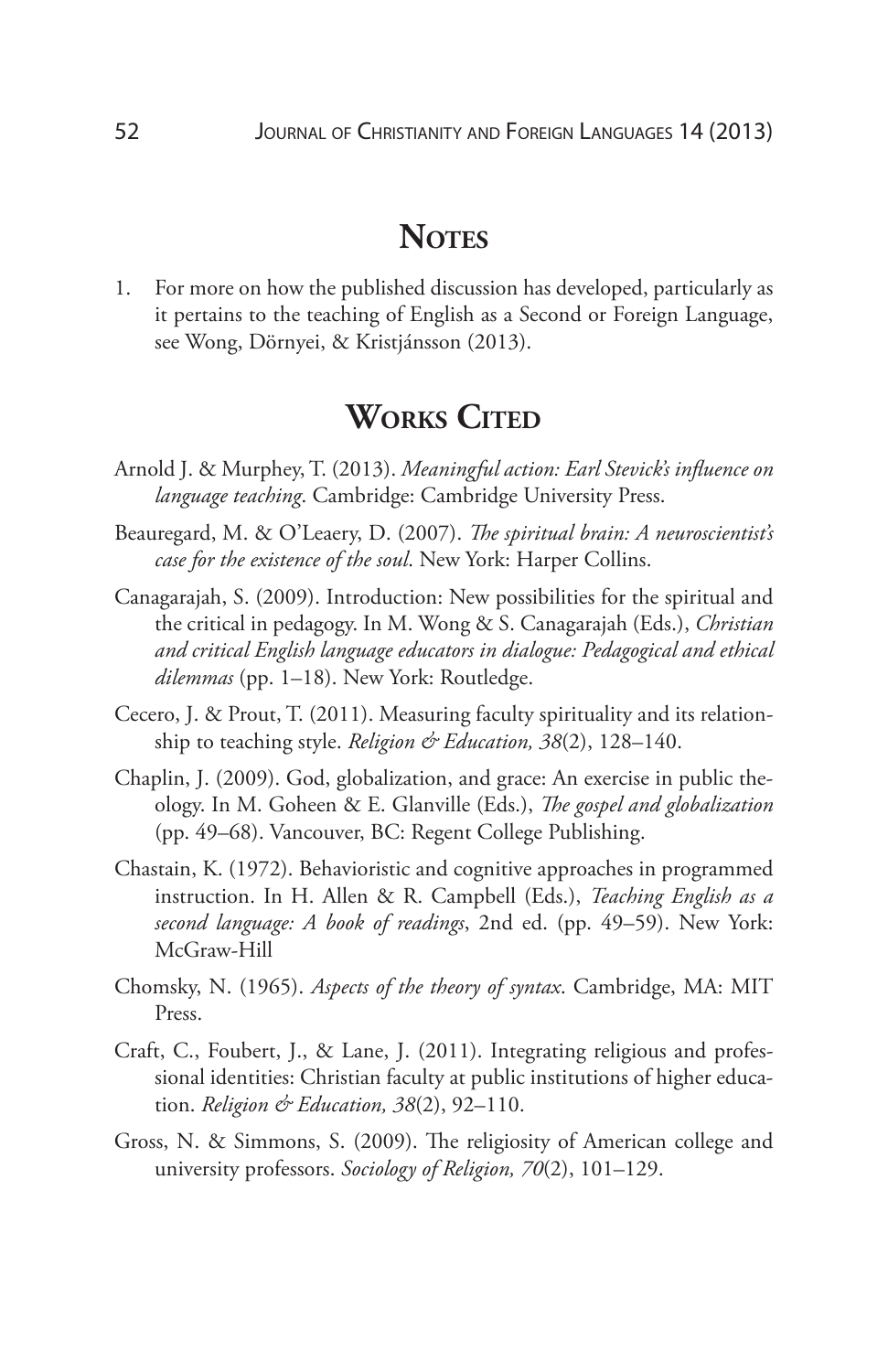## Notes

1. For more on how the published discussion has developed, particularly as it pertains to the teaching of English as a Second or Foreign Language, see Wong, Dörnyei, & Kristjánsson (2013).

## Works Cited

Arnold J. & Murphey, T. (2013). *Meaningful action: Earl Stevick's influence on language teaching*. Cambridge: Cambridge University Press.

Beauregard, M. & O'Leaery, D. (2007). *The spiritual brain: A neuroscientist's case for the existence of the soul*. New York: Harper Collins.

Canagarajah, S. (2009). Introduction: New possibilities for the spiritual and the critical in pedagogy. In M. Wong & S. Canagarajah (Eds.), *Christian and critical English language educators in dialogue: Pedagogical and ethical dilemmas* (pp. 1–18). New York: Routledge.

Cecero, J. & Prout, T. (2011). Measuring faculty spirituality and its relationship to teaching style. *Religion & Education, 38*(2), 128–140.

Chaplin, J. (2009). God, globalization, and grace: An exercise in public theology. In M. Goheen & E. Glanville (Eds.), *The gospel and globalization* (pp. 49–68). Vancouver, BC: Regent College Publishing.

Chastain, K. (1972). Behavioristic and cognitive approaches in programmed instruction. In H. Allen & R. Campbell (Eds.), *Teaching English as a second language: A book of readings*, 2nd ed. (pp. 49–59). New York: McGraw-Hill

Chomsky, N. (1965). *Aspects of the theory of syntax*. Cambridge, MA: MIT Press.

Craft, C., Foubert, J., & Lane, J. (2011). Integrating religious and professional identities: Christian faculty at public institutions of higher education. *Religion & Education, 38*(2), 92–110.

Gross, N. & Simmons, S. (2009). The religiosity of American college and university professors. *Sociology of Religion, 70*(2), 101–129.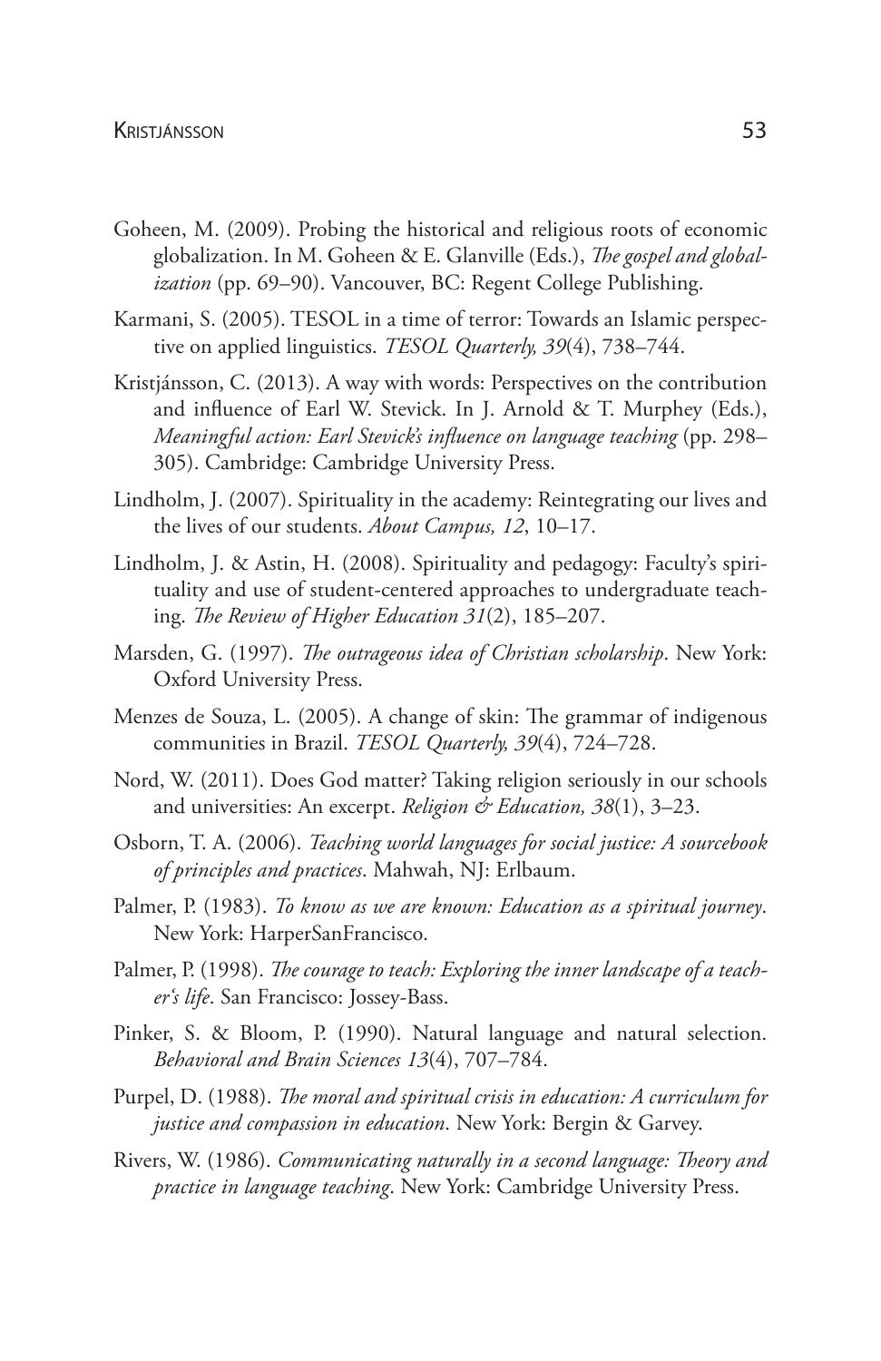Goheen, M. (2009). Probing the historical and religious roots of economic globalization. In M. Goheen & E. Glanville (Eds.), *The gospel and globalization* (pp. 69–90). Vancouver, BC: Regent College Publishing.

Karmani, S. (2005). TESOL in a time of terror: Towards an Islamic perspective on applied linguistics. *TESOL Quarterly, 39*(4), 738–744.

Kristjánsson, C. (2013). A way with words: Perspectives on the contribution and influence of Earl W. Stevick. In J. Arnold & T. Murphey (Eds.), *Meaningful action: Earl Stevick's influence on language teaching* (pp. 298–305). Cambridge: Cambridge University Press.

Lindholm, J. (2007). Spirituality in the academy: Reintegrating our lives and the lives of our students. *About Campus, 12*, 10–17.

Lindholm, J. & Astin, H. (2008). Spirituality and pedagogy: Faculty's spirituality and use of student-centered approaches to undergraduate teaching. *The Review of Higher Education 31*(2), 185–207.

Marsden, G. (1997). *The outrageous idea of Christian scholarship*. New York: Oxford University Press.

Menzes de Souza, L. (2005). A change of skin: The grammar of indigenous communities in Brazil. *TESOL Quarterly, 39*(4), 724–728.

Nord, W. (2011). Does God matter? Taking religion seriously in our schools and universities: An excerpt. *Religion & Education, 38*(1), 3–23.

Osborn, T. A. (2006). *Teaching world languages for social justice: A sourcebook of principles and practices*. Mahwah, NJ: Erlbaum.

Palmer, P. (1983). *To know as we are known: Education as a spiritual journey*. New York: HarperSanFrancisco.

Palmer, P. (1998). *The courage to teach: Exploring the inner landscape of a teacher's life*. San Francisco: Jossey-Bass.

Pinker, S. & Bloom, P. (1990). Natural language and natural selection. *Behavioral and Brain Sciences 13*(4), 707–784.

Purpel, D. (1988). *The moral and spiritual crisis in education: A curriculum for justice and compassion in education*. New York: Bergin & Garvey.

Rivers, W. (1986). *Communicating naturally in a second language: Theory and practice in language teaching*. New York: Cambridge University Press.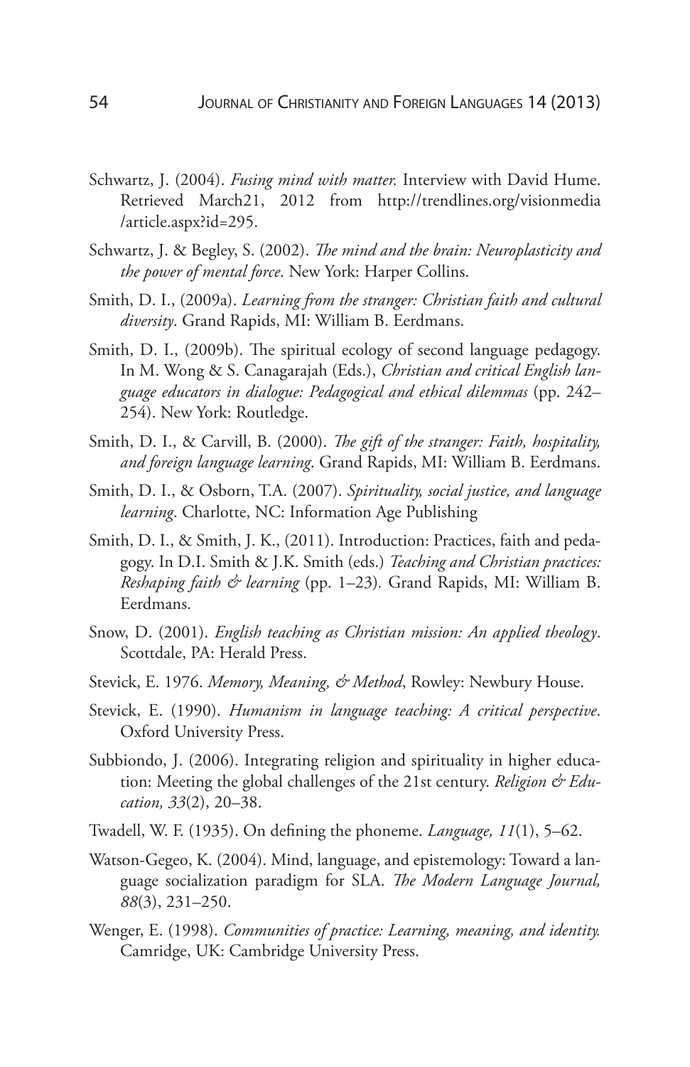Schwartz, J. (2004). *Fusing mind with matter.* Interview with David Hume. Retrieved March21, 2012 from http://trendlines.org/visionmedia/article.aspx?id=295.

Schwartz, J. & Begley, S. (2002). *The mind and the brain: Neuroplasticity and the power of mental force*. New York: Harper Collins.

Smith, D. I., (2009a). *Learning from the stranger: Christian faith and cultural diversity*. Grand Rapids, MI: William B. Eerdmans.

Smith, D. I., (2009b). The spiritual ecology of second language pedagogy. In M. Wong & S. Canagarajah (Eds.), *Christian and critical English language educators in dialogue: Pedagogical and ethical dilemmas* (pp. 242–254). New York: Routledge.

Smith, D. I., & Carvill, B. (2000). *The gift of the stranger: Faith, hospitality, and foreign language learning*. Grand Rapids, MI: William B. Eerdmans.

Smith, D. I., & Osborn, T.A. (2007). *Spirituality, social justice, and language learning*. Charlotte, NC: Information Age Publishing

Smith, D. I., & Smith, J. K., (2011). Introduction: Practices, faith and pedagogy. In D.I. Smith & J.K. Smith (eds.) *Teaching and Christian practices: Reshaping faith & learning* (pp. 1–23). Grand Rapids, MI: William B. Eerdmans.

Snow, D. (2001). *English teaching as Christian mission: An applied theology*. Scottdale, PA: Herald Press.

Stevick, E. 1976. *Memory, Meaning, & Method*, Rowley: Newbury House.

Stevick, E. (1990). *Humanism in language teaching: A critical perspective*. Oxford University Press.

Subbiondo, J. (2006). Integrating religion and spirituality in higher education: Meeting the global challenges of the 21st century. *Religion & Education, 33*(2), 20–38.

Twadell, W. F. (1935). On defining the phoneme. *Language, 11*(1), 5–62.

Watson-Gegeo, K. (2004). Mind, language, and epistemology: Toward a language socialization paradigm for SLA. *The Modern Language Journal, 88*(3), 231–250.

Wenger, E. (1998). *Communities of practice: Learning, meaning, and identity.* Camridge, UK: Cambridge University Press.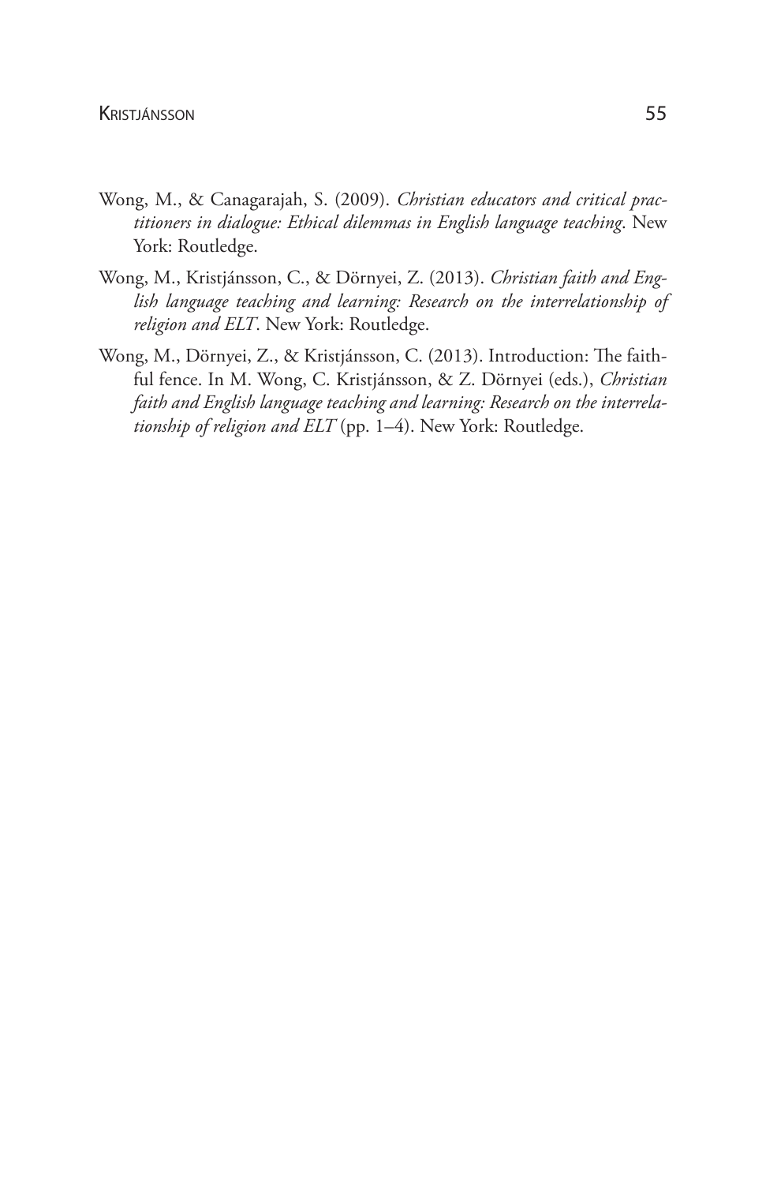Wong, M., & Canagarajah, S. (2009). *Christian educators and critical practitioners in dialogue: Ethical dilemmas in English language teaching*. New York: Routledge.

Wong, M., Kristjánsson, C., & Dörnyei, Z. (2013). *Christian faith and English language teaching and learning: Research on the interrelationship of religion and ELT*. New York: Routledge.

Wong, M., Dörnyei, Z., & Kristjánsson, C. (2013). Introduction: The faithful fence. In M. Wong, C. Kristjánsson, & Z. Dörnyei (eds.), *Christian faith and English language teaching and learning: Research on the interrelationship of religion and ELT* (pp. 1–4). New York: Routledge.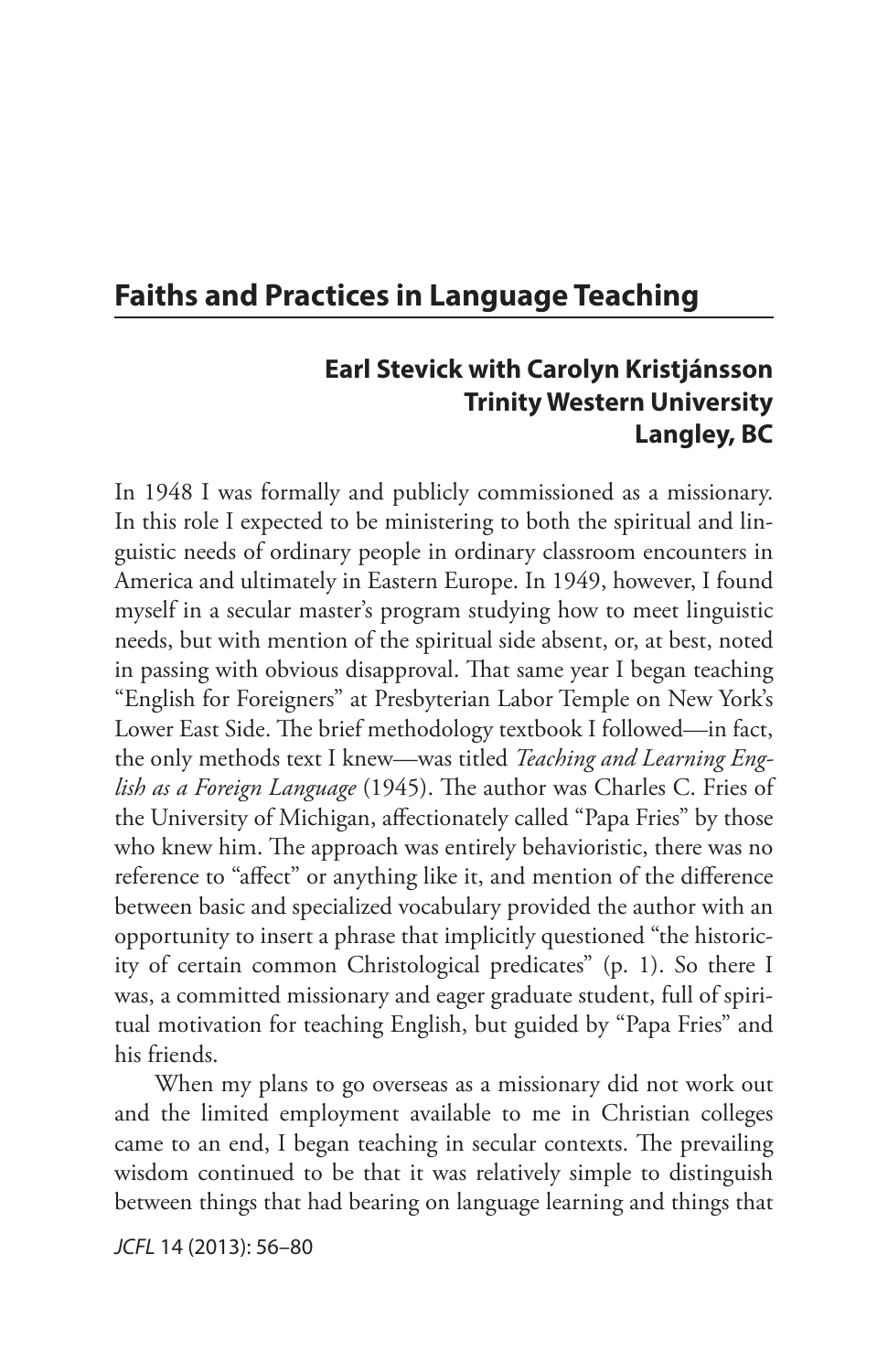# Faiths and Practices in Language Teaching

**Earl Stevick with Carolyn Kristjánsson**
**Trinity Western University**
**Langley, BC**

In 1948 I was formally and publicly commissioned as a missionary. In this role I expected to be ministering to both the spiritual and linguistic needs of ordinary people in ordinary classroom encounters in America and ultimately in Eastern Europe. In 1949, however, I found myself in a secular master's program studying how to meet linguistic needs, but with mention of the spiritual side absent, or, at best, noted in passing with obvious disapproval. That same year I began teaching "English for Foreigners" at Presbyterian Labor Temple on New York's Lower East Side. The brief methodology textbook I followed—in fact, the only methods text I knew—was titled *Teaching and Learning English as a Foreign Language* (1945). The author was Charles C. Fries of the University of Michigan, affectionately called "Papa Fries" by those who knew him. The approach was entirely behavioristic, there was no reference to "affect" or anything like it, and mention of the difference between basic and specialized vocabulary provided the author with an opportunity to insert a phrase that implicitly questioned "the historicity of certain common Christological predicates" (p. 1). So there I was, a committed missionary and eager graduate student, full of spiritual motivation for teaching English, but guided by "Papa Fries" and his friends.

When my plans to go overseas as a missionary did not work out and the limited employment available to me in Christian colleges came to an end, I began teaching in secular contexts. The prevailing wisdom continued to be that it was relatively simple to distinguish between things that had bearing on language learning and things that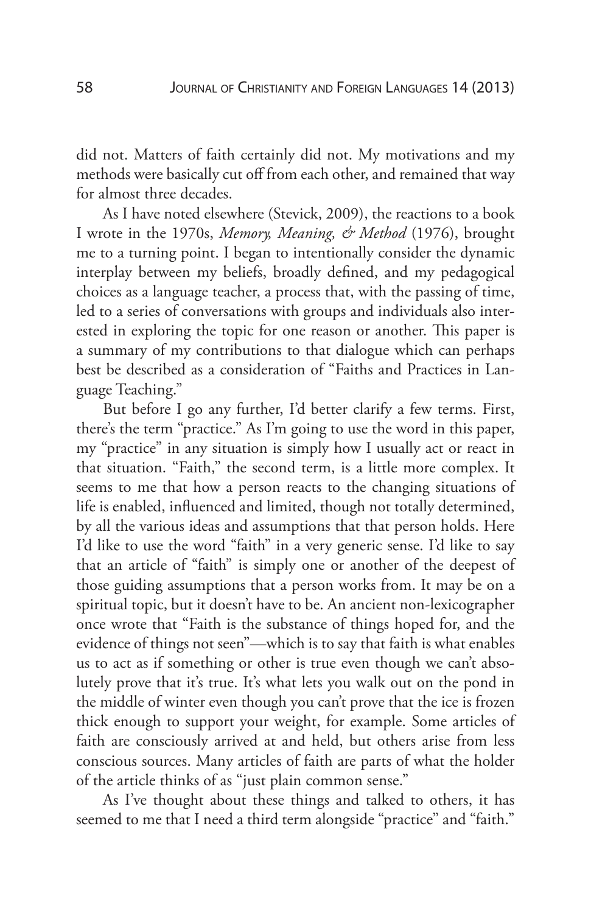did not. Matters of faith certainly did not. My motivations and my methods were basically cut off from each other, and remained that way for almost three decades.

As I have noted elsewhere (Stevick, 2009), the reactions to a book I wrote in the 1970s, *Memory, Meaning, & Method* (1976), brought me to a turning point. I began to intentionally consider the dynamic interplay between my beliefs, broadly defined, and my pedagogical choices as a language teacher, a process that, with the passing of time, led to a series of conversations with groups and individuals also interested in exploring the topic for one reason or another. This paper is a summary of my contributions to that dialogue which can perhaps best be described as a consideration of "Faiths and Practices in Language Teaching."

But before I go any further, I'd better clarify a few terms. First, there's the term "practice." As I'm going to use the word in this paper, my "practice" in any situation is simply how I usually act or react in that situation. "Faith," the second term, is a little more complex. It seems to me that how a person reacts to the changing situations of life is enabled, influenced and limited, though not totally determined, by all the various ideas and assumptions that that person holds. Here I'd like to use the word "faith" in a very generic sense. I'd like to say that an article of "faith" is simply one or another of the deepest of those guiding assumptions that a person works from. It may be on a spiritual topic, but it doesn't have to be. An ancient non-lexicographer once wrote that "Faith is the substance of things hoped for, and the evidence of things not seen"—which is to say that faith is what enables us to act as if something or other is true even though we can't absolutely prove that it's true. It's what lets you walk out on the pond in the middle of winter even though you can't prove that the ice is frozen thick enough to support your weight, for example. Some articles of faith are consciously arrived at and held, but others arise from less conscious sources. Many articles of faith are parts of what the holder of the article thinks of as "just plain common sense."

As I've thought about these things and talked to others, it has seemed to me that I need a third term alongside "practice" and "faith."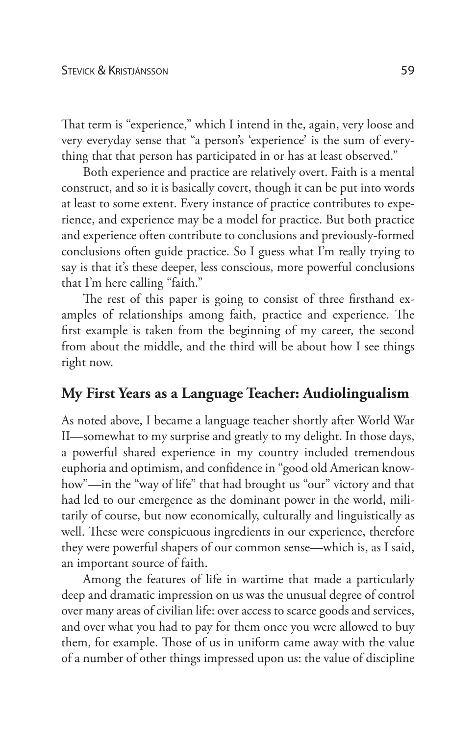That term is "experience," which I intend in the, again, very loose and very everyday sense that "a person's 'experience' is the sum of everything that that person has participated in or has at least observed."

Both experience and practice are relatively overt. Faith is a mental construct, and so it is basically covert, though it can be put into words at least to some extent. Every instance of practice contributes to experience, and experience may be a model for practice. But both practice and experience often contribute to conclusions and previously-formed conclusions often guide practice. So I guess what I'm really trying to say is that it's these deeper, less conscious, more powerful conclusions that I'm here calling "faith."

The rest of this paper is going to consist of three firsthand examples of relationships among faith, practice and experience. The first example is taken from the beginning of my career, the second from about the middle, and the third will be about how I see things right now.

## My First Years as a Language Teacher: Audiolingualism

As noted above, I became a language teacher shortly after World War II—somewhat to my surprise and greatly to my delight. In those days, a powerful shared experience in my country included tremendous euphoria and optimism, and confidence in "good old American know-how"—in the "way of life" that had brought us "our" victory and that had led to our emergence as the dominant power in the world, militarily of course, but now economically, culturally and linguistically as well. These were conspicuous ingredients in our experience, therefore they were powerful shapers of our common sense—which is, as I said, an important source of faith.

Among the features of life in wartime that made a particularly deep and dramatic impression on us was the unusual degree of control over many areas of civilian life: over access to scarce goods and services, and over what you had to pay for them once you were allowed to buy them, for example. Those of us in uniform came away with the value of a number of other things impressed upon us: the value of discipline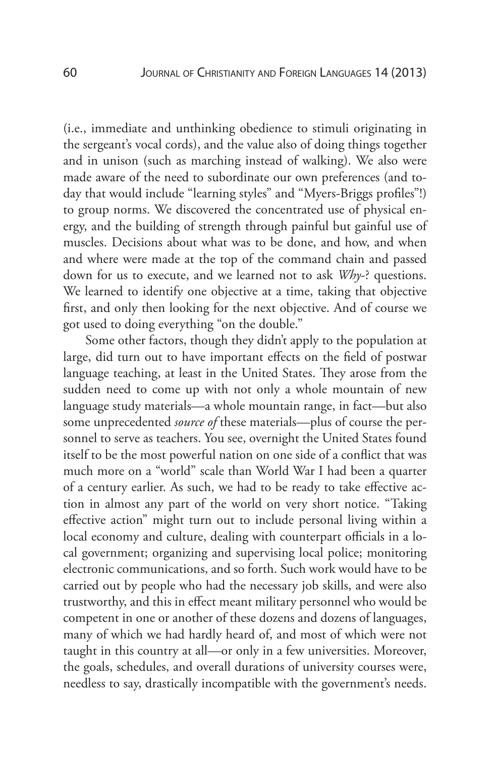(i.e., immediate and unthinking obedience to stimuli originating in the sergeant's vocal cords), and the value also of doing things together and in unison (such as marching instead of walking). We also were made aware of the need to subordinate our own preferences (and today that would include "learning styles" and "Myers-Briggs profiles"!) to group norms. We discovered the concentrated use of physical energy, and the building of strength through painful but gainful use of muscles. Decisions about what was to be done, and how, and when and where were made at the top of the command chain and passed down for us to execute, and we learned not to ask *Why*-? questions. We learned to identify one objective at a time, taking that objective first, and only then looking for the next objective. And of course we got used to doing everything "on the double."

Some other factors, though they didn't apply to the population at large, did turn out to have important effects on the field of postwar language teaching, at least in the United States. They arose from the sudden need to come up with not only a whole mountain of new language study materials—a whole mountain range, in fact—but also some unprecedented *source of* these materials—plus of course the personnel to serve as teachers. You see, overnight the United States found itself to be the most powerful nation on one side of a conflict that was much more on a "world" scale than World War I had been a quarter of a century earlier. As such, we had to be ready to take effective action in almost any part of the world on very short notice. "Taking effective action" might turn out to include personal living within a local economy and culture, dealing with counterpart officials in a local government; organizing and supervising local police; monitoring electronic communications, and so forth. Such work would have to be carried out by people who had the necessary job skills, and were also trustworthy, and this in effect meant military personnel who would be competent in one or another of these dozens and dozens of languages, many of which we had hardly heard of, and most of which were not taught in this country at all—or only in a few universities. Moreover, the goals, schedules, and overall durations of university courses were, needless to say, drastically incompatible with the government's needs.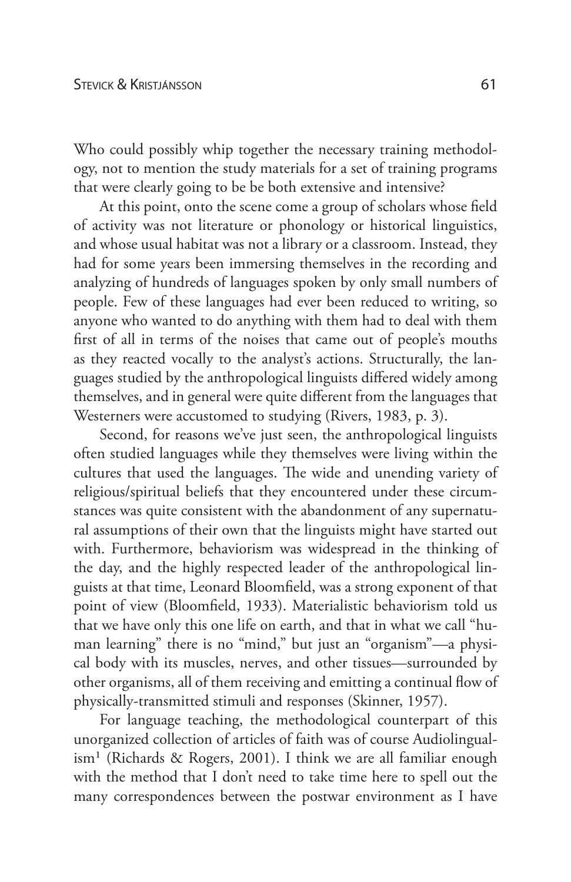Who could possibly whip together the necessary training methodology, not to mention the study materials for a set of training programs that were clearly going to be be both extensive and intensive?

At this point, onto the scene come a group of scholars whose field of activity was not literature or phonology or historical linguistics, and whose usual habitat was not a library or a classroom. Instead, they had for some years been immersing themselves in the recording and analyzing of hundreds of languages spoken by only small numbers of people. Few of these languages had ever been reduced to writing, so anyone who wanted to do anything with them had to deal with them first of all in terms of the noises that came out of people's mouths as they reacted vocally to the analyst's actions. Structurally, the languages studied by the anthropological linguists differed widely among themselves, and in general were quite different from the languages that Westerners were accustomed to studying (Rivers, 1983, p. 3).

Second, for reasons we've just seen, the anthropological linguists often studied languages while they themselves were living within the cultures that used the languages. The wide and unending variety of religious/spiritual beliefs that they encountered under these circumstances was quite consistent with the abandonment of any supernatural assumptions of their own that the linguists might have started out with. Furthermore, behaviorism was widespread in the thinking of the day, and the highly respected leader of the anthropological linguists at that time, Leonard Bloomfield, was a strong exponent of that point of view (Bloomfield, 1933). Materialistic behaviorism told us that we have only this one life on earth, and that in what we call "human learning" there is no "mind," but just an "organism"—a physical body with its muscles, nerves, and other tissues—surrounded by other organisms, all of them receiving and emitting a continual flow of physically-transmitted stimuli and responses (Skinner, 1957).

For language teaching, the methodological counterpart of this unorganized collection of articles of faith was of course Audiolingualism[1] (Richards & Rogers, 2001). I think we are all familiar enough with the method that I don't need to take time here to spell out the many correspondences between the postwar environment as I have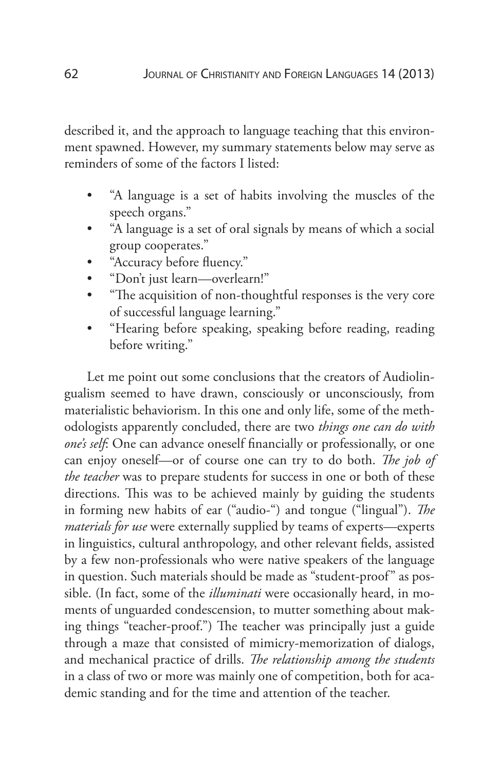described it, and the approach to language teaching that this environment spawned. However, my summary statements below may serve as reminders of some of the factors I listed:

- "A language is a set of habits involving the muscles of the speech organs."
- "A language is a set of oral signals by means of which a social group cooperates."
- "Accuracy before fluency."
- "Don't just learn—overlearn!"
- "The acquisition of non-thoughtful responses is the very core of successful language learning."
- "Hearing before speaking, speaking before reading, reading before writing."

Let me point out some conclusions that the creators of Audiolingualism seemed to have drawn, consciously or unconsciously, from materialistic behaviorism. In this one and only life, some of the methodologists apparently concluded, there are two *things one can do with one's self*: One can advance oneself financially or professionally, or one can enjoy oneself—or of course one can try to do both. *The job of the teacher* was to prepare students for success in one or both of these directions. This was to be achieved mainly by guiding the students in forming new habits of ear ("audio-") and tongue ("lingual"). *The materials for use* were externally supplied by teams of experts—experts in linguistics, cultural anthropology, and other relevant fields, assisted by a few non-professionals who were native speakers of the language in question. Such materials should be made as "student-proof" as possible. (In fact, some of the *illuminati* were occasionally heard, in moments of unguarded condescension, to mutter something about making things "teacher-proof.") The teacher was principally just a guide through a maze that consisted of mimicry-memorization of dialogs, and mechanical practice of drills. *The relationship among the students* in a class of two or more was mainly one of competition, both for academic standing and for the time and attention of the teacher.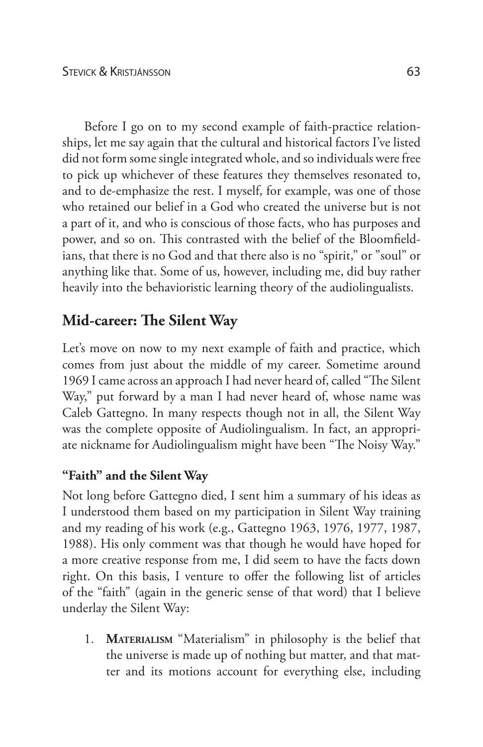Before I go on to my second example of faith-practice relationships, let me say again that the cultural and historical factors I've listed did not form some single integrated whole, and so individuals were free to pick up whichever of these features they themselves resonated to, and to de-emphasize the rest. I myself, for example, was one of those who retained our belief in a God who created the universe but is not a part of it, and who is conscious of those facts, who has purposes and power, and so on. This contrasted with the belief of the Bloomfieldians, that there is no God and that there also is no "spirit," or "soul" or anything like that. Some of us, however, including me, did buy rather heavily into the behavioristic learning theory of the audiolingualists.

## Mid-career: The Silent Way

Let's move on now to my next example of faith and practice, which comes from just about the middle of my career. Sometime around 1969 I came across an approach I had never heard of, called "The Silent Way," put forward by a man I had never heard of, whose name was Caleb Gattegno. In many respects though not in all, the Silent Way was the complete opposite of Audiolingualism. In fact, an appropriate nickname for Audiolingualism might have been "The Noisy Way."

### "Faith" and the Silent Way

Not long before Gattegno died, I sent him a summary of his ideas as I understood them based on my participation in Silent Way training and my reading of his work (e.g., Gattegno 1963, 1976, 1977, 1987, 1988). His only comment was that though he would have hoped for a more creative response from me, I did seem to have the facts down right. On this basis, I venture to offer the following list of articles of the "faith" (again in the generic sense of that word) that I believe underlay the Silent Way:

1. **Materialism** "Materialism" in philosophy is the belief that the universe is made up of nothing but matter, and that matter and its motions account for everything else, including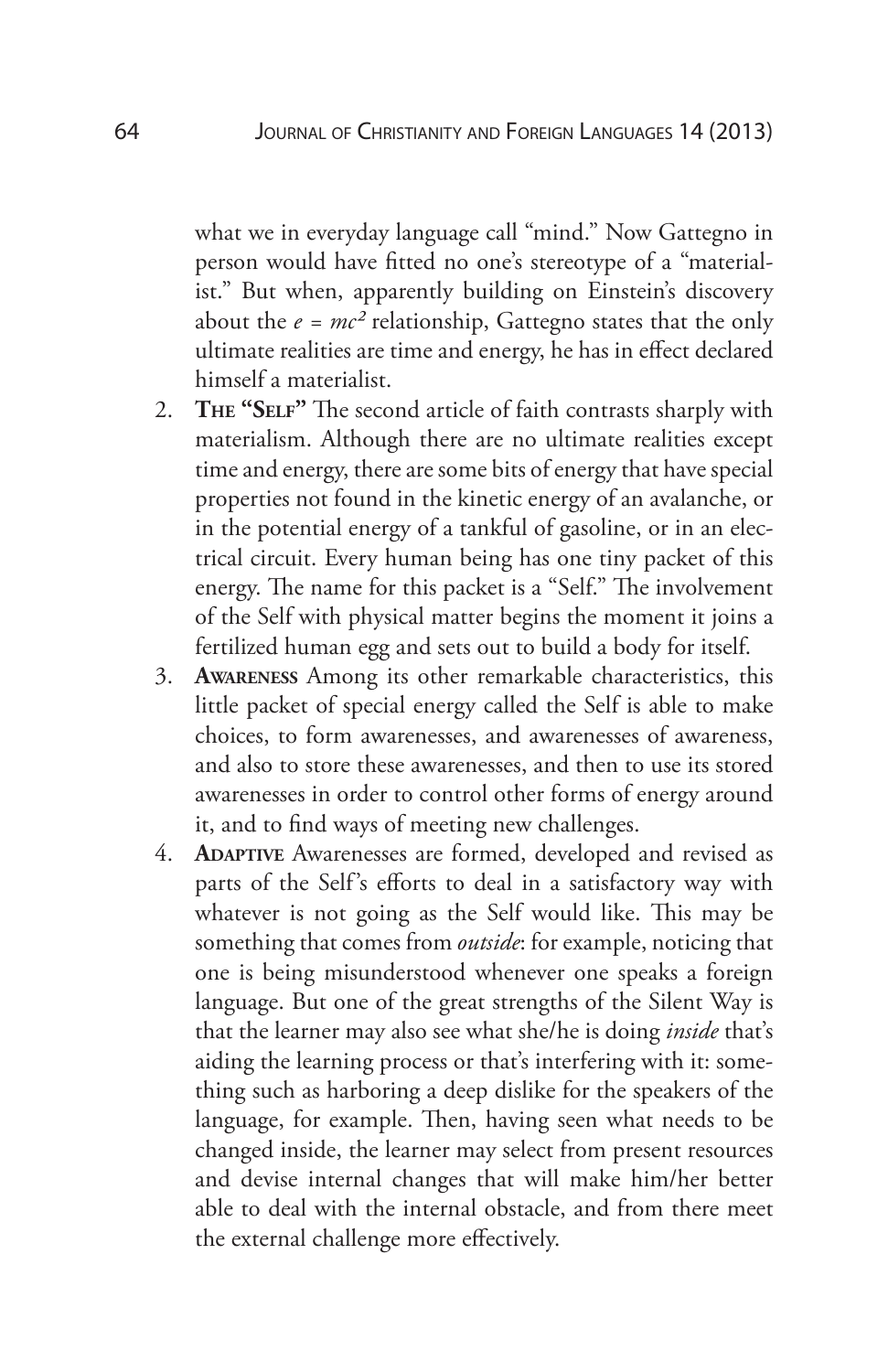what we in everyday language call "mind." Now Gattegno in person would have fitted no one's stereotype of a "materialist." But when, apparently building on Einstein's discovery about the $e = mc^2$ relationship, Gattegno states that the only ultimate realities are time and energy, he has in effect declared himself a materialist.

2. **The "Self"** The second article of faith contrasts sharply with materialism. Although there are no ultimate realities except time and energy, there are some bits of energy that have special properties not found in the kinetic energy of an avalanche, or in the potential energy of a tankful of gasoline, or in an electrical circuit. Every human being has one tiny packet of this energy. The name for this packet is a "Self." The involvement of the Self with physical matter begins the moment it joins a fertilized human egg and sets out to build a body for itself.
3. **Awareness** Among its other remarkable characteristics, this little packet of special energy called the Self is able to make choices, to form awarenesses, and awarenesses of awareness, and also to store these awarenesses, and then to use its stored awarenesses in order to control other forms of energy around it, and to find ways of meeting new challenges.
4. **Adaptive** Awarenesses are formed, developed and revised as parts of the Self's efforts to deal in a satisfactory way with whatever is not going as the Self would like. This may be something that comes from *outside*: for example, noticing that one is being misunderstood whenever one speaks a foreign language. But one of the great strengths of the Silent Way is that the learner may also see what she/he is doing *inside* that's aiding the learning process or that's interfering with it: something such as harboring a deep dislike for the speakers of the language, for example. Then, having seen what needs to be changed inside, the learner may select from present resources and devise internal changes that will make him/her better able to deal with the internal obstacle, and from there meet the external challenge more effectively.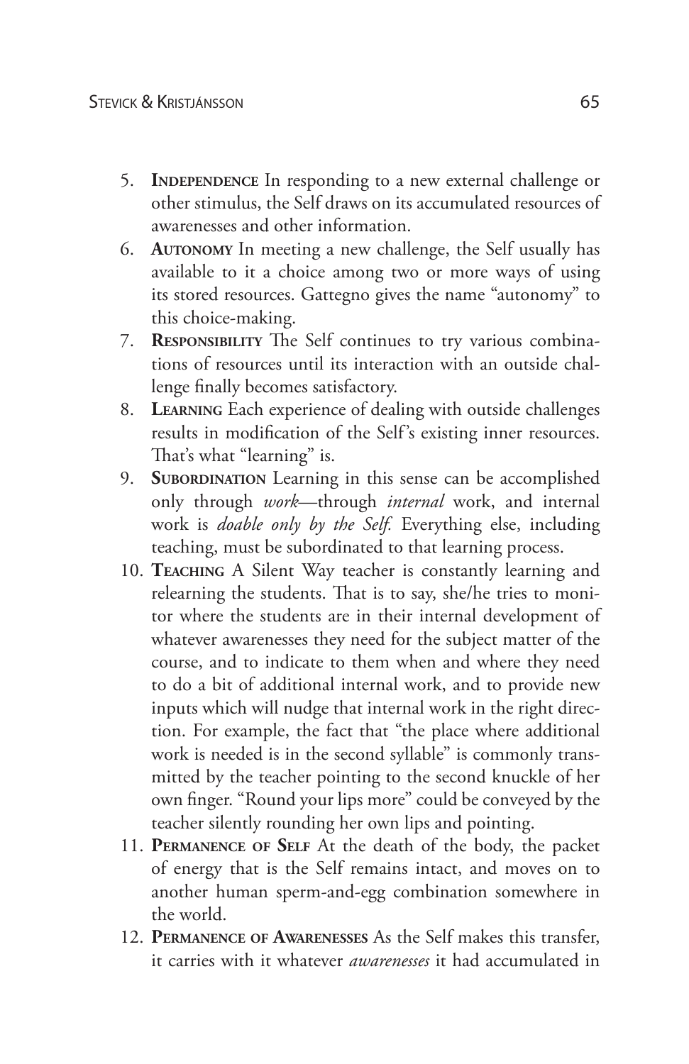5. **Independence** In responding to a new external challenge or other stimulus, the Self draws on its accumulated resources of awarenesses and other information.
6. **Autonomy** In meeting a new challenge, the Self usually has available to it a choice among two or more ways of using its stored resources. Gattegno gives the name "autonomy" to this choice-making.
7. **Responsibility** The Self continues to try various combinations of resources until its interaction with an outside challenge finally becomes satisfactory.
8. **Learning** Each experience of dealing with outside challenges results in modification of the Self's existing inner resources. That's what "learning" is.
9. **Subordination** Learning in this sense can be accomplished only through *work*—through *internal* work, and internal work is *doable only by the Self.* Everything else, including teaching, must be subordinated to that learning process.
10. **Teaching** A Silent Way teacher is constantly learning and relearning the students. That is to say, she/he tries to monitor where the students are in their internal development of whatever awarenesses they need for the subject matter of the course, and to indicate to them when and where they need to do a bit of additional internal work, and to provide new inputs which will nudge that internal work in the right direction. For example, the fact that "the place where additional work is needed is in the second syllable" is commonly transmitted by the teacher pointing to the second knuckle of her own finger. "Round your lips more" could be conveyed by the teacher silently rounding her own lips and pointing.
11. **Permanence of Self** At the death of the body, the packet of energy that is the Self remains intact, and moves on to another human sperm-and-egg combination somewhere in the world.
12. **Permanence of Awarenesses** As the Self makes this transfer, it carries with it whatever *awarenesses* it had accumulated in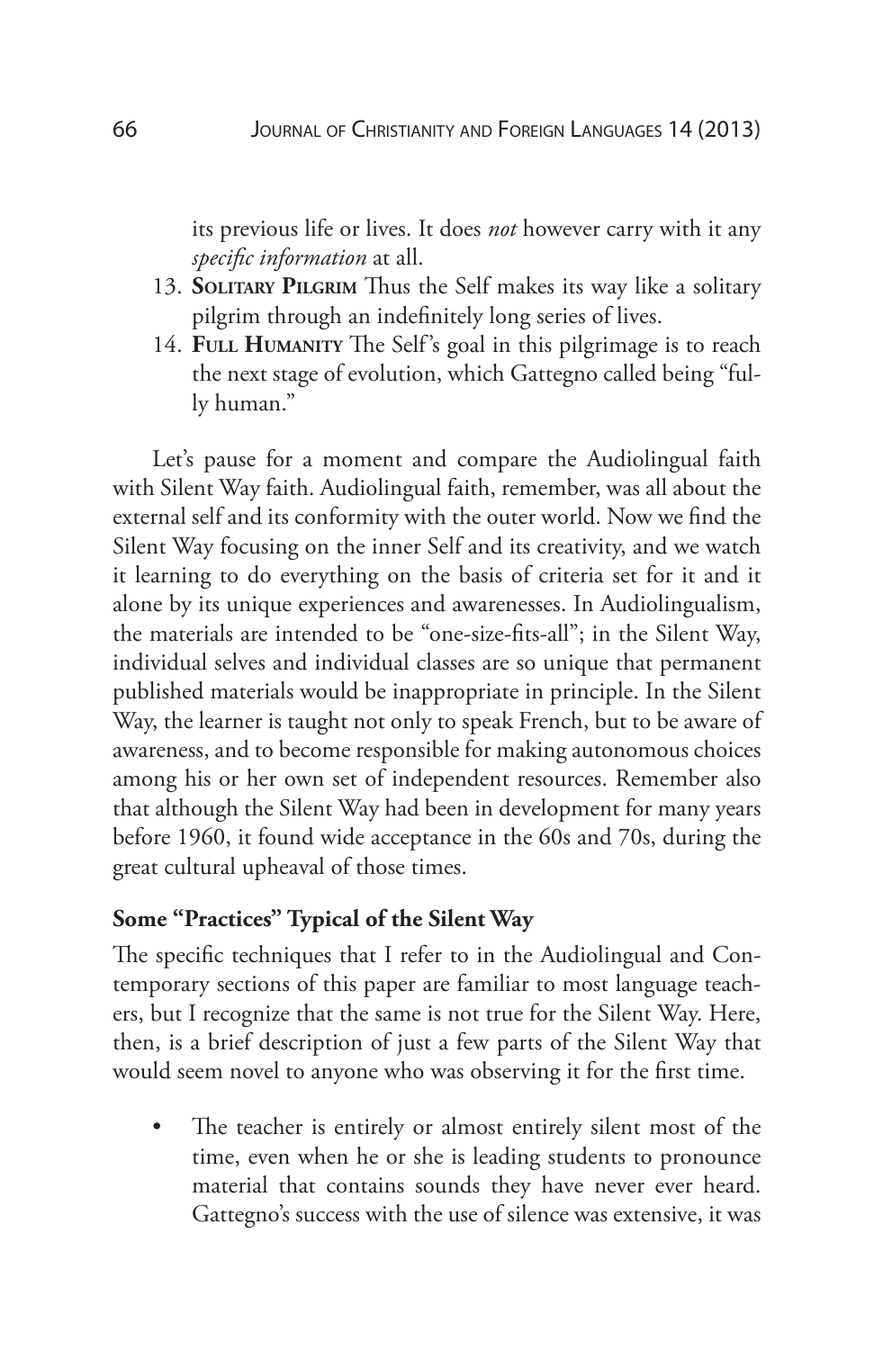its previous life or lives. It does *not* however carry with it any *specific information* at all.

13. **Solitary Pilgrim** Thus the Self makes its way like a solitary pilgrim through an indefinitely long series of lives.
14. **Full Humanity** The Self's goal in this pilgrimage is to reach the next stage of evolution, which Gattegno called being "fully human."

Let's pause for a moment and compare the Audiolingual faith with Silent Way faith. Audiolingual faith, remember, was all about the external self and its conformity with the outer world. Now we find the Silent Way focusing on the inner Self and its creativity, and we watch it learning to do everything on the basis of criteria set for it and it alone by its unique experiences and awarenesses. In Audiolingualism, the materials are intended to be "one-size-fits-all"; in the Silent Way, individual selves and individual classes are so unique that permanent published materials would be inappropriate in principle. In the Silent Way, the learner is taught not only to speak French, but to be aware of awareness, and to become responsible for making autonomous choices among his or her own set of independent resources. Remember also that although the Silent Way had been in development for many years before 1960, it found wide acceptance in the 60s and 70s, during the great cultural upheaval of those times.

### Some "Practices" Typical of the Silent Way

The specific techniques that I refer to in the Audiolingual and Contemporary sections of this paper are familiar to most language teachers, but I recognize that the same is not true for the Silent Way. Here, then, is a brief description of just a few parts of the Silent Way that would seem novel to anyone who was observing it for the first time.

- The teacher is entirely or almost entirely silent most of the time, even when he or she is leading students to pronounce material that contains sounds they have never ever heard. Gattegno's success with the use of silence was extensive, it was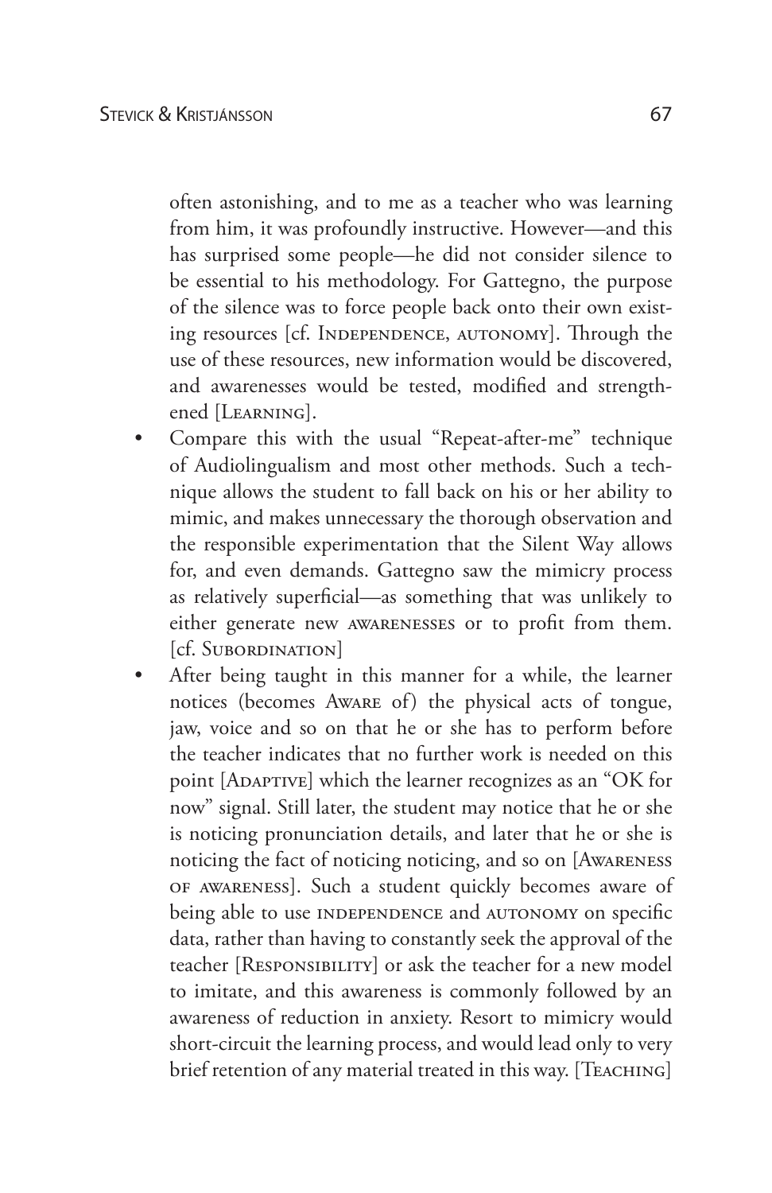often astonishing, and to me as a teacher who was learning from him, it was profoundly instructive. However—and this has surprised some people—he did not consider silence to be essential to his methodology. For Gattegno, the purpose of the silence was to force people back onto their own existing resources [cf. Independence, autonomy]. Through the use of these resources, new information would be discovered, and awarenesses would be tested, modified and strengthened [Learning].

- Compare this with the usual "Repeat-after-me" technique of Audiolingualism and most other methods. Such a technique allows the student to fall back on his or her ability to mimic, and makes unnecessary the thorough observation and the responsible experimentation that the Silent Way allows for, and even demands. Gattegno saw the mimicry process as relatively superficial—as something that was unlikely to either generate new awarenesses or to profit from them. [cf. Subordination]
- After being taught in this manner for a while, the learner notices (becomes Aware of) the physical acts of tongue, jaw, voice and so on that he or she has to perform before the teacher indicates that no further work is needed on this point [Adaptive] which the learner recognizes as an "OK for now" signal. Still later, the student may notice that he or she is noticing pronunciation details, and later that he or she is noticing the fact of noticing noticing, and so on [Awareness of awareness]. Such a student quickly becomes aware of being able to use independence and autonomy on specific data, rather than having to constantly seek the approval of the teacher [Responsibility] or ask the teacher for a new model to imitate, and this awareness is commonly followed by an awareness of reduction in anxiety. Resort to mimicry would short-circuit the learning process, and would lead only to very brief retention of any material treated in this way. [Teaching]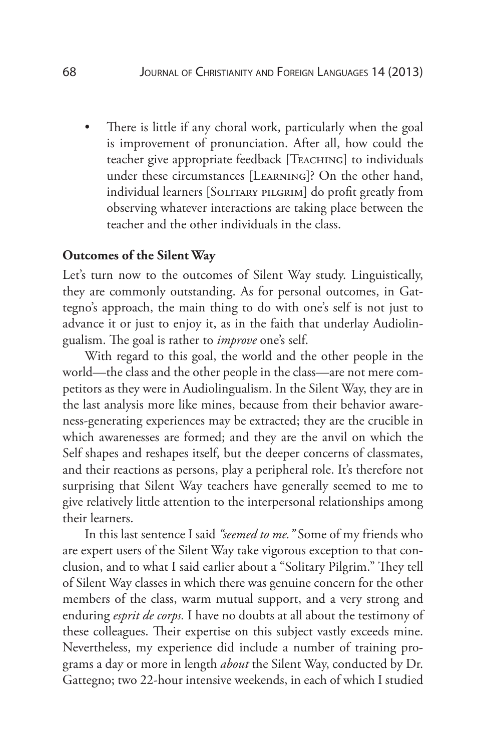- There is little if any choral work, particularly when the goal is improvement of pronunciation. After all, how could the teacher give appropriate feedback [Teaching] to individuals under these circumstances [Learning]? On the other hand, individual learners [Solitary pilgrim] do profit greatly from observing whatever interactions are taking place between the teacher and the other individuals in the class.

**Outcomes of the Silent Way**

Let's turn now to the outcomes of Silent Way study. Linguistically, they are commonly outstanding. As for personal outcomes, in Gattegno's approach, the main thing to do with one's self is not just to advance it or just to enjoy it, as in the faith that underlay Audiolingualism. The goal is rather to *improve* one's self.

With regard to this goal, the world and the other people in the world—the class and the other people in the class—are not mere competitors as they were in Audiolingualism. In the Silent Way, they are in the last analysis more like mines, because from their behavior awareness-generating experiences may be extracted; they are the crucible in which awarenesses are formed; and they are the anvil on which the Self shapes and reshapes itself, but the deeper concerns of classmates, and their reactions as persons, play a peripheral role. It's therefore not surprising that Silent Way teachers have generally seemed to me to give relatively little attention to the interpersonal relationships among their learners.

In this last sentence I said *"seemed to me."* Some of my friends who are expert users of the Silent Way take vigorous exception to that conclusion, and to what I said earlier about a "Solitary Pilgrim." They tell of Silent Way classes in which there was genuine concern for the other members of the class, warm mutual support, and a very strong and enduring *esprit de corps.* I have no doubts at all about the testimony of these colleagues. Their expertise on this subject vastly exceeds mine. Nevertheless, my experience did include a number of training programs a day or more in length *about* the Silent Way, conducted by Dr. Gattegno; two 22-hour intensive weekends, in each of which I studied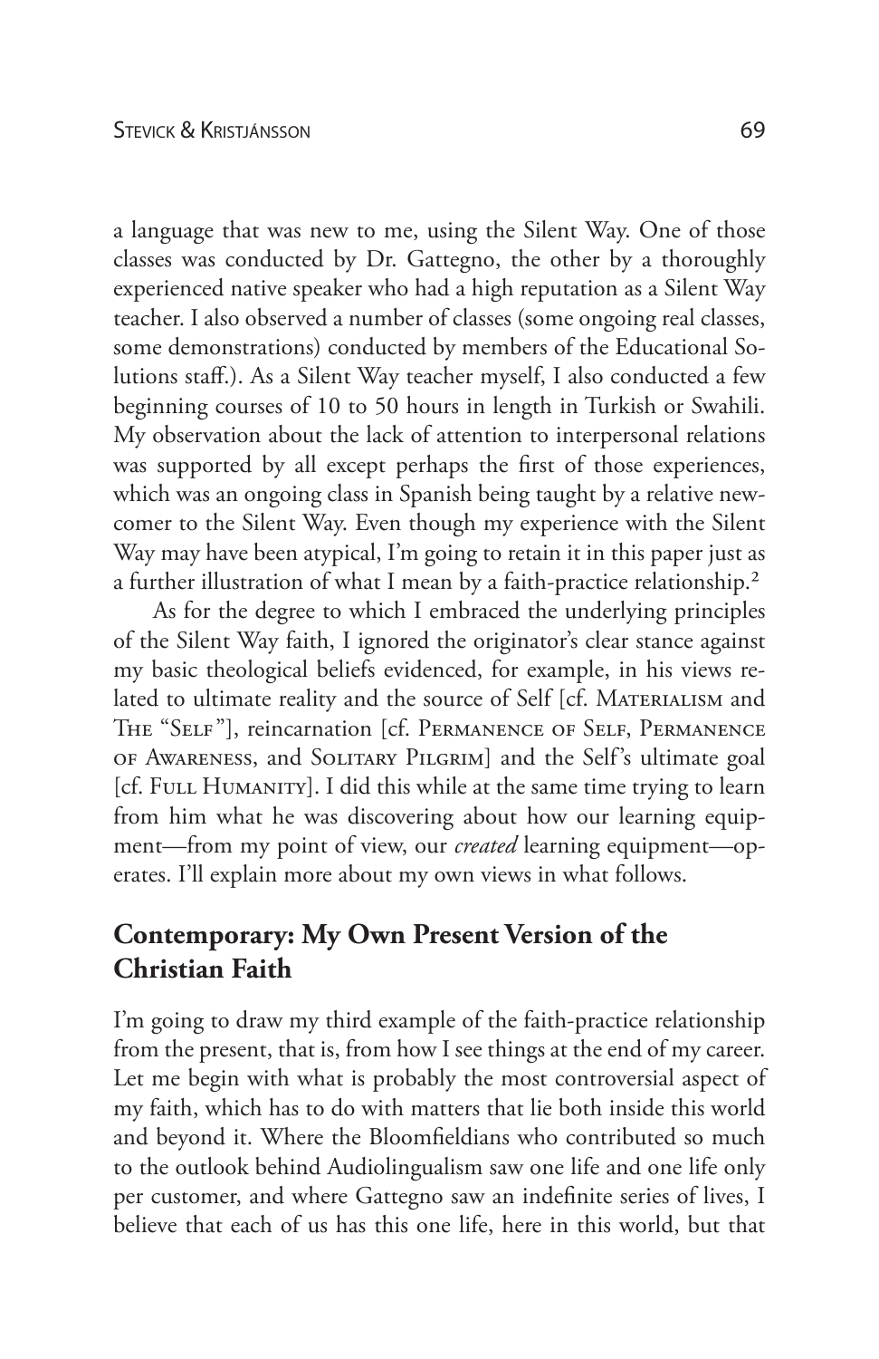a language that was new to me, using the Silent Way. One of those classes was conducted by Dr. Gattegno, the other by a thoroughly experienced native speaker who had a high reputation as a Silent Way teacher. I also observed a number of classes (some ongoing real classes, some demonstrations) conducted by members of the Educational Solutions staff.). As a Silent Way teacher myself, I also conducted a few beginning courses of 10 to 50 hours in length in Turkish or Swahili. My observation about the lack of attention to interpersonal relations was supported by all except perhaps the first of those experiences, which was an ongoing class in Spanish being taught by a relative newcomer to the Silent Way. Even though my experience with the Silent Way may have been atypical, I'm going to retain it in this paper just as a further illustration of what I mean by a faith-practice relationship.[2]

As for the degree to which I embraced the underlying principles of the Silent Way faith, I ignored the originator's clear stance against my basic theological beliefs evidenced, for example, in his views related to ultimate reality and the source of Self [cf. Materialism and The "Self"], reincarnation [cf. Permanence of Self, Permanence of Awareness, and Solitary Pilgrim] and the Self's ultimate goal [cf. Full Humanity]. I did this while at the same time trying to learn from him what he was discovering about how our learning equipment—from my point of view, our *created* learning equipment—operates. I'll explain more about my own views in what follows.

## Contemporary: My Own Present Version of the Christian Faith

I'm going to draw my third example of the faith-practice relationship from the present, that is, from how I see things at the end of my career. Let me begin with what is probably the most controversial aspect of my faith, which has to do with matters that lie both inside this world and beyond it. Where the Bloomfieldians who contributed so much to the outlook behind Audiolingualism saw one life and one life only per customer, and where Gattegno saw an indefinite series of lives, I believe that each of us has this one life, here in this world, but that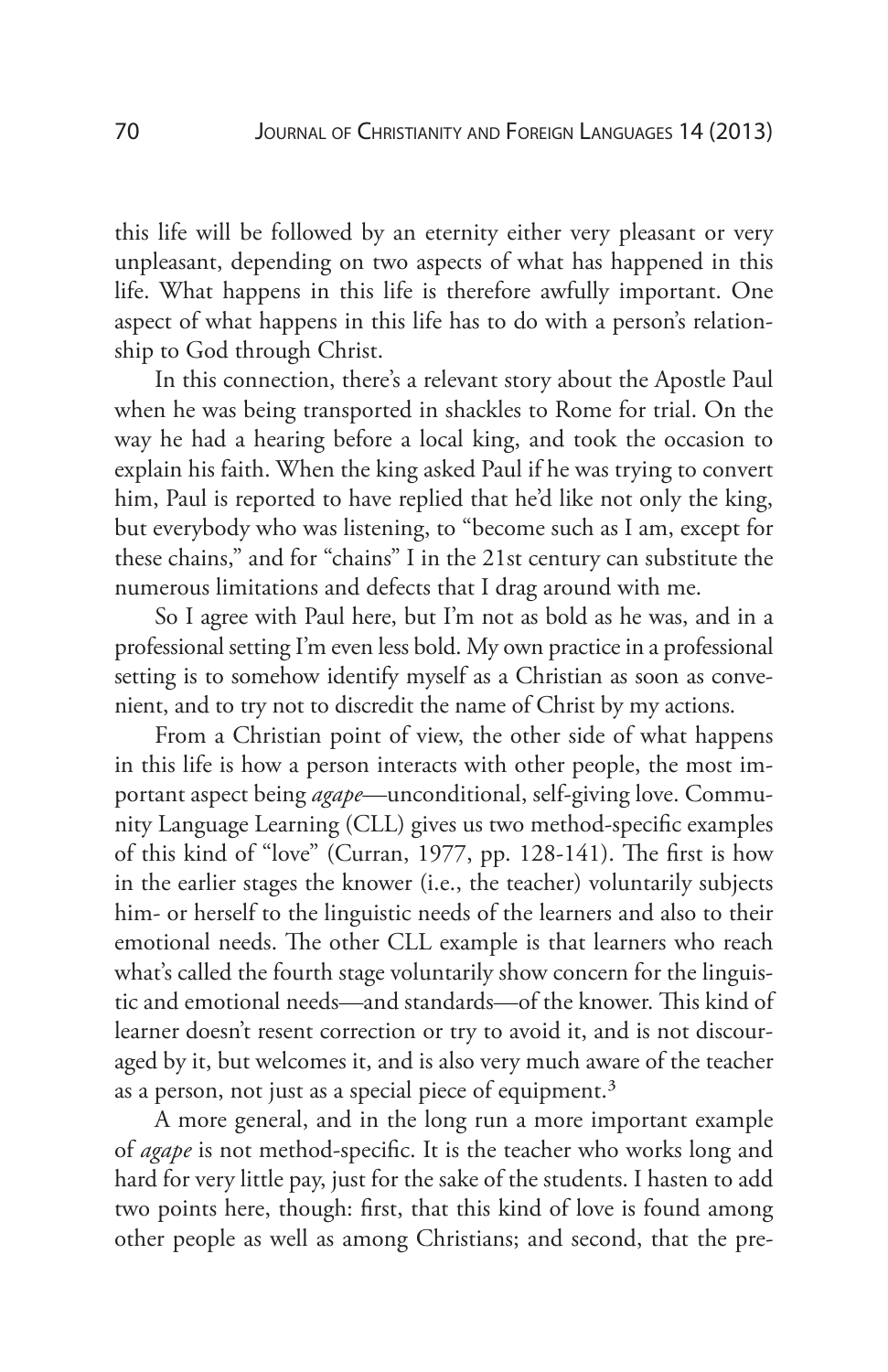this life will be followed by an eternity either very pleasant or very unpleasant, depending on two aspects of what has happened in this life. What happens in this life is therefore awfully important. One aspect of what happens in this life has to do with a person's relationship to God through Christ.

In this connection, there's a relevant story about the Apostle Paul when he was being transported in shackles to Rome for trial. On the way he had a hearing before a local king, and took the occasion to explain his faith. When the king asked Paul if he was trying to convert him, Paul is reported to have replied that he'd like not only the king, but everybody who was listening, to "become such as I am, except for these chains," and for "chains" I in the 21st century can substitute the numerous limitations and defects that I drag around with me.

So I agree with Paul here, but I'm not as bold as he was, and in a professional setting I'm even less bold. My own practice in a professional setting is to somehow identify myself as a Christian as soon as convenient, and to try not to discredit the name of Christ by my actions.

From a Christian point of view, the other side of what happens in this life is how a person interacts with other people, the most important aspect being *agape*—unconditional, self-giving love. Community Language Learning (CLL) gives us two method-specific examples of this kind of "love" (Curran, 1977, pp. 128-141). The first is how in the earlier stages the knower (i.e., the teacher) voluntarily subjects him- or herself to the linguistic needs of the learners and also to their emotional needs. The other CLL example is that learners who reach what's called the fourth stage voluntarily show concern for the linguistic and emotional needs—and standards—of the knower. This kind of learner doesn't resent correction or try to avoid it, and is not discouraged by it, but welcomes it, and is also very much aware of the teacher as a person, not just as a special piece of equipment.[3]

A more general, and in the long run a more important example of *agape* is not method-specific. It is the teacher who works long and hard for very little pay, just for the sake of the students. I hasten to add two points here, though: first, that this kind of love is found among other people as well as among Christians; and second, that the pre-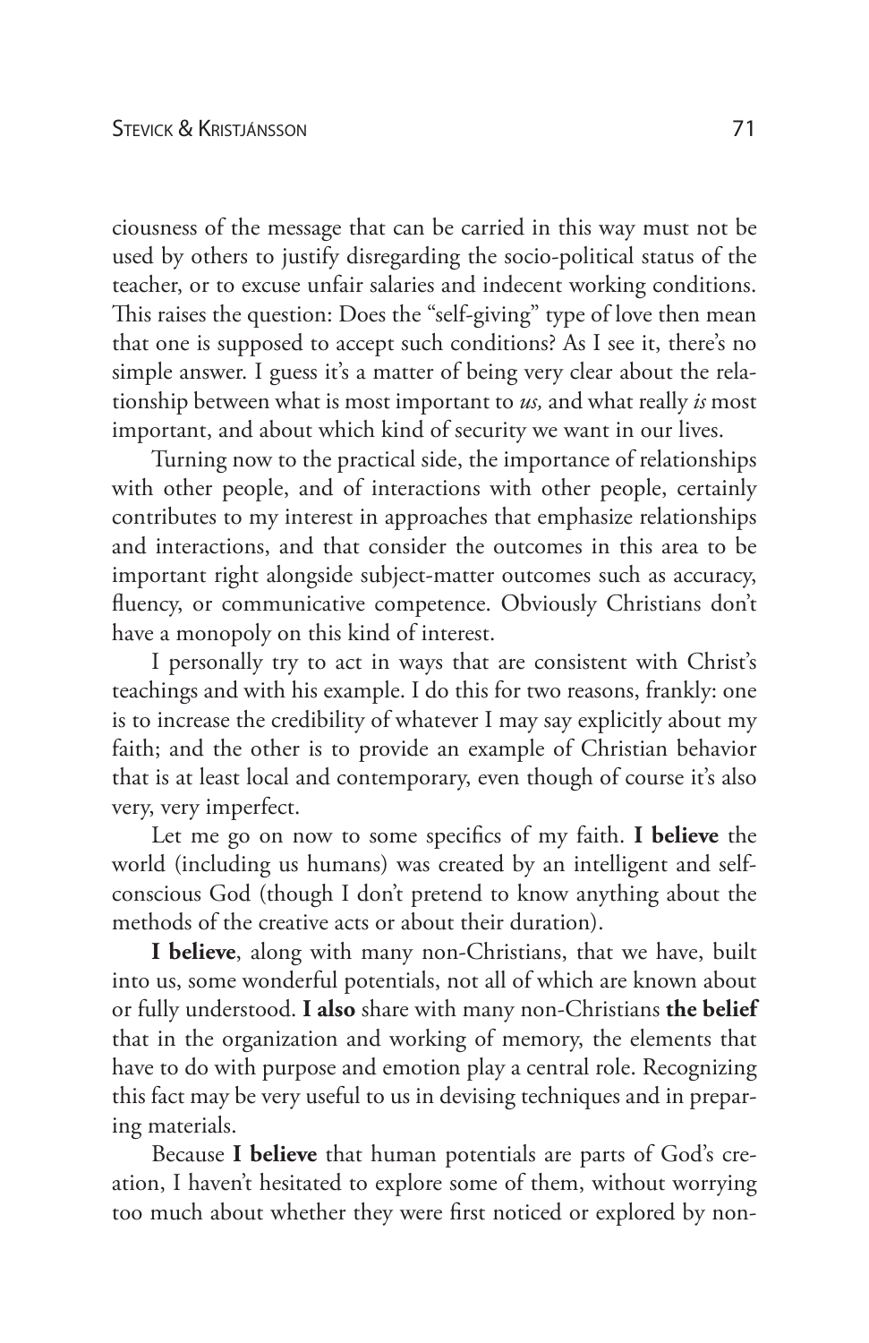ciousness of the message that can be carried in this way must not be used by others to justify disregarding the socio-political status of the teacher, or to excuse unfair salaries and indecent working conditions. This raises the question: Does the "self-giving" type of love then mean that one is supposed to accept such conditions? As I see it, there's no simple answer. I guess it's a matter of being very clear about the relationship between what is most important to *us,* and what really *is* most important, and about which kind of security we want in our lives.

Turning now to the practical side, the importance of relationships with other people, and of interactions with other people, certainly contributes to my interest in approaches that emphasize relationships and interactions, and that consider the outcomes in this area to be important right alongside subject-matter outcomes such as accuracy, fluency, or communicative competence. Obviously Christians don't have a monopoly on this kind of interest.

I personally try to act in ways that are consistent with Christ's teachings and with his example. I do this for two reasons, frankly: one is to increase the credibility of whatever I may say explicitly about my faith; and the other is to provide an example of Christian behavior that is at least local and contemporary, even though of course it's also very, very imperfect.

Let me go on now to some specifics of my faith. **I believe** the world (including us humans) was created by an intelligent and self-conscious God (though I don't pretend to know anything about the methods of the creative acts or about their duration).

**I believe**, along with many non-Christians, that we have, built into us, some wonderful potentials, not all of which are known about or fully understood. **I also** share with many non-Christians **the belief** that in the organization and working of memory, the elements that have to do with purpose and emotion play a central role. Recognizing this fact may be very useful to us in devising techniques and in preparing materials.

Because **I believe** that human potentials are parts of God's creation, I haven't hesitated to explore some of them, without worrying too much about whether they were first noticed or explored by non-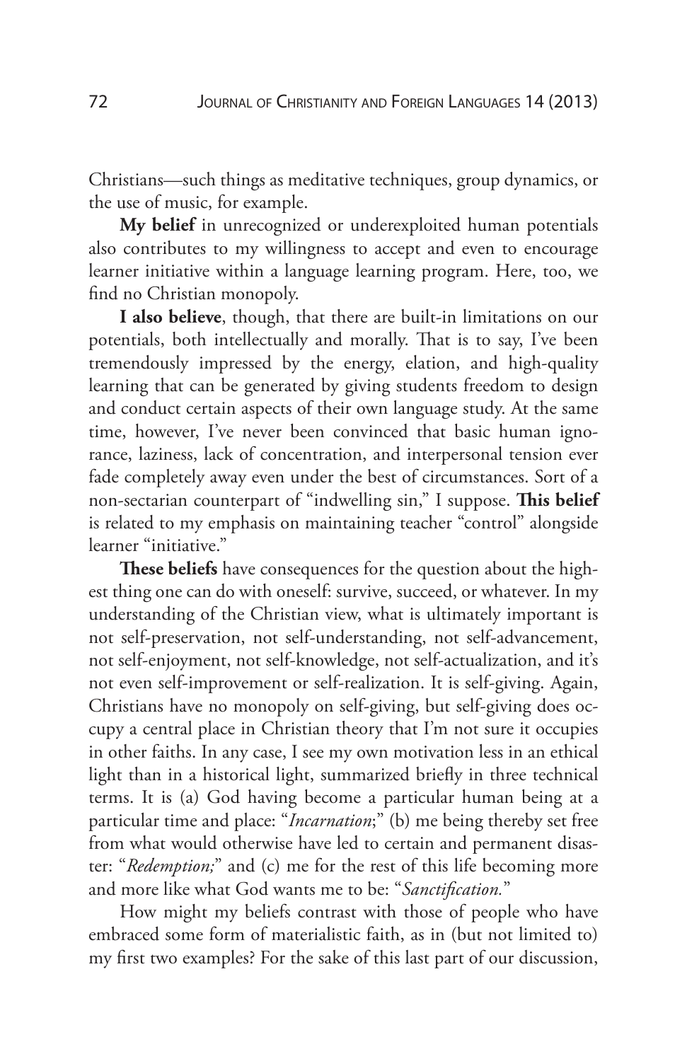Christians—such things as meditative techniques, group dynamics, or the use of music, for example.

**My belief** in unrecognized or underexploited human potentials also contributes to my willingness to accept and even to encourage learner initiative within a language learning program. Here, too, we find no Christian monopoly.

**I also believe**, though, that there are built-in limitations on our potentials, both intellectually and morally. That is to say, I've been tremendously impressed by the energy, elation, and high-quality learning that can be generated by giving students freedom to design and conduct certain aspects of their own language study. At the same time, however, I've never been convinced that basic human ignorance, laziness, lack of concentration, and interpersonal tension ever fade completely away even under the best of circumstances. Sort of a non-sectarian counterpart of "indwelling sin," I suppose. **This belief** is related to my emphasis on maintaining teacher "control" alongside learner "initiative."

**These beliefs** have consequences for the question about the highest thing one can do with oneself: survive, succeed, or whatever. In my understanding of the Christian view, what is ultimately important is not self-preservation, not self-understanding, not self-advancement, not self-enjoyment, not self-knowledge, not self-actualization, and it's not even self-improvement or self-realization. It is self-giving. Again, Christians have no monopoly on self-giving, but self-giving does occupy a central place in Christian theory that I'm not sure it occupies in other faiths. In any case, I see my own motivation less in an ethical light than in a historical light, summarized briefly in three technical terms. It is (a) God having become a particular human being at a particular time and place: "*Incarnation*;" (b) me being thereby set free from what would otherwise have led to certain and permanent disaster: "*Redemption;*" and (c) me for the rest of this life becoming more and more like what God wants me to be: "*Sanctification.*"

How might my beliefs contrast with those of people who have embraced some form of materialistic faith, as in (but not limited to) my first two examples? For the sake of this last part of our discussion,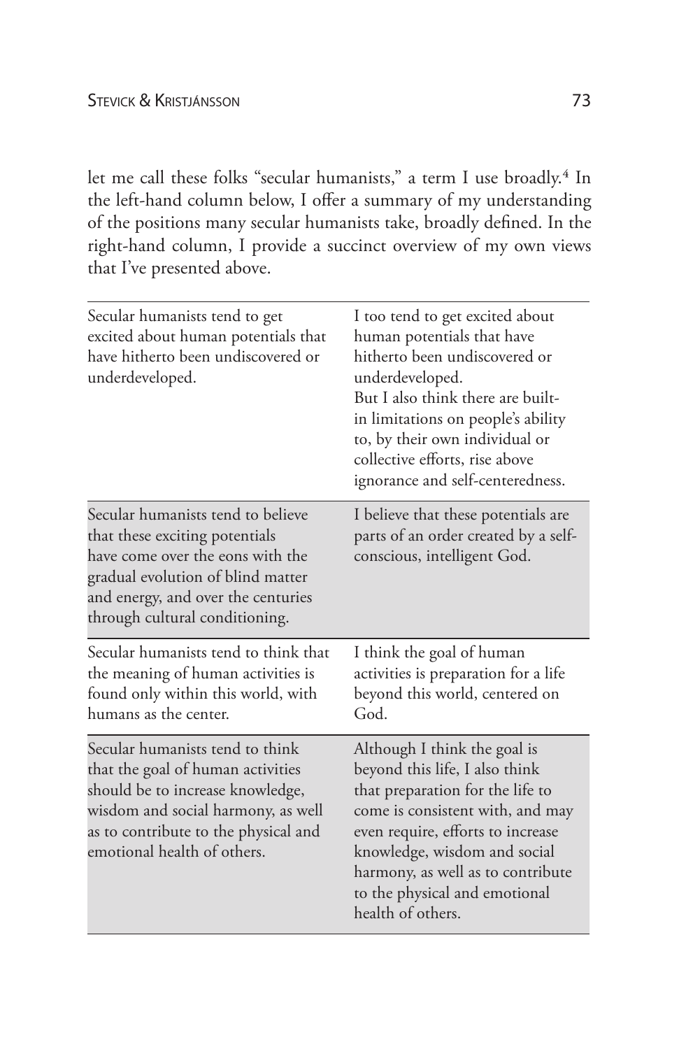let me call these folks "secular humanists," a term I use broadly.[4] In the left-hand column below, I offer a summary of my understanding of the positions many secular humanists take, broadly defined. In the right-hand column, I provide a succinct overview of my own views that I've presented above.

| | |
|---|---|
| Secular humanists tend to get excited about human potentials that have hitherto been undiscovered or underdeveloped. | I too tend to get excited about human potentials that have hitherto been undiscovered or underdeveloped.<br>But I also think there are built-in limitations on people's ability to, by their own individual or collective efforts, rise above ignorance and self-centeredness. |
| Secular humanists tend to believe that these exciting potentials have come over the eons with the gradual evolution of blind matter and energy, and over the centuries through cultural conditioning. | I believe that these potentials are parts of an order created by a self-conscious, intelligent God. |
| Secular humanists tend to think that the meaning of human activities is found only within this world, with humans as the center. | I think the goal of human activities is preparation for a life beyond this world, centered on God. |
| Secular humanists tend to think that the goal of human activities should be to increase knowledge, wisdom and social harmony, as well as to contribute to the physical and emotional health of others. | Although I think the goal is beyond this life, I also think that preparation for the life to come is consistent with, and may even require, efforts to increase knowledge, wisdom and social harmony, as well as to contribute to the physical and emotional health of others. |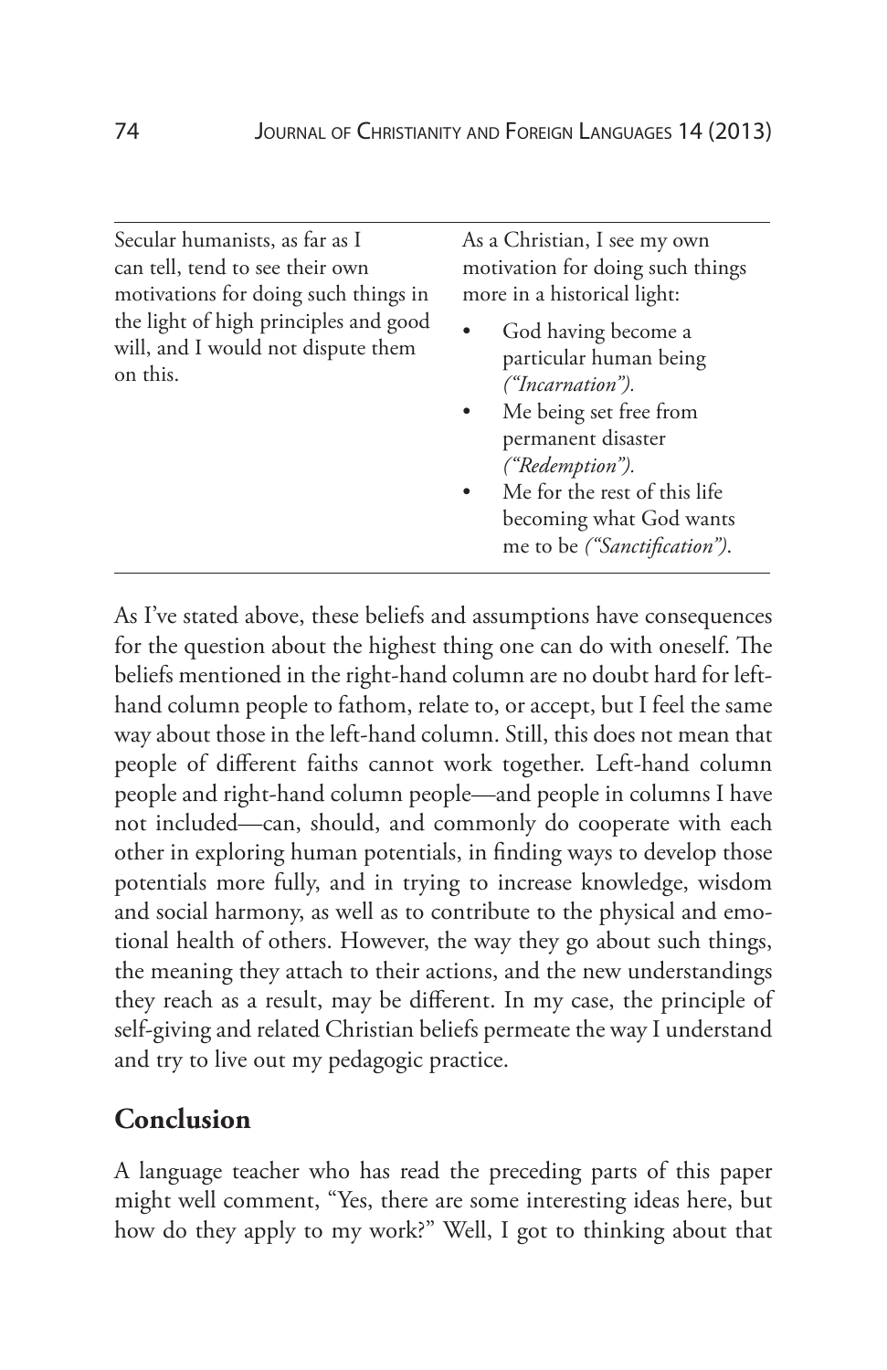| Secular humanists, as far as I can tell, tend to see their own motivations for doing such things in the light of high principles and good will, and I would not dispute them on this. | As a Christian, I see my own motivation for doing such things more in a historical light:<br>• God having become a particular human being *("Incarnation").*<br>• Me being set free from permanent disaster *("Redemption").*<br>• Me for the rest of this life becoming what God wants me to be *("Sanctification").* |
|---|---|

As I've stated above, these beliefs and assumptions have consequences for the question about the highest thing one can do with oneself. The beliefs mentioned in the right-hand column are no doubt hard for left-hand column people to fathom, relate to, or accept, but I feel the same way about those in the left-hand column. Still, this does not mean that people of different faiths cannot work together. Left-hand column people and right-hand column people—and people in columns I have not included—can, should, and commonly do cooperate with each other in exploring human potentials, in finding ways to develop those potentials more fully, and in trying to increase knowledge, wisdom and social harmony, as well as to contribute to the physical and emotional health of others. However, the way they go about such things, the meaning they attach to their actions, and the new understandings they reach as a result, may be different. In my case, the principle of self-giving and related Christian beliefs permeate the way I understand and try to live out my pedagogic practice.

## Conclusion

A language teacher who has read the preceding parts of this paper might well comment, "Yes, there are some interesting ideas here, but how do they apply to my work?" Well, I got to thinking about that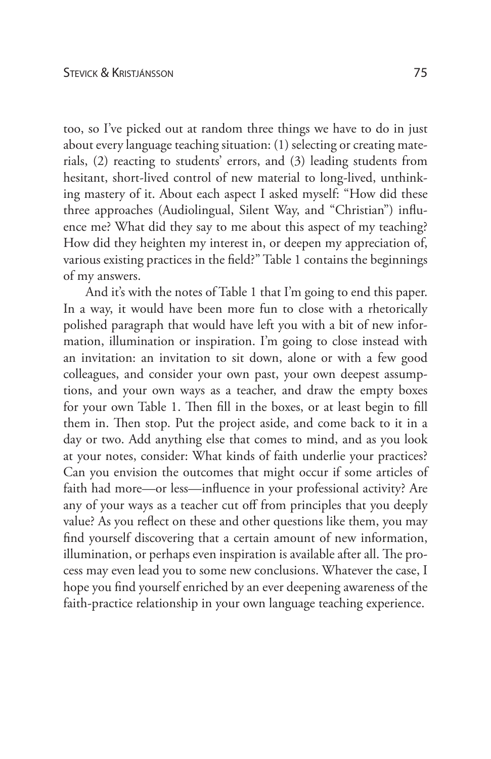too, so I've picked out at random three things we have to do in just about every language teaching situation: (1) selecting or creating materials, (2) reacting to students' errors, and (3) leading students from hesitant, short-lived control of new material to long-lived, unthinking mastery of it. About each aspect I asked myself: "How did these three approaches (Audiolingual, Silent Way, and "Christian") influence me? What did they say to me about this aspect of my teaching? How did they heighten my interest in, or deepen my appreciation of, various existing practices in the field?" Table 1 contains the beginnings of my answers.

And it's with the notes of Table 1 that I'm going to end this paper. In a way, it would have been more fun to close with a rhetorically polished paragraph that would have left you with a bit of new information, illumination or inspiration. I'm going to close instead with an invitation: an invitation to sit down, alone or with a few good colleagues, and consider your own past, your own deepest assumptions, and your own ways as a teacher, and draw the empty boxes for your own Table 1. Then fill in the boxes, or at least begin to fill them in. Then stop. Put the project aside, and come back to it in a day or two. Add anything else that comes to mind, and as you look at your notes, consider: What kinds of faith underlie your practices? Can you envision the outcomes that might occur if some articles of faith had more—or less—influence in your professional activity? Are any of your ways as a teacher cut off from principles that you deeply value? As you reflect on these and other questions like them, you may find yourself discovering that a certain amount of new information, illumination, or perhaps even inspiration is available after all. The process may even lead you to some new conclusions. Whatever the case, I hope you find yourself enriched by an ever deepening awareness of the faith-practice relationship in your own language teaching experience.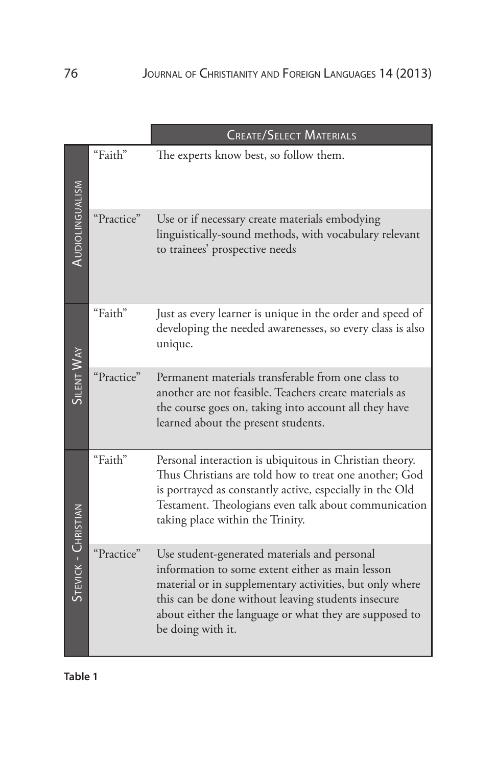| | | Create/Select Materials |
|---|---|---|
| Audiolingualism | "Faith" | The experts know best, so follow them. |
| | "Practice" | Use or if necessary create materials embodying linguistically-sound methods, with vocabulary relevant to trainees' prospective needs |
| Silent Way | "Faith" | Just as every learner is unique in the order and speed of developing the needed awarenesses, so every class is also unique. |
| | "Practice" | Permanent materials transferable from one class to another are not feasible. Teachers create materials as the course goes on, taking into account all they have learned about the present students. |
| Stevick - Christian | "Faith" | Personal interaction is ubiquitous in Christian theory. Thus Christians are told how to treat one another; God is portrayed as constantly active, especially in the Old Testament. Theologians even talk about communication taking place within the Trinity. |
| | "Practice" | Use student-generated materials and personal information to some extent either as main lesson material or in supplementary activities, but only where this can be done without leaving students insecure about either the language or what they are supposed to be doing with it. |

**Table 1**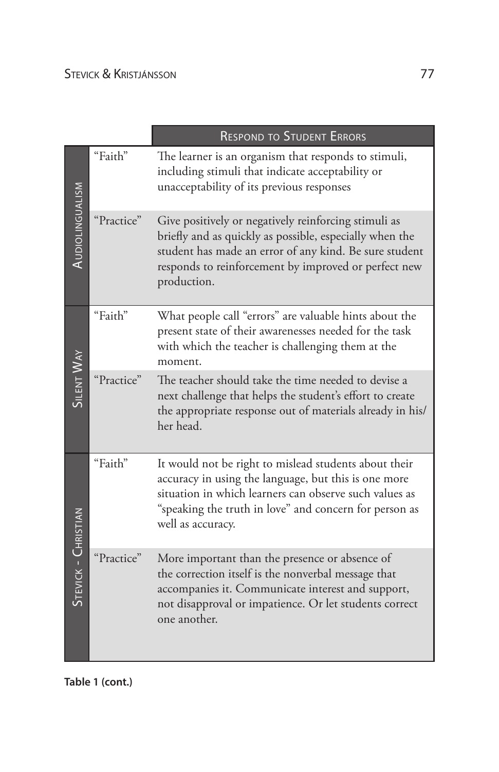| | | Respond to Student Errors |
|---|---|---|
| Audiolingualism | "Faith" | The learner is an organism that responds to stimuli, including stimuli that indicate acceptability or unacceptability of its previous responses |
| | "Practice" | Give positively or negatively reinforcing stimuli as briefly and as quickly as possible, especially when the student has made an error of any kind. Be sure student responds to reinforcement by improved or perfect new production. |
| Silent Way | "Faith" | What people call "errors" are valuable hints about the present state of their awarenesses needed for the task with which the teacher is challenging them at the moment. |
| | "Practice" | The teacher should take the time needed to devise a next challenge that helps the student's effort to create the appropriate response out of materials already in his/her head. |
| Stevick - Christian | "Faith" | It would not be right to mislead students about their accuracy in using the language, but this is one more situation in which learners can observe such values as "speaking the truth in love" and concern for person as well as accuracy. |
| | "Practice" | More important than the presence or absence of the correction itself is the nonverbal message that accompanies it. Communicate interest and support, not disapproval or impatience. Or let students correct one another. |

**Table 1 (cont.)**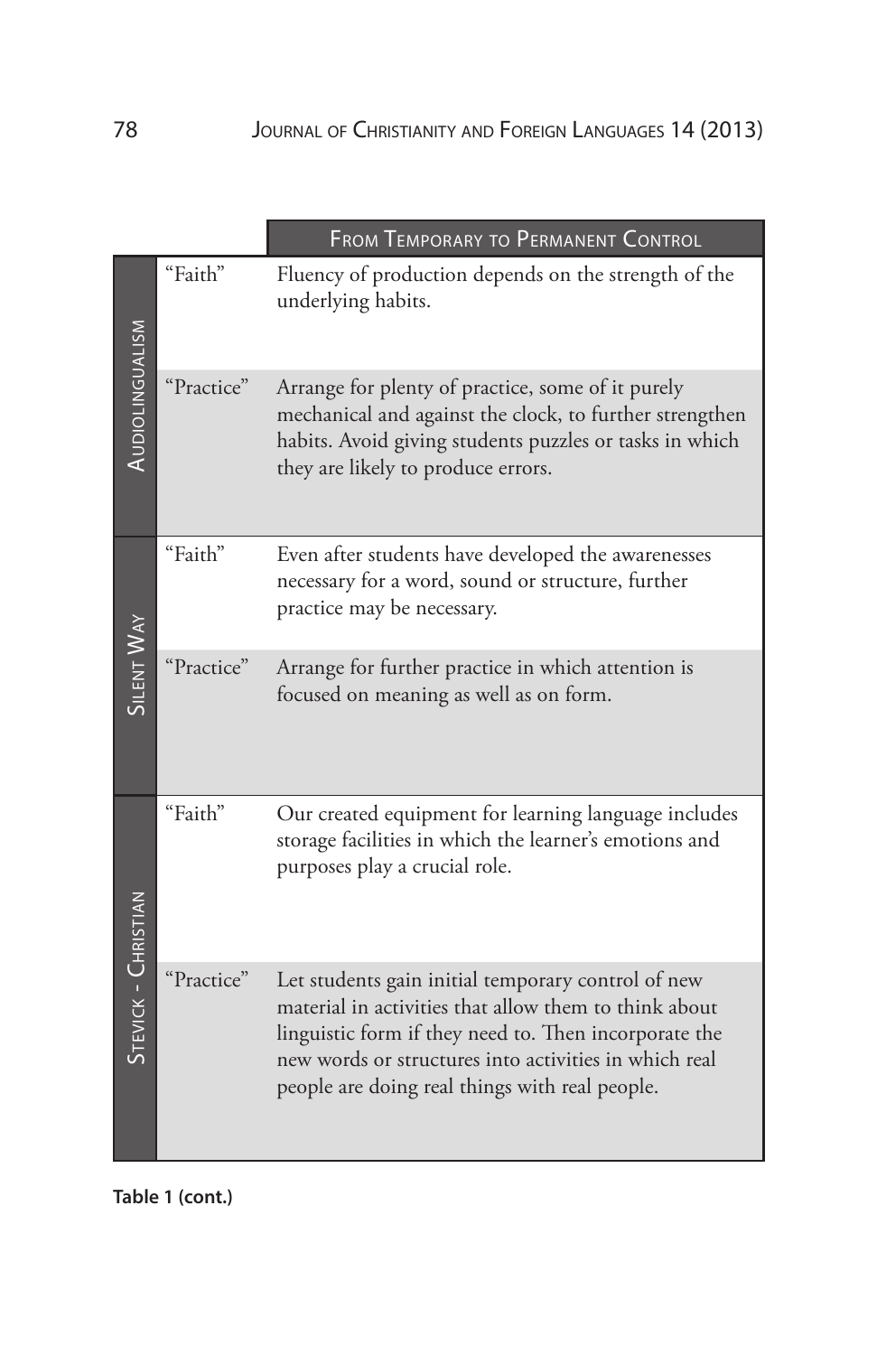| | | From Temporary to Permanent Control |
|---|---|---|
| Audiolingualism | "Faith" | Fluency of production depends on the strength of the underlying habits. |
| | "Practice" | Arrange for plenty of practice, some of it purely mechanical and against the clock, to further strengthen habits. Avoid giving students puzzles or tasks in which they are likely to produce errors. |
| Silent Way | "Faith" | Even after students have developed the awarenesses necessary for a word, sound or structure, further practice may be necessary. |
| | "Practice" | Arrange for further practice in which attention is focused on meaning as well as on form. |
| Stevick - Christian | "Faith" | Our created equipment for learning language includes storage facilities in which the learner's emotions and purposes play a crucial role. |
| | "Practice" | Let students gain initial temporary control of new material in activities that allow them to think about linguistic form if they need to. Then incorporate the new words or structures into activities in which real people are doing real things with real people. |

**Table 1 (cont.)**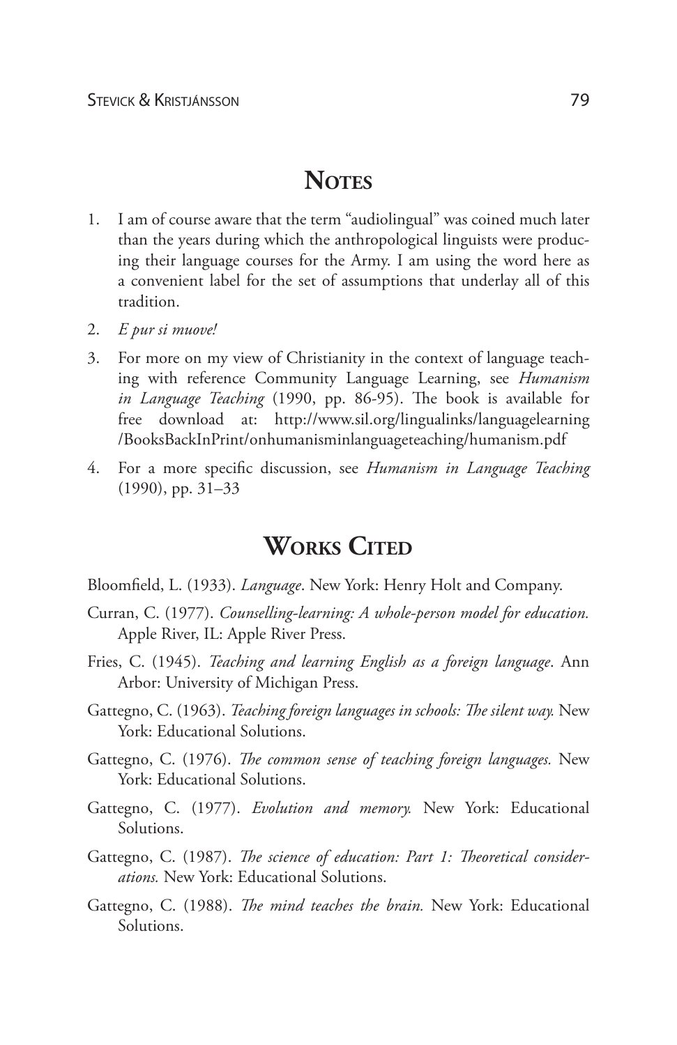## Notes

1. I am of course aware that the term "audiolingual" was coined much later than the years during which the anthropological linguists were producing their language courses for the Army. I am using the word here as a convenient label for the set of assumptions that underlay all of this tradition.
2. *E pur si muove!*
3. For more on my view of Christianity in the context of language teaching with reference Community Language Learning, see *Humanism in Language Teaching* (1990, pp. 86-95). The book is available for free download at: http://www.sil.org/lingualinks/languagelearning/BooksBackInPrint/onhumanisminlanguageteaching/humanism.pdf
4. For a more specific discussion, see *Humanism in Language Teaching* (1990), pp. 31–33

## Works Cited

Bloomfield, L. (1933). *Language*. New York: Henry Holt and Company.

Curran, C. (1977). *Counselling-learning: A whole-person model for education.* Apple River, IL: Apple River Press.

Fries, C. (1945). *Teaching and learning English as a foreign language*. Ann Arbor: University of Michigan Press.

Gattegno, C. (1963). *Teaching foreign languages in schools: The silent way.* New York: Educational Solutions.

Gattegno, C. (1976). *The common sense of teaching foreign languages.* New York: Educational Solutions.

Gattegno, C. (1977). *Evolution and memory.* New York: Educational Solutions.

Gattegno, C. (1987). *The science of education: Part 1: Theoretical considerations.* New York: Educational Solutions.

Gattegno, C. (1988). *The mind teaches the brain.* New York: Educational Solutions.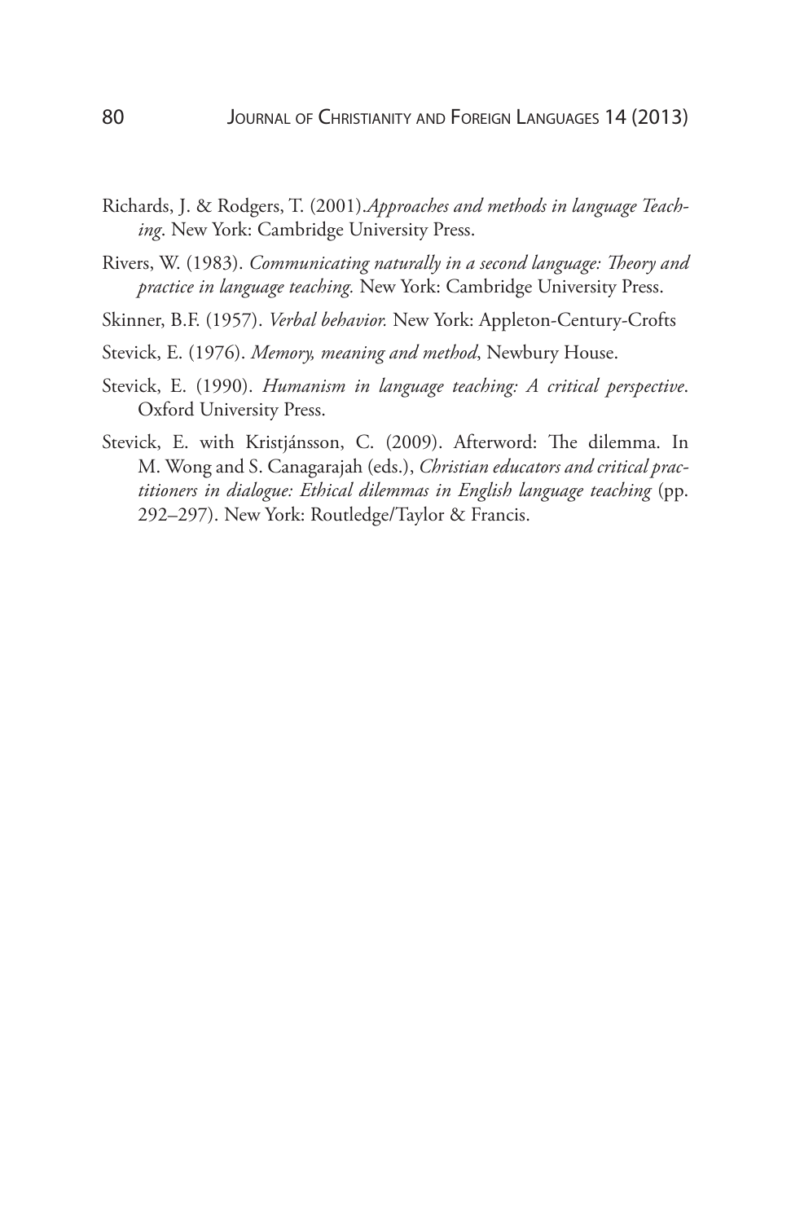Richards, J. & Rodgers, T. (2001).*Approaches and methods in language Teaching*. New York: Cambridge University Press.

Rivers, W. (1983). *Communicating naturally in a second language: Theory and practice in language teaching.* New York: Cambridge University Press.

Skinner, B.F. (1957). *Verbal behavior.* New York: Appleton-Century-Crofts

Stevick, E. (1976). *Memory, meaning and method*, Newbury House.

Stevick, E. (1990). *Humanism in language teaching: A critical perspective*. Oxford University Press.

Stevick, E. with Kristjánsson, C. (2009). Afterword: The dilemma. In M. Wong and S. Canagarajah (eds.), *Christian educators and critical practitioners in dialogue: Ethical dilemmas in English language teaching* (pp. 292–297). New York: Routledge/Taylor & Francis.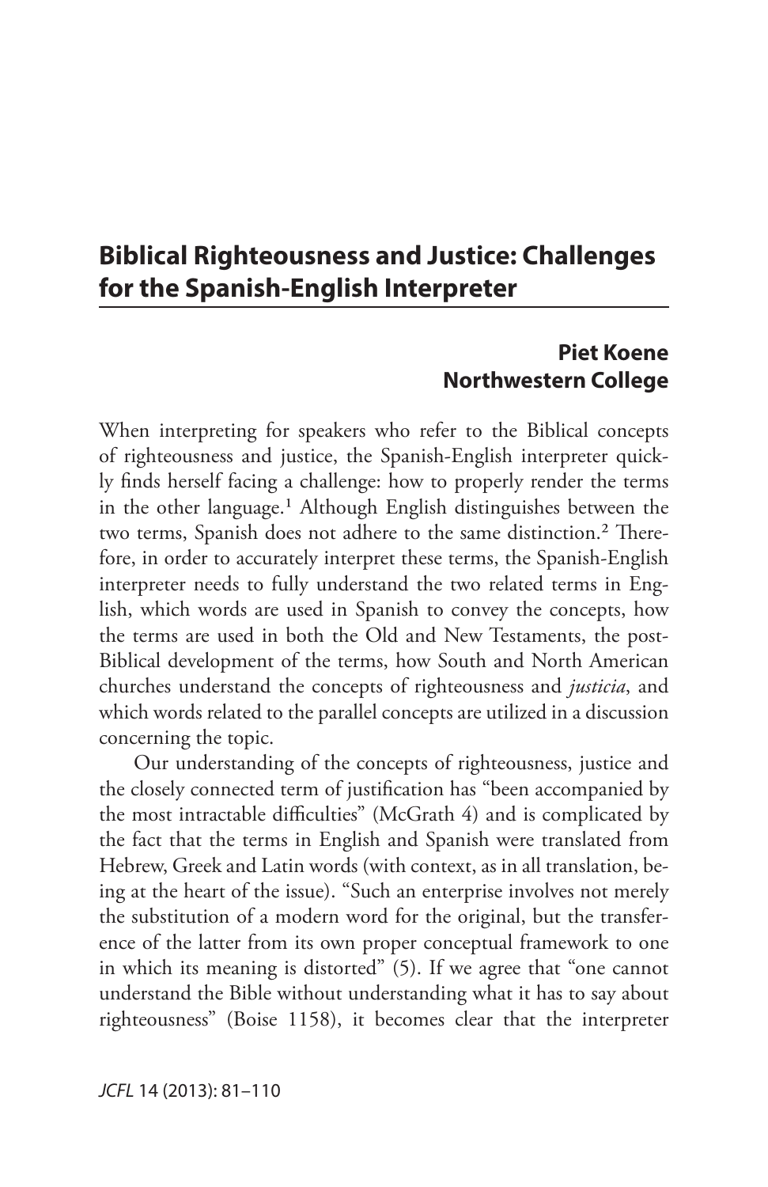# Biblical Righteousness and Justice: Challenges for the Spanish-English Interpreter

**Piet Koene**
**Northwestern College**

When interpreting for speakers who refer to the Biblical concepts of righteousness and justice, the Spanish-English interpreter quickly finds herself facing a challenge: how to properly render the terms in the other language.[1] Although English distinguishes between the two terms, Spanish does not adhere to the same distinction.[2] Therefore, in order to accurately interpret these terms, the Spanish-English interpreter needs to fully understand the two related terms in English, which words are used in Spanish to convey the concepts, how the terms are used in both the Old and New Testaments, the post-Biblical development of the terms, how South and North American churches understand the concepts of righteousness and *justicia*, and which words related to the parallel concepts are utilized in a discussion concerning the topic.

Our understanding of the concepts of righteousness, justice and the closely connected term of justification has "been accompanied by the most intractable difficulties" (McGrath 4) and is complicated by the fact that the terms in English and Spanish were translated from Hebrew, Greek and Latin words (with context, as in all translation, being at the heart of the issue). "Such an enterprise involves not merely the substitution of a modern word for the original, but the transference of the latter from its own proper conceptual framework to one in which its meaning is distorted" (5). If we agree that "one cannot understand the Bible without understanding what it has to say about righteousness" (Boise 1158), it becomes clear that the interpreter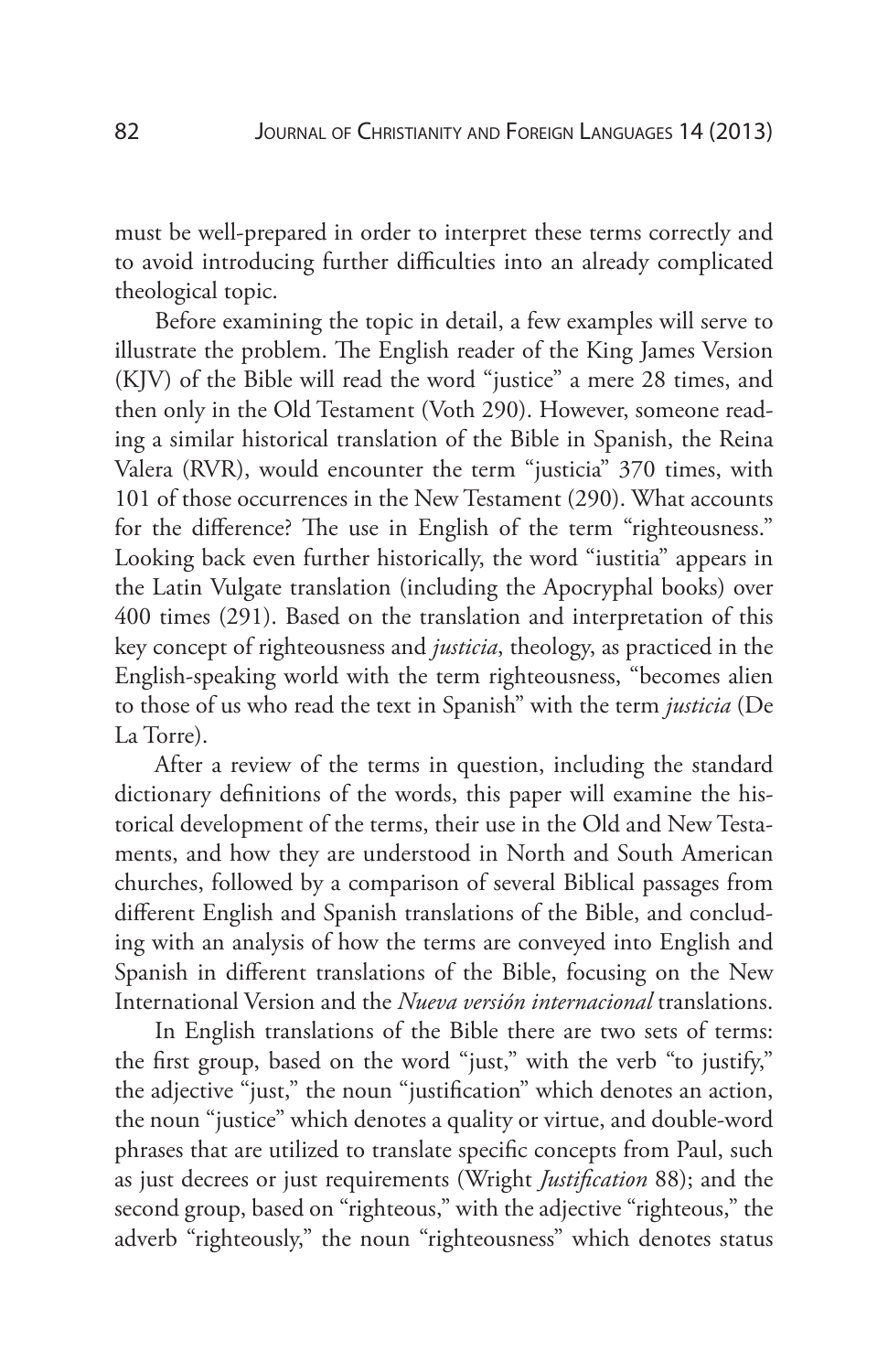must be well-prepared in order to interpret these terms correctly and to avoid introducing further difficulties into an already complicated theological topic.

Before examining the topic in detail, a few examples will serve to illustrate the problem. The English reader of the King James Version (KJV) of the Bible will read the word "justice" a mere 28 times, and then only in the Old Testament (Voth 290). However, someone reading a similar historical translation of the Bible in Spanish, the Reina Valera (RVR), would encounter the term "justicia" 370 times, with 101 of those occurrences in the New Testament (290). What accounts for the difference? The use in English of the term "righteousness." Looking back even further historically, the word "iustitia" appears in the Latin Vulgate translation (including the Apocryphal books) over 400 times (291). Based on the translation and interpretation of this key concept of righteousness and *justicia*, theology, as practiced in the English-speaking world with the term righteousness, "becomes alien to those of us who read the text in Spanish" with the term *justicia* (De La Torre).

After a review of the terms in question, including the standard dictionary definitions of the words, this paper will examine the historical development of the terms, their use in the Old and New Testaments, and how they are understood in North and South American churches, followed by a comparison of several Biblical passages from different English and Spanish translations of the Bible, and concluding with an analysis of how the terms are conveyed into English and Spanish in different translations of the Bible, focusing on the New International Version and the *Nueva versión internacional* translations.

In English translations of the Bible there are two sets of terms: the first group, based on the word "just," with the verb "to justify," the adjective "just," the noun "justification" which denotes an action, the noun "justice" which denotes a quality or virtue, and double-word phrases that are utilized to translate specific concepts from Paul, such as just decrees or just requirements (Wright *Justification* 88); and the second group, based on "righteous," with the adjective "righteous," the adverb "righteously," the noun "righteousness" which denotes status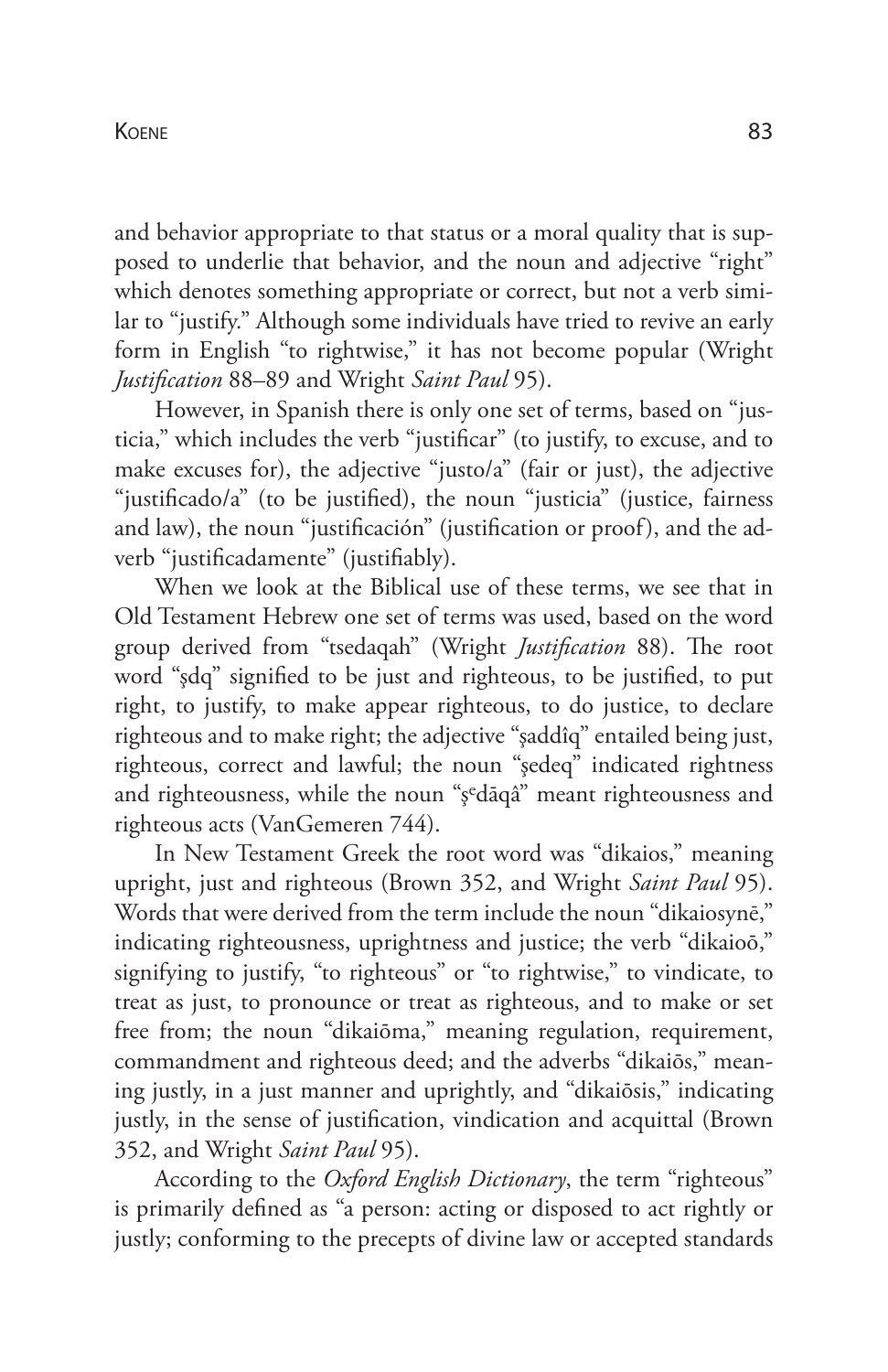and behavior appropriate to that status or a moral quality that is supposed to underlie that behavior, and the noun and adjective "right" which denotes something appropriate or correct, but not a verb similar to "justify." Although some individuals have tried to revive an early form in English "to rightwise," it has not become popular (Wright *Justification* 88–89 and Wright *Saint Paul* 95).

However, in Spanish there is only one set of terms, based on "justicia," which includes the verb "justificar" (to justify, to excuse, and to make excuses for), the adjective "justo/a" (fair or just), the adjective "justificado/a" (to be justified), the noun "justicia" (justice, fairness and law), the noun "justificación" (justification or proof), and the adverb "justificadamente" (justifiably).

When we look at the Biblical use of these terms, we see that in Old Testament Hebrew one set of terms was used, based on the word group derived from "tsedaqah" (Wright *Justification* 88). The root word "şdq" signified to be just and righteous, to be justified, to put right, to justify, to make appear righteous, to do justice, to declare righteous and to make right; the adjective "şaddîq" entailed being just, righteous, correct and lawful; the noun "şedeq" indicated rightness and righteousness, while the noun "şᵉdāqâ" meant righteousness and righteous acts (VanGemeren 744).

In New Testament Greek the root word was "dikaios," meaning upright, just and righteous (Brown 352, and Wright *Saint Paul* 95). Words that were derived from the term include the noun "dikaiosynē," indicating righteousness, uprightness and justice; the verb "dikaioō," signifying to justify, "to righteous" or "to rightwise," to vindicate, to treat as just, to pronounce or treat as righteous, and to make or set free from; the noun "dikaiōma," meaning regulation, requirement, commandment and righteous deed; and the adverbs "dikaiōs," meaning justly, in a just manner and uprightly, and "dikaiōsis," indicating justly, in the sense of justification, vindication and acquittal (Brown 352, and Wright *Saint Paul* 95).

According to the *Oxford English Dictionary*, the term "righteous" is primarily defined as "a person: acting or disposed to act rightly or justly; conforming to the precepts of divine law or accepted standards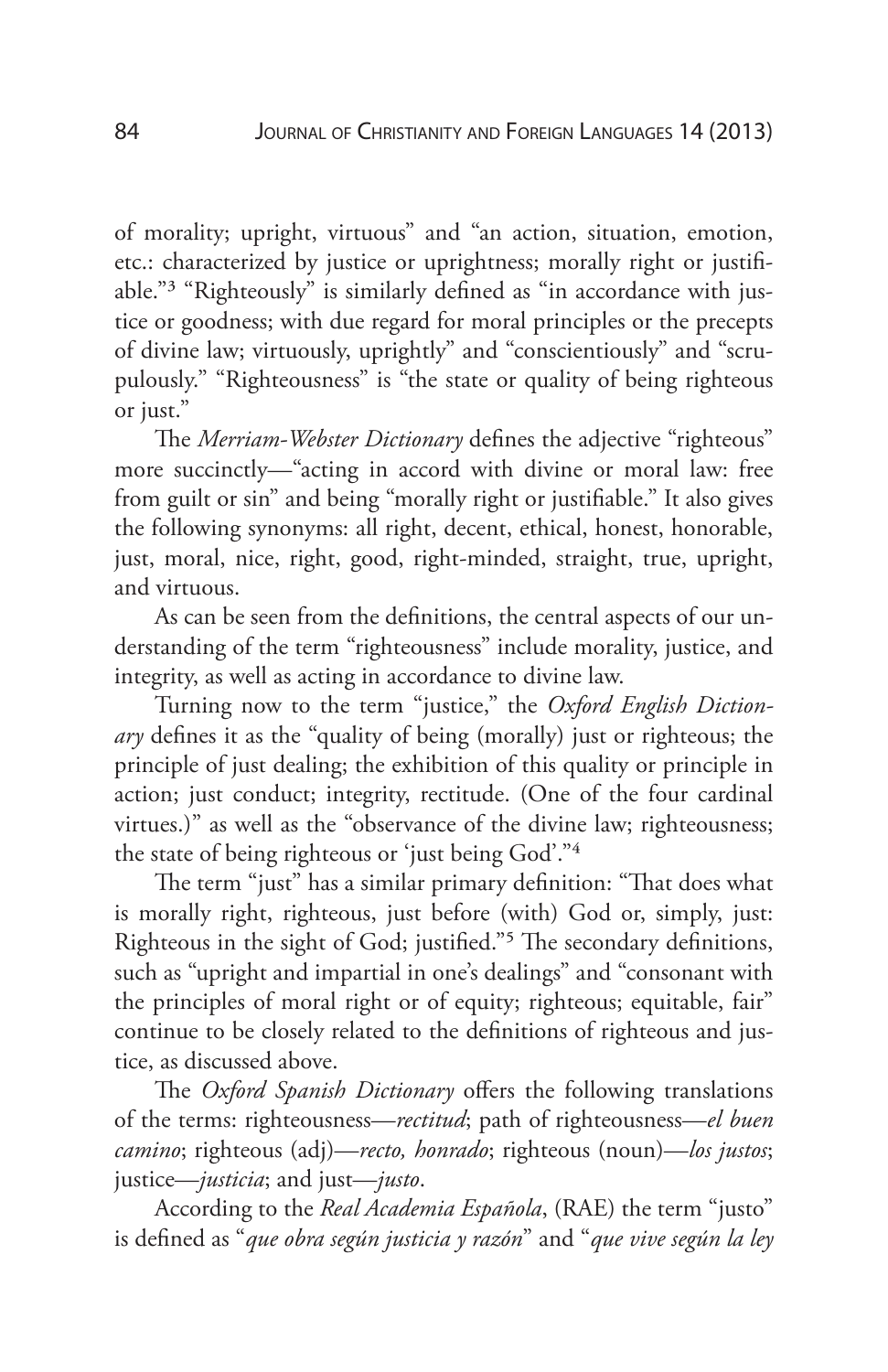of morality; upright, virtuous" and "an action, situation, emotion, etc.: characterized by justice or uprightness; morally right or justifiable."[3] "Righteously" is similarly defined as "in accordance with justice or goodness; with due regard for moral principles or the precepts of divine law; virtuously, uprightly" and "conscientiously" and "scrupulously." "Righteousness" is "the state or quality of being righteous or just."

The *Merriam-Webster Dictionary* defines the adjective "righteous" more succinctly—"acting in accord with divine or moral law: free from guilt or sin" and being "morally right or justifiable." It also gives the following synonyms: all right, decent, ethical, honest, honorable, just, moral, nice, right, good, right-minded, straight, true, upright, and virtuous.

As can be seen from the definitions, the central aspects of our understanding of the term "righteousness" include morality, justice, and integrity, as well as acting in accordance to divine law.

Turning now to the term "justice," the *Oxford English Dictionary* defines it as the "quality of being (morally) just or righteous; the principle of just dealing; the exhibition of this quality or principle in action; just conduct; integrity, rectitude. (One of the four cardinal virtues.)" as well as the "observance of the divine law; righteousness; the state of being righteous or 'just being God'."[4]

The term "just" has a similar primary definition: "That does what is morally right, righteous, just before (with) God or, simply, just: Righteous in the sight of God; justified."[5] The secondary definitions, such as "upright and impartial in one's dealings" and "consonant with the principles of moral right or of equity; righteous; equitable, fair" continue to be closely related to the definitions of righteous and justice, as discussed above.

The *Oxford Spanish Dictionary* offers the following translations of the terms: righteousness—*rectitud*; path of righteousness—*el buen camino*; righteous (adj)—*recto, honrado*; righteous (noun)—*los justos*; justice—*justicia*; and just—*justo*.

According to the *Real Academia Española*, (RAE) the term "justo" is defined as "*que obra según justicia y razón*" and "*que vive según la ley*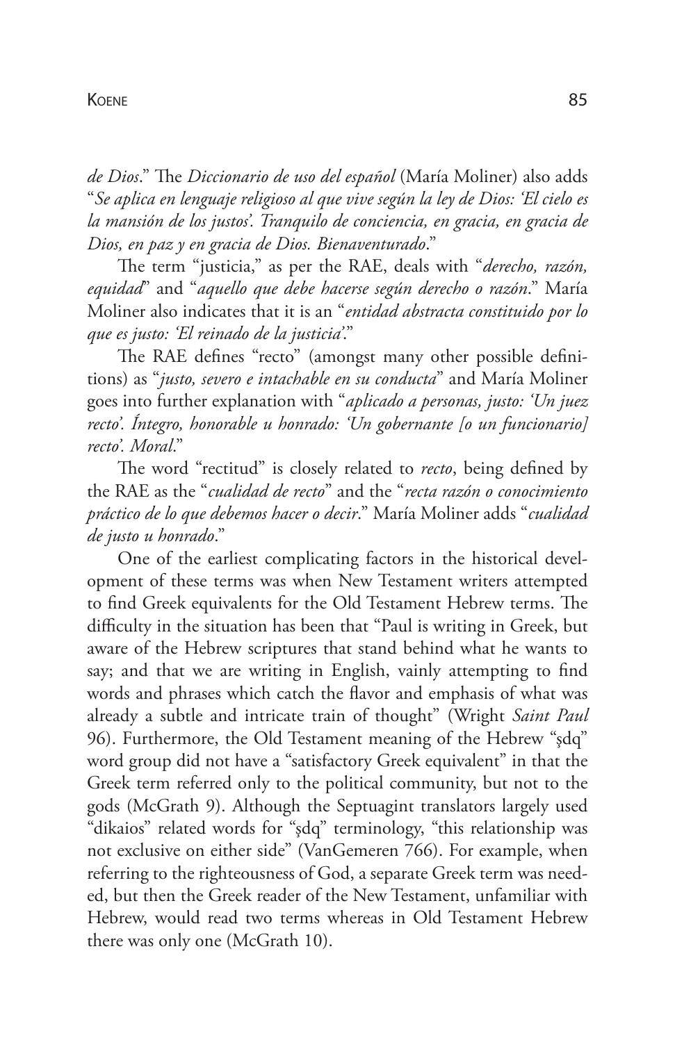*de Dios*." The *Diccionario de uso del español* (María Moliner) also adds "*Se aplica en lenguaje religioso al que vive según la ley de Dios: 'El cielo es la mansión de los justos'. Tranquilo de conciencia, en gracia, en gracia de Dios, en paz y en gracia de Dios. Bienaventurado*."

The term "justicia," as per the RAE, deals with "*derecho, razón, equidad*" and "*aquello que debe hacerse según derecho o razón*." María Moliner also indicates that it is an "*entidad abstracta constituido por lo que es justo: 'El reinado de la justicia*'."

The RAE defines "recto" (amongst many other possible definitions) as "*justo, severo e intachable en su conducta*" and María Moliner goes into further explanation with "*aplicado a personas, justo: 'Un juez recto'. Íntegro, honorable u honrado: 'Un gobernante [o un funcionario] recto'. Moral*."

The word "rectitud" is closely related to *recto*, being defined by the RAE as the "*cualidad de recto*" and the "*recta razón o conocimiento práctico de lo que debemos hacer o decir*." María Moliner adds "*cualidad de justo u honrado*."

One of the earliest complicating factors in the historical development of these terms was when New Testament writers attempted to find Greek equivalents for the Old Testament Hebrew terms. The difficulty in the situation has been that "Paul is writing in Greek, but aware of the Hebrew scriptures that stand behind what he wants to say; and that we are writing in English, vainly attempting to find words and phrases which catch the flavor and emphasis of what was already a subtle and intricate train of thought" (Wright *Saint Paul* 96). Furthermore, the Old Testament meaning of the Hebrew "ṣdq" word group did not have a "satisfactory Greek equivalent" in that the Greek term referred only to the political community, but not to the gods (McGrath 9). Although the Septuagint translators largely used "dikaios" related words for "ṣdq" terminology, "this relationship was not exclusive on either side" (VanGemeren 766). For example, when referring to the righteousness of God, a separate Greek term was needed, but then the Greek reader of the New Testament, unfamiliar with Hebrew, would read two terms whereas in Old Testament Hebrew there was only one (McGrath 10).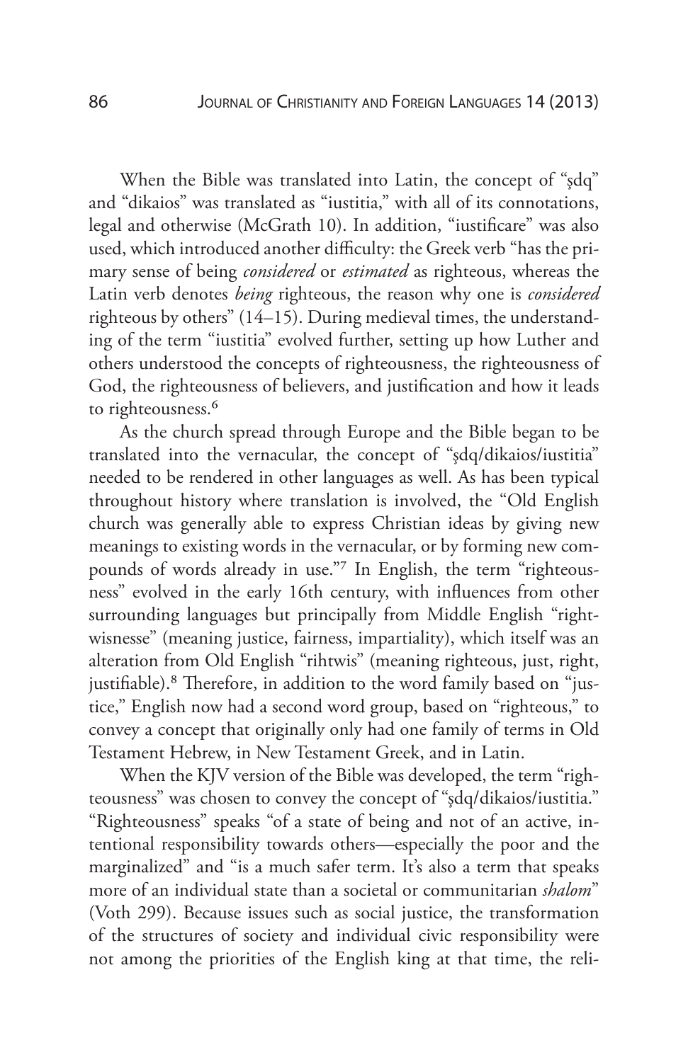When the Bible was translated into Latin, the concept of "şdq" and "dikaios" was translated as "iustitia," with all of its connotations, legal and otherwise (McGrath 10). In addition, "iustificare" was also used, which introduced another difficulty: the Greek verb "has the primary sense of being *considered* or *estimated* as righteous, whereas the Latin verb denotes *being* righteous, the reason why one is *considered* righteous by others" (14–15). During medieval times, the understanding of the term "iustitia" evolved further, setting up how Luther and others understood the concepts of righteousness, the righteousness of God, the righteousness of believers, and justification and how it leads to righteousness.[6]

As the church spread through Europe and the Bible began to be translated into the vernacular, the concept of "şdq/dikaios/iustitia" needed to be rendered in other languages as well. As has been typical throughout history where translation is involved, the "Old English church was generally able to express Christian ideas by giving new meanings to existing words in the vernacular, or by forming new compounds of words already in use."[7] In English, the term "righteousness" evolved in the early 16th century, with influences from other surrounding languages but principally from Middle English "rightwisnesse" (meaning justice, fairness, impartiality), which itself was an alteration from Old English "rihtwis" (meaning righteous, just, right, justifiable).[8] Therefore, in addition to the word family based on "justice," English now had a second word group, based on "righteous," to convey a concept that originally only had one family of terms in Old Testament Hebrew, in New Testament Greek, and in Latin.

When the KJV version of the Bible was developed, the term "righteousness" was chosen to convey the concept of "şdq/dikaios/iustitia." "Righteousness" speaks "of a state of being and not of an active, intentional responsibility towards others—especially the poor and the marginalized" and "is a much safer term. It's also a term that speaks more of an individual state than a societal or communitarian *shalom*" (Voth 299). Because issues such as social justice, the transformation of the structures of society and individual civic responsibility were not among the priorities of the English king at that time, the reli-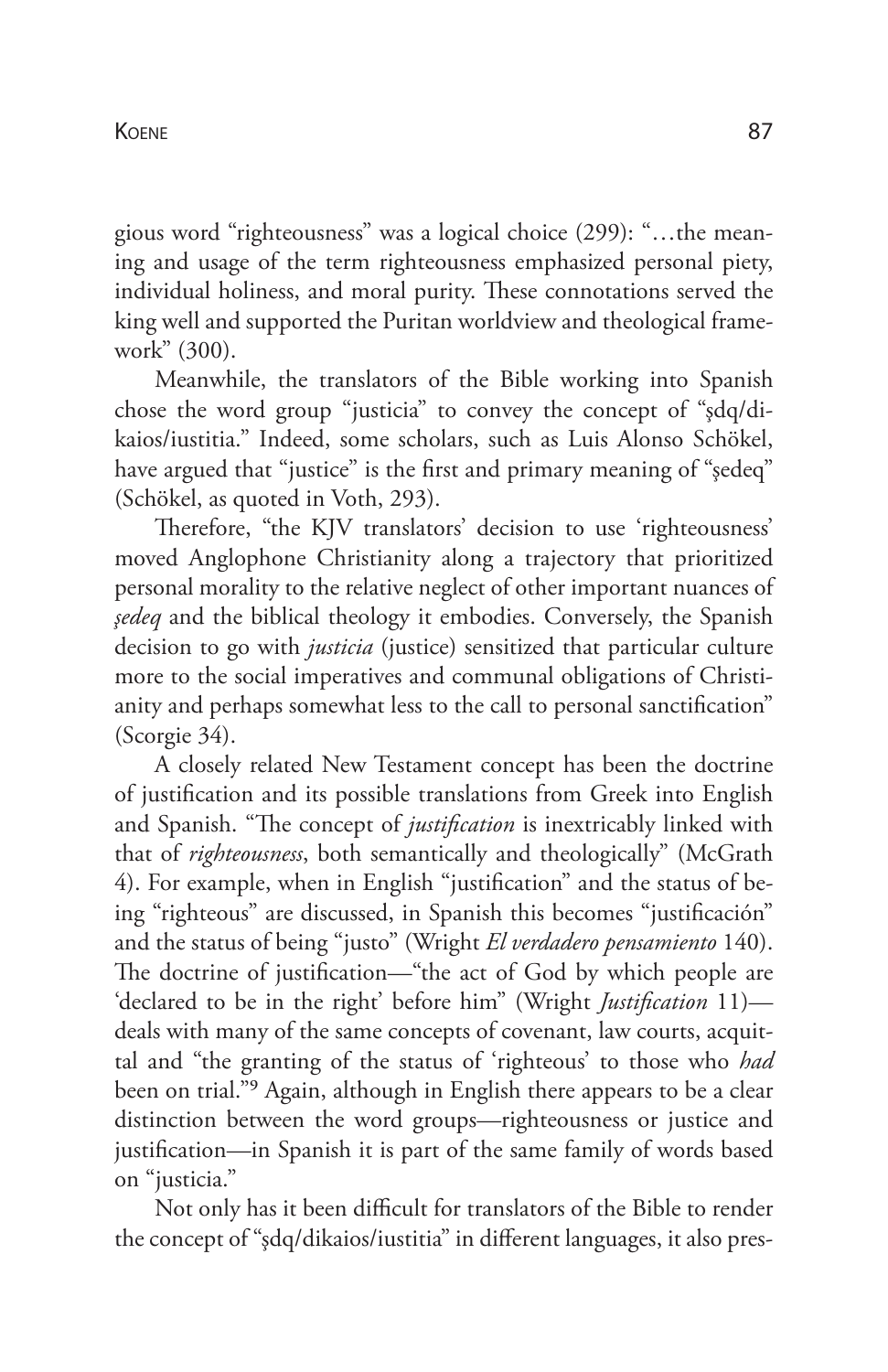gious word "righteousness" was a logical choice (299): "…the meaning and usage of the term righteousness emphasized personal piety, individual holiness, and moral purity. These connotations served the king well and supported the Puritan worldview and theological framework" (300).

Meanwhile, the translators of the Bible working into Spanish chose the word group "justicia" to convey the concept of "şdq/dikaios/iustitia." Indeed, some scholars, such as Luis Alonso Schökel, have argued that "justice" is the first and primary meaning of "şedeq" (Schökel, as quoted in Voth, 293).

Therefore, "the KJV translators' decision to use 'righteousness' moved Anglophone Christianity along a trajectory that prioritized personal morality to the relative neglect of other important nuances of *şedeq* and the biblical theology it embodies. Conversely, the Spanish decision to go with *justicia* (justice) sensitized that particular culture more to the social imperatives and communal obligations of Christianity and perhaps somewhat less to the call to personal sanctification" (Scorgie 34).

A closely related New Testament concept has been the doctrine of justification and its possible translations from Greek into English and Spanish. "The concept of *justification* is inextricably linked with that of *righteousness*, both semantically and theologically" (McGrath 4). For example, when in English "justification" and the status of being "righteous" are discussed, in Spanish this becomes "justificación" and the status of being "justo" (Wright *El verdadero pensamiento* 140). The doctrine of justification—"the act of God by which people are 'declared to be in the right' before him" (Wright *Justification* 11)—deals with many of the same concepts of covenant, law courts, acquittal and "the granting of the status of 'righteous' to those who *had* been on trial."[9] Again, although in English there appears to be a clear distinction between the word groups—righteousness or justice and justification—in Spanish it is part of the same family of words based on "justicia."

Not only has it been difficult for translators of the Bible to render the concept of "şdq/dikaios/iustitia" in different languages, it also pres-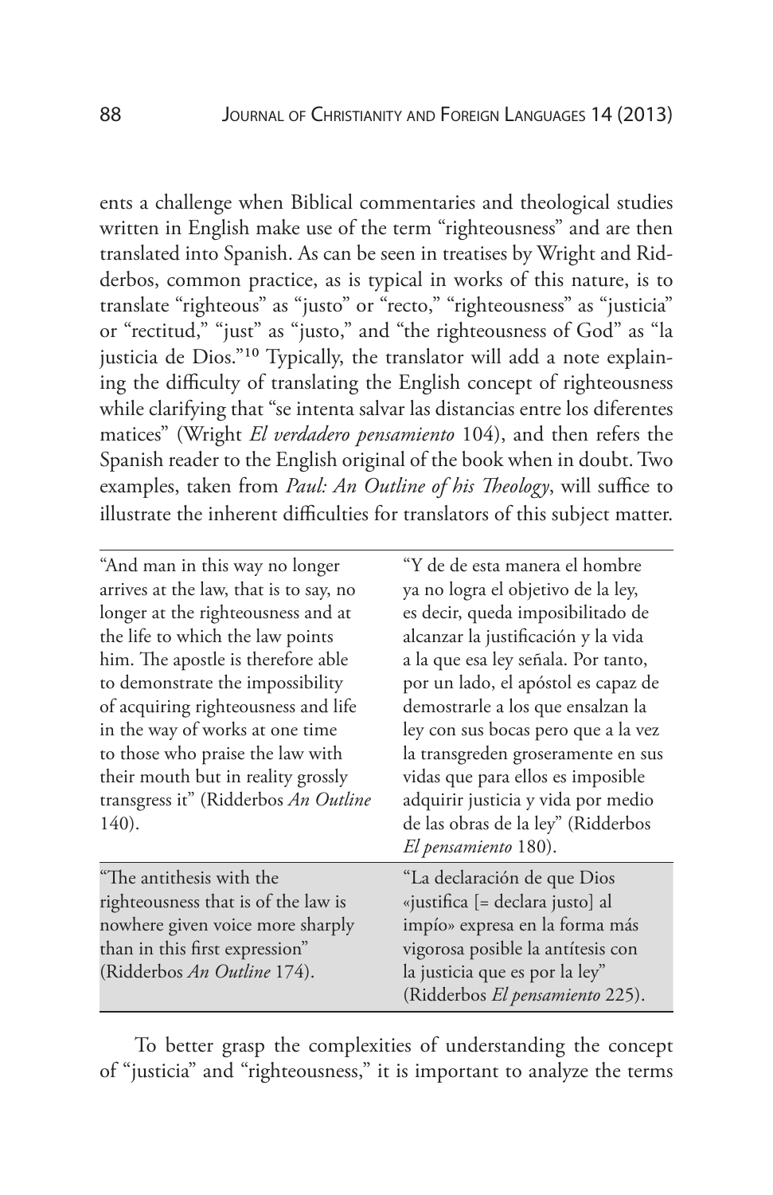ents a challenge when Biblical commentaries and theological studies written in English make use of the term "righteousness" and are then translated into Spanish. As can be seen in treatises by Wright and Ridderbos, common practice, as is typical in works of this nature, is to translate "righteous" as "justo" or "recto," "righteousness" as "justicia" or "rectitud," "just" as "justo," and "the righteousness of God" as "la justicia de Dios."[10] Typically, the translator will add a note explaining the difficulty of translating the English concept of righteousness while clarifying that "se intenta salvar las distancias entre los diferentes matices" (Wright *El verdadero pensamiento* 104), and then refers the Spanish reader to the English original of the book when in doubt. Two examples, taken from *Paul: An Outline of his Theology*, will suffice to illustrate the inherent difficulties for translators of this subject matter.

| | |
|---|---|
| "And man in this way no longer arrives at the law, that is to say, no longer at the righteousness and at the life to which the law points him. The apostle is therefore able to demonstrate the impossibility of acquiring righteousness and life in the way of works at one time to those who praise the law with their mouth but in reality grossly transgress it" (Ridderbos *An Outline* 140). | "Y de de esta manera el hombre ya no logra el objetivo de la ley, es decir, queda imposibilitado de alcanzar la justificación y la vida a la que esa ley señala. Por tanto, por un lado, el apóstol es capaz de demostrarle a los que ensalzan la ley con sus bocas pero que a la vez la transgreden groseramente en sus vidas que para ellos es imposible adquirir justicia y vida por medio de las obras de la ley" (Ridderbos *El pensamiento* 180). |
| "The antithesis with the righteousness that is of the law is nowhere given voice more sharply than in this first expression" (Ridderbos *An Outline* 174). | "La declaración de que Dios «justifica [= declara justo] al impío» expresa en la forma más vigorosa posible la antítesis con la justicia que es por la ley" (Ridderbos *El pensamiento* 225). |

To better grasp the complexities of understanding the concept of "justicia" and "righteousness," it is important to analyze the terms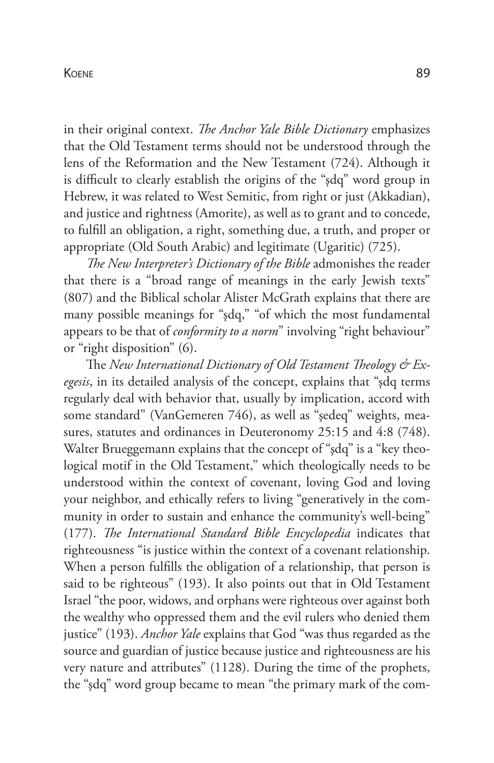in their original context. *The Anchor Yale Bible Dictionary* emphasizes that the Old Testament terms should not be understood through the lens of the Reformation and the New Testament (724). Although it is difficult to clearly establish the origins of the "ṣdq" word group in Hebrew, it was related to West Semitic, from right or just (Akkadian), and justice and rightness (Amorite), as well as to grant and to concede, to fulfill an obligation, a right, something due, a truth, and proper or appropriate (Old South Arabic) and legitimate (Ugaritic) (725).

*The New Interpreter's Dictionary of the Bible* admonishes the reader that there is a "broad range of meanings in the early Jewish texts" (807) and the Biblical scholar Alister McGrath explains that there are many possible meanings for "ṣdq," "of which the most fundamental appears to be that of *conformity to a norm*" involving "right behaviour" or "right disposition" (6).

The *New International Dictionary of Old Testament Theology & Exegesis*, in its detailed analysis of the concept, explains that "ṣdq terms regularly deal with behavior that, usually by implication, accord with some standard" (VanGemeren 746), as well as "ṣedeq" weights, measures, statutes and ordinances in Deuteronomy 25:15 and 4:8 (748). Walter Brueggemann explains that the concept of "ṣdq" is a "key theological motif in the Old Testament," which theologically needs to be understood within the context of covenant, loving God and loving your neighbor, and ethically refers to living "generatively in the community in order to sustain and enhance the community's well-being" (177). *The International Standard Bible Encyclopedia* indicates that righteousness "is justice within the context of a covenant relationship. When a person fulfills the obligation of a relationship, that person is said to be righteous" (193). It also points out that in Old Testament Israel "the poor, widows, and orphans were righteous over against both the wealthy who oppressed them and the evil rulers who denied them justice" (193). *Anchor Yale* explains that God "was thus regarded as the source and guardian of justice because justice and righteousness are his very nature and attributes" (1128). During the time of the prophets, the "ṣdq" word group became to mean "the primary mark of the com-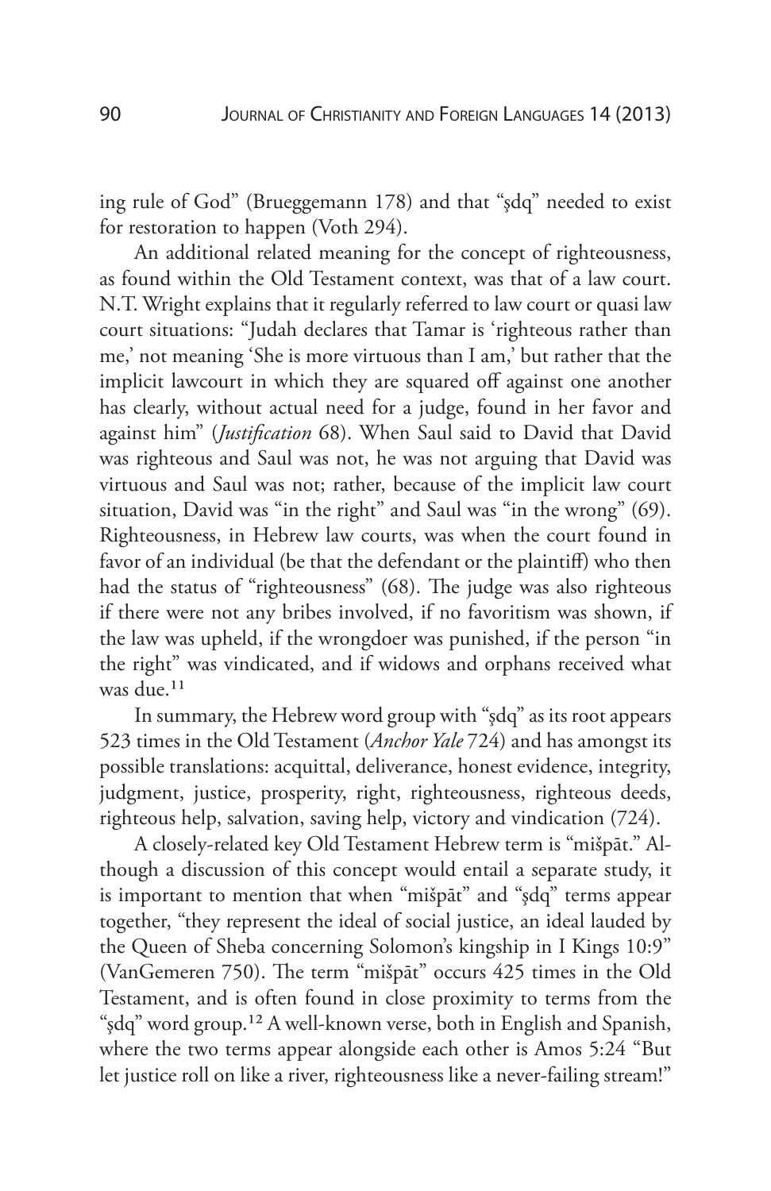ing rule of God" (Brueggemann 178) and that "şdq" needed to exist for restoration to happen (Voth 294).

An additional related meaning for the concept of righteousness, as found within the Old Testament context, was that of a law court. N.T. Wright explains that it regularly referred to law court or quasi law court situations: "Judah declares that Tamar is 'righteous rather than me,' not meaning 'She is more virtuous than I am,' but rather that the implicit lawcourt in which they are squared off against one another has clearly, without actual need for a judge, found in her favor and against him" (*Justification* 68). When Saul said to David that David was righteous and Saul was not, he was not arguing that David was virtuous and Saul was not; rather, because of the implicit law court situation, David was "in the right" and Saul was "in the wrong" (69). Righteousness, in Hebrew law courts, was when the court found in favor of an individual (be that the defendant or the plaintiff) who then had the status of "righteousness" (68). The judge was also righteous if there were not any bribes involved, if no favoritism was shown, if the law was upheld, if the wrongdoer was punished, if the person "in the right" was vindicated, and if widows and orphans received what was due.[11]

In summary, the Hebrew word group with "şdq" as its root appears 523 times in the Old Testament (*Anchor Yale* 724) and has amongst its possible translations: acquittal, deliverance, honest evidence, integrity, judgment, justice, prosperity, right, righteousness, righteous deeds, righteous help, salvation, saving help, victory and vindication (724).

A closely-related key Old Testament Hebrew term is "mišpāt." Although a discussion of this concept would entail a separate study, it is important to mention that when "mišpāt" and "şdq" terms appear together, "they represent the ideal of social justice, an ideal lauded by the Queen of Sheba concerning Solomon's kingship in I Kings 10:9" (VanGemeren 750). The term "mišpāt" occurs 425 times in the Old Testament, and is often found in close proximity to terms from the "şdq" word group.[12] A well-known verse, both in English and Spanish, where the two terms appear alongside each other is Amos 5:24 "But let justice roll on like a river, righteousness like a never-failing stream!"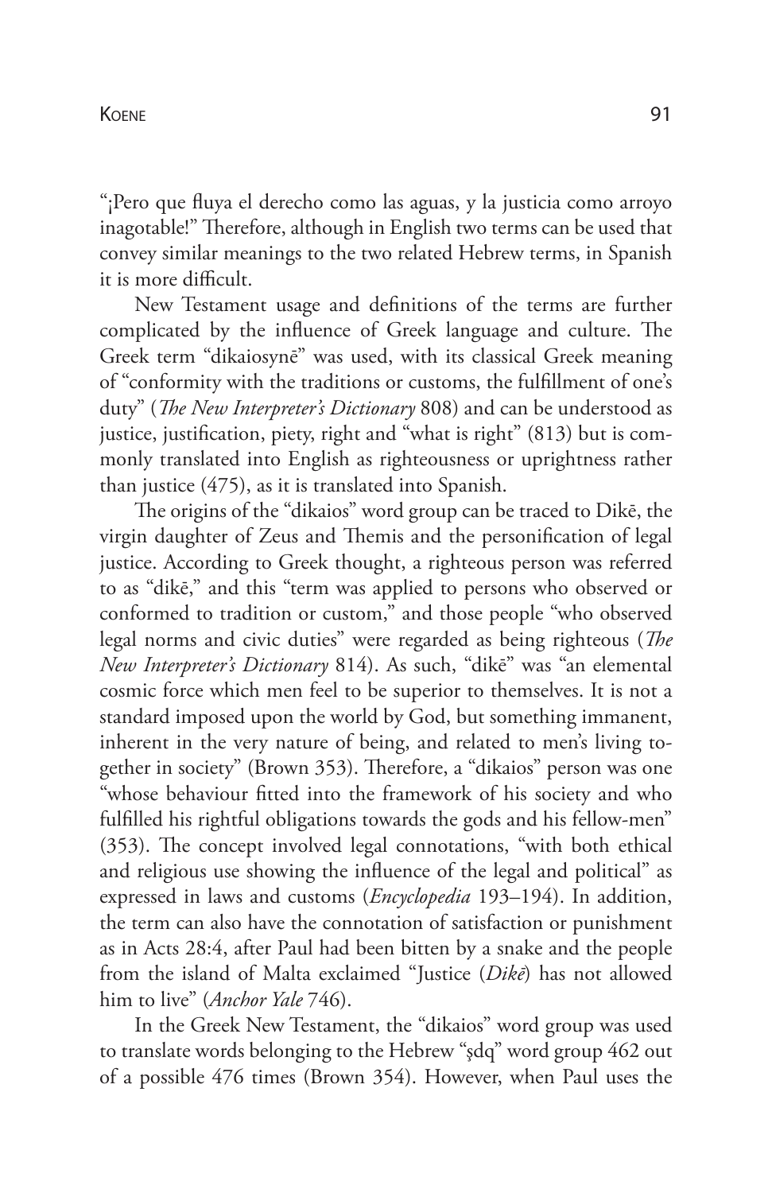"¡Pero que fluya el derecho como las aguas, y la justicia como arroyo inagotable!" Therefore, although in English two terms can be used that convey similar meanings to the two related Hebrew terms, in Spanish it is more difficult.

New Testament usage and definitions of the terms are further complicated by the influence of Greek language and culture. The Greek term "dikaiosynē" was used, with its classical Greek meaning of "conformity with the traditions or customs, the fulfillment of one's duty" (*The New Interpreter's Dictionary* 808) and can be understood as justice, justification, piety, right and "what is right" (813) but is commonly translated into English as righteousness or uprightness rather than justice (475), as it is translated into Spanish.

The origins of the "dikaios" word group can be traced to Dikē, the virgin daughter of Zeus and Themis and the personification of legal justice. According to Greek thought, a righteous person was referred to as "dikē," and this "term was applied to persons who observed or conformed to tradition or custom," and those people "who observed legal norms and civic duties" were regarded as being righteous (*The New Interpreter's Dictionary* 814). As such, "dikē" was "an elemental cosmic force which men feel to be superior to themselves. It is not a standard imposed upon the world by God, but something immanent, inherent in the very nature of being, and related to men's living together in society" (Brown 353). Therefore, a "dikaios" person was one "whose behaviour fitted into the framework of his society and who fulfilled his rightful obligations towards the gods and his fellow-men" (353). The concept involved legal connotations, "with both ethical and religious use showing the influence of the legal and political" as expressed in laws and customs (*Encyclopedia* 193–194). In addition, the term can also have the connotation of satisfaction or punishment as in Acts 28:4, after Paul had been bitten by a snake and the people from the island of Malta exclaimed "Justice (*Dikē*) has not allowed him to live" (*Anchor Yale* 746).

In the Greek New Testament, the "dikaios" word group was used to translate words belonging to the Hebrew "ṣdq" word group 462 out of a possible 476 times (Brown 354). However, when Paul uses the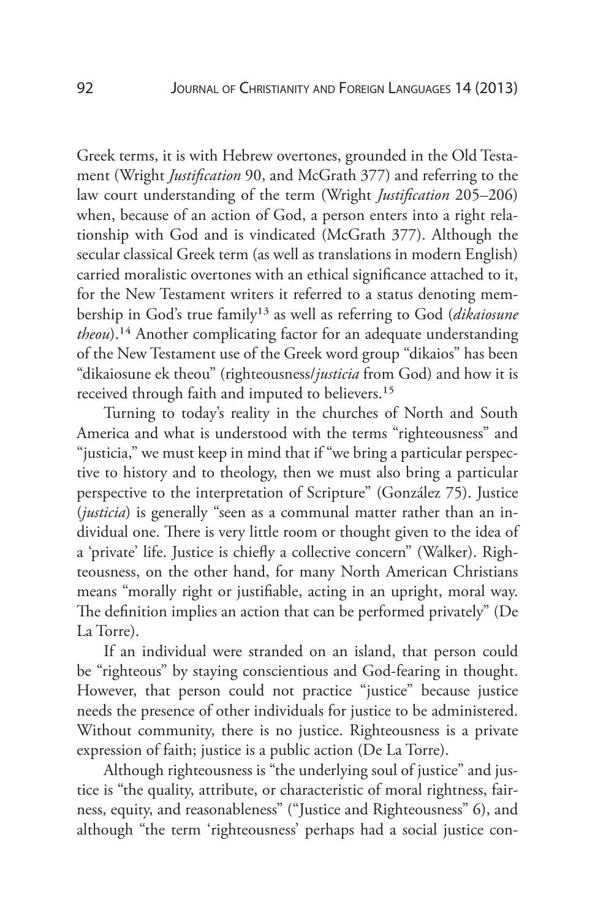Greek terms, it is with Hebrew overtones, grounded in the Old Testament (Wright *Justification* 90, and McGrath 377) and referring to the law court understanding of the term (Wright *Justification* 205–206) when, because of an action of God, a person enters into a right relationship with God and is vindicated (McGrath 377). Although the secular classical Greek term (as well as translations in modern English) carried moralistic overtones with an ethical significance attached to it, for the New Testament writers it referred to a status denoting membership in God's true family[13] as well as referring to God (*dikaiosune theou*).[14] Another complicating factor for an adequate understanding of the New Testament use of the Greek word group "dikaios" has been "dikaiosune ek theou" (righteousness/*justicia* from God) and how it is received through faith and imputed to believers.[15]

Turning to today's reality in the churches of North and South America and what is understood with the terms "righteousness" and "justicia," we must keep in mind that if "we bring a particular perspective to history and to theology, then we must also bring a particular perspective to the interpretation of Scripture" (González 75). Justice (*justicia*) is generally "seen as a communal matter rather than an individual one. There is very little room or thought given to the idea of a 'private' life. Justice is chiefly a collective concern" (Walker). Righteousness, on the other hand, for many North American Christians means "morally right or justifiable, acting in an upright, moral way. The definition implies an action that can be performed privately" (De La Torre).

If an individual were stranded on an island, that person could be "righteous" by staying conscientious and God-fearing in thought. However, that person could not practice "justice" because justice needs the presence of other individuals for justice to be administered. Without community, there is no justice. Righteousness is a private expression of faith; justice is a public action (De La Torre).

Although righteousness is "the underlying soul of justice" and justice is "the quality, attribute, or characteristic of moral rightness, fairness, equity, and reasonableness" ("Justice and Righteousness" 6), and although "the term 'righteousness' perhaps had a social justice con-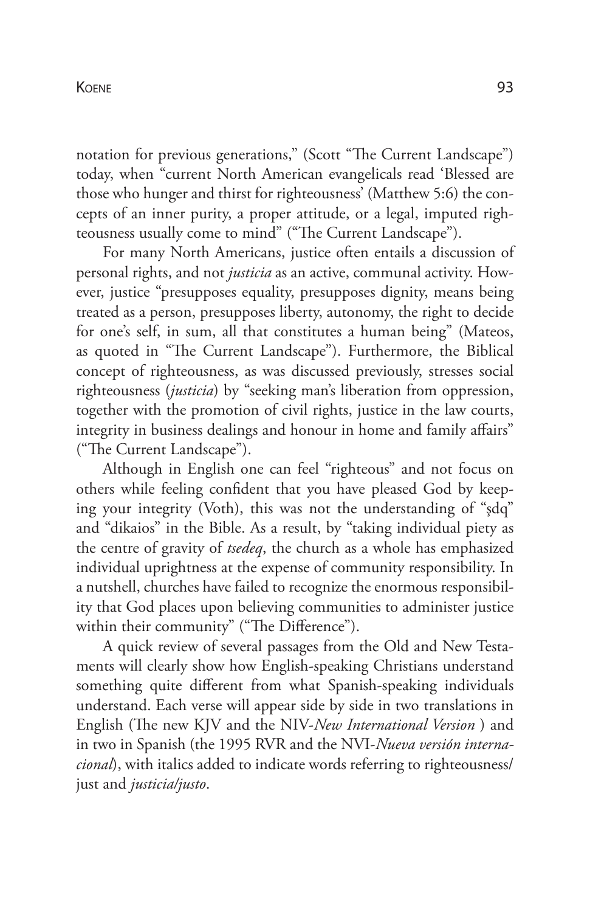notation for previous generations," (Scott "The Current Landscape") today, when "current North American evangelicals read 'Blessed are those who hunger and thirst for righteousness' (Matthew 5:6) the concepts of an inner purity, a proper attitude, or a legal, imputed righteousness usually come to mind" ("The Current Landscape").

For many North Americans, justice often entails a discussion of personal rights, and not *justicia* as an active, communal activity. However, justice "presupposes equality, presupposes dignity, means being treated as a person, presupposes liberty, autonomy, the right to decide for one's self, in sum, all that constitutes a human being" (Mateos, as quoted in "The Current Landscape"). Furthermore, the Biblical concept of righteousness, as was discussed previously, stresses social righteousness (*justicia*) by "seeking man's liberation from oppression, together with the promotion of civil rights, justice in the law courts, integrity in business dealings and honour in home and family affairs" ("The Current Landscape").

Although in English one can feel "righteous" and not focus on others while feeling confident that you have pleased God by keeping your integrity (Voth), this was not the understanding of "şdq" and "dikaios" in the Bible. As a result, by "taking individual piety as the centre of gravity of *tsedeq*, the church as a whole has emphasized individual uprightness at the expense of community responsibility. In a nutshell, churches have failed to recognize the enormous responsibility that God places upon believing communities to administer justice within their community" ("The Difference").

A quick review of several passages from the Old and New Testaments will clearly show how English-speaking Christians understand something quite different from what Spanish-speaking individuals understand. Each verse will appear side by side in two translations in English (The new KJV and the NIV-*New International Version* ) and in two in Spanish (the 1995 RVR and the NVI-*Nueva versión internacional*), with italics added to indicate words referring to righteousness/just and *justicia/justo*.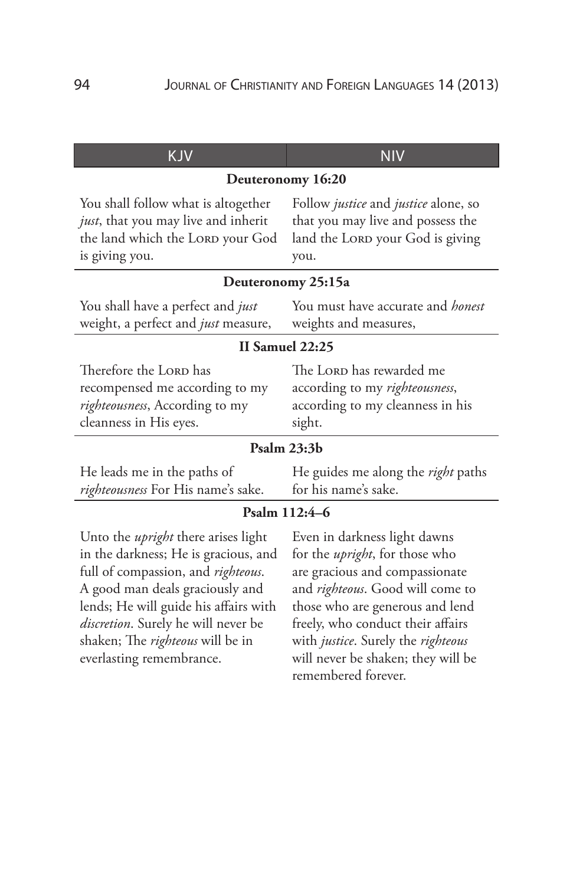| KJV | NIV |
|---|---|
| **Deuteronomy 16:20** | |
| You shall follow what is altogether *just*, that you may live and inherit the land which the Lord your God is giving you. | Follow *justice* and *justice* alone, so that you may live and possess the land the Lord your God is giving you. |
| **Deuteronomy 25:15a** | |
| You shall have a perfect and *just* weight, a perfect and *just* measure, | You must have accurate and *honest* weights and measures, |
| **II Samuel 22:25** | |
| Therefore the Lord has recompensed me according to my *righteousness*, According to my cleanness in His eyes. | The Lord has rewarded me according to my *righteousness*, according to my cleanness in his sight. |
| **Psalm 23:3b** | |
| He leads me in the paths of *righteousness* For His name's sake. | He guides me along the *right* paths for his name's sake. |
| **Psalm 112:4–6** | |
| Unto the *upright* there arises light in the darkness; He is gracious, and full of compassion, and *righteous*. A good man deals graciously and lends; He will guide his affairs with *discretion*. Surely he will never be shaken; The *righteous* will be in everlasting remembrance. | Even in darkness light dawns for the *upright*, for those who are gracious and compassionate and *righteous*. Good will come to those who are generous and lend freely, who conduct their affairs with *justice*. Surely the *righteous* will never be shaken; they will be remembered forever. |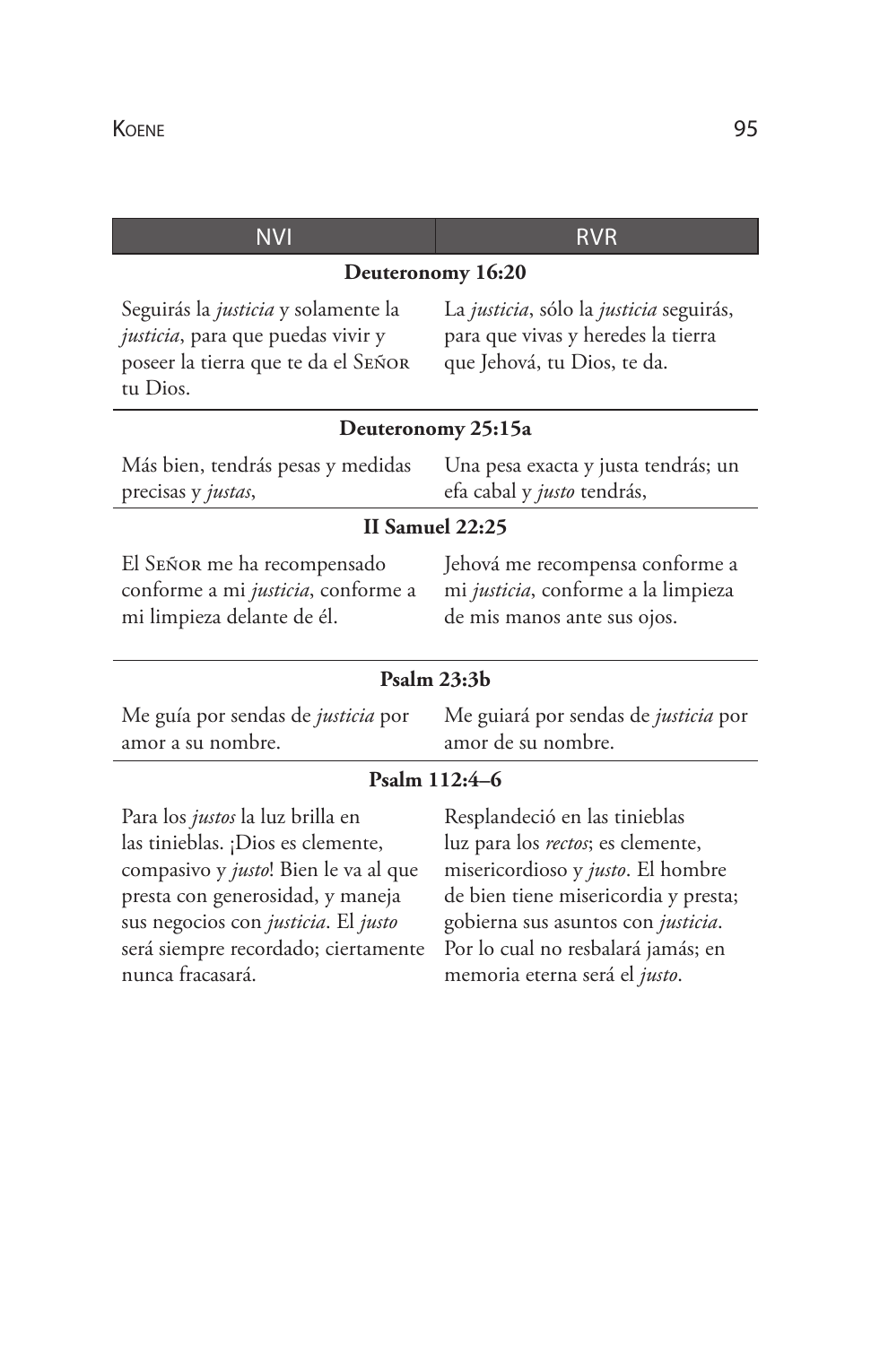| NVI | RVR |
|---|---|
| **Deuteronomy 16:20** | |
| Seguirás la *justicia* y solamente la *justicia*, para que puedas vivir y poseer la tierra que te da el Señor tu Dios. | La *justicia*, sólo la *justicia* seguirás, para que vivas y heredes la tierra que Jehová, tu Dios, te da. |
| **Deuteronomy 25:15a** | |
| Más bien, tendrás pesas y medidas precisas y *justas*, | Una pesa exacta y justa tendrás; un efa cabal y *justo* tendrás, |
| **II Samuel 22:25** | |
| El Señor me ha recompensado conforme a mi *justicia*, conforme a mi limpieza delante de él. | Jehová me recompensa conforme a mi *justicia*, conforme a la limpieza de mis manos ante sus ojos. |
| **Psalm 23:3b** | |
| Me guía por sendas de *justicia* por amor a su nombre. | Me guiará por sendas de *justicia* por amor de su nombre. |
| **Psalm 112:4–6** | |
| Para los *justos* la luz brilla en las tinieblas. ¡Dios es clemente, compasivo y *justo*! Bien le va al que presta con generosidad, y maneja sus negocios con *justicia*. El *justo* será siempre recordado; ciertamente nunca fracasará. | Resplandeció en las tinieblas luz para los *rectos*; es clemente, misericordioso y *justo*. El hombre de bien tiene misericordia y presta; gobierna sus asuntos con *justicia*. Por lo cual no resbalará jamás; en memoria eterna será el *justo*. |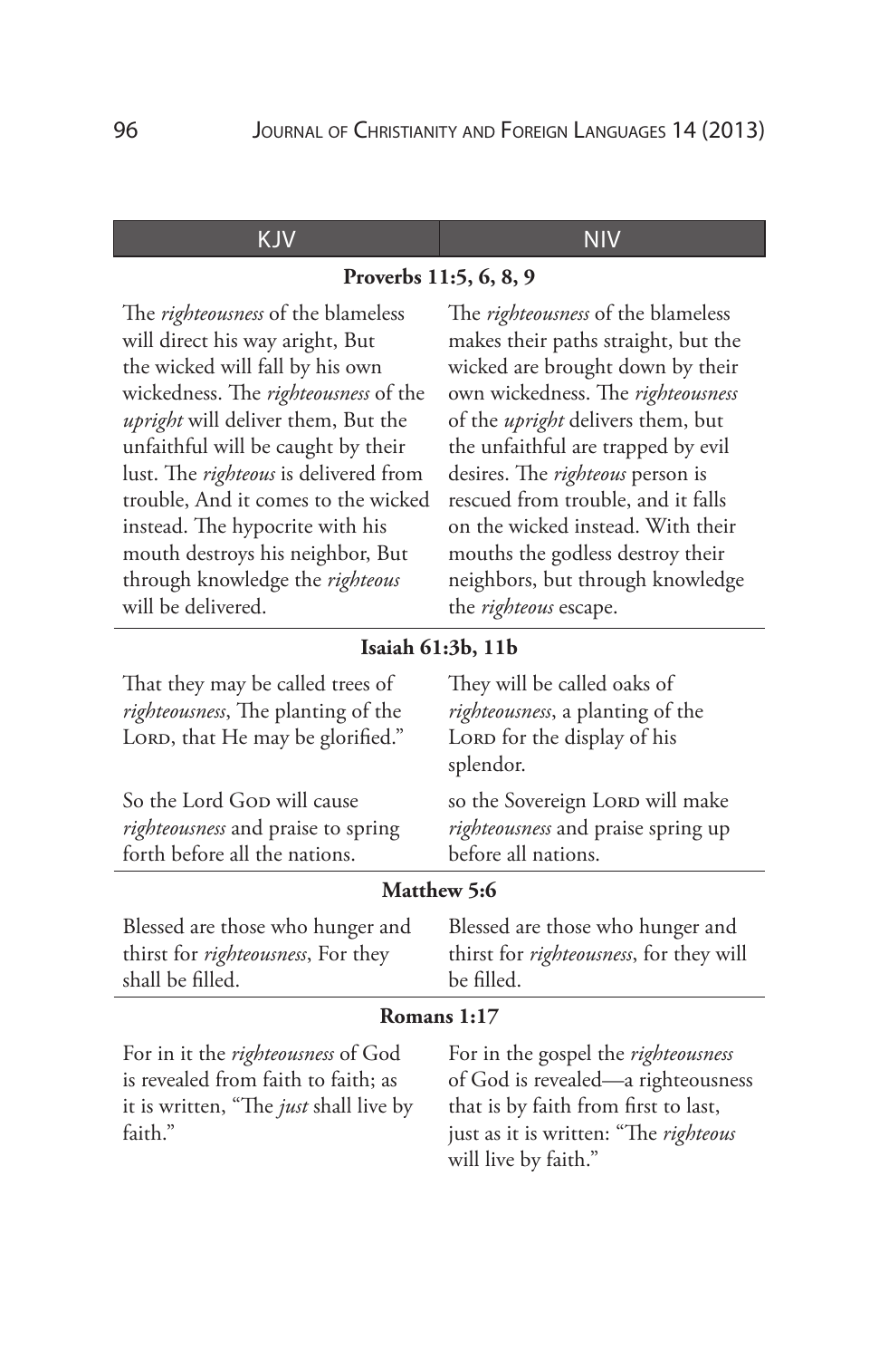| KJV | NIV |
|---|---|
| **Proverbs 11:5, 6, 8, 9** | |
| The *righteousness* of the blameless will direct his way aright, But the wicked will fall by his own wickedness. The *righteousness* of the *upright* will deliver them, But the unfaithful will be caught by their lust. The *righteous* is delivered from trouble, And it comes to the wicked instead. The hypocrite with his mouth destroys his neighbor, But through knowledge the *righteous* will be delivered. | The *righteousness* of the blameless makes their paths straight, but the wicked are brought down by their own wickedness. The *righteousness* of the *upright* delivers them, but the unfaithful are trapped by evil desires. The *righteous* person is rescued from trouble, and it falls on the wicked instead. With their mouths the godless destroy their neighbors, but through knowledge the *righteous* escape. |
| **Isaiah 61:3b, 11b** | |
| That they may be called trees of *righteousness*, The planting of the LORD, that He may be glorified." | They will be called oaks of *righteousness*, a planting of the LORD for the display of his splendor. |
| So the Lord GOD will cause *righteousness* and praise to spring forth before all the nations. | so the Sovereign LORD will make *righteousness* and praise spring up before all nations. |
| **Matthew 5:6** | |
| Blessed are those who hunger and thirst for *righteousness*, For they shall be filled. | Blessed are those who hunger and thirst for *righteousness*, for they will be filled. |
| **Romans 1:17** | |
| For in it the *righteousness* of God is revealed from faith to faith; as it is written, "The *just* shall live by faith." | For in the gospel the *righteousness* of God is revealed—a righteousness that is by faith from first to last, just as it is written: "The *righteous* will live by faith." |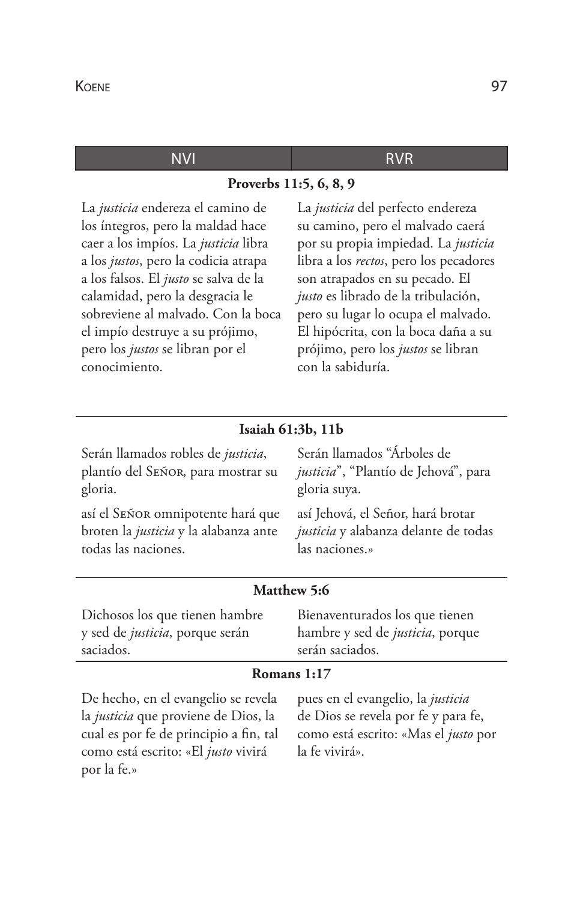| NVI | RVR |
|---|---|
| **Proverbs 11:5, 6, 8, 9** | |
| La *justicia* endereza el camino de los íntegros, pero la maldad hace caer a los impíos. La *justicia* libra a los *justos*, pero la codicia atrapa a los falsos. El *justo* se salva de la calamidad, pero la desgracia le sobreviene al malvado. Con la boca el impío destruye a su prójimo, pero los *justos* se libran por el conocimiento. | La *justicia* del perfecto endereza su camino, pero el malvado caerá por su propia impiedad. La *justicia* libra a los *rectos*, pero los pecadores son atrapados en su pecado. El *justo* es librado de la tribulación, pero su lugar lo ocupa el malvado. El hipócrita, con la boca daña a su prójimo, pero los *justos* se libran con la sabiduría. |
| **Isaiah 61:3b, 11b** | |
| Serán llamados robles de *justicia*, plantío del Señor, para mostrar su gloria. | Serán llamados "Árboles de *justicia*", "Plantío de Jehová", para gloria suya. |
| así el Señor omnipotente hará que broten la *justicia* y la alabanza ante todas las naciones. | así Jehová, el Señor, hará brotar *justicia* y alabanza delante de todas las naciones.» |
| **Matthew 5:6** | |
| Dichosos los que tienen hambre y sed de *justicia*, porque serán saciados. | Bienaventurados los que tienen hambre y sed de *justicia*, porque serán saciados. |
| **Romans 1:17** | |
| De hecho, en el evangelio se revela la *justicia* que proviene de Dios, la cual es por fe de principio a fin, tal como está escrito: «El *justo* vivirá por la fe.» | pues en el evangelio, la *justicia* de Dios se revela por fe y para fe, como está escrito: «Mas el *justo* por la fe vivirá». |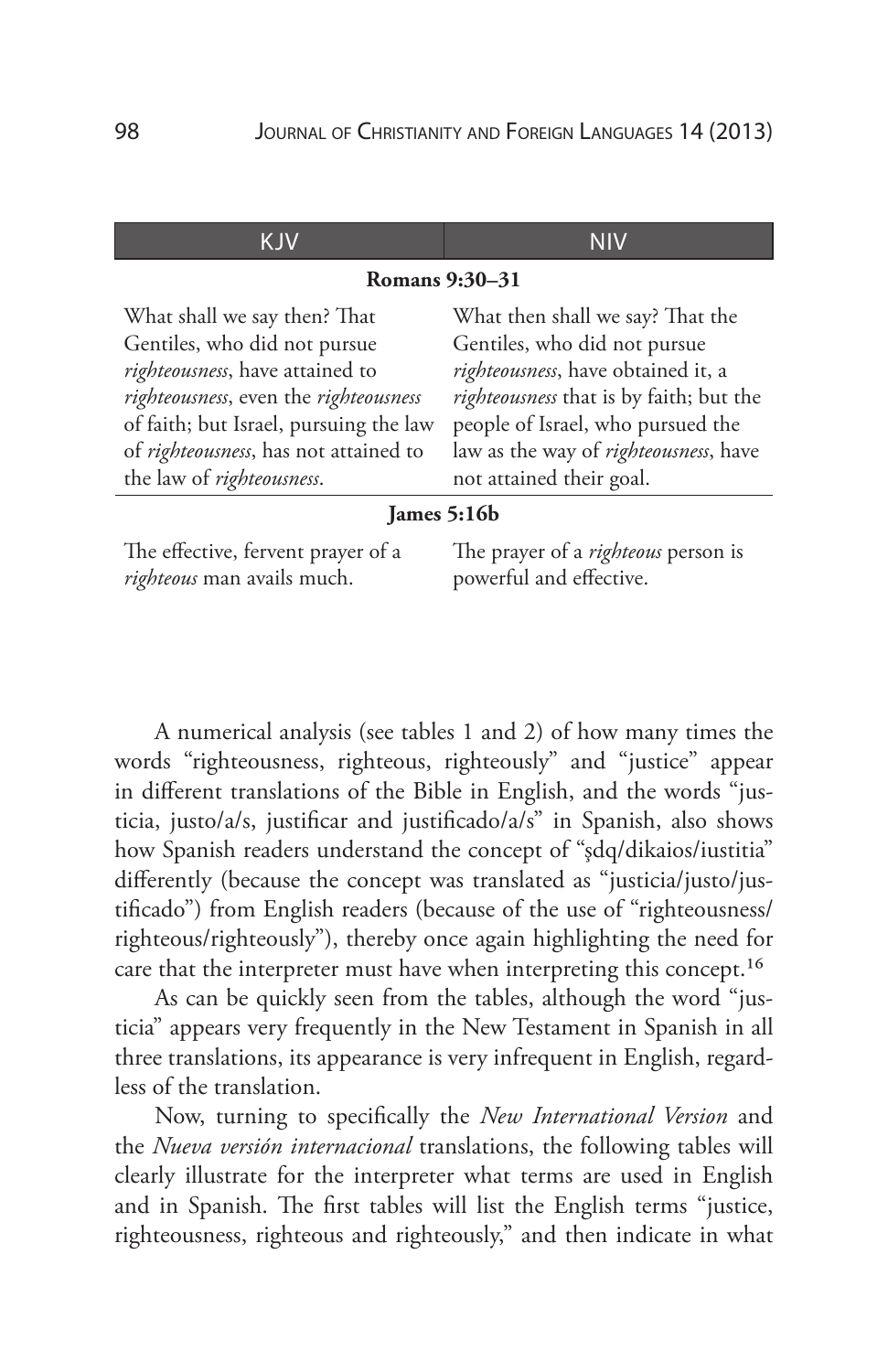| KJV | NIV |
|---|---|
| **Romans 9:30–31** | |
| What shall we say then? That Gentiles, who did not pursue *righteousness*, have attained to *righteousness*, even the *righteousness* of faith; but Israel, pursuing the law of *righteousness*, has not attained to the law of *righteousness*. | What then shall we say? That the Gentiles, who did not pursue *righteousness*, have obtained it, a *righteousness* that is by faith; but the people of Israel, who pursued the law as the way of *righteousness*, have not attained their goal. |
| **James 5:16b** | |
| The effective, fervent prayer of a *righteous* man avails much. | The prayer of a *righteous* person is powerful and effective. |

A numerical analysis (see tables 1 and 2) of how many times the words "righteousness, righteous, righteously" and "justice" appear in different translations of the Bible in English, and the words "justicia, justo/a/s, justificar and justificado/a/s" in Spanish, also shows how Spanish readers understand the concept of "ṣdq/dikaios/iustitia" differently (because the concept was translated as "justicia/justo/justificado") from English readers (because of the use of "righteousness/righteous/righteously"), thereby once again highlighting the need for care that the interpreter must have when interpreting this concept.[16]

As can be quickly seen from the tables, although the word "justicia" appears very frequently in the New Testament in Spanish in all three translations, its appearance is very infrequent in English, regardless of the translation.

Now, turning to specifically the *New International Version* and the *Nueva versión internacional* translations, the following tables will clearly illustrate for the interpreter what terms are used in English and in Spanish. The first tables will list the English terms "justice, righteousness, righteous and righteously," and then indicate in what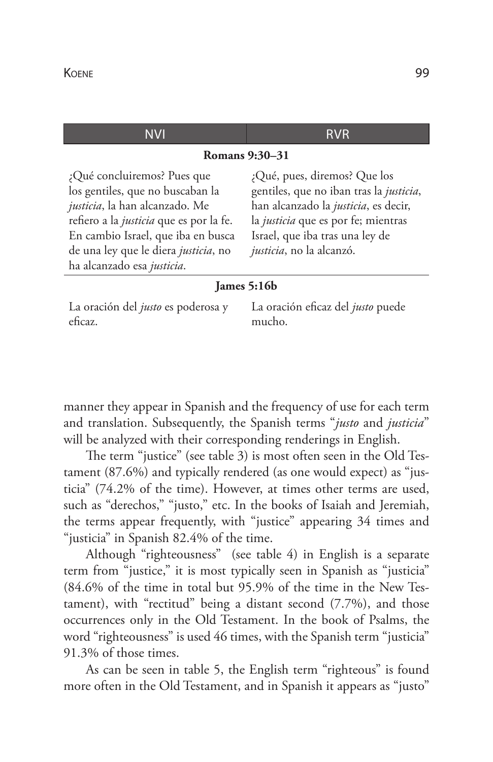| NVI | RVR |
|---|---|
| **Romans 9:30–31** | |
| ¿Qué concluiremos? Pues que los gentiles, que no buscaban la *justicia*, la han alcanzado. Me refiero a la *justicia* que es por la fe. En cambio Israel, que iba en busca de una ley que le diera *justicia*, no ha alcanzado esa *justicia*. | ¿Qué, pues, diremos? Que los gentiles, que no iban tras la *justicia*, han alcanzado la *justicia*, es decir, la *justicia* que es por fe; mientras Israel, que iba tras una ley de *justicia*, no la alcanzó. |
| **James 5:16b** | |
| La oración del *justo* es poderosa y eficaz. | La oración eficaz del *justo* puede mucho. |

manner they appear in Spanish and the frequency of use for each term and translation. Subsequently, the Spanish terms "*justo* and *justicia*" will be analyzed with their corresponding renderings in English.

The term "justice" (see table 3) is most often seen in the Old Testament (87.6%) and typically rendered (as one would expect) as "justicia" (74.2% of the time). However, at times other terms are used, such as "derechos," "justo," etc. In the books of Isaiah and Jeremiah, the terms appear frequently, with "justice" appearing 34 times and "justicia" in Spanish 82.4% of the time.

Although "righteousness" (see table 4) in English is a separate term from "justice," it is most typically seen in Spanish as "justicia" (84.6% of the time in total but 95.9% of the time in the New Testament), with "rectitud" being a distant second (7.7%), and those occurrences only in the Old Testament. In the book of Psalms, the word "righteousness" is used 46 times, with the Spanish term "justicia" 91.3% of those times.

As can be seen in table 5, the English term "righteous" is found more often in the Old Testament, and in Spanish it appears as "justo"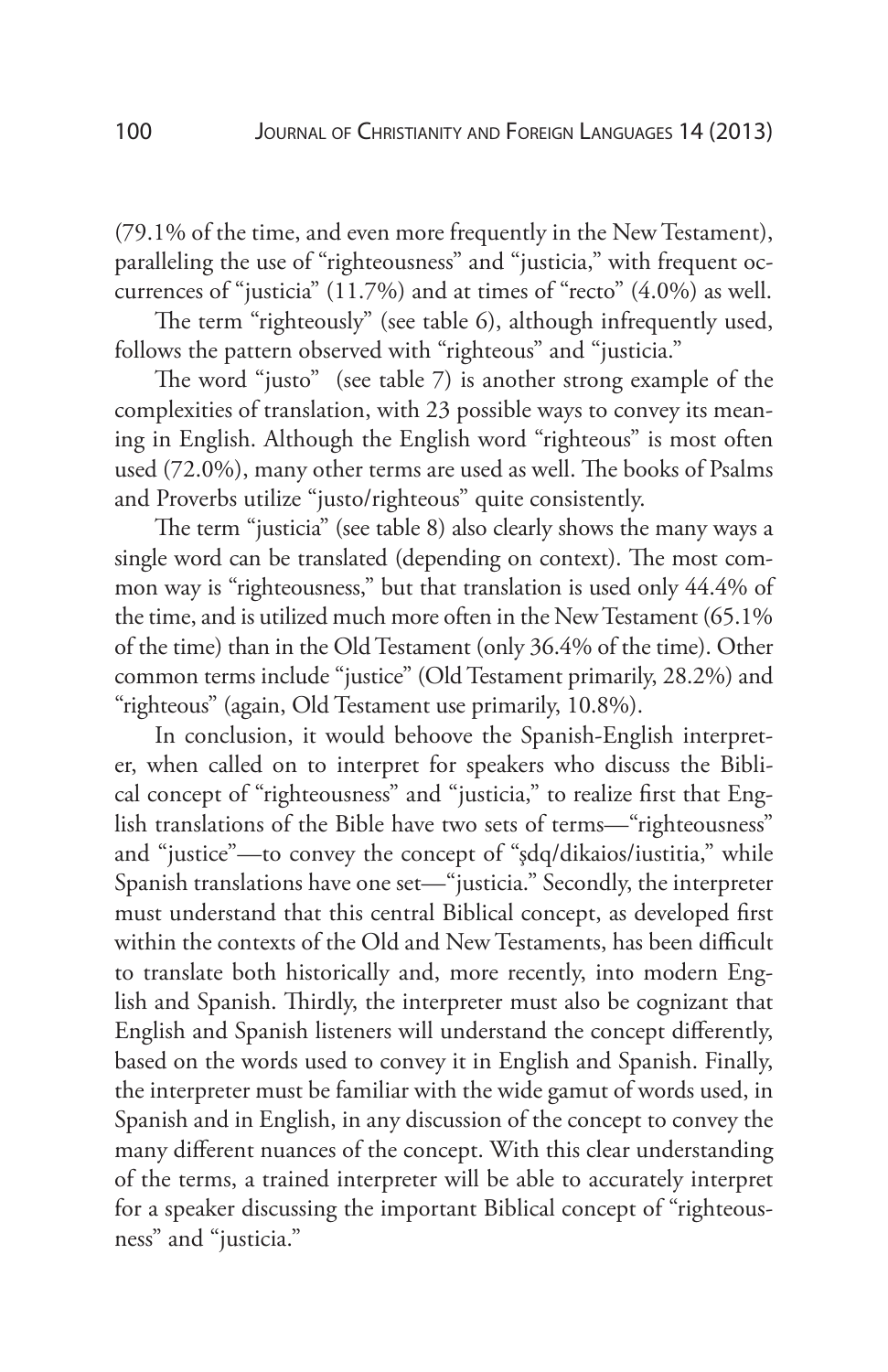(79.1% of the time, and even more frequently in the New Testament), paralleling the use of "righteousness" and "justicia," with frequent occurrences of "justicia" (11.7%) and at times of "recto" (4.0%) as well.

The term "righteously" (see table 6), although infrequently used, follows the pattern observed with "righteous" and "justicia."

The word "justo" (see table 7) is another strong example of the complexities of translation, with 23 possible ways to convey its meaning in English. Although the English word "righteous" is most often used (72.0%), many other terms are used as well. The books of Psalms and Proverbs utilize "justo/righteous" quite consistently.

The term "justicia" (see table 8) also clearly shows the many ways a single word can be translated (depending on context). The most common way is "righteousness," but that translation is used only 44.4% of the time, and is utilized much more often in the New Testament (65.1% of the time) than in the Old Testament (only 36.4% of the time). Other common terms include "justice" (Old Testament primarily, 28.2%) and "righteous" (again, Old Testament use primarily, 10.8%).

In conclusion, it would behoove the Spanish-English interpreter, when called on to interpret for speakers who discuss the Biblical concept of "righteousness" and "justicia," to realize first that English translations of the Bible have two sets of terms—"righteousness" and "justice"—to convey the concept of "ṣdq/dikaios/iustitia," while Spanish translations have one set—"justicia." Secondly, the interpreter must understand that this central Biblical concept, as developed first within the contexts of the Old and New Testaments, has been difficult to translate both historically and, more recently, into modern English and Spanish. Thirdly, the interpreter must also be cognizant that English and Spanish listeners will understand the concept differently, based on the words used to convey it in English and Spanish. Finally, the interpreter must be familiar with the wide gamut of words used, in Spanish and in English, in any discussion of the concept to convey the many different nuances of the concept. With this clear understanding of the terms, a trained interpreter will be able to accurately interpret for a speaker discussing the important Biblical concept of "righteousness" and "justicia."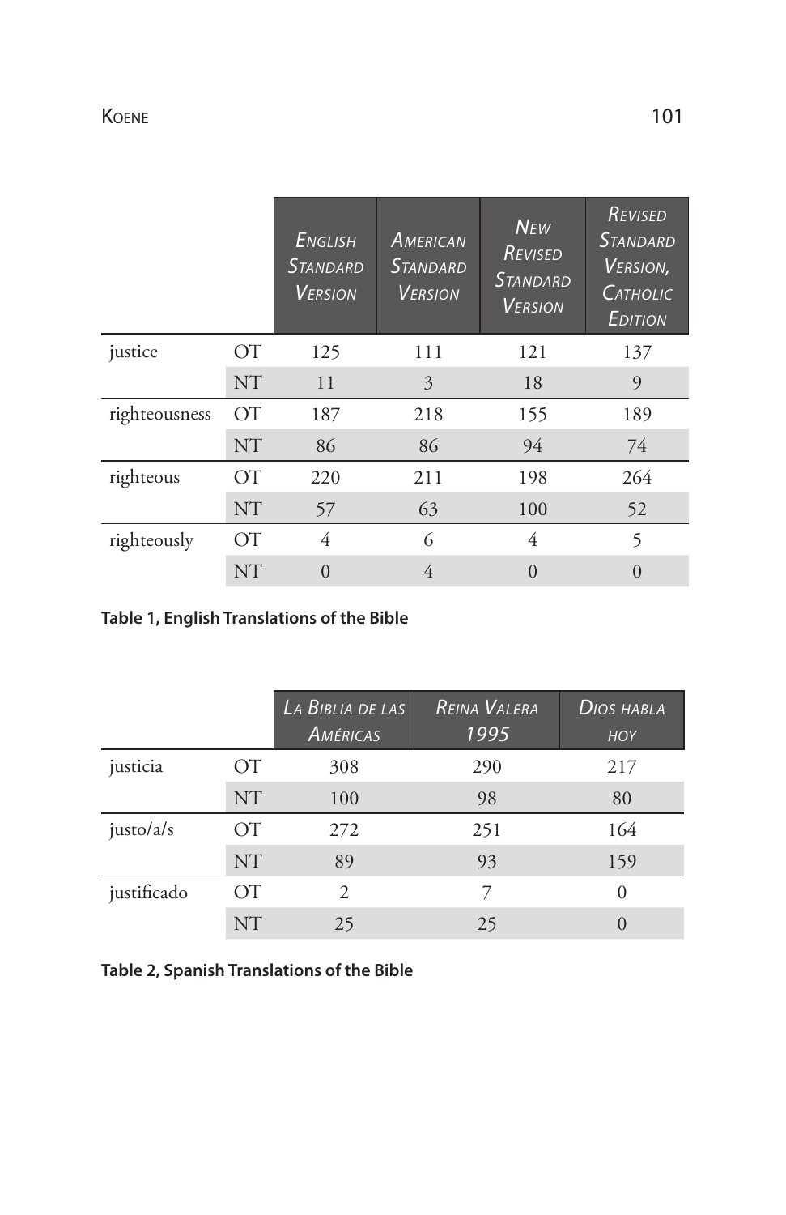| | | English Standard Version | American Standard Version | New Revised Standard Version | Revised Standard Version, Catholic Edition |
|---|---|---|---|---|---|
| justice | OT | 125 | 111 | 121 | 137 |
| | NT | 11 | 3 | 18 | 9 |
| righteousness | OT | 187 | 218 | 155 | 189 |
| | NT | 86 | 86 | 94 | 74 |
| righteous | OT | 220 | 211 | 198 | 264 |
| | NT | 57 | 63 | 100 | 52 |
| righteously | OT | 4 | 6 | 4 | 5 |
| | NT | 0 | 4 | 0 | 0 |

**Table 1, English Translations of the Bible**

| | | La Biblia de las Américas | Reina Valera 1995 | Dios habla hoy |
|---|---|---|---|---|
| justicia | OT | 308 | 290 | 217 |
| | NT | 100 | 98 | 80 |
| justo/a/s | OT | 272 | 251 | 164 |
| | NT | 89 | 93 | 159 |
| justificado | OT | 2 | 7 | 0 |
| | NT | 25 | 25 | 0 |

**Table 2, Spanish Translations of the Bible**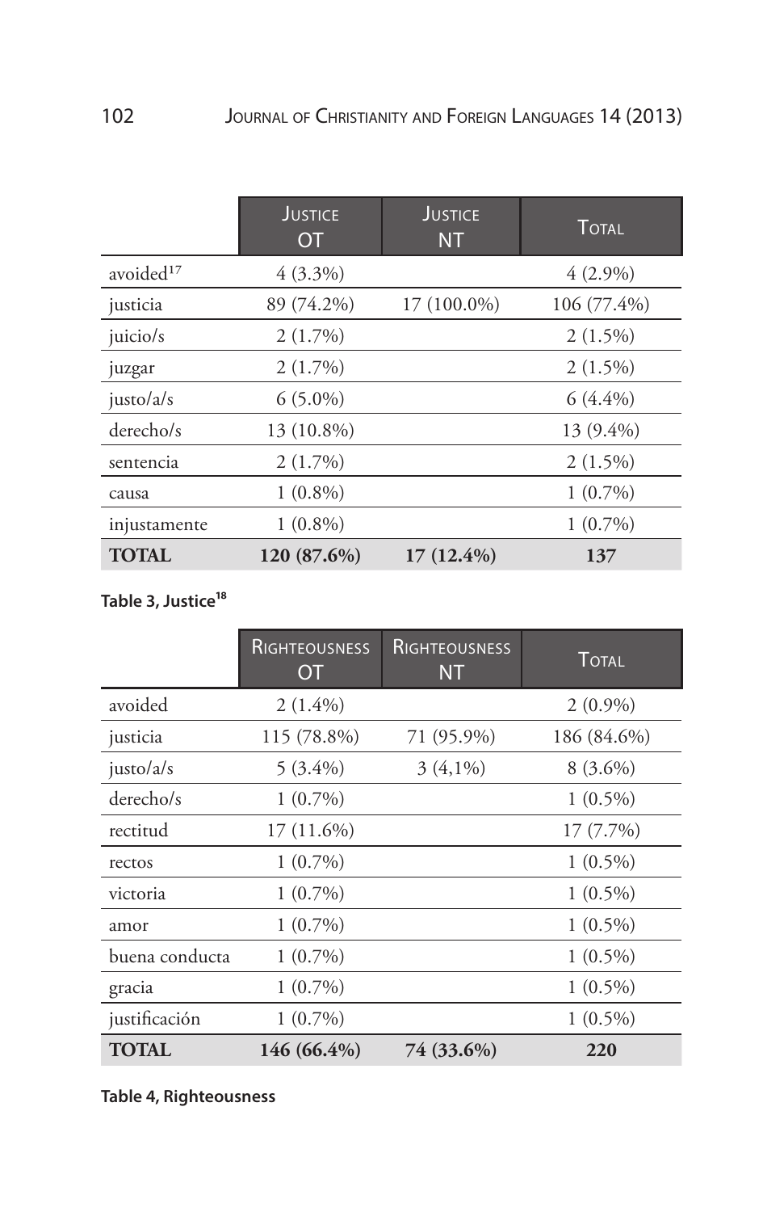| | Justice OT | Justice NT | Total |
|---|---|---|---|
| avoided[17] | 4 (3.3%) | | 4 (2.9%) |
| justicia | 89 (74.2%) | 17 (100.0%) | 106 (77.4%) |
| juicio/s | 2 (1.7%) | | 2 (1.5%) |
| juzgar | 2 (1.7%) | | 2 (1.5%) |
| justo/a/s | 6 (5.0%) | | 6 (4.4%) |
| derecho/s | 13 (10.8%) | | 13 (9.4%) |
| sentencia | 2 (1.7%) | | 2 (1.5%) |
| causa | 1 (0.8%) | | 1 (0.7%) |
| injustamente | 1 (0.8%) | | 1 (0.7%) |
| **TOTAL** | **120 (87.6%)** | **17 (12.4%)** | **137** |

**Table 3, Justice[18]**

| | Righteousness OT | Righteousness NT | Total |
|---|---|---|---|
| avoided | 2 (1.4%) | | 2 (0.9%) |
| justicia | 115 (78.8%) | 71 (95.9%) | 186 (84.6%) |
| justo/a/s | 5 (3.4%) | 3 (4,1%) | 8 (3.6%) |
| derecho/s | 1 (0.7%) | | 1 (0.5%) |
| rectitud | 17 (11.6%) | | 17 (7.7%) |
| rectos | 1 (0.7%) | | 1 (0.5%) |
| victoria | 1 (0.7%) | | 1 (0.5%) |
| amor | 1 (0.7%) | | 1 (0.5%) |
| buena conducta | 1 (0.7%) | | 1 (0.5%) |
| gracia | 1 (0.7%) | | 1 (0.5%) |
| justificación | 1 (0.7%) | | 1 (0.5%) |
| **TOTAL** | **146 (66.4%)** | **74 (33.6%)** | **220** |

**Table 4, Righteousness**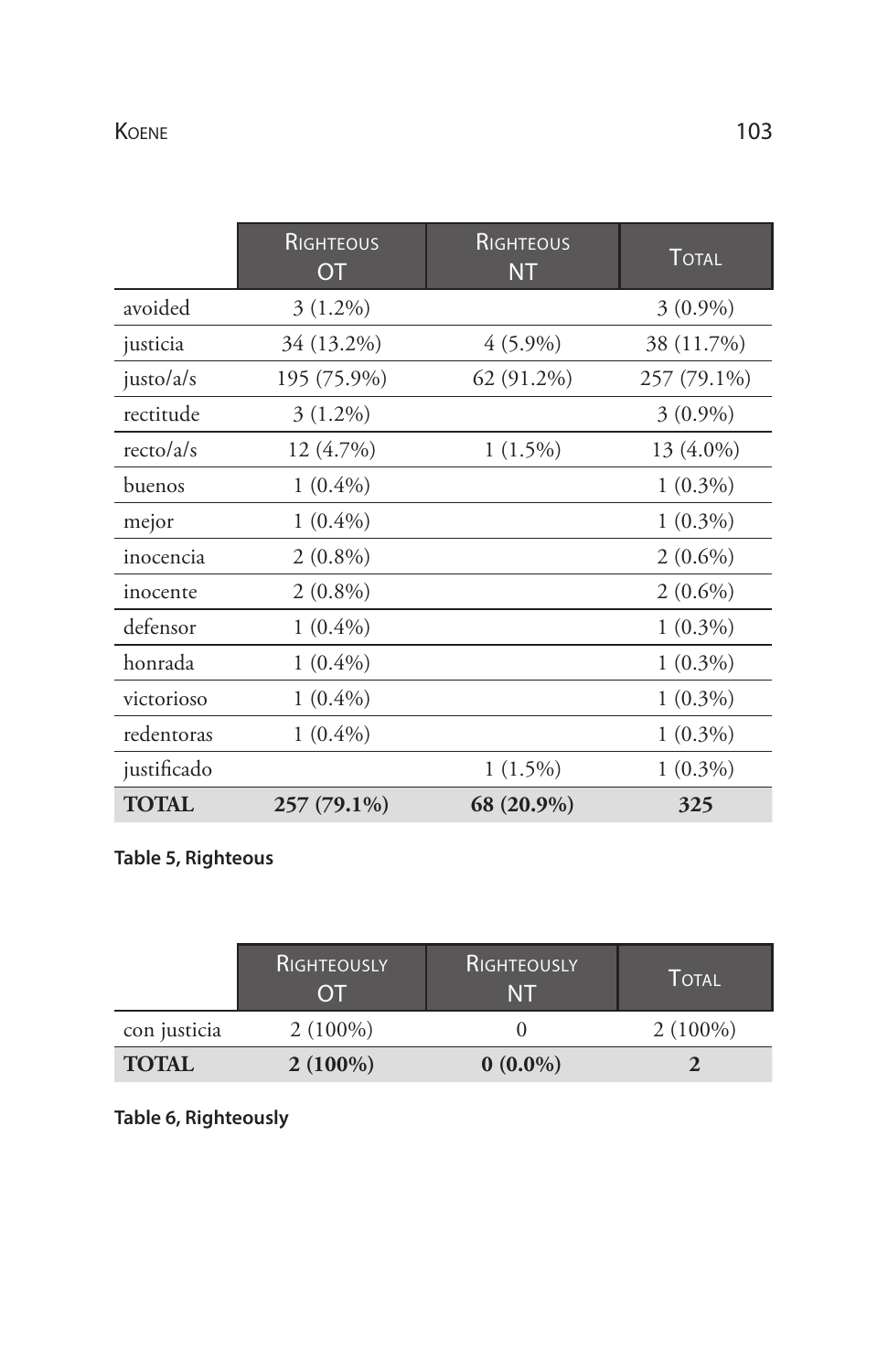| | Righteous OT | Righteous NT | Total |
|---|---|---|---|
| avoided | 3 (1.2%) | | 3 (0.9%) |
| justicia | 34 (13.2%) | 4 (5.9%) | 38 (11.7%) |
| justo/a/s | 195 (75.9%) | 62 (91.2%) | 257 (79.1%) |
| rectitude | 3 (1.2%) | | 3 (0.9%) |
| recto/a/s | 12 (4.7%) | 1 (1.5%) | 13 (4.0%) |
| buenos | 1 (0.4%) | | 1 (0.3%) |
| mejor | 1 (0.4%) | | 1 (0.3%) |
| inocencia | 2 (0.8%) | | 2 (0.6%) |
| inocente | 2 (0.8%) | | 2 (0.6%) |
| defensor | 1 (0.4%) | | 1 (0.3%) |
| honrada | 1 (0.4%) | | 1 (0.3%) |
| victorioso | 1 (0.4%) | | 1 (0.3%) |
| redentoras | 1 (0.4%) | | 1 (0.3%) |
| justificado | | 1 (1.5%) | 1 (0.3%) |
| **TOTAL** | **257 (79.1%)** | **68 (20.9%)** | **325** |

**Table 5, Righteous**

| | Righteously OT | Righteously NT | Total |
|---|---|---|---|
| con justicia | 2 (100%) | 0 | 2 (100%) |
| **TOTAL** | **2 (100%)** | **0 (0.0%)** | **2** |

**Table 6, Righteously**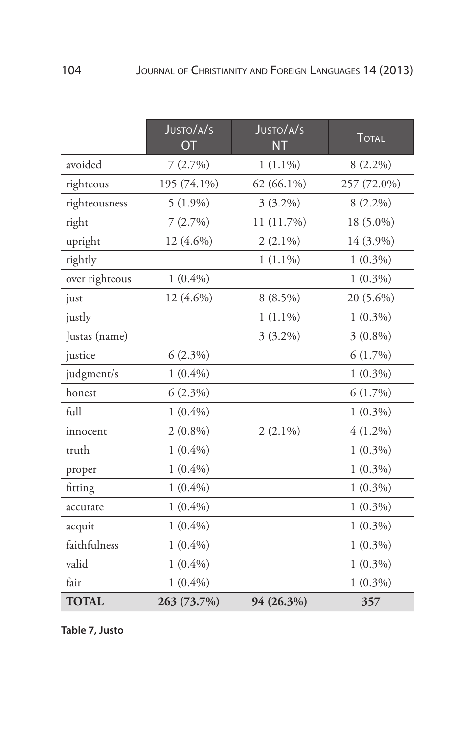|  | Justo/a/s OT | Justo/a/s NT | Total |
|---|---|---|---|
| avoided | 7 (2.7%) | 1 (1.1%) | 8 (2.2%) |
| righteous | 195 (74.1%) | 62 (66.1%) | 257 (72.0%) |
| righteousness | 5 (1.9%) | 3 (3.2%) | 8 (2.2%) |
| right | 7 (2.7%) | 11 (11.7%) | 18 (5.0%) |
| upright | 12 (4.6%) | 2 (2.1%) | 14 (3.9%) |
| rightly |  | 1 (1.1%) | 1 (0.3%) |
| over righteous | 1 (0.4%) |  | 1 (0.3%) |
| just | 12 (4.6%) | 8 (8.5%) | 20 (5.6%) |
| justly |  | 1 (1.1%) | 1 (0.3%) |
| Justas (name) |  | 3 (3.2%) | 3 (0.8%) |
| justice | 6 (2.3%) |  | 6 (1.7%) |
| judgment/s | 1 (0.4%) |  | 1 (0.3%) |
| honest | 6 (2.3%) |  | 6 (1.7%) |
| full | 1 (0.4%) |  | 1 (0.3%) |
| innocent | 2 (0.8%) | 2 (2.1%) | 4 (1.2%) |
| truth | 1 (0.4%) |  | 1 (0.3%) |
| proper | 1 (0.4%) |  | 1 (0.3%) |
| fitting | 1 (0.4%) |  | 1 (0.3%) |
| accurate | 1 (0.4%) |  | 1 (0.3%) |
| acquit | 1 (0.4%) |  | 1 (0.3%) |
| faithfulness | 1 (0.4%) |  | 1 (0.3%) |
| valid | 1 (0.4%) |  | 1 (0.3%) |
| fair | 1 (0.4%) |  | 1 (0.3%) |
| **TOTAL** | **263 (73.7%)** | **94 (26.3%)** | **357** |

**Table 7, Justo**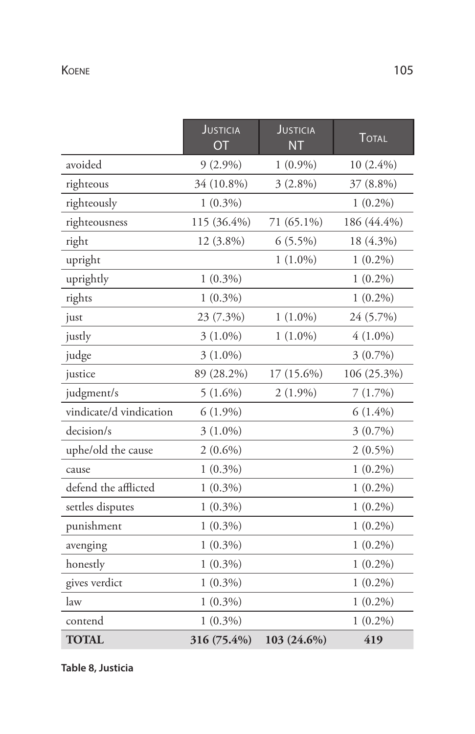| | Justicia OT | Justicia NT | Total |
|---|---|---|---|
| avoided | 9 (2.9%) | 1 (0.9%) | 10 (2.4%) |
| righteous | 34 (10.8%) | 3 (2.8%) | 37 (8.8%) |
| righteously | 1 (0.3%) | | 1 (0.2%) |
| righteousness | 115 (36.4%) | 71 (65.1%) | 186 (44.4%) |
| right | 12 (3.8%) | 6 (5.5%) | 18 (4.3%) |
| upright | | 1 (1.0%) | 1 (0.2%) |
| uprightly | 1 (0.3%) | | 1 (0.2%) |
| rights | 1 (0.3%) | | 1 (0.2%) |
| just | 23 (7.3%) | 1 (1.0%) | 24 (5.7%) |
| justly | 3 (1.0%) | 1 (1.0%) | 4 (1.0%) |
| judge | 3 (1.0%) | | 3 (0.7%) |
| justice | 89 (28.2%) | 17 (15.6%) | 106 (25.3%) |
| judgment/s | 5 (1.6%) | 2 (1.9%) | 7 (1.7%) |
| vindicate/d vindication | 6 (1.9%) | | 6 (1.4%) |
| decision/s | 3 (1.0%) | | 3 (0.7%) |
| uphe/old the cause | 2 (0.6%) | | 2 (0.5%) |
| cause | 1 (0.3%) | | 1 (0.2%) |
| defend the afflicted | 1 (0.3%) | | 1 (0.2%) |
| settles disputes | 1 (0.3%) | | 1 (0.2%) |
| punishment | 1 (0.3%) | | 1 (0.2%) |
| avenging | 1 (0.3%) | | 1 (0.2%) |
| honestly | 1 (0.3%) | | 1 (0.2%) |
| gives verdict | 1 (0.3%) | | 1 (0.2%) |
| law | 1 (0.3%) | | 1 (0.2%) |
| contend | 1 (0.3%) | | 1 (0.2%) |
| **TOTAL** | **316 (75.4%)** | **103 (24.6%)** | **419** |

**Table 8, Justicia**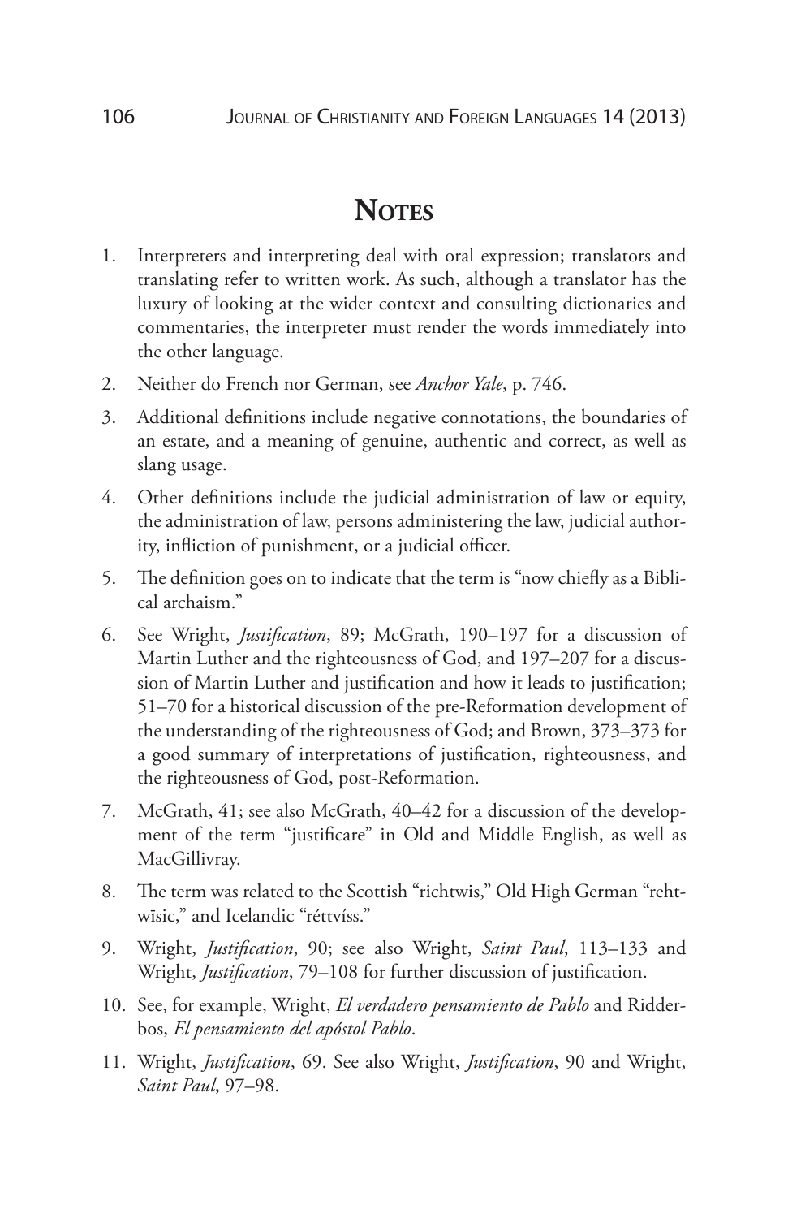## Notes

1. Interpreters and interpreting deal with oral expression; translators and translating refer to written work. As such, although a translator has the luxury of looking at the wider context and consulting dictionaries and commentaries, the interpreter must render the words immediately into the other language.
2. Neither do French nor German, see *Anchor Yale*, p. 746.
3. Additional definitions include negative connotations, the boundaries of an estate, and a meaning of genuine, authentic and correct, as well as slang usage.
4. Other definitions include the judicial administration of law or equity, the administration of law, persons administering the law, judicial authority, infliction of punishment, or a judicial officer.
5. The definition goes on to indicate that the term is "now chiefly as a Biblical archaism."
6. See Wright, *Justification*, 89; McGrath, 190–197 for a discussion of Martin Luther and the righteousness of God, and 197–207 for a discussion of Martin Luther and justification and how it leads to justification; 51–70 for a historical discussion of the pre-Reformation development of the understanding of the righteousness of God; and Brown, 373–373 for a good summary of interpretations of justification, righteousness, and the righteousness of God, post-Reformation.
7. McGrath, 41; see also McGrath, 40–42 for a discussion of the development of the term "justificare" in Old and Middle English, as well as MacGillivray.
8. The term was related to the Scottish "richtwis," Old High German "rehtwīsic," and Icelandic "réttvíss."
9. Wright, *Justification*, 90; see also Wright, *Saint Paul*, 113–133 and Wright, *Justification*, 79–108 for further discussion of justification.
10. See, for example, Wright, *El verdadero pensamiento de Pablo* and Ridderbos, *El pensamiento del apóstol Pablo*.
11. Wright, *Justification*, 69. See also Wright, *Justification*, 90 and Wright, *Saint Paul*, 97–98.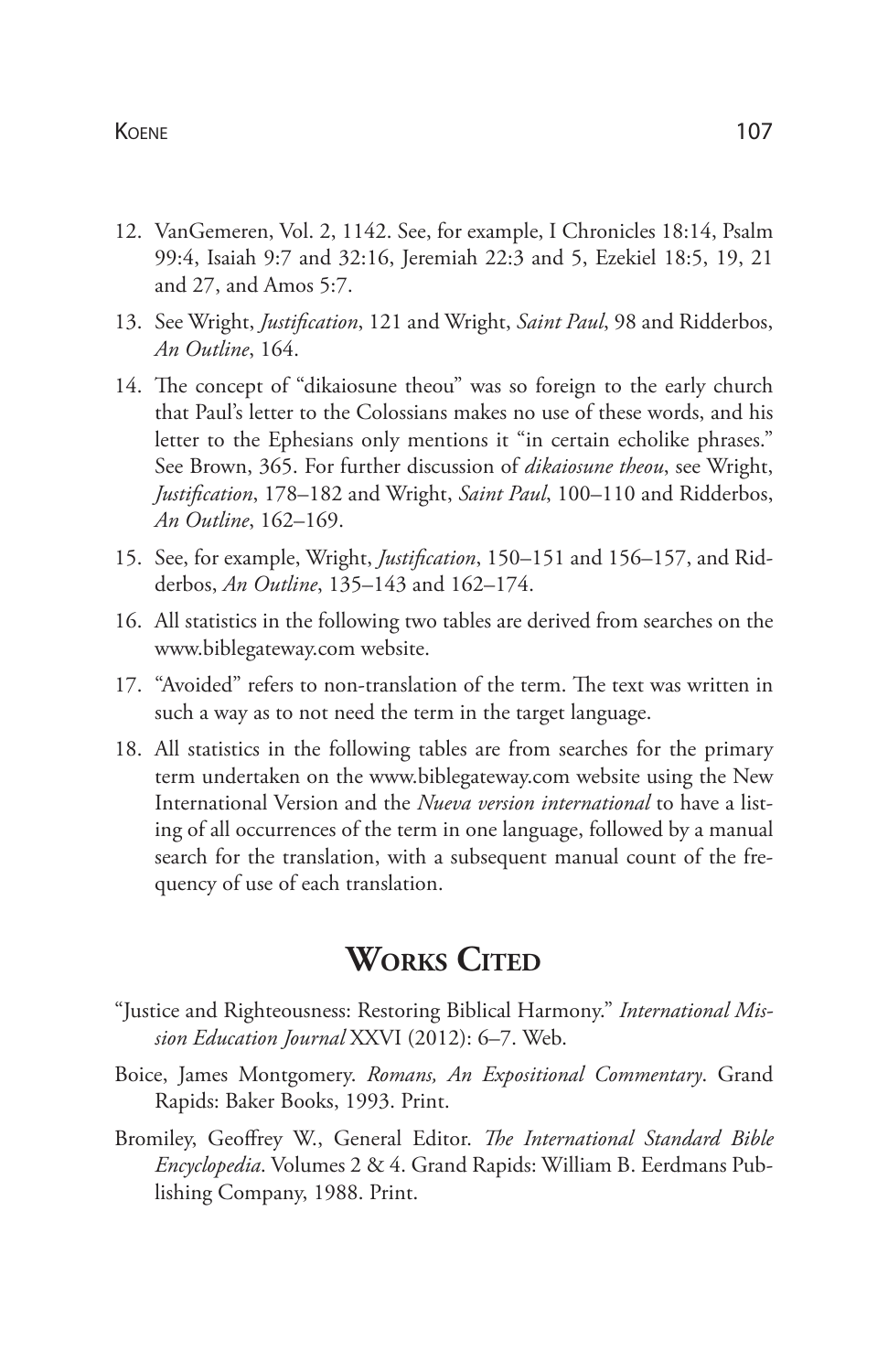12. VanGemeren, Vol. 2, 1142. See, for example, I Chronicles 18:14, Psalm 99:4, Isaiah 9:7 and 32:16, Jeremiah 22:3 and 5, Ezekiel 18:5, 19, 21 and 27, and Amos 5:7.
13. See Wright, *Justification*, 121 and Wright, *Saint Paul*, 98 and Ridderbos, *An Outline*, 164.
14. The concept of "dikaiosune theou" was so foreign to the early church that Paul's letter to the Colossians makes no use of these words, and his letter to the Ephesians only mentions it "in certain echolike phrases." See Brown, 365. For further discussion of *dikaiosune theou*, see Wright, *Justification*, 178–182 and Wright, *Saint Paul*, 100–110 and Ridderbos, *An Outline*, 162–169.
15. See, for example, Wright, *Justification*, 150–151 and 156–157, and Ridderbos, *An Outline*, 135–143 and 162–174.
16. All statistics in the following two tables are derived from searches on the www.biblegateway.com website.
17. "Avoided" refers to non-translation of the term. The text was written in such a way as to not need the term in the target language.
18. All statistics in the following tables are from searches for the primary term undertaken on the www.biblegateway.com website using the New International Version and the *Nueva version international* to have a listing of all occurrences of the term in one language, followed by a manual search for the translation, with a subsequent manual count of the frequency of use of each translation.

## Works Cited

"Justice and Righteousness: Restoring Biblical Harmony." *International Mission Education Journal* XXVI (2012): 6–7. Web.

Boice, James Montgomery. *Romans, An Expositional Commentary*. Grand Rapids: Baker Books, 1993. Print.

Bromiley, Geoffrey W., General Editor. *The International Standard Bible Encyclopedia*. Volumes 2 & 4. Grand Rapids: William B. Eerdmans Publishing Company, 1988. Print.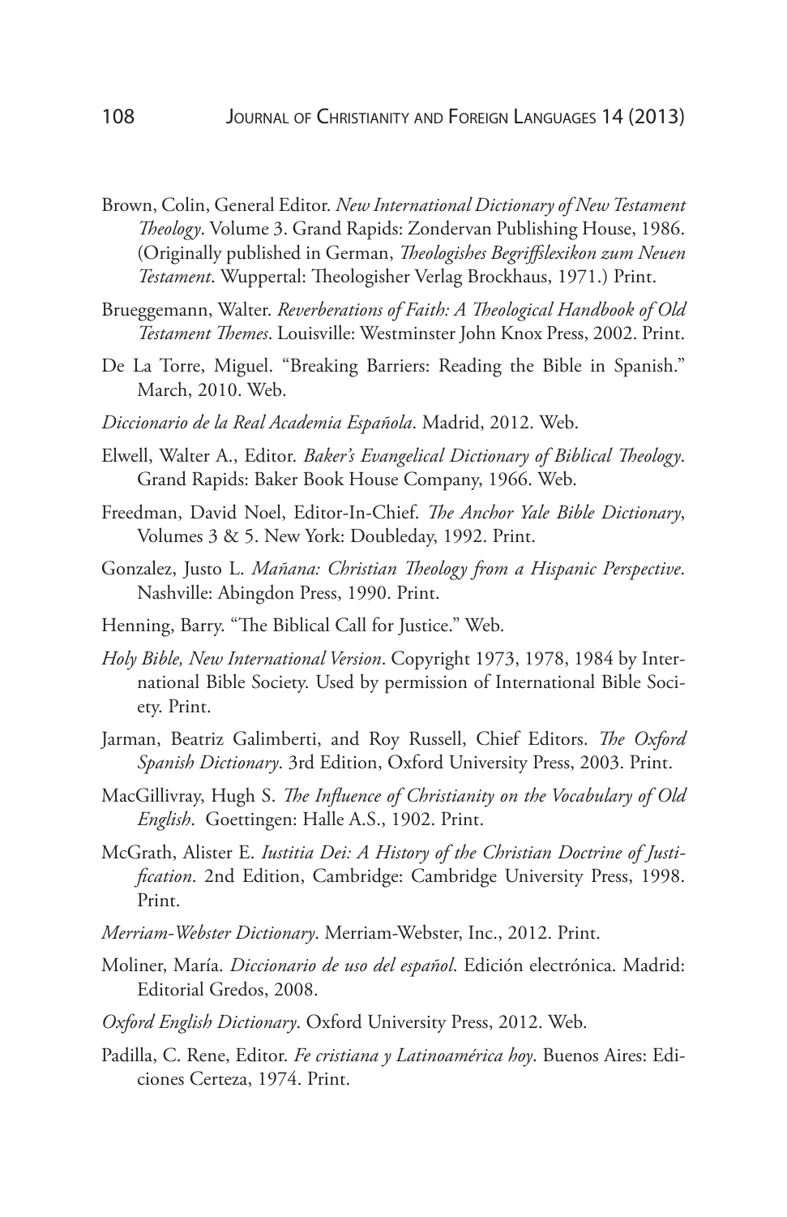Brown, Colin, General Editor. *New International Dictionary of New Testament Theology*. Volume 3. Grand Rapids: Zondervan Publishing House, 1986. (Originally published in German, *Theologishes Begriffslexikon zum Neuen Testament*. Wuppertal: Theologisher Verlag Brockhaus, 1971.) Print.

Brueggemann, Walter. *Reverberations of Faith: A Theological Handbook of Old Testament Themes*. Louisville: Westminster John Knox Press, 2002. Print.

De La Torre, Miguel. "Breaking Barriers: Reading the Bible in Spanish." March, 2010. Web.

*Diccionario de la Real Academia Española*. Madrid, 2012. Web.

Elwell, Walter A., Editor. *Baker's Evangelical Dictionary of Biblical Theology*. Grand Rapids: Baker Book House Company, 1966. Web.

Freedman, David Noel, Editor-In-Chief. *The Anchor Yale Bible Dictionary*, Volumes 3 & 5. New York: Doubleday, 1992. Print.

Gonzalez, Justo L. *Mañana: Christian Theology from a Hispanic Perspective*. Nashville: Abingdon Press, 1990. Print.

Henning, Barry. "The Biblical Call for Justice." Web.

*Holy Bible, New International Version*. Copyright 1973, 1978, 1984 by International Bible Society. Used by permission of International Bible Society. Print.

Jarman, Beatriz Galimberti, and Roy Russell, Chief Editors. *The Oxford Spanish Dictionary*. 3rd Edition, Oxford University Press, 2003. Print.

MacGillivray, Hugh S. *The Influence of Christianity on the Vocabulary of Old English*. Goettingen: Halle A.S., 1902. Print.

McGrath, Alister E. *Iustitia Dei: A History of the Christian Doctrine of Justification*. 2nd Edition, Cambridge: Cambridge University Press, 1998. Print.

*Merriam-Webster Dictionary*. Merriam-Webster, Inc., 2012. Print.

Moliner, María. *Diccionario de uso del español*. Edición electrónica. Madrid: Editorial Gredos, 2008.

*Oxford English Dictionary*. Oxford University Press, 2012. Web.

Padilla, C. Rene, Editor. *Fe cristiana y Latinoamérica hoy*. Buenos Aires: Ediciones Certeza, 1974. Print.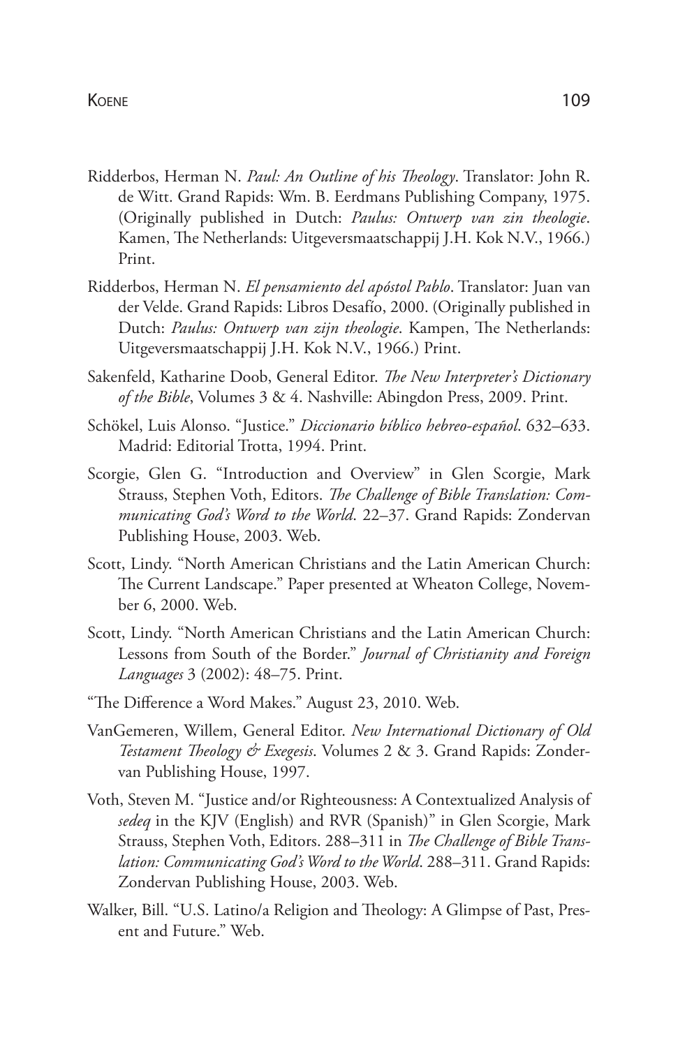Ridderbos, Herman N. *Paul: An Outline of his Theology*. Translator: John R. de Witt. Grand Rapids: Wm. B. Eerdmans Publishing Company, 1975. (Originally published in Dutch: *Paulus: Ontwerp van zin theologie*. Kamen, The Netherlands: Uitgeversmaatschappij J.H. Kok N.V., 1966.) Print.

Ridderbos, Herman N. *El pensamiento del apóstol Pablo*. Translator: Juan van der Velde. Grand Rapids: Libros Desafío, 2000. (Originally published in Dutch: *Paulus: Ontwerp van zijn theologie*. Kampen, The Netherlands: Uitgeversmaatschappij J.H. Kok N.V., 1966.) Print.

Sakenfeld, Katharine Doob, General Editor. *The New Interpreter's Dictionary of the Bible*, Volumes 3 & 4. Nashville: Abingdon Press, 2009. Print.

Schökel, Luis Alonso. "Justice." *Diccionario bíblico hebreo-español*. 632–633. Madrid: Editorial Trotta, 1994. Print.

Scorgie, Glen G. "Introduction and Overview" in Glen Scorgie, Mark Strauss, Stephen Voth, Editors. *The Challenge of Bible Translation: Communicating God's Word to the World*. 22–37. Grand Rapids: Zondervan Publishing House, 2003. Web.

Scott, Lindy. "North American Christians and the Latin American Church: The Current Landscape." Paper presented at Wheaton College, November 6, 2000. Web.

Scott, Lindy. "North American Christians and the Latin American Church: Lessons from South of the Border." *Journal of Christianity and Foreign Languages* 3 (2002): 48–75. Print.

"The Difference a Word Makes." August 23, 2010. Web.

VanGemeren, Willem, General Editor. *New International Dictionary of Old Testament Theology & Exegesis*. Volumes 2 & 3. Grand Rapids: Zondervan Publishing House, 1997.

Voth, Steven M. "Justice and/or Righteousness: A Contextualized Analysis of *sedeq* in the KJV (English) and RVR (Spanish)" in Glen Scorgie, Mark Strauss, Stephen Voth, Editors. 288–311 in *The Challenge of Bible Translation: Communicating God's Word to the World*. 288–311. Grand Rapids: Zondervan Publishing House, 2003. Web.

Walker, Bill. "U.S. Latino/a Religion and Theology: A Glimpse of Past, Present and Future." Web.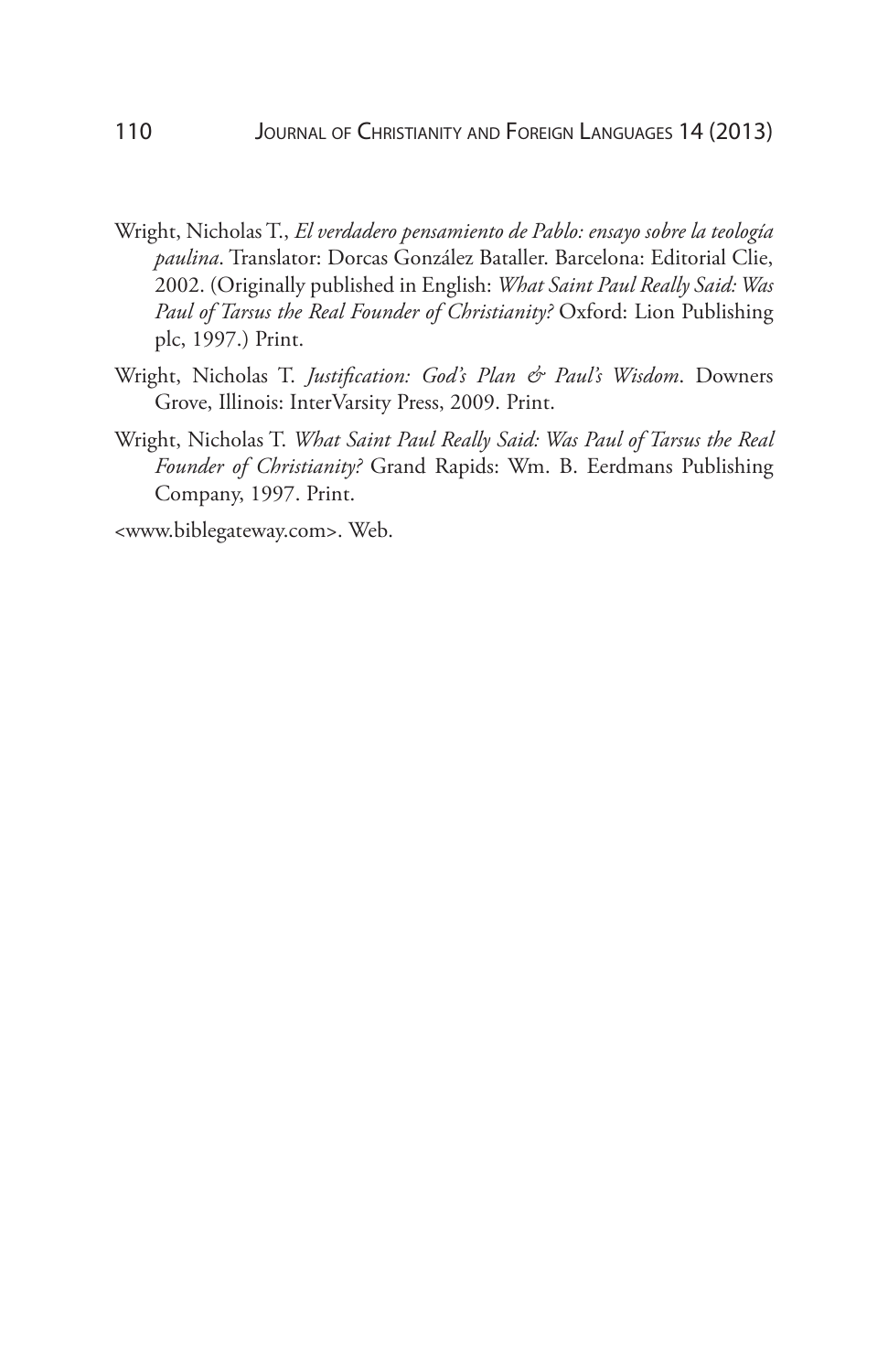Wright, Nicholas T., *El verdadero pensamiento de Pablo: ensayo sobre la teología paulina*. Translator: Dorcas González Bataller. Barcelona: Editorial Clie, 2002. (Originally published in English: *What Saint Paul Really Said: Was Paul of Tarsus the Real Founder of Christianity?* Oxford: Lion Publishing plc, 1997.) Print.

Wright, Nicholas T. *Justification: God's Plan & Paul's Wisdom*. Downers Grove, Illinois: InterVarsity Press, 2009. Print.

Wright, Nicholas T. *What Saint Paul Really Said: Was Paul of Tarsus the Real Founder of Christianity?* Grand Rapids: Wm. B. Eerdmans Publishing Company, 1997. Print.

<www.biblegateway.com>. Web.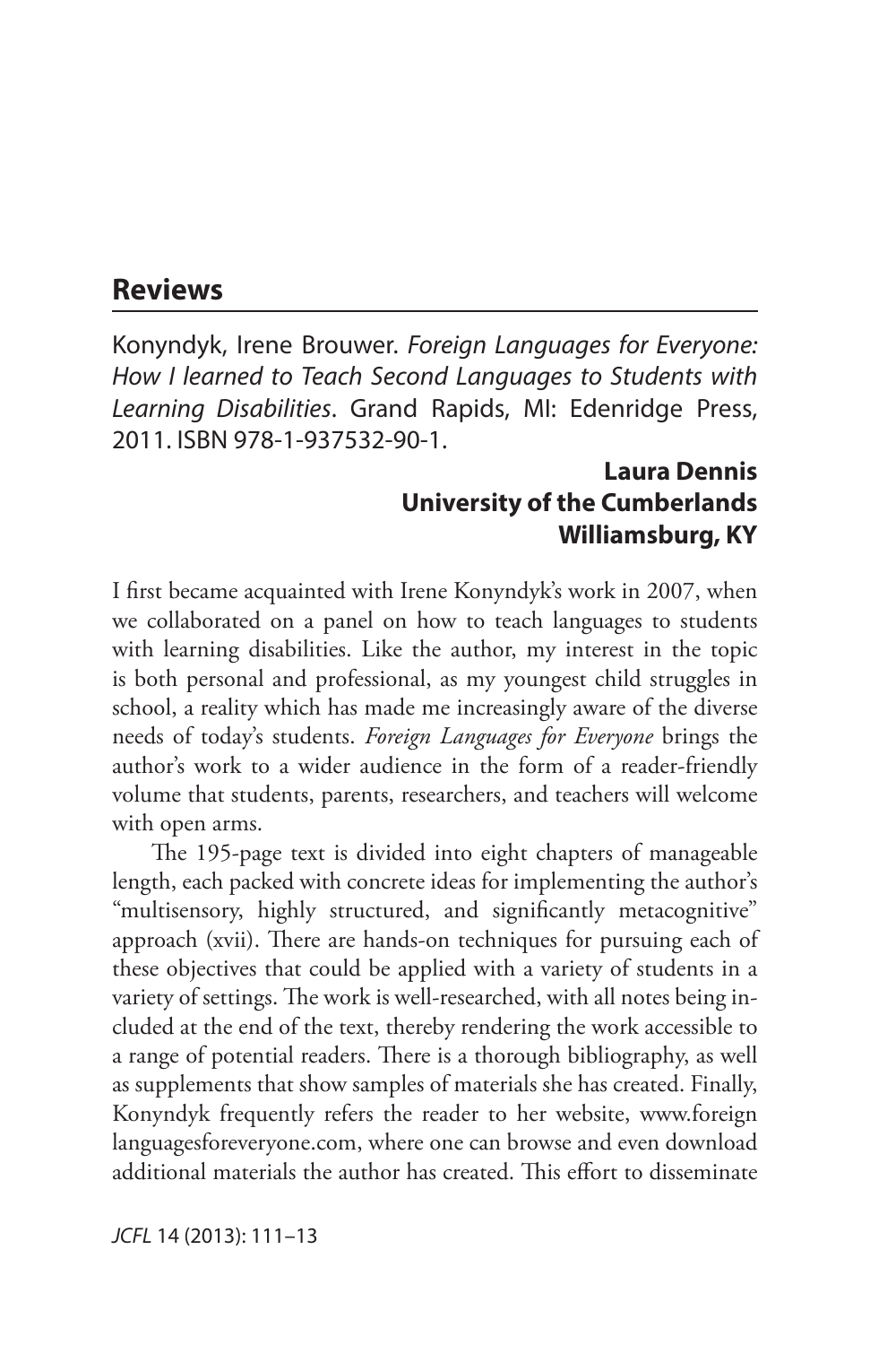## Reviews

Konyndyk, Irene Brouwer. *Foreign Languages for Everyone: How I learned to Teach Second Languages to Students with Learning Disabilities*. Grand Rapids, MI: Edenridge Press, 2011. ISBN 978-1-937532-90-1.

**Laura Dennis**
**University of the Cumberlands**
**Williamsburg, KY**

I first became acquainted with Irene Konyndyk's work in 2007, when we collaborated on a panel on how to teach languages to students with learning disabilities. Like the author, my interest in the topic is both personal and professional, as my youngest child struggles in school, a reality which has made me increasingly aware of the diverse needs of today's students. *Foreign Languages for Everyone* brings the author's work to a wider audience in the form of a reader-friendly volume that students, parents, researchers, and teachers will welcome with open arms.

The 195-page text is divided into eight chapters of manageable length, each packed with concrete ideas for implementing the author's "multisensory, highly structured, and significantly metacognitive" approach (xvii). There are hands-on techniques for pursuing each of these objectives that could be applied with a variety of students in a variety of settings. The work is well-researched, with all notes being included at the end of the text, thereby rendering the work accessible to a range of potential readers. There is a thorough bibliography, as well as supplements that show samples of materials she has created. Finally, Konyndyk frequently refers the reader to her website, www.foreignlanguagesforeveryone.com, where one can browse and even download additional materials the author has created. This effort to disseminate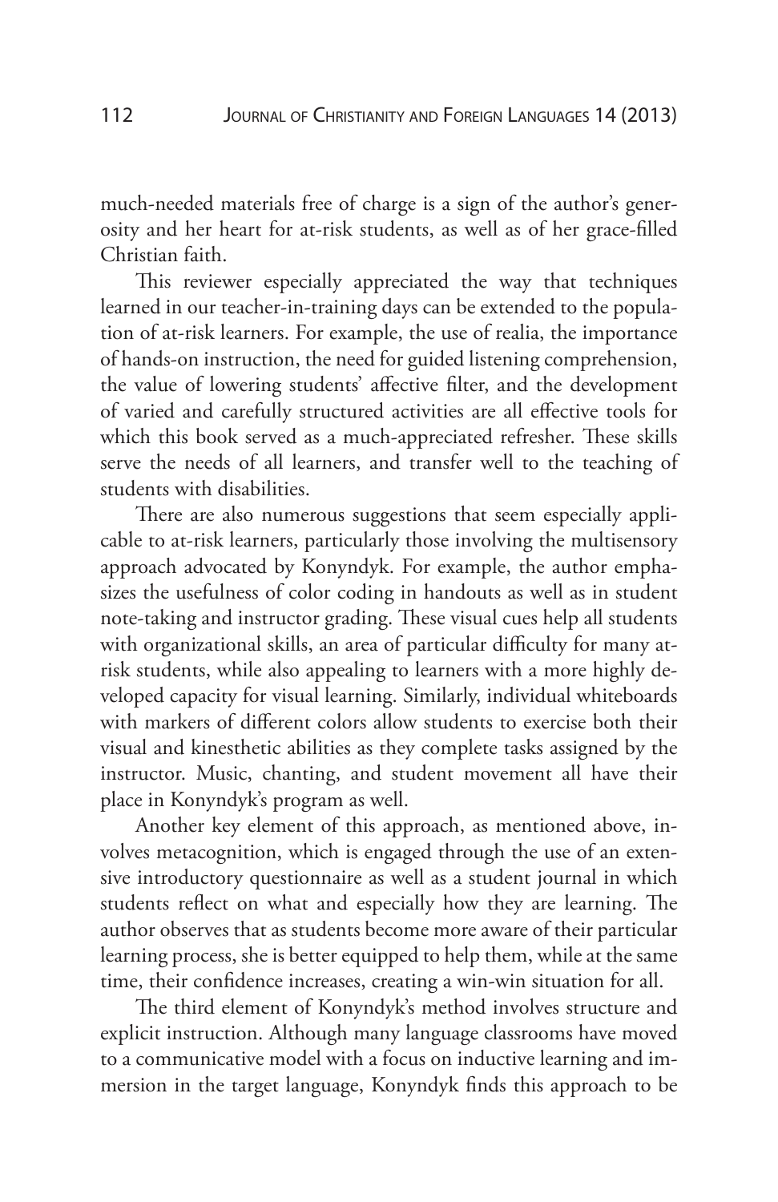much-needed materials free of charge is a sign of the author's generosity and her heart for at-risk students, as well as of her grace-filled Christian faith.

This reviewer especially appreciated the way that techniques learned in our teacher-in-training days can be extended to the population of at-risk learners. For example, the use of realia, the importance of hands-on instruction, the need for guided listening comprehension, the value of lowering students' affective filter, and the development of varied and carefully structured activities are all effective tools for which this book served as a much-appreciated refresher. These skills serve the needs of all learners, and transfer well to the teaching of students with disabilities.

There are also numerous suggestions that seem especially applicable to at-risk learners, particularly those involving the multisensory approach advocated by Konyndyk. For example, the author emphasizes the usefulness of color coding in handouts as well as in student note-taking and instructor grading. These visual cues help all students with organizational skills, an area of particular difficulty for many at-risk students, while also appealing to learners with a more highly developed capacity for visual learning. Similarly, individual whiteboards with markers of different colors allow students to exercise both their visual and kinesthetic abilities as they complete tasks assigned by the instructor. Music, chanting, and student movement all have their place in Konyndyk's program as well.

Another key element of this approach, as mentioned above, involves metacognition, which is engaged through the use of an extensive introductory questionnaire as well as a student journal in which students reflect on what and especially how they are learning. The author observes that as students become more aware of their particular learning process, she is better equipped to help them, while at the same time, their confidence increases, creating a win-win situation for all.

The third element of Konyndyk's method involves structure and explicit instruction. Although many language classrooms have moved to a communicative model with a focus on inductive learning and immersion in the target language, Konyndyk finds this approach to be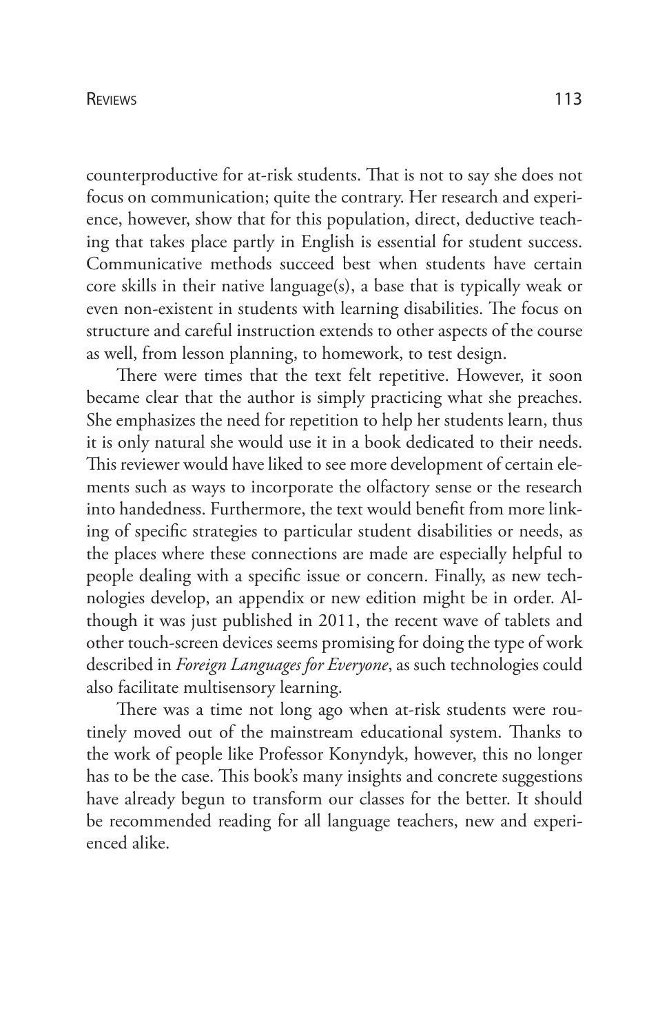counterproductive for at-risk students. That is not to say she does not focus on communication; quite the contrary. Her research and experience, however, show that for this population, direct, deductive teaching that takes place partly in English is essential for student success. Communicative methods succeed best when students have certain core skills in their native language(s), a base that is typically weak or even non-existent in students with learning disabilities. The focus on structure and careful instruction extends to other aspects of the course as well, from lesson planning, to homework, to test design.

There were times that the text felt repetitive. However, it soon became clear that the author is simply practicing what she preaches. She emphasizes the need for repetition to help her students learn, thus it is only natural she would use it in a book dedicated to their needs. This reviewer would have liked to see more development of certain elements such as ways to incorporate the olfactory sense or the research into handedness. Furthermore, the text would benefit from more linking of specific strategies to particular student disabilities or needs, as the places where these connections are made are especially helpful to people dealing with a specific issue or concern. Finally, as new technologies develop, an appendix or new edition might be in order. Although it was just published in 2011, the recent wave of tablets and other touch-screen devices seems promising for doing the type of work described in *Foreign Languages for Everyone*, as such technologies could also facilitate multisensory learning.

There was a time not long ago when at-risk students were routinely moved out of the mainstream educational system. Thanks to the work of people like Professor Konyndyk, however, this no longer has to be the case. This book's many insights and concrete suggestions have already begun to transform our classes for the better. It should be recommended reading for all language teachers, new and experienced alike.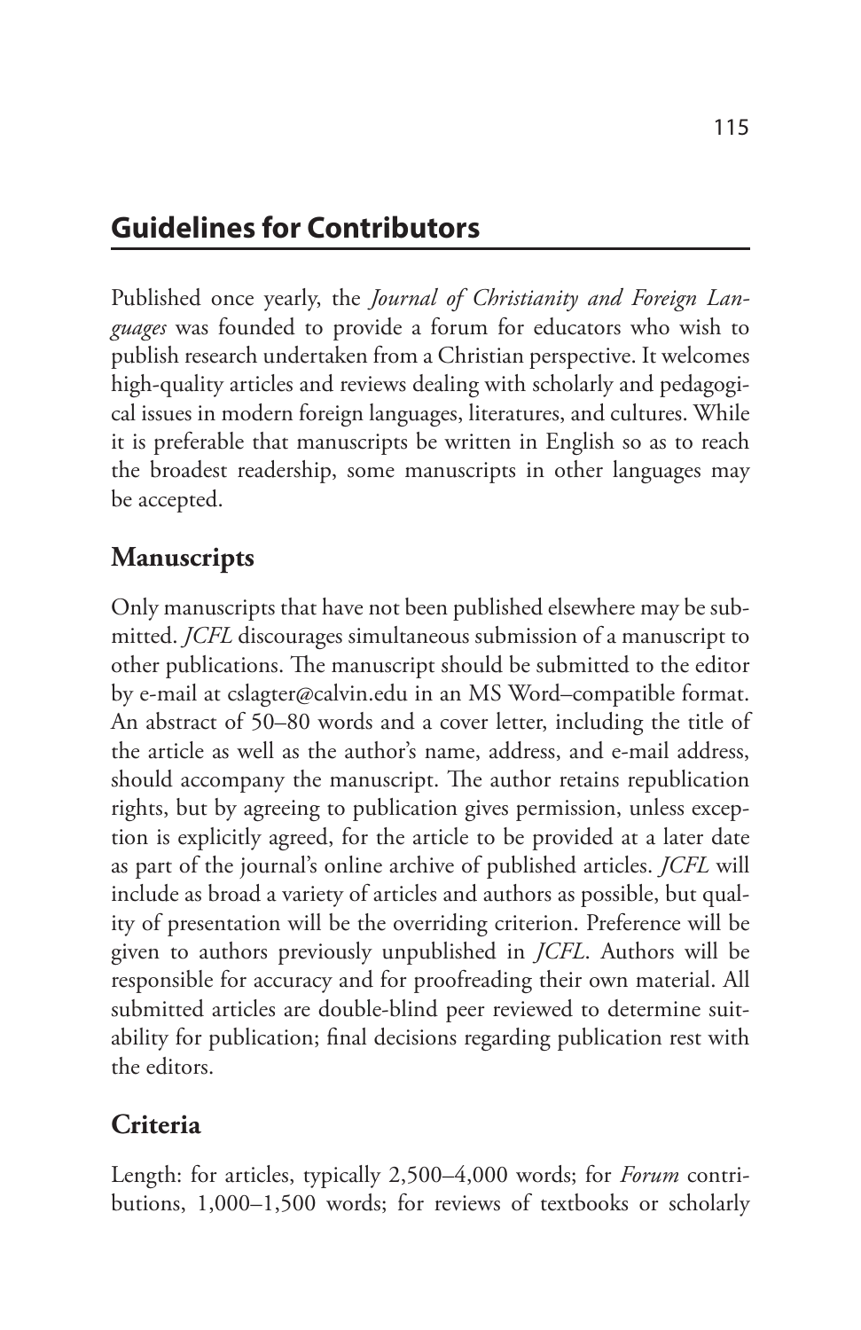## Guidelines for Contributors

Published once yearly, the *Journal of Christianity and Foreign Languages* was founded to provide a forum for educators who wish to publish research undertaken from a Christian perspective. It welcomes high-quality articles and reviews dealing with scholarly and pedagogical issues in modern foreign languages, literatures, and cultures. While it is preferable that manuscripts be written in English so as to reach the broadest readership, some manuscripts in other languages may be accepted.

### Manuscripts

Only manuscripts that have not been published elsewhere may be submitted. *JCFL* discourages simultaneous submission of a manuscript to other publications. The manuscript should be submitted to the editor by e-mail at cslagter@calvin.edu in an MS Word–compatible format. An abstract of 50–80 words and a cover letter, including the title of the article as well as the author's name, address, and e-mail address, should accompany the manuscript. The author retains republication rights, but by agreeing to publication gives permission, unless exception is explicitly agreed, for the article to be provided at a later date as part of the journal's online archive of published articles. *JCFL* will include as broad a variety of articles and authors as possible, but quality of presentation will be the overriding criterion. Preference will be given to authors previously unpublished in *JCFL*. Authors will be responsible for accuracy and for proofreading their own material. All submitted articles are double-blind peer reviewed to determine suitability for publication; final decisions regarding publication rest with the editors.

### Criteria

Length: for articles, typically 2,500–4,000 words; for *Forum* contributions, 1,000–1,500 words; for reviews of textbooks or scholarly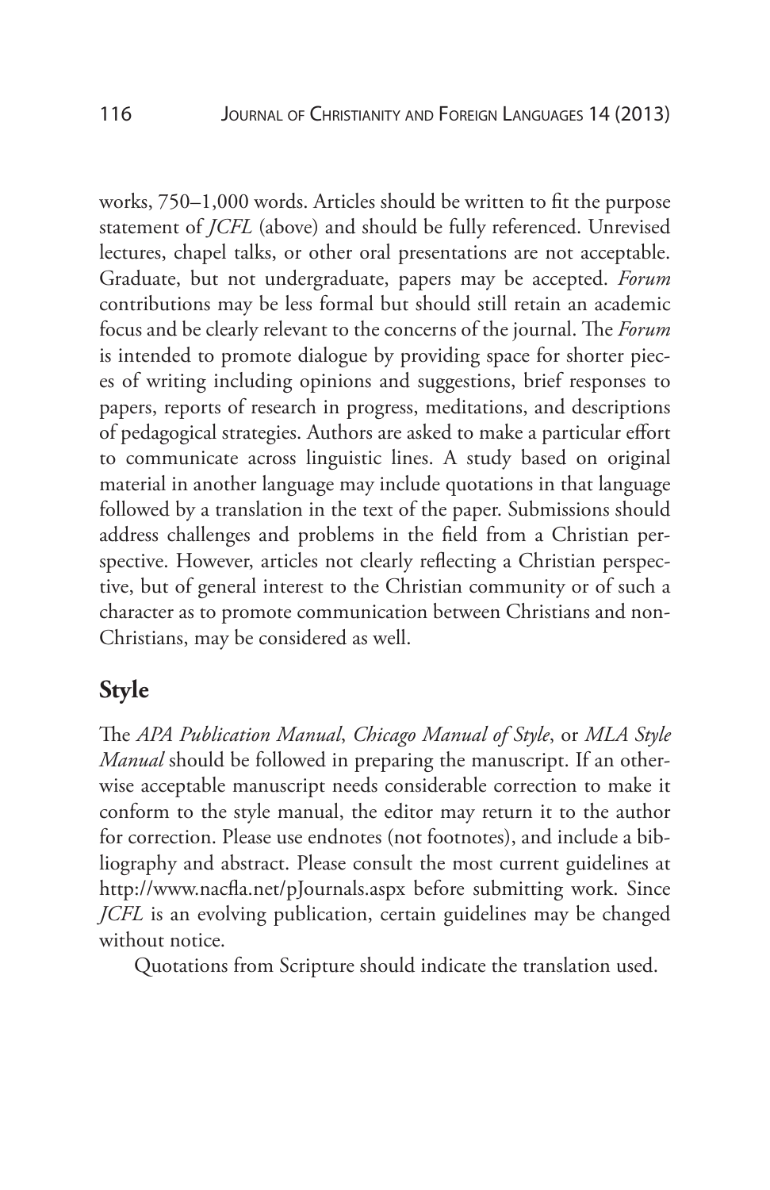works, 750–1,000 words. Articles should be written to fit the purpose statement of *JCFL* (above) and should be fully referenced. Unrevised lectures, chapel talks, or other oral presentations are not acceptable. Graduate, but not undergraduate, papers may be accepted. *Forum* contributions may be less formal but should still retain an academic focus and be clearly relevant to the concerns of the journal. The *Forum* is intended to promote dialogue by providing space for shorter pieces of writing including opinions and suggestions, brief responses to papers, reports of research in progress, meditations, and descriptions of pedagogical strategies. Authors are asked to make a particular effort to communicate across linguistic lines. A study based on original material in another language may include quotations in that language followed by a translation in the text of the paper. Submissions should address challenges and problems in the field from a Christian perspective. However, articles not clearly reflecting a Christian perspective, but of general interest to the Christian community or of such a character as to promote communication between Christians and non-Christians, may be considered as well.

## Style

The *APA Publication Manual*, *Chicago Manual of Style*, or *MLA Style Manual* should be followed in preparing the manuscript. If an otherwise acceptable manuscript needs considerable correction to make it conform to the style manual, the editor may return it to the author for correction. Please use endnotes (not footnotes), and include a bibliography and abstract. Please consult the most current guidelines at http://www.nacfla.net/pJournals.aspx before submitting work. Since *JCFL* is an evolving publication, certain guidelines may be changed without notice.

Quotations from Scripture should indicate the translation used.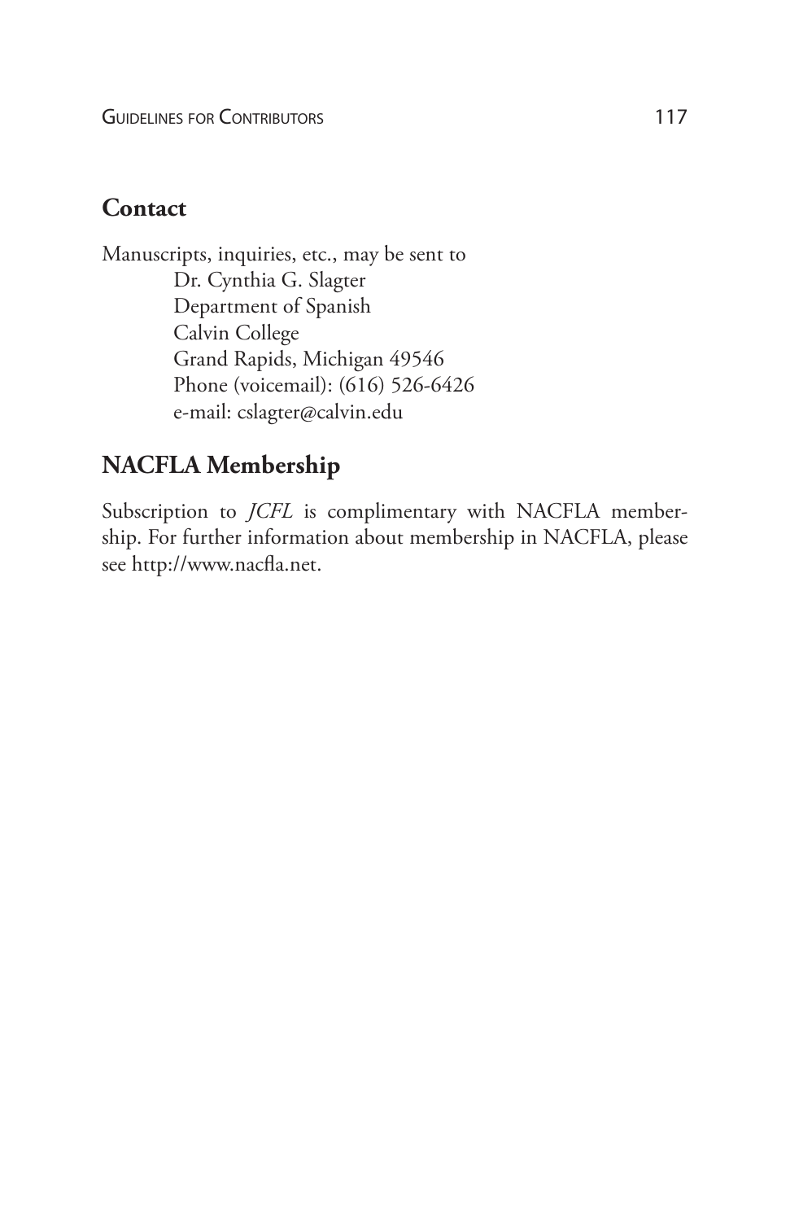## Contact

Manuscripts, inquiries, etc., may be sent to

Dr. Cynthia G. Slagter
Department of Spanish
Calvin College
Grand Rapids, Michigan 49546
Phone (voicemail): (616) 526-6426
e-mail: cslagter@calvin.edu

## NACFLA Membership

Subscription to *JCFL* is complimentary with NACFLA membership. For further information about membership in NACFLA, please see http://www.nacfla.net.